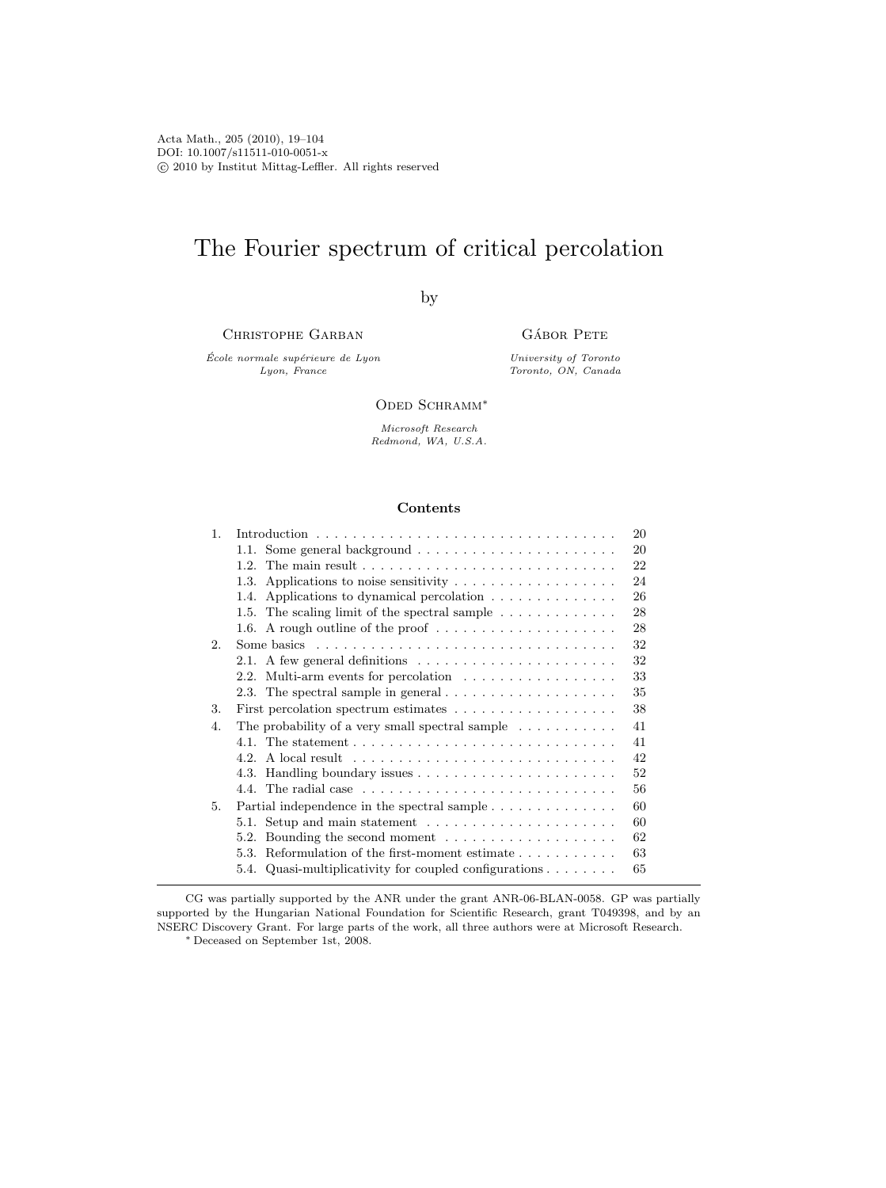Acta Math., 205 (2010), 19–104
DOI: 10.1007/s11511-010-0051-x
© 2010 by Institut Mittag-Leffler. All rights reserved

# The Fourier spectrum of critical percolation

by

Christophe Garban

*École normale supérieure de Lyon*
*Lyon, France*

Gábor Pete

*University of Toronto*
*Toronto, ON, Canada*

Oded Schramm*

*Microsoft Research*
*Redmond, WA, U.S.A.*

**Contents**

| | | |
|---|---|---|
| 1. | Introduction | 20 |
| | 1.1. Some general background | 20 |
| | 1.2. The main result | 22 |
| | 1.3. Applications to noise sensitivity | 24 |
| | 1.4. Applications to dynamical percolation | 26 |
| | 1.5. The scaling limit of the spectral sample | 28 |
| | 1.6. A rough outline of the proof | 28 |
| 2. | Some basics | 32 |
| | 2.1. A few general definitions | 32 |
| | 2.2. Multi-arm events for percolation | 33 |
| | 2.3. The spectral sample in general | 35 |
| 3. | First percolation spectrum estimates | 38 |
| 4. | The probability of a very small spectral sample | 41 |
| | 4.1. The statement | 41 |
| | 4.2. A local result | 42 |
| | 4.3. Handling boundary issues | 52 |
| | 4.4. The radial case | 56 |
| 5. | Partial independence in the spectral sample | 60 |
| | 5.1. Setup and main statement | 60 |
| | 5.2. Bounding the second moment | 62 |
| | 5.3. Reformulation of the first-moment estimate | 63 |
| | 5.4. Quasi-multiplicativity for coupled configurations | 65 |

CG was partially supported by the ANR under the grant ANR-06-BLAN-0058. GP was partially supported by the Hungarian National Foundation for Scientific Research, grant T049398, and by an NSERC Discovery Grant. For large parts of the work, all three authors were at Microsoft Research.

\* Deceased on September 1st, 2008.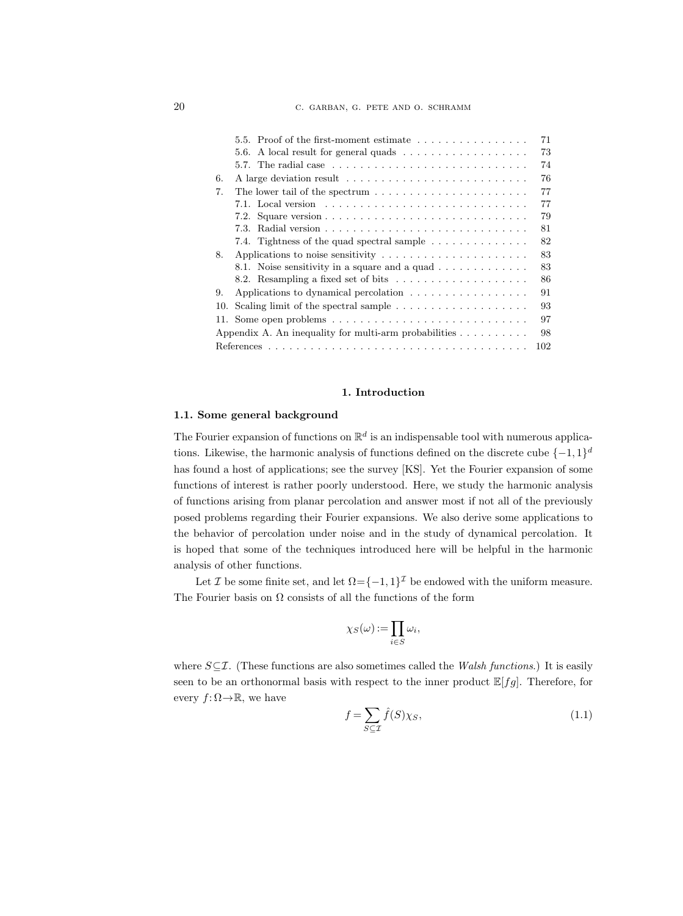5.5. Proof of the first-moment estimate . . . . . . . . . . . . . . . . 71
5.6. A local result for general quads . . . . . . . . . . . . . . . . . . 73
5.7. The radial case . . . . . . . . . . . . . . . . . . . . . . . . . . . . 74
6. A large deviation result . . . . . . . . . . . . . . . . . . . . . . . . . . 76
7. The lower tail of the spectrum . . . . . . . . . . . . . . . . . . . . . . 77
7.1. Local version . . . . . . . . . . . . . . . . . . . . . . . . . . . . . 77
7.2. Square version . . . . . . . . . . . . . . . . . . . . . . . . . . . . 79
7.3. Radial version . . . . . . . . . . . . . . . . . . . . . . . . . . . . 81
7.4. Tightness of the quad spectral sample . . . . . . . . . . . . . . 82
8. Applications to noise sensitivity . . . . . . . . . . . . . . . . . . . . . 83
8.1. Noise sensitivity in a square and a quad . . . . . . . . . . . . . 83
8.2. Resampling a fixed set of bits . . . . . . . . . . . . . . . . . . . 86
9. Applications to dynamical percolation . . . . . . . . . . . . . . . . . 91
10. Scaling limit of the spectral sample . . . . . . . . . . . . . . . . . . . 93
11. Some open problems . . . . . . . . . . . . . . . . . . . . . . . . . . . . 97
Appendix A. An inequality for multi-arm probabilities . . . . . . . . . . 98
References . . . . . . . . . . . . . . . . . . . . . . . . . . . . . . . . . . . . 102

## 1. Introduction

### 1.1. Some general background

The Fourier expansion of functions on $\mathbb{R}^d$ is an indispensable tool with numerous applications. Likewise, the harmonic analysis of functions defined on the discrete cube $\{-1,1\}^d$ has found a host of applications; see the survey [KS]. Yet the Fourier expansion of some functions of interest is rather poorly understood. Here, we study the harmonic analysis of functions arising from planar percolation and answer most if not all of the previously posed problems regarding their Fourier expansions. We also derive some applications to the behavior of percolation under noise and in the study of dynamical percolation. It is hoped that some of the techniques introduced here will be helpful in the harmonic analysis of other functions.

Let $\mathcal{I}$ be some finite set, and let $\Omega=\{-1,1\}^{\mathcal{I}}$ be endowed with the uniform measure. The Fourier basis on $\Omega$ consists of all the functions of the form

$$\chi_S(\omega) := \prod_{i\in S} \omega_i,$$

where $S\subseteq\mathcal{I}$. (These functions are also sometimes called the *Walsh functions*.) It is easily seen to be an orthonormal basis with respect to the inner product $\mathbb{E}[fg]$. Therefore, for every $f\colon\Omega\to\mathbb{R}$, we have

$$f = \sum_{S\subseteq\mathcal{I}} \hat{f}(S)\chi_S, \tag{1.1}$$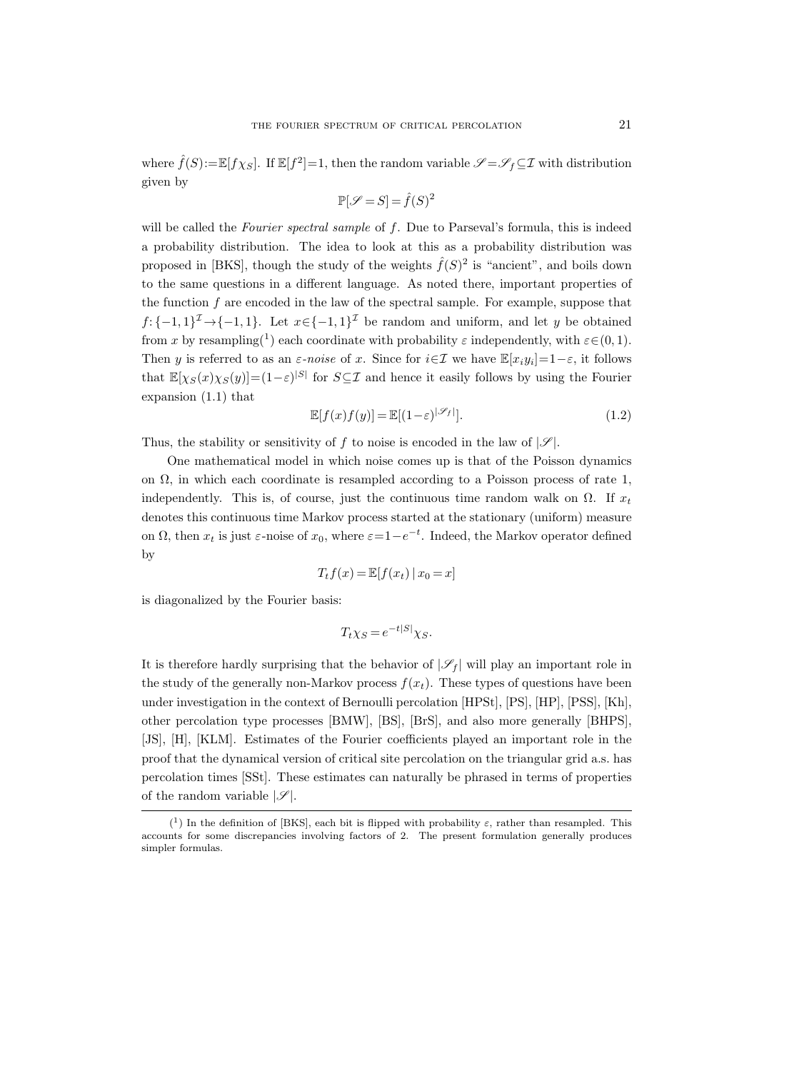where $\hat{f}(S) := \mathbb{E}[f\chi_S]$. If $\mathbb{E}[f^2] = 1$, then the random variable $\mathscr{S} = \mathscr{S}_f \subseteq \mathcal{I}$ with distribution given by

$$\mathbb{P}[\mathscr{S} = S] = \hat{f}(S)^2$$

will be called the *Fourier spectral sample* of $f$. Due to Parseval's formula, this is indeed a probability distribution. The idea to look at this as a probability distribution was proposed in [BKS], though the study of the weights $\hat{f}(S)^2$ is "ancient", and boils down to the same questions in a different language. As noted there, important properties of the function $f$ are encoded in the law of the spectral sample. For example, suppose that $f: \{-1,1\}^{\mathcal{I}} \to \{-1,1\}$. Let $x \in \{-1,1\}^{\mathcal{I}}$ be random and uniform, and let $y$ be obtained from $x$ by resampling([1]) each coordinate with probability $\varepsilon$ independently, with $\varepsilon \in (0,1)$. Then $y$ is referred to as an *$\varepsilon$-noise* of $x$. Since for $i \in \mathcal{I}$ we have $\mathbb{E}[x_i y_i] = 1 - \varepsilon$, it follows that $\mathbb{E}[\chi_S(x)\chi_S(y)] = (1-\varepsilon)^{|S|}$ for $S \subseteq \mathcal{I}$ and hence it easily follows by using the Fourier expansion (1.1) that

$$\mathbb{E}[f(x)f(y)] = \mathbb{E}[(1-\varepsilon)^{|\mathscr{S}_f|}]. \tag{1.2}$$

Thus, the stability or sensitivity of $f$ to noise is encoded in the law of $|\mathscr{S}|$.

One mathematical model in which noise comes up is that of the Poisson dynamics on $\Omega$, in which each coordinate is resampled according to a Poisson process of rate 1, independently. This is, of course, just the continuous time random walk on $\Omega$. If $x_t$ denotes this continuous time Markov process started at the stationary (uniform) measure on $\Omega$, then $x_t$ is just $\varepsilon$-noise of $x_0$, where $\varepsilon = 1 - e^{-t}$. Indeed, the Markov operator defined by

$$T_t f(x) = \mathbb{E}[f(x_t) \mid x_0 = x]$$

is diagonalized by the Fourier basis:

$$T_t \chi_S = e^{-t|S|} \chi_S.$$

It is therefore hardly surprising that the behavior of $|\mathscr{S}_f|$ will play an important role in the study of the generally non-Markov process $f(x_t)$. These types of questions have been under investigation in the context of Bernoulli percolation [HPSt], [PS], [HP], [PSS], [Kh], other percolation type processes [BMW], [BS], [BrS], and also more generally [BHPS], [JS], [H], [KLM]. Estimates of the Fourier coefficients played an important role in the proof that the dynamical version of critical site percolation on the triangular grid a.s. has percolation times [SSt]. These estimates can naturally be phrased in terms of properties of the random variable $|\mathscr{S}|$.

---

([1]) In the definition of [BKS], each bit is flipped with probability $\varepsilon$, rather than resampled. This accounts for some discrepancies involving factors of 2. The present formulation generally produces simpler formulas.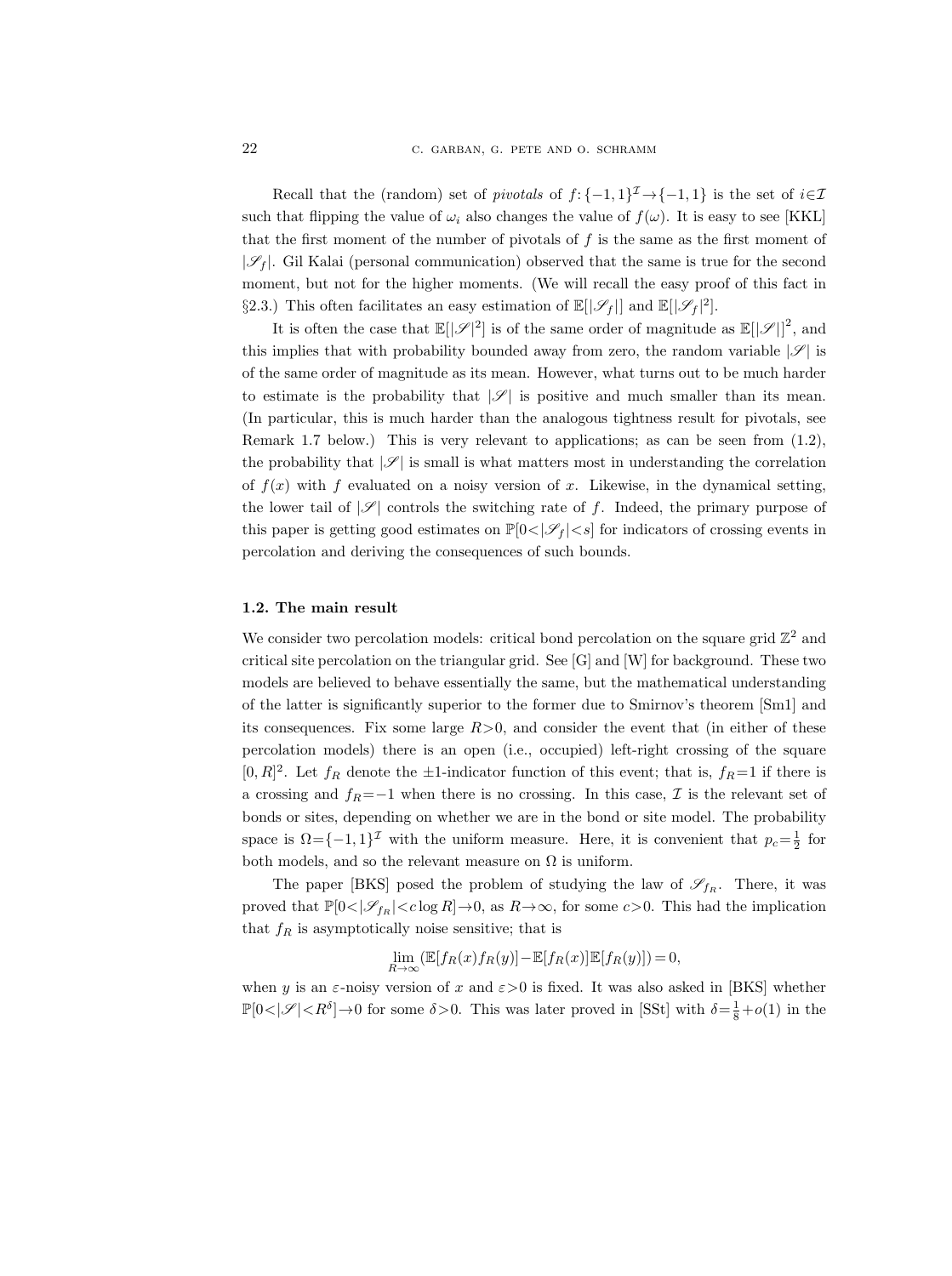Recall that the (random) set of *pivotals* of $f\colon\{-1,1\}^{\mathcal{I}}\to\{-1,1\}$ is the set of $i\in\mathcal{I}$ such that flipping the value of $\omega_i$ also changes the value of $f(\omega)$. It is easy to see [KKL] that the first moment of the number of pivotals of $f$ is the same as the first moment of $|\mathscr{S}_f|$. Gil Kalai (personal communication) observed that the same is true for the second moment, but not for the higher moments. (We will recall the easy proof of this fact in §2.3.) This often facilitates an easy estimation of $\mathbb{E}[|\mathscr{S}_f|]$ and $\mathbb{E}[|\mathscr{S}_f|^2]$.

It is often the case that $\mathbb{E}[|\mathscr{S}|^2]$ is of the same order of magnitude as $\mathbb{E}[|\mathscr{S}|]^2$, and this implies that with probability bounded away from zero, the random variable $|\mathscr{S}|$ is of the same order of magnitude as its mean. However, what turns out to be much harder to estimate is the probability that $|\mathscr{S}|$ is positive and much smaller than its mean. (In particular, this is much harder than the analogous tightness result for pivotals, see Remark 1.7 below.) This is very relevant to applications; as can be seen from (1.2), the probability that $|\mathscr{S}|$ is small is what matters most in understanding the correlation of $f(x)$ with $f$ evaluated on a noisy version of $x$. Likewise, in the dynamical setting, the lower tail of $|\mathscr{S}|$ controls the switching rate of $f$. Indeed, the primary purpose of this paper is getting good estimates on $\mathbb{P}[0<|\mathscr{S}_f|<s]$ for indicators of crossing events in percolation and deriving the consequences of such bounds.

### 1.2. The main result

We consider two percolation models: critical bond percolation on the square grid $\mathbb{Z}^2$ and critical site percolation on the triangular grid. See [G] and [W] for background. These two models are believed to behave essentially the same, but the mathematical understanding of the latter is significantly superior to the former due to Smirnov's theorem [Sm1] and its consequences. Fix some large $R>0$, and consider the event that (in either of these percolation models) there is an open (i.e., occupied) left-right crossing of the square $[0,R]^2$. Let $f_R$ denote the $\pm1$-indicator function of this event; that is, $f_R=1$ if there is a crossing and $f_R=-1$ when there is no crossing. In this case, $\mathcal{I}$ is the relevant set of bonds or sites, depending on whether we are in the bond or site model. The probability space is $\Omega=\{-1,1\}^{\mathcal{I}}$ with the uniform measure. Here, it is convenient that $p_c=\frac{1}{2}$ for both models, and so the relevant measure on $\Omega$ is uniform.

The paper [BKS] posed the problem of studying the law of $\mathscr{S}_{f_R}$. There, it was proved that $\mathbb{P}[0<|\mathscr{S}_{f_R}|<c\log R]\to0$, as $R\to\infty$, for some $c>0$. This had the implication that $f_R$ is asymptotically noise sensitive; that is

$$\lim_{R\to\infty}(\mathbb{E}[f_R(x)f_R(y)]-\mathbb{E}[f_R(x)]\mathbb{E}[f_R(y)])=0,$$

when $y$ is an $\varepsilon$-noisy version of $x$ and $\varepsilon>0$ is fixed. It was also asked in [BKS] whether $\mathbb{P}[0<|\mathscr{S}|<R^\delta]\to0$ for some $\delta>0$. This was later proved in [SSt] with $\delta=\frac{1}{8}+o(1)$ in the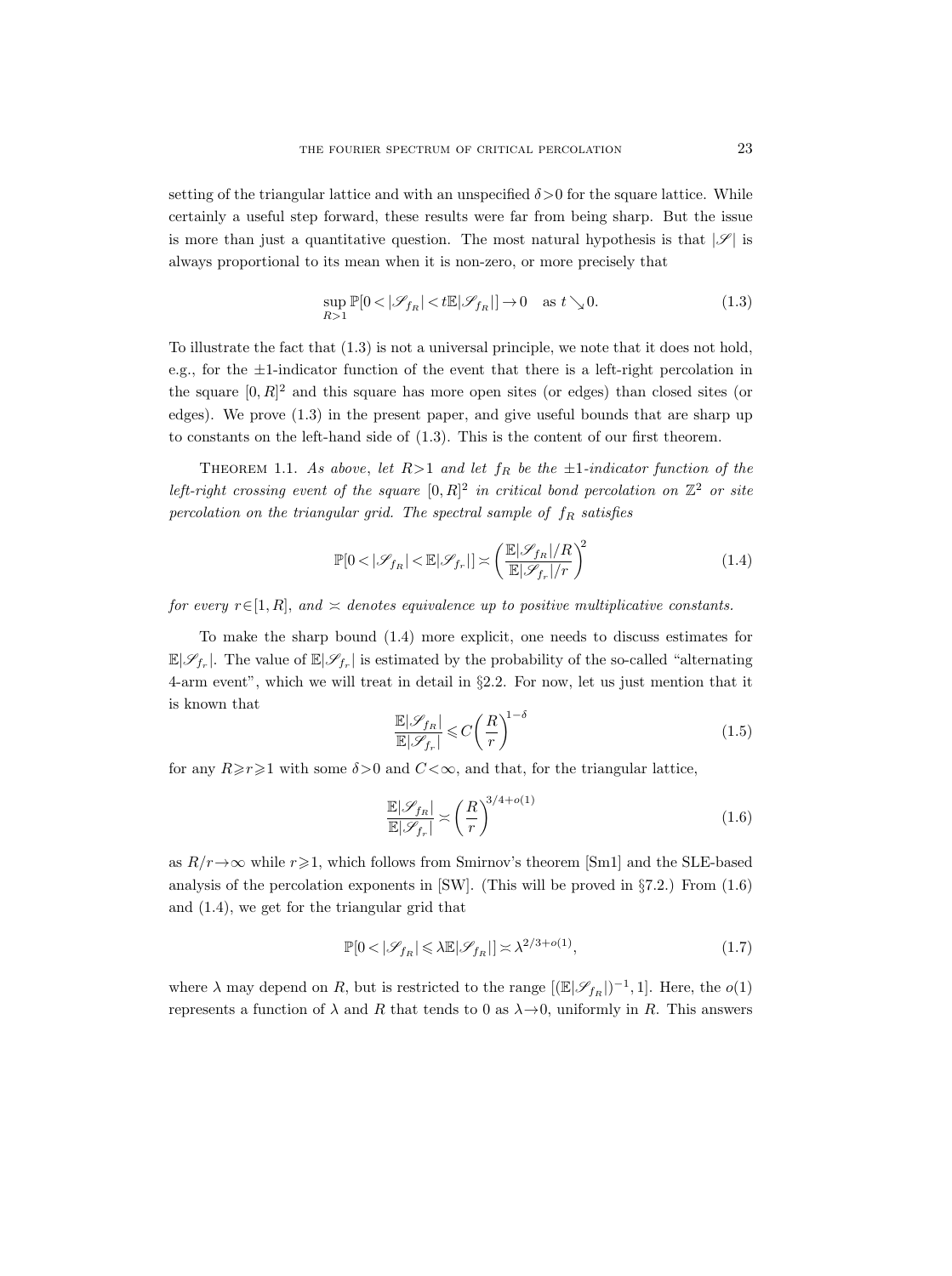setting of the triangular lattice and with an unspecified $\delta>0$ for the square lattice. While certainly a useful step forward, these results were far from being sharp. But the issue is more than just a quantitative question. The most natural hypothesis is that $|\mathscr{S}|$ is always proportional to its mean when it is non-zero, or more precisely that

$$\sup_{R>1} \mathbb{P}[0<|\mathscr{S}_{f_R}|<t\mathbb{E}|\mathscr{S}_{f_R}|] \to 0 \quad \text{as } t \searrow 0. \tag{1.3}$$

To illustrate the fact that (1.3) is not a universal principle, we note that it does not hold, e.g., for the $\pm1$-indicator function of the event that there is a left-right percolation in the square $[0,R]^2$ and this square has more open sites (or edges) than closed sites (or edges). We prove (1.3) in the present paper, and give useful bounds that are sharp up to constants on the left-hand side of (1.3). This is the content of our first theorem.

THEOREM 1.1. *As above, let $R>1$ and let $f_R$ be the $\pm1$-indicator function of the left-right crossing event of the square $[0,R]^2$ in critical bond percolation on $\mathbb{Z}^2$ or site percolation on the triangular grid. The spectral sample of $f_R$ satisfies*

$$\mathbb{P}[0<|\mathscr{S}_{f_R}|<\mathbb{E}|\mathscr{S}_{f_r}|] \asymp \left(\frac{\mathbb{E}|\mathscr{S}_{f_R}|/R}{\mathbb{E}|\mathscr{S}_{f_r}|/r}\right)^2 \tag{1.4}$$

*for every $r\in[1,R]$, and $\asymp$ denotes equivalence up to positive multiplicative constants.*

To make the sharp bound (1.4) more explicit, one needs to discuss estimates for $\mathbb{E}|\mathscr{S}_{f_r}|$. The value of $\mathbb{E}|\mathscr{S}_{f_r}|$ is estimated by the probability of the so-called "alternating 4-arm event", which we will treat in detail in §2.2. For now, let us just mention that it is known that

$$\frac{\mathbb{E}|\mathscr{S}_{f_R}|}{\mathbb{E}|\mathscr{S}_{f_r}|} \leqslant C\left(\frac{R}{r}\right)^{1-\delta} \tag{1.5}$$

for any $R\geqslant r\geqslant 1$ with some $\delta>0$ and $C<\infty$, and that, for the triangular lattice,

$$\frac{\mathbb{E}|\mathscr{S}_{f_R}|}{\mathbb{E}|\mathscr{S}_{f_r}|} \asymp \left(\frac{R}{r}\right)^{3/4+o(1)} \tag{1.6}$$

as $R/r\to\infty$ while $r\geqslant1$, which follows from Smirnov's theorem [Sm1] and the SLE-based analysis of the percolation exponents in [SW]. (This will be proved in §7.2.) From (1.6) and (1.4), we get for the triangular grid that

$$\mathbb{P}[0<|\mathscr{S}_{f_R}|\leqslant\lambda\mathbb{E}|\mathscr{S}_{f_R}|] \asymp \lambda^{2/3+o(1)}, \tag{1.7}$$

where $\lambda$ may depend on $R$, but is restricted to the range $[(\mathbb{E}|\mathscr{S}_{f_R}|)^{-1},1]$. Here, the $o(1)$ represents a function of $\lambda$ and $R$ that tends to 0 as $\lambda\to0$, uniformly in $R$. This answers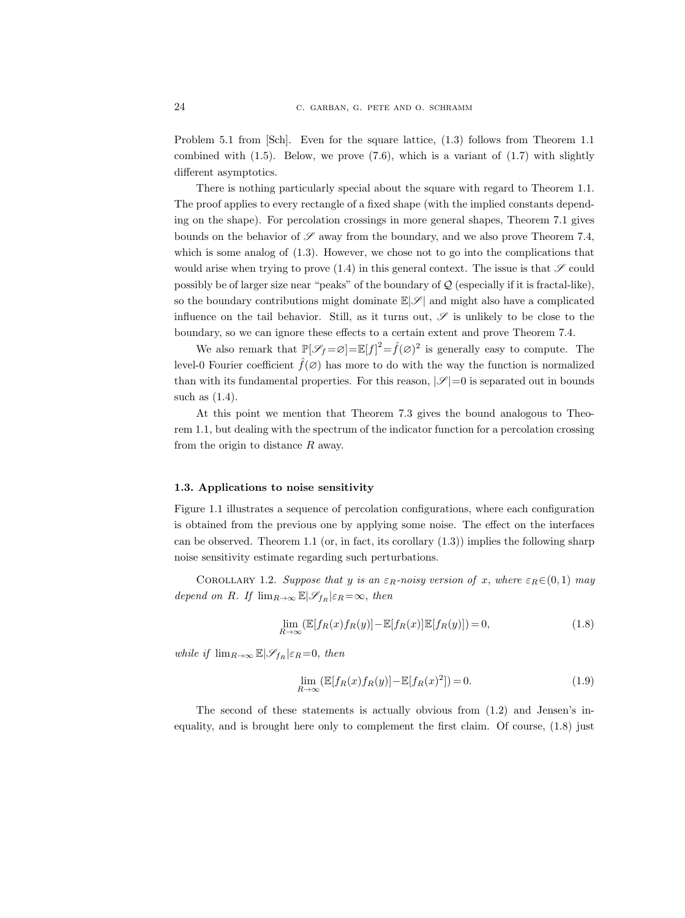Problem 5.1 from [Sch]. Even for the square lattice, (1.3) follows from Theorem 1.1 combined with (1.5). Below, we prove (7.6), which is a variant of (1.7) with slightly different asymptotics.

There is nothing particularly special about the square with regard to Theorem 1.1. The proof applies to every rectangle of a fixed shape (with the implied constants depending on the shape). For percolation crossings in more general shapes, Theorem 7.1 gives bounds on the behavior of $\mathscr{S}$ away from the boundary, and we also prove Theorem 7.4, which is some analog of (1.3). However, we chose not to go into the complications that would arise when trying to prove (1.4) in this general context. The issue is that $\mathscr{S}$ could possibly be of larger size near "peaks" of the boundary of $\mathcal{Q}$ (especially if it is fractal-like), so the boundary contributions might dominate $\mathbb{E}|\mathscr{S}|$ and might also have a complicated influence on the tail behavior. Still, as it turns out, $\mathscr{S}$ is unlikely to be close to the boundary, so we can ignore these effects to a certain extent and prove Theorem 7.4.

We also remark that $\mathbb{P}[\mathscr{S}_f=\varnothing]=\mathbb{E}[f]^2=\hat{f}(\varnothing)^2$ is generally easy to compute. The level-0 Fourier coefficient $\hat{f}(\varnothing)$ has more to do with the way the function is normalized than with its fundamental properties. For this reason, $|\mathscr{S}|=0$ is separated out in bounds such as (1.4).

At this point we mention that Theorem 7.3 gives the bound analogous to Theorem 1.1, but dealing with the spectrum of the indicator function for a percolation crossing from the origin to distance $R$ away.

### 1.3. Applications to noise sensitivity

Figure 1.1 illustrates a sequence of percolation configurations, where each configuration is obtained from the previous one by applying some noise. The effect on the interfaces can be observed. Theorem 1.1 (or, in fact, its corollary (1.3)) implies the following sharp noise sensitivity estimate regarding such perturbations.

Corollary 1.2. *Suppose that $y$ is an $\varepsilon_R$-noisy version of $x$, where $\varepsilon_R\in(0,1)$ may depend on $R$. If $\lim_{R\to\infty}\mathbb{E}|\mathscr{S}_{f_R}|\varepsilon_R=\infty$, then*

$$\lim_{R\to\infty}(\mathbb{E}[f_R(x)f_R(y)]-\mathbb{E}[f_R(x)]\mathbb{E}[f_R(y)])=0, \tag{1.8}$$

*while if $\lim_{R\to\infty}\mathbb{E}|\mathscr{S}_{f_R}|\varepsilon_R=0$, then*

$$\lim_{R\to\infty}(\mathbb{E}[f_R(x)f_R(y)]-\mathbb{E}[f_R(x)^2])=0. \tag{1.9}$$

The second of these statements is actually obvious from (1.2) and Jensen's inequality, and is brought here only to complement the first claim. Of course, (1.8) just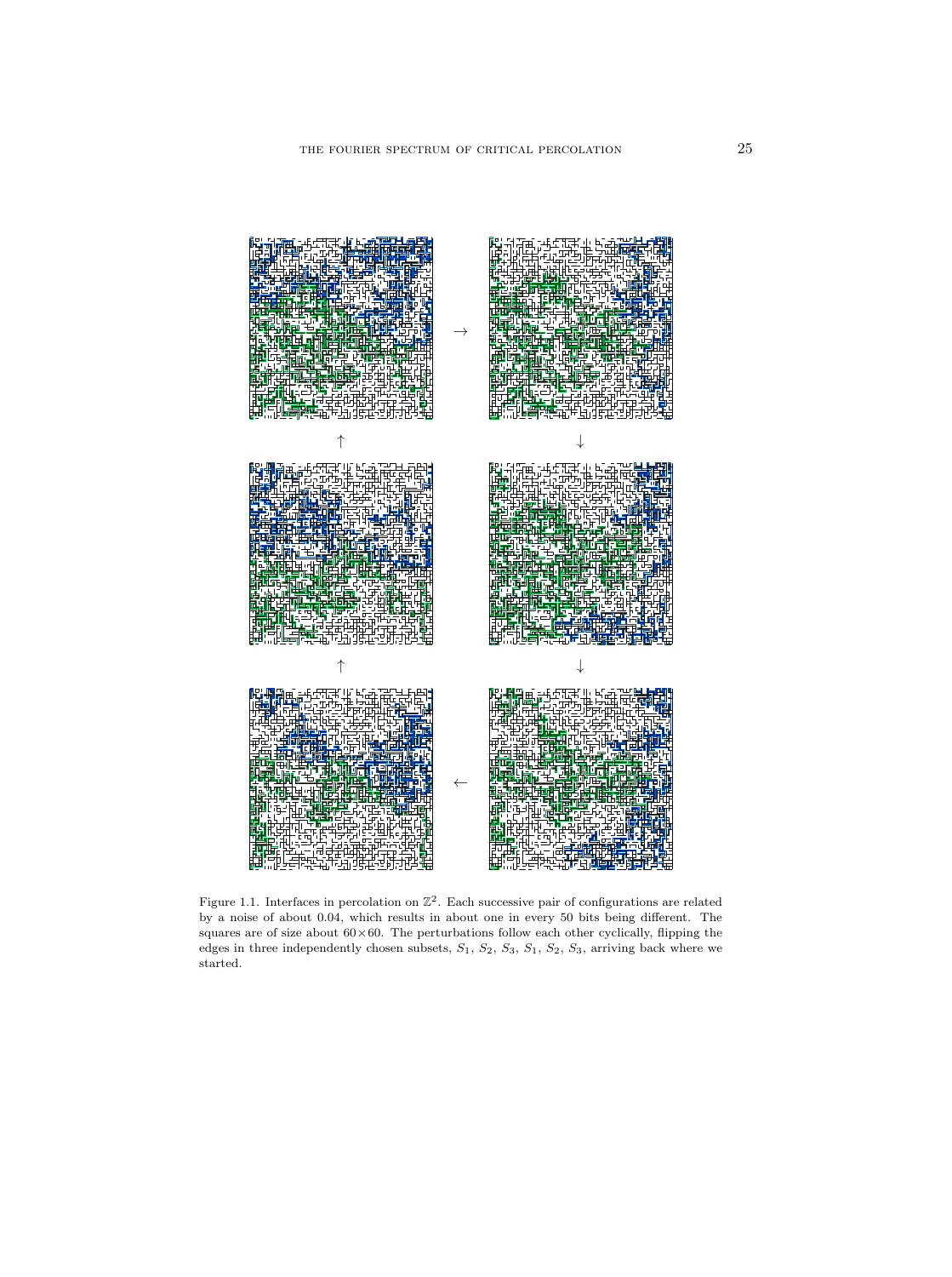Figure 1.1. Interfaces in percolation on $\mathbb{Z}^2$. Each successive pair of configurations are related by a noise of about 0.04, which results in about one in every 50 bits being different. The squares are of size about $60 \times 60$. The perturbations follow each other cyclically, flipping the edges in three independently chosen subsets, $S_1$, $S_2$, $S_3$, $S_1$, $S_2$, $S_3$, arriving back where we started.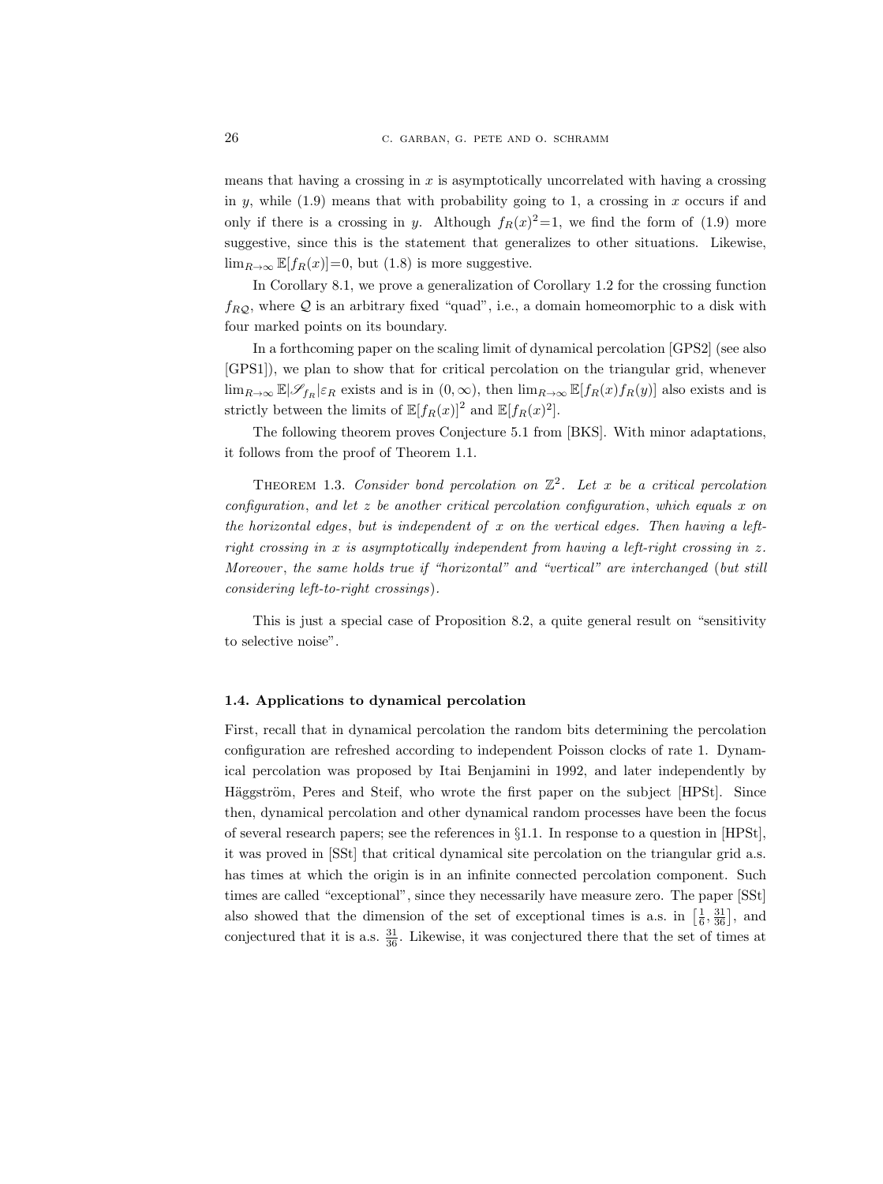means that having a crossing in $x$ is asymptotically uncorrelated with having a crossing in $y$, while (1.9) means that with probability going to 1, a crossing in $x$ occurs if and only if there is a crossing in $y$. Although $f_R(x)^2=1$, we find the form of (1.9) more suggestive, since this is the statement that generalizes to other situations. Likewise, $\lim_{R\to\infty} \mathbb{E}[f_R(x)]=0$, but (1.8) is more suggestive.

In Corollary 8.1, we prove a generalization of Corollary 1.2 for the crossing function $f_{R\mathcal{Q}}$, where $\mathcal{Q}$ is an arbitrary fixed "quad", i.e., a domain homeomorphic to a disk with four marked points on its boundary.

In a forthcoming paper on the scaling limit of dynamical percolation [GPS2] (see also [GPS1]), we plan to show that for critical percolation on the triangular grid, whenever $\lim_{R\to\infty} \mathbb{E}|\mathscr{S}_{f_R}|\varepsilon_R$ exists and is in $(0,\infty)$, then $\lim_{R\to\infty} \mathbb{E}[f_R(x)f_R(y)]$ also exists and is strictly between the limits of $\mathbb{E}[f_R(x)]^2$ and $\mathbb{E}[f_R(x)^2]$.

The following theorem proves Conjecture 5.1 from [BKS]. With minor adaptations, it follows from the proof of Theorem 1.1.

THEOREM 1.3. *Consider bond percolation on $\mathbb{Z}^2$. Let $x$ be a critical percolation configuration, and let $z$ be another critical percolation configuration, which equals $x$ on the horizontal edges, but is independent of $x$ on the vertical edges. Then having a left-right crossing in $x$ is asymptotically independent from having a left-right crossing in $z$. Moreover, the same holds true if "horizontal" and "vertical" are interchanged (but still considering left-to-right crossings).*

This is just a special case of Proposition 8.2, a quite general result on "sensitivity to selective noise".

### 1.4. Applications to dynamical percolation

First, recall that in dynamical percolation the random bits determining the percolation configuration are refreshed according to independent Poisson clocks of rate 1. Dynamical percolation was proposed by Itai Benjamini in 1992, and later independently by Häggström, Peres and Steif, who wrote the first paper on the subject [HPSt]. Since then, dynamical percolation and other dynamical random processes have been the focus of several research papers; see the references in §1.1. In response to a question in [HPSt], it was proved in [SSt] that critical dynamical site percolation on the triangular grid a.s. has times at which the origin is in an infinite connected percolation component. Such times are called "exceptional", since they necessarily have measure zero. The paper [SSt] also showed that the dimension of the set of exceptional times is a.s. in $\left[\frac{1}{6}, \frac{31}{36}\right]$, and conjectured that it is a.s. $\frac{31}{36}$. Likewise, it was conjectured there that the set of times at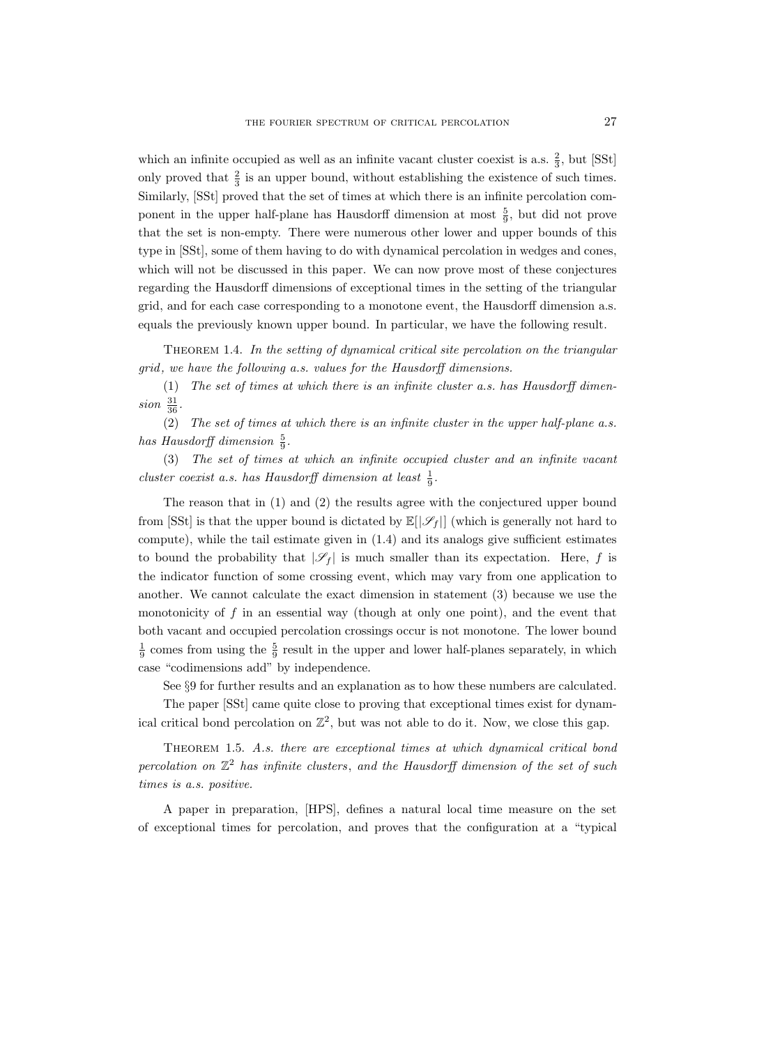which an infinite occupied as well as an infinite vacant cluster coexist is a.s. $\frac{2}{3}$, but [SSt] only proved that $\frac{2}{3}$ is an upper bound, without establishing the existence of such times. Similarly, [SSt] proved that the set of times at which there is an infinite percolation component in the upper half-plane has Hausdorff dimension at most $\frac{5}{9}$, but did not prove that the set is non-empty. There were numerous other lower and upper bounds of this type in [SSt], some of them having to do with dynamical percolation in wedges and cones, which will not be discussed in this paper. We can now prove most of these conjectures regarding the Hausdorff dimensions of exceptional times in the setting of the triangular grid, and for each case corresponding to a monotone event, the Hausdorff dimension a.s. equals the previously known upper bound. In particular, we have the following result.

Theorem 1.4. *In the setting of dynamical critical site percolation on the triangular grid, we have the following a.s. values for the Hausdorff dimensions.*

(1) *The set of times at which there is an infinite cluster a.s. has Hausdorff dimension* $\frac{31}{36}$.

(2) *The set of times at which there is an infinite cluster in the upper half-plane a.s. has Hausdorff dimension* $\frac{5}{9}$.

(3) *The set of times at which an infinite occupied cluster and an infinite vacant cluster coexist a.s. has Hausdorff dimension at least* $\frac{1}{9}$.

The reason that in (1) and (2) the results agree with the conjectured upper bound from [SSt] is that the upper bound is dictated by $\mathbb{E}[|\mathscr{S}_f|]$ (which is generally not hard to compute), while the tail estimate given in (1.4) and its analogs give sufficient estimates to bound the probability that $|\mathscr{S}_f|$ is much smaller than its expectation. Here, $f$ is the indicator function of some crossing event, which may vary from one application to another. We cannot calculate the exact dimension in statement (3) because we use the monotonicity of $f$ in an essential way (though at only one point), and the event that both vacant and occupied percolation crossings occur is not monotone. The lower bound $\frac{1}{9}$ comes from using the $\frac{5}{9}$ result in the upper and lower half-planes separately, in which case "codimensions add" by independence.

See §9 for further results and an explanation as to how these numbers are calculated.

The paper [SSt] came quite close to proving that exceptional times exist for dynamical critical bond percolation on $\mathbb{Z}^2$, but was not able to do it. Now, we close this gap.

Theorem 1.5. *A.s. there are exceptional times at which dynamical critical bond percolation on* $\mathbb{Z}^2$ *has infinite clusters, and the Hausdorff dimension of the set of such times is a.s. positive.*

A paper in preparation, [HPS], defines a natural local time measure on the set of exceptional times for percolation, and proves that the configuration at a "typical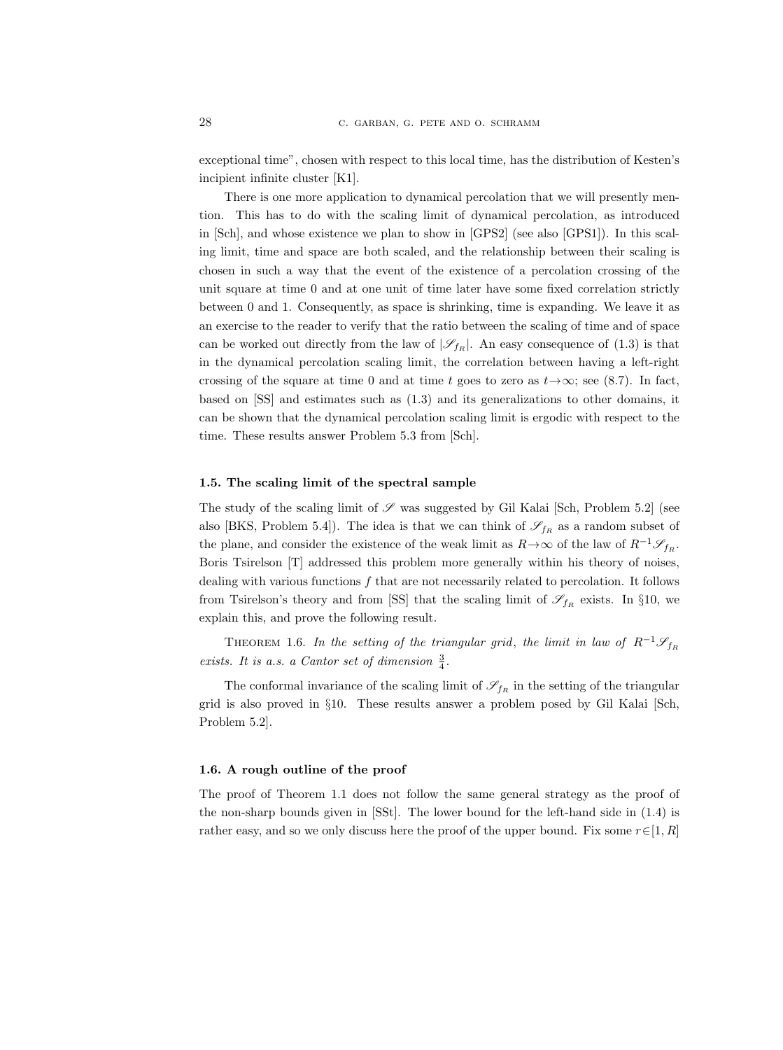exceptional time", chosen with respect to this local time, has the distribution of Kesten's incipient infinite cluster [K1].

There is one more application to dynamical percolation that we will presently mention. This has to do with the scaling limit of dynamical percolation, as introduced in [Sch], and whose existence we plan to show in [GPS2] (see also [GPS1]). In this scaling limit, time and space are both scaled, and the relationship between their scaling is chosen in such a way that the event of the existence of a percolation crossing of the unit square at time 0 and at one unit of time later have some fixed correlation strictly between 0 and 1. Consequently, as space is shrinking, time is expanding. We leave it as an exercise to the reader to verify that the ratio between the scaling of time and of space can be worked out directly from the law of $|\mathscr{S}_{f_R}|$. An easy consequence of (1.3) is that in the dynamical percolation scaling limit, the correlation between having a left-right crossing of the square at time 0 and at time $t$ goes to zero as $t \to \infty$; see (8.7). In fact, based on [SS] and estimates such as (1.3) and its generalizations to other domains, it can be shown that the dynamical percolation scaling limit is ergodic with respect to the time. These results answer Problem 5.3 from [Sch].

### 1.5. The scaling limit of the spectral sample

The study of the scaling limit of $\mathscr{S}$ was suggested by Gil Kalai [Sch, Problem 5.2] (see also [BKS, Problem 5.4]). The idea is that we can think of $\mathscr{S}_{f_R}$ as a random subset of the plane, and consider the existence of the weak limit as $R \to \infty$ of the law of $R^{-1}\mathscr{S}_{f_R}$. Boris Tsirelson [T] addressed this problem more generally within his theory of noises, dealing with various functions $f$ that are not necessarily related to percolation. It follows from Tsirelson's theory and from [SS] that the scaling limit of $\mathscr{S}_{f_R}$ exists. In §10, we explain this, and prove the following result.

Theorem 1.6. *In the setting of the triangular grid, the limit in law of $R^{-1}\mathscr{S}_{f_R}$ exists. It is a.s. a Cantor set of dimension $\frac{3}{4}$.*

The conformal invariance of the scaling limit of $\mathscr{S}_{f_R}$ in the setting of the triangular grid is also proved in §10. These results answer a problem posed by Gil Kalai [Sch, Problem 5.2].

### 1.6. A rough outline of the proof

The proof of Theorem 1.1 does not follow the same general strategy as the proof of the non-sharp bounds given in [SSt]. The lower bound for the left-hand side in (1.4) is rather easy, and so we only discuss here the proof of the upper bound. Fix some $r \in [1, R]$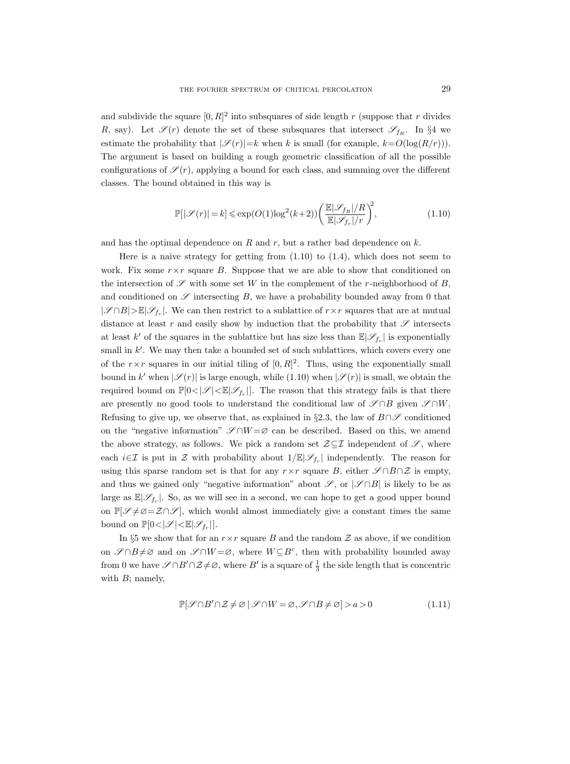and subdivide the square $[0,R]^2$ into subsquares of side length $r$ (suppose that $r$ divides $R$, say). Let $\mathscr{S}(r)$ denote the set of these subsquares that intersect $\mathscr{S}_{f_R}$. In §4 we estimate the probability that $|\mathscr{S}(r)|=k$ when $k$ is small (for example, $k=O(\log(R/r))$). The argument is based on building a rough geometric classification of all the possible configurations of $\mathscr{S}(r)$, applying a bound for each class, and summing over the different classes. The bound obtained in this way is

$$\mathbb{P}[|\mathscr{S}(r)|=k] \leqslant \exp(O(1)\log^2(k+2))\left(\frac{\mathbb{E}|\mathscr{S}_{f_R}|/R}{\mathbb{E}|\mathscr{S}_{f_r}|/r}\right)^2, \tag{1.10}$$

and has the optimal dependence on $R$ and $r$, but a rather bad dependence on $k$.

Here is a naive strategy for getting from (1.10) to (1.4), which does not seem to work. Fix some $r\times r$ square $B$. Suppose that we are able to show that conditioned on the intersection of $\mathscr{S}$ with some set $W$ in the complement of the $r$-neighborhood of $B$, and conditioned on $\mathscr{S}$ intersecting $B$, we have a probability bounded away from 0 that $|\mathscr{S}\cap B|>\mathbb{E}|\mathscr{S}_{f_r}|$. We can then restrict to a sublattice of $r\times r$ squares that are at mutual distance at least $r$ and easily show by induction that the probability that $\mathscr{S}$ intersects at least $k'$ of the squares in the sublattice but has size less than $\mathbb{E}|\mathscr{S}_{f_r}|$ is exponentially small in $k'$. We may then take a bounded set of such sublattices, which covers every one of the $r\times r$ squares in our initial tiling of $[0,R]^2$. Thus, using the exponentially small bound in $k'$ when $|\mathscr{S}(r)|$ is large enough, while (1.10) when $|\mathscr{S}(r)|$ is small, we obtain the required bound on $\mathbb{P}[0<|\mathscr{S}|<\mathbb{E}|\mathscr{S}_{f_r}|]$. The reason that this strategy fails is that there are presently no good tools to understand the conditional law of $\mathscr{S}\cap B$ given $\mathscr{S}\cap W$. Refusing to give up, we observe that, as explained in §2.3, the law of $B\cap\mathscr{S}$ conditioned on the "negative information" $\mathscr{S}\cap W=\varnothing$ can be described. Based on this, we amend the above strategy, as follows. We pick a random set $\mathcal{Z}\subseteq\mathcal{I}$ independent of $\mathscr{S}$, where each $i\in\mathcal{I}$ is put in $\mathcal{Z}$ with probability about $1/\mathbb{E}|\mathscr{S}_{f_r}|$ independently. The reason for using this sparse random set is that for any $r\times r$ square $B$, either $\mathscr{S}\cap B\cap\mathcal{Z}$ is empty, and thus we gained only "negative information" about $\mathscr{S}$, or $|\mathscr{S}\cap B|$ is likely to be as large as $\mathbb{E}|\mathscr{S}_{f_r}|$. So, as we will see in a second, we can hope to get a good upper bound on $\mathbb{P}[\mathscr{S}\neq\varnothing=\mathcal{Z}\cap\mathscr{S}]$, which would almost immediately give a constant times the same bound on $\mathbb{P}[0<|\mathscr{S}|<\mathbb{E}|\mathscr{S}_{f_r}|]$.

In §5 we show that for an $r\times r$ square $B$ and the random $\mathcal{Z}$ as above, if we condition on $\mathscr{S}\cap B\neq\varnothing$ and on $\mathscr{S}\cap W=\varnothing$, where $W\subseteq B^c$, then with probability bounded away from 0 we have $\mathscr{S}\cap B'\cap\mathcal{Z}\neq\varnothing$, where $B'$ is a square of $\frac{1}{3}$ the side length that is concentric with $B$; namely,

$$\mathbb{P}[\mathscr{S}\cap B'\cap\mathcal{Z}\neq\varnothing \mid \mathscr{S}\cap W=\varnothing, \mathscr{S}\cap B\neq\varnothing] > a > 0 \tag{1.11}$$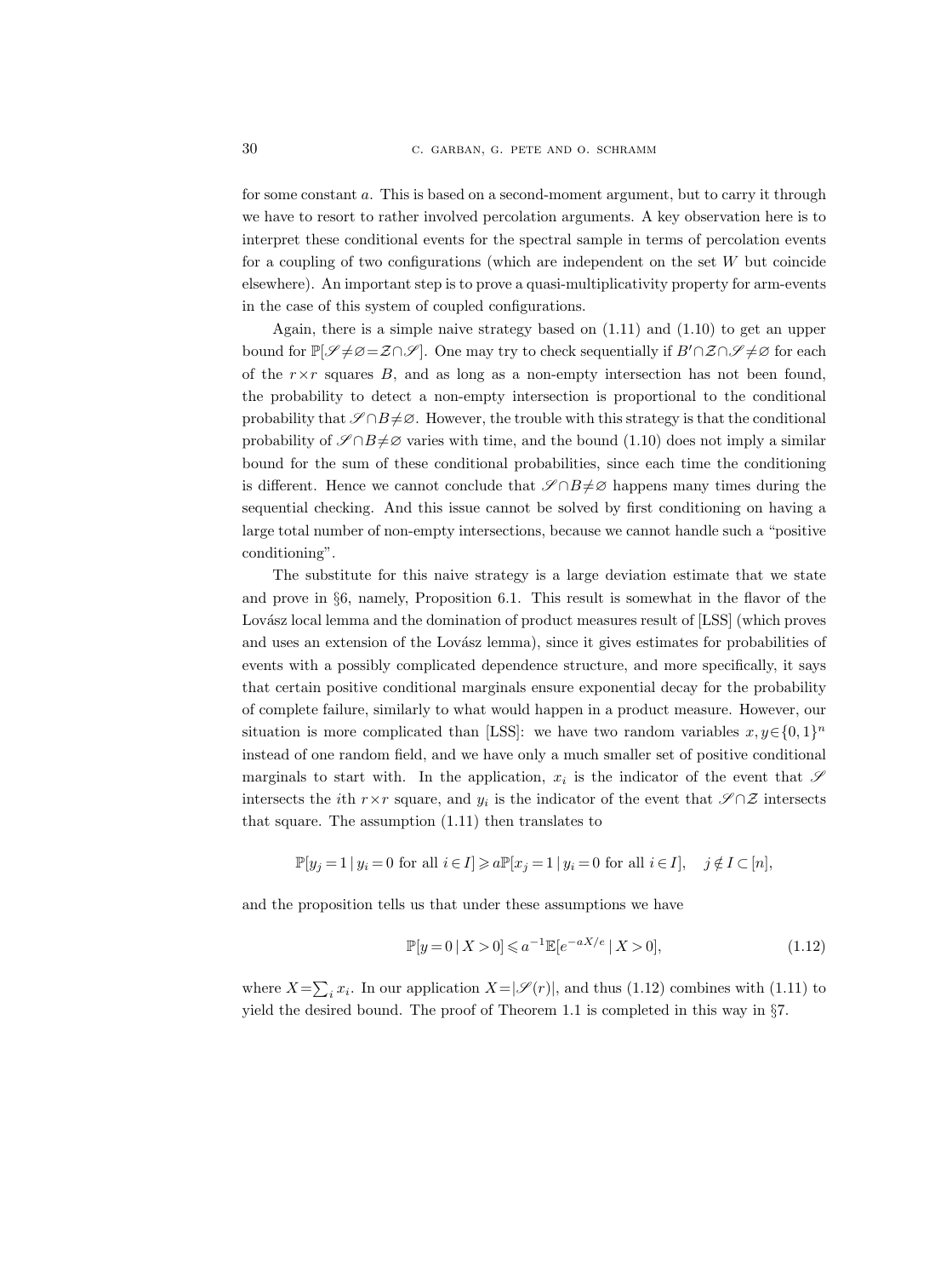for some constant $a$. This is based on a second-moment argument, but to carry it through we have to resort to rather involved percolation arguments. A key observation here is to interpret these conditional events for the spectral sample in terms of percolation events for a coupling of two configurations (which are independent on the set $W$ but coincide elsewhere). An important step is to prove a quasi-multiplicativity property for arm-events in the case of this system of coupled configurations.

Again, there is a simple naive strategy based on (1.11) and (1.10) to get an upper bound for $\mathbb{P}[\mathscr{S}\neq\varnothing=\mathcal{Z}\cap\mathscr{S}]$. One may try to check sequentially if $B'\cap\mathcal{Z}\cap\mathscr{S}\neq\varnothing$ for each of the $r\times r$ squares $B$, and as long as a non-empty intersection has not been found, the probability to detect a non-empty intersection is proportional to the conditional probability that $\mathscr{S}\cap B\neq\varnothing$. However, the trouble with this strategy is that the conditional probability of $\mathscr{S}\cap B\neq\varnothing$ varies with time, and the bound (1.10) does not imply a similar bound for the sum of these conditional probabilities, since each time the conditioning is different. Hence we cannot conclude that $\mathscr{S}\cap B\neq\varnothing$ happens many times during the sequential checking. And this issue cannot be solved by first conditioning on having a large total number of non-empty intersections, because we cannot handle such a "positive conditioning".

The substitute for this naive strategy is a large deviation estimate that we state and prove in §6, namely, Proposition 6.1. This result is somewhat in the flavor of the Lovász local lemma and the domination of product measures result of [LSS] (which proves and uses an extension of the Lovász lemma), since it gives estimates for probabilities of events with a possibly complicated dependence structure, and more specifically, it says that certain positive conditional marginals ensure exponential decay for the probability of complete failure, similarly to what would happen in a product measure. However, our situation is more complicated than [LSS]: we have two random variables $x,y\in\{0,1\}^n$ instead of one random field, and we have only a much smaller set of positive conditional marginals to start with. In the application, $x_i$ is the indicator of the event that $\mathscr{S}$ intersects the $i$th $r\times r$ square, and $y_i$ is the indicator of the event that $\mathscr{S}\cap\mathcal{Z}$ intersects that square. The assumption (1.11) then translates to

$$\mathbb{P}[y_j=1\mid y_i=0 \text{ for all } i\in I]\geqslant a\mathbb{P}[x_j=1\mid y_i=0 \text{ for all } i\in I],\quad j\notin I\subset[n],$$

and the proposition tells us that under these assumptions we have

$$\mathbb{P}[y=0\mid X>0]\leqslant a^{-1}\mathbb{E}[e^{-aX/e}\mid X>0],\tag{1.12}$$

where $X=\sum_i x_i$. In our application $X=|\mathscr{S}(r)|$, and thus (1.12) combines with (1.11) to yield the desired bound. The proof of Theorem 1.1 is completed in this way in §7.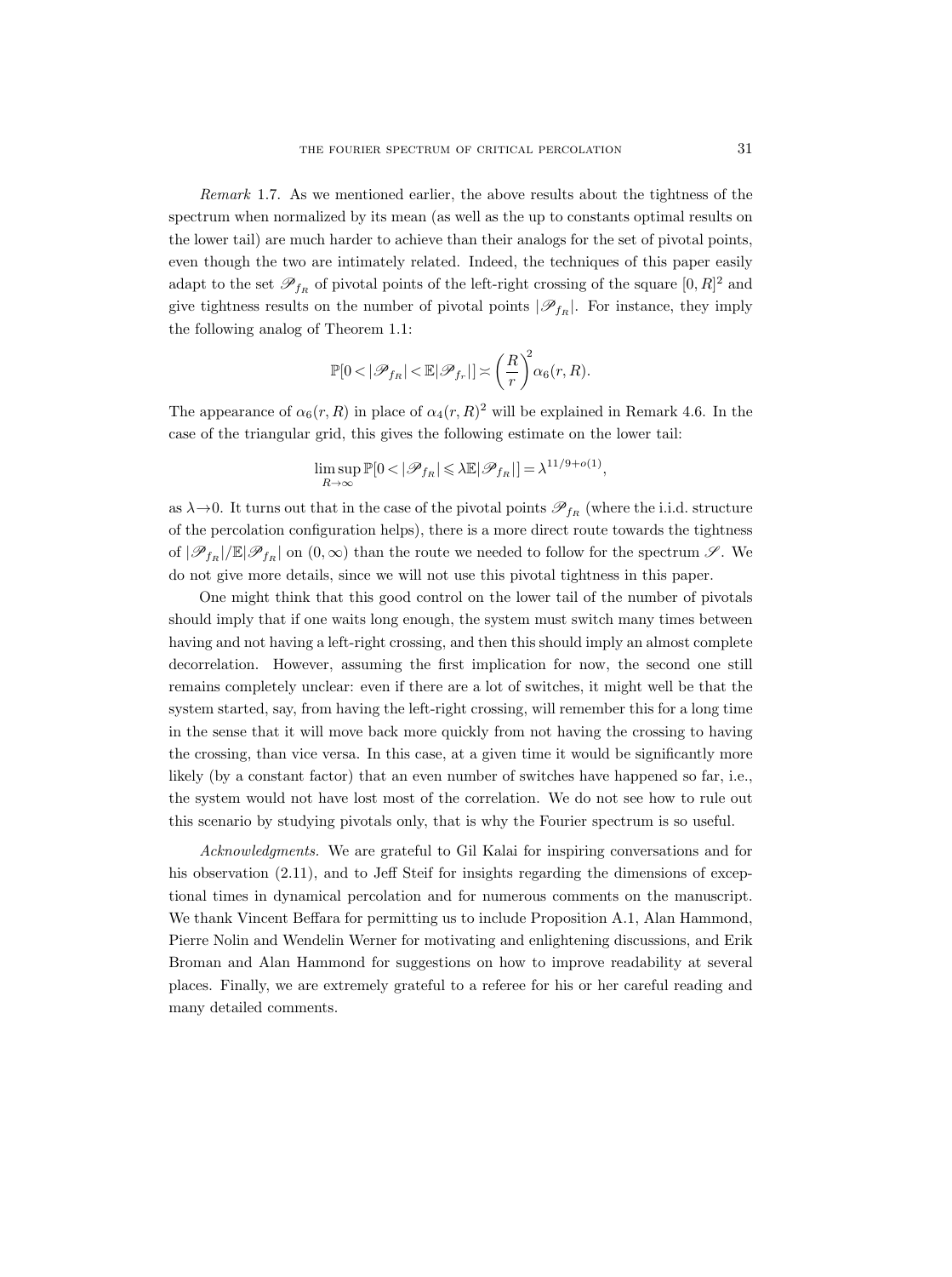*Remark* 1.7. As we mentioned earlier, the above results about the tightness of the spectrum when normalized by its mean (as well as the up to constants optimal results on the lower tail) are much harder to achieve than their analogs for the set of pivotal points, even though the two are intimately related. Indeed, the techniques of this paper easily adapt to the set $\mathscr{P}_{f_R}$ of pivotal points of the left-right crossing of the square $[0,R]^2$ and give tightness results on the number of pivotal points $|\mathscr{P}_{f_R}|$. For instance, they imply the following analog of Theorem 1.1:

$$\mathbb{P}[0<|\mathscr{P}_{f_R}|<\mathbb{E}|\mathscr{P}_{f_r}|] \asymp \left(\frac{R}{r}\right)^2 \alpha_6(r,R).$$

The appearance of $\alpha_6(r,R)$ in place of $\alpha_4(r,R)^2$ will be explained in Remark 4.6. In the case of the triangular grid, this gives the following estimate on the lower tail:

$$\limsup_{R\to\infty} \mathbb{P}[0<|\mathscr{P}_{f_R}|\leqslant \lambda \mathbb{E}|\mathscr{P}_{f_R}|] = \lambda^{11/9+o(1)},$$

as $\lambda\to 0$. It turns out that in the case of the pivotal points $\mathscr{P}_{f_R}$ (where the i.i.d. structure of the percolation configuration helps), there is a more direct route towards the tightness of $|\mathscr{P}_{f_R}|/\mathbb{E}|\mathscr{P}_{f_R}|$ on $(0,\infty)$ than the route we needed to follow for the spectrum $\mathscr{S}$. We do not give more details, since we will not use this pivotal tightness in this paper.

One might think that this good control on the lower tail of the number of pivotals should imply that if one waits long enough, the system must switch many times between having and not having a left-right crossing, and then this should imply an almost complete decorrelation. However, assuming the first implication for now, the second one still remains completely unclear: even if there are a lot of switches, it might well be that the system started, say, from having the left-right crossing, will remember this for a long time in the sense that it will move back more quickly from not having the crossing to having the crossing, than vice versa. In this case, at a given time it would be significantly more likely (by a constant factor) that an even number of switches have happened so far, i.e., the system would not have lost most of the correlation. We do not see how to rule out this scenario by studying pivotals only, that is why the Fourier spectrum is so useful.

*Acknowledgments.* We are grateful to Gil Kalai for inspiring conversations and for his observation (2.11), and to Jeff Steif for insights regarding the dimensions of exceptional times in dynamical percolation and for numerous comments on the manuscript. We thank Vincent Beffara for permitting us to include Proposition A.1, Alan Hammond, Pierre Nolin and Wendelin Werner for motivating and enlightening discussions, and Erik Broman and Alan Hammond for suggestions on how to improve readability at several places. Finally, we are extremely grateful to a referee for his or her careful reading and many detailed comments.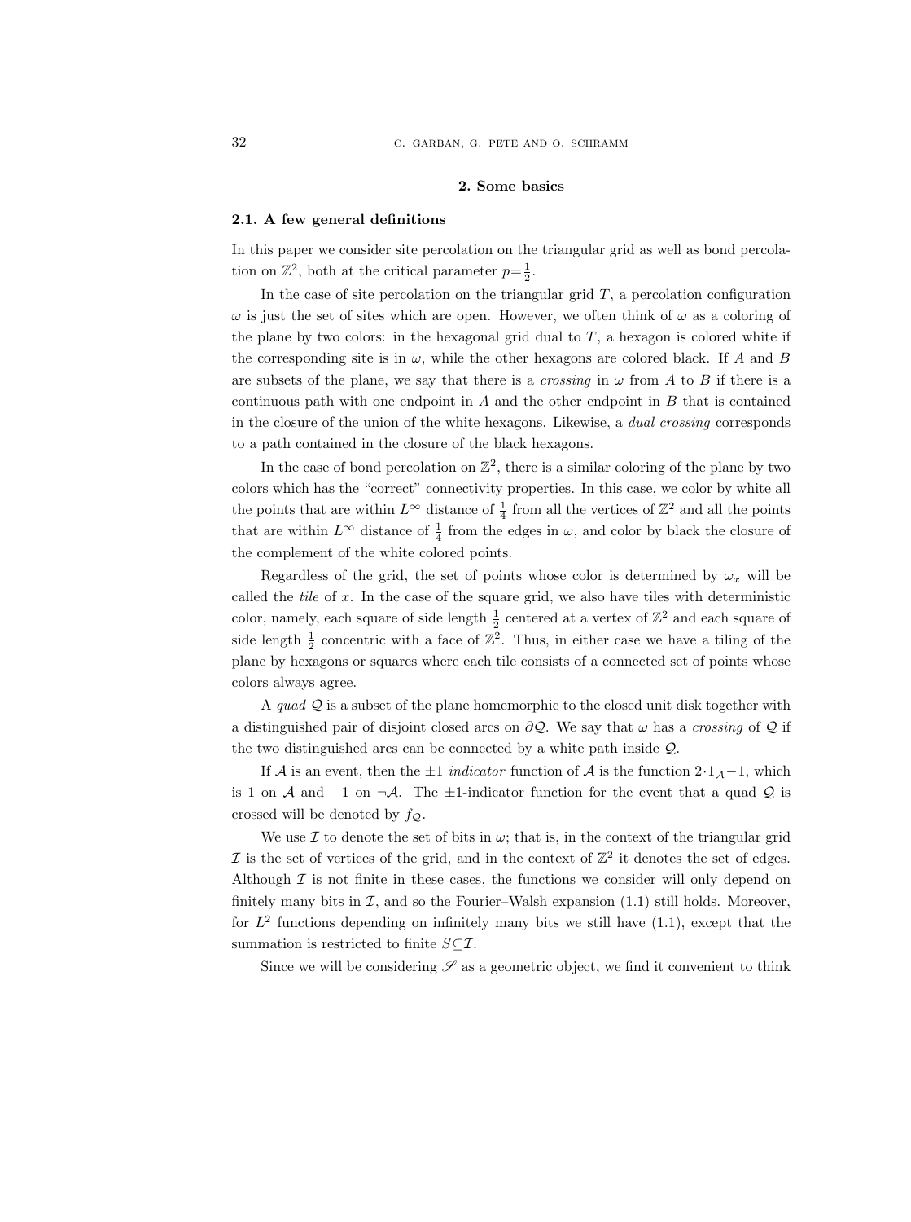## 2. Some basics

### 2.1. A few general definitions

In this paper we consider site percolation on the triangular grid as well as bond percolation on $\mathbb{Z}^2$, both at the critical parameter $p=\frac{1}{2}$.

In the case of site percolation on the triangular grid $T$, a percolation configuration $\omega$ is just the set of sites which are open. However, we often think of $\omega$ as a coloring of the plane by two colors: in the hexagonal grid dual to $T$, a hexagon is colored white if the corresponding site is in $\omega$, while the other hexagons are colored black. If $A$ and $B$ are subsets of the plane, we say that there is a *crossing* in $\omega$ from $A$ to $B$ if there is a continuous path with one endpoint in $A$ and the other endpoint in $B$ that is contained in the closure of the union of the white hexagons. Likewise, a *dual crossing* corresponds to a path contained in the closure of the black hexagons.

In the case of bond percolation on $\mathbb{Z}^2$, there is a similar coloring of the plane by two colors which has the "correct" connectivity properties. In this case, we color by white all the points that are within $L^\infty$ distance of $\frac{1}{4}$ from all the vertices of $\mathbb{Z}^2$ and all the points that are within $L^\infty$ distance of $\frac{1}{4}$ from the edges in $\omega$, and color by black the closure of the complement of the white colored points.

Regardless of the grid, the set of points whose color is determined by $\omega_x$ will be called the *tile* of $x$. In the case of the square grid, we also have tiles with deterministic color, namely, each square of side length $\frac{1}{2}$ centered at a vertex of $\mathbb{Z}^2$ and each square of side length $\frac{1}{2}$ concentric with a face of $\mathbb{Z}^2$. Thus, in either case we have a tiling of the plane by hexagons or squares where each tile consists of a connected set of points whose colors always agree.

A *quad* $\mathcal{Q}$ is a subset of the plane homemorphic to the closed unit disk together with a distinguished pair of disjoint closed arcs on $\partial\mathcal{Q}$. We say that $\omega$ has a *crossing* of $\mathcal{Q}$ if the two distinguished arcs can be connected by a white path inside $\mathcal{Q}$.

If $\mathcal{A}$ is an event, then the $\pm 1$ *indicator* function of $\mathcal{A}$ is the function $2\cdot 1_{\mathcal{A}}-1$, which is 1 on $\mathcal{A}$ and $-1$ on $\neg\mathcal{A}$. The $\pm 1$-indicator function for the event that a quad $\mathcal{Q}$ is crossed will be denoted by $f_{\mathcal{Q}}$.

We use $\mathcal{I}$ to denote the set of bits in $\omega$; that is, in the context of the triangular grid $\mathcal{I}$ is the set of vertices of the grid, and in the context of $\mathbb{Z}^2$ it denotes the set of edges. Although $\mathcal{I}$ is not finite in these cases, the functions we consider will only depend on finitely many bits in $\mathcal{I}$, and so the Fourier–Walsh expansion (1.1) still holds. Moreover, for $L^2$ functions depending on infinitely many bits we still have (1.1), except that the summation is restricted to finite $S\subseteq\mathcal{I}$.

Since we will be considering $\mathscr{S}$ as a geometric object, we find it convenient to think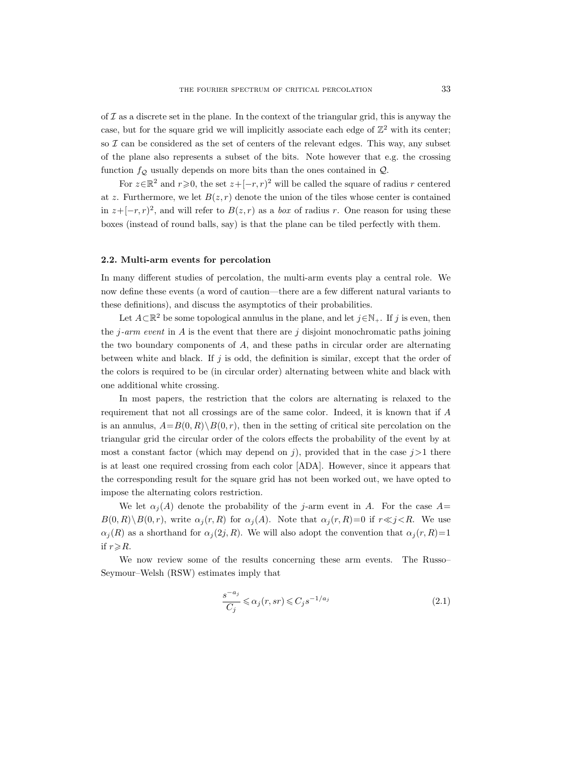of $\mathcal{I}$ as a discrete set in the plane. In the context of the triangular grid, this is anyway the case, but for the square grid we will implicitly associate each edge of $\mathbb{Z}^2$ with its center; so $\mathcal{I}$ can be considered as the set of centers of the relevant edges. This way, any subset of the plane also represents a subset of the bits. Note however that e.g. the crossing function $f_{\mathcal{Q}}$ usually depends on more bits than the ones contained in $\mathcal{Q}$.

For $z\in\mathbb{R}^2$ and $r\geqslant 0$, the set $z+[-r,r)^2$ will be called the square of radius $r$ centered at $z$. Furthermore, we let $B(z,r)$ denote the union of the tiles whose center is contained in $z+[-r,r)^2$, and will refer to $B(z,r)$ as a *box* of radius $r$. One reason for using these boxes (instead of round balls, say) is that the plane can be tiled perfectly with them.

## 2.2. Multi-arm events for percolation

In many different studies of percolation, the multi-arm events play a central role. We now define these events (a word of caution—there are a few different natural variants to these definitions), and discuss the asymptotics of their probabilities.

Let $A\subset\mathbb{R}^2$ be some topological annulus in the plane, and let $j\in\mathbb{N}_+$. If $j$ is even, then the *$j$-arm event* in $A$ is the event that there are $j$ disjoint monochromatic paths joining the two boundary components of $A$, and these paths in circular order are alternating between white and black. If $j$ is odd, the definition is similar, except that the order of the colors is required to be (in circular order) alternating between white and black with one additional white crossing.

In most papers, the restriction that the colors are alternating is relaxed to the requirement that not all crossings are of the same color. Indeed, it is known that if $A$ is an annulus, $A=B(0,R)\setminus B(0,r)$, then in the setting of critical site percolation on the triangular grid the circular order of the colors effects the probability of the event by at most a constant factor (which may depend on $j$), provided that in the case $j>1$ there is at least one required crossing from each color [ADA]. However, since it appears that the corresponding result for the square grid has not been worked out, we have opted to impose the alternating colors restriction.

We let $\alpha_j(A)$ denote the probability of the $j$-arm event in $A$. For the case $A=B(0,R)\setminus B(0,r)$, write $\alpha_j(r,R)$ for $\alpha_j(A)$. Note that $\alpha_j(r,R)=0$ if $r\ll j<R$. We use $\alpha_j(R)$ as a shorthand for $\alpha_j(2j,R)$. We will also adopt the convention that $\alpha_j(r,R)=1$ if $r\geqslant R$.

We now review some of the results concerning these arm events. The Russo–Seymour–Welsh (RSW) estimates imply that

$$\frac{s^{-a_j}}{C_j}\leqslant \alpha_j(r,sr)\leqslant C_j s^{-1/a_j} \tag{2.1}$$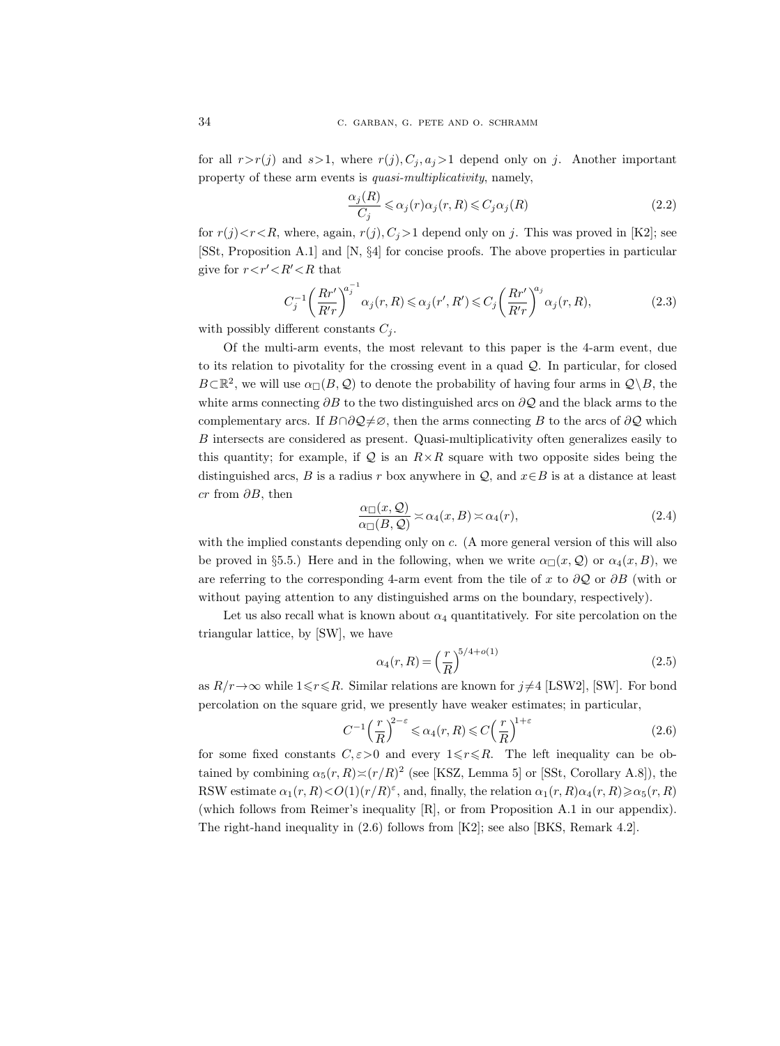for all $r > r(j)$ and $s > 1$, where $r(j), C_j, a_j > 1$ depend only on $j$. Another important property of these arm events is *quasi-multiplicativity*, namely,

$$\frac{\alpha_j(R)}{C_j} \leqslant \alpha_j(r)\alpha_j(r,R) \leqslant C_j \alpha_j(R) \tag{2.2}$$

for $r(j) < r < R$, where, again, $r(j), C_j > 1$ depend only on $j$. This was proved in [K2]; see [SSt, Proposition A.1] and [N, §4] for concise proofs. The above properties in particular give for $r < r' < R' < R$ that

$$C_j^{-1}\left(\frac{Rr'}{R'r}\right)^{a_j^{-1}} \alpha_j(r,R) \leqslant \alpha_j(r',R') \leqslant C_j\left(\frac{Rr'}{R'r}\right)^{a_j} \alpha_j(r,R), \tag{2.3}$$

with possibly different constants $C_j$.

Of the multi-arm events, the most relevant to this paper is the 4-arm event, due to its relation to pivotality for the crossing event in a quad $\mathcal{Q}$. In particular, for closed $B \subset \mathbb{R}^2$, we will use $\alpha_\square(B, \mathcal{Q})$ to denote the probability of having four arms in $\mathcal{Q} \setminus B$, the white arms connecting $\partial B$ to the two distinguished arcs on $\partial \mathcal{Q}$ and the black arms to the complementary arcs. If $B \cap \partial \mathcal{Q} \neq \varnothing$, then the arms connecting $B$ to the arcs of $\partial \mathcal{Q}$ which $B$ intersects are considered as present. Quasi-multiplicativity often generalizes easily to this quantity; for example, if $\mathcal{Q}$ is an $R \times R$ square with two opposite sides being the distinguished arcs, $B$ is a radius $r$ box anywhere in $\mathcal{Q}$, and $x \in B$ is at a distance at least $cr$ from $\partial B$, then

$$\frac{\alpha_\square(x, \mathcal{Q})}{\alpha_\square(B, \mathcal{Q})} \asymp \alpha_4(x, B) \asymp \alpha_4(r), \tag{2.4}$$

with the implied constants depending only on $c$. (A more general version of this will also be proved in §5.5.) Here and in the following, when we write $\alpha_\square(x, \mathcal{Q})$ or $\alpha_4(x, B)$, we are referring to the corresponding 4-arm event from the tile of $x$ to $\partial \mathcal{Q}$ or $\partial B$ (with or without paying attention to any distinguished arms on the boundary, respectively).

Let us also recall what is known about $\alpha_4$ quantitatively. For site percolation on the triangular lattice, by [SW], we have

$$\alpha_4(r, R) = \left(\frac{r}{R}\right)^{5/4+o(1)} \tag{2.5}$$

as $R/r \to \infty$ while $1 \leqslant r \leqslant R$. Similar relations are known for $j \neq 4$ [LSW2], [SW]. For bond percolation on the square grid, we presently have weaker estimates; in particular,

$$C^{-1}\left(\frac{r}{R}\right)^{2-\varepsilon} \leqslant \alpha_4(r, R) \leqslant C\left(\frac{r}{R}\right)^{1+\varepsilon} \tag{2.6}$$

for some fixed constants $C, \varepsilon > 0$ and every $1 \leqslant r \leqslant R$. The left inequality can be obtained by combining $\alpha_5(r, R) \asymp (r/R)^2$ (see [KSZ, Lemma 5] or [SSt, Corollary A.8]), the RSW estimate $\alpha_1(r, R) < O(1)(r/R)^\varepsilon$, and, finally, the relation $\alpha_1(r, R)\alpha_4(r, R) \geqslant \alpha_5(r, R)$ (which follows from Reimer's inequality [R], or from Proposition A.1 in our appendix). The right-hand inequality in (2.6) follows from [K2]; see also [BKS, Remark 4.2].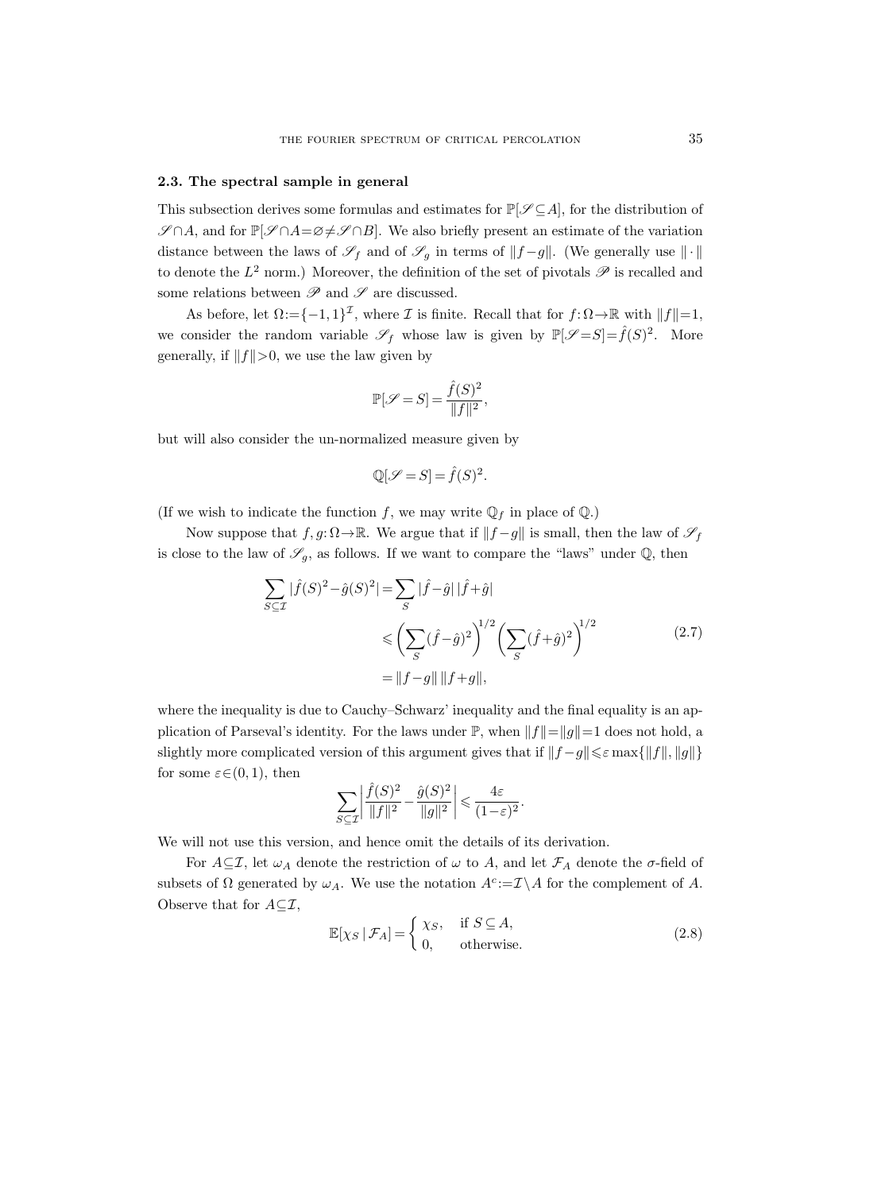### 2.3. The spectral sample in general

This subsection derives some formulas and estimates for $\mathbb{P}[\mathscr{S}\subseteq A]$, for the distribution of $\mathscr{S}\cap A$, and for $\mathbb{P}[\mathscr{S}\cap A=\varnothing\neq\mathscr{S}\cap B]$. We also briefly present an estimate of the variation distance between the laws of $\mathscr{S}_f$ and of $\mathscr{S}_g$ in terms of $\|f-g\|$. (We generally use $\|\cdot\|$ to denote the $L^2$ norm.) Moreover, the definition of the set of pivotals $\mathscr{P}$ is recalled and some relations between $\mathscr{P}$ and $\mathscr{S}$ are discussed.

As before, let $\Omega:=\{-1,1\}^{\mathcal{I}}$, where $\mathcal{I}$ is finite. Recall that for $f:\Omega\to\mathbb{R}$ with $\|f\|=1$, we consider the random variable $\mathscr{S}_f$ whose law is given by $\mathbb{P}[\mathscr{S}=S]=\hat{f}(S)^2$. More generally, if $\|f\|>0$, we use the law given by

$$\mathbb{P}[\mathscr{S}=S]=\frac{\hat{f}(S)^2}{\|f\|^2},$$

but will also consider the un-normalized measure given by

$$\mathbb{Q}[\mathscr{S}=S]=\hat{f}(S)^2.$$

(If we wish to indicate the function $f$, we may write $\mathbb{Q}_f$ in place of $\mathbb{Q}$.)

Now suppose that $f,g:\Omega\to\mathbb{R}$. We argue that if $\|f-g\|$ is small, then the law of $\mathscr{S}_f$ is close to the law of $\mathscr{S}_g$, as follows. If we want to compare the "laws" under $\mathbb{Q}$, then

$$\begin{aligned}\sum_{S\subseteq\mathcal{I}}|\hat{f}(S)^2-\hat{g}(S)^2| &= \sum_S|\hat{f}-\hat{g}|\,|\hat{f}+\hat{g}|\\ &\leqslant \biggl(\sum_S(\hat{f}-\hat{g})^2\biggr)^{1/2}\biggl(\sum_S(\hat{f}+\hat{g})^2\biggr)^{1/2}\\ &= \|f-g\|\,\|f+g\|,\end{aligned}\tag{2.7}$$

where the inequality is due to Cauchy–Schwarz' inequality and the final equality is an application of Parseval's identity. For the laws under $\mathbb{P}$, when $\|f\|=\|g\|=1$ does not hold, a slightly more complicated version of this argument gives that if $\|f-g\|\leqslant\varepsilon\max\{\|f\|,\|g\|\}$ for some $\varepsilon\in(0,1)$, then

$$\sum_{S\subseteq\mathcal{I}}\biggl|\frac{\hat{f}(S)^2}{\|f\|^2}-\frac{\hat{g}(S)^2}{\|g\|^2}\biggr|\leqslant\frac{4\varepsilon}{(1-\varepsilon)^2}.$$

We will not use this version, and hence omit the details of its derivation.

For $A\subseteq\mathcal{I}$, let $\omega_A$ denote the restriction of $\omega$ to $A$, and let $\mathcal{F}_A$ denote the $\sigma$-field of subsets of $\Omega$ generated by $\omega_A$. We use the notation $A^c:=\mathcal{I}\setminus A$ for the complement of $A$. Observe that for $A\subseteq\mathcal{I}$,

$$\mathbb{E}[\chi_S\mid\mathcal{F}_A]=\begin{cases}\chi_S, & \text{if } S\subseteq A,\\ 0, & \text{otherwise.}\end{cases}\tag{2.8}$$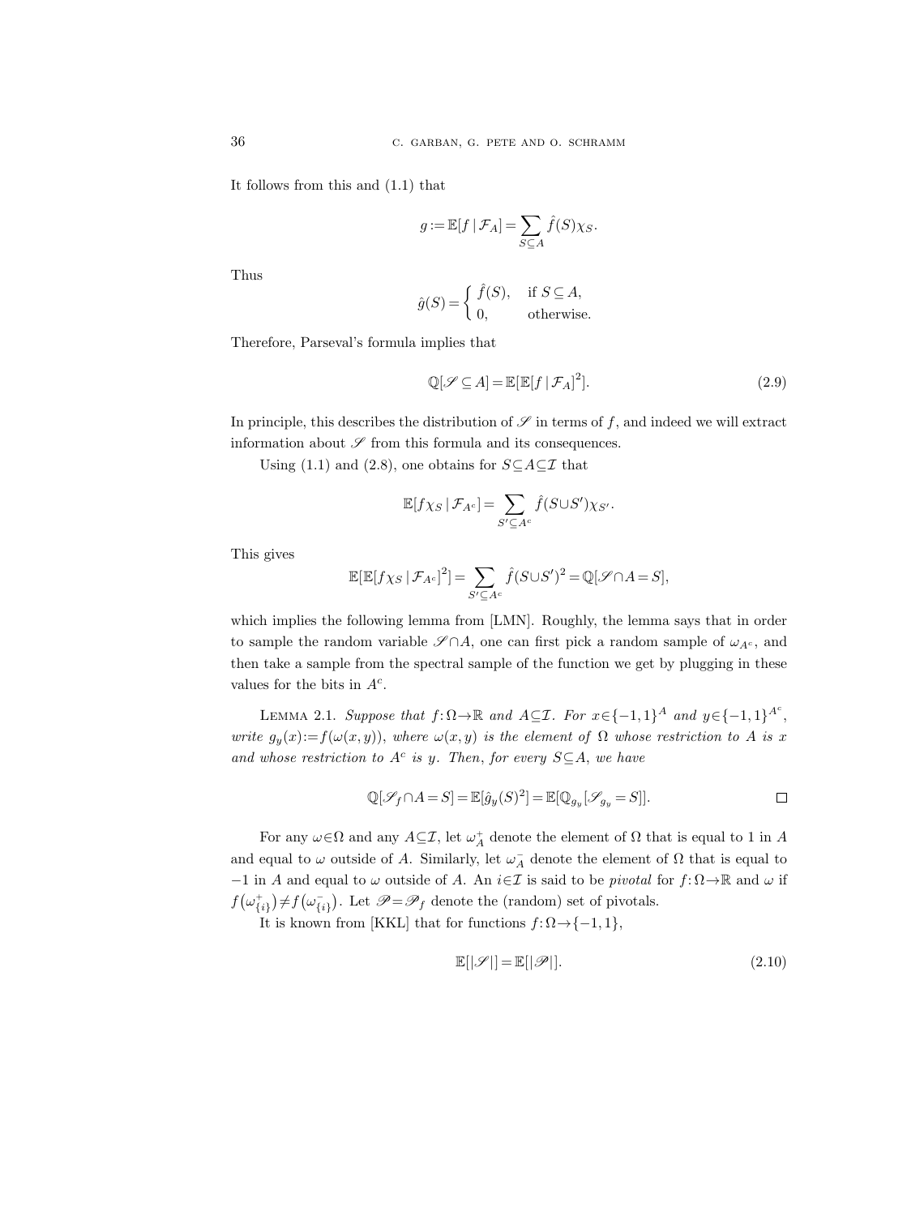It follows from this and (1.1) that

$$g := \mathbb{E}[f \mid \mathcal{F}_A] = \sum_{S \subseteq A} \hat{f}(S)\chi_S.$$

Thus

$$\hat{g}(S) = \begin{cases} \hat{f}(S), & \text{if } S \subseteq A, \\ 0, & \text{otherwise.} \end{cases}$$

Therefore, Parseval's formula implies that

$$\mathbb{Q}[\mathscr{S} \subseteq A] = \mathbb{E}[\mathbb{E}[f \mid \mathcal{F}_A]^2]. \tag{2.9}$$

In principle, this describes the distribution of $\mathscr{S}$ in terms of $f$, and indeed we will extract information about $\mathscr{S}$ from this formula and its consequences.

Using (1.1) and (2.8), one obtains for $S \subseteq A \subseteq \mathcal{I}$ that

$$\mathbb{E}[f\chi_S \mid \mathcal{F}_{A^c}] = \sum_{S' \subseteq A^c} \hat{f}(S \cup S')\chi_{S'}.$$

This gives

$$\mathbb{E}[\mathbb{E}[f\chi_S \mid \mathcal{F}_{A^c}]^2] = \sum_{S' \subseteq A^c} \hat{f}(S \cup S')^2 = \mathbb{Q}[\mathscr{S} \cap A = S],$$

which implies the following lemma from [LMN]. Roughly, the lemma says that in order to sample the random variable $\mathscr{S} \cap A$, one can first pick a random sample of $\omega_{A^c}$, and then take a sample from the spectral sample of the function we get by plugging in these values for the bits in $A^c$.

Lemma 2.1. *Suppose that $f: \Omega \to \mathbb{R}$ and $A \subseteq \mathcal{I}$. For $x \in \{-1,1\}^A$ and $y \in \{-1,1\}^{A^c}$, write $g_y(x) := f(\omega(x,y))$, where $\omega(x,y)$ is the element of $\Omega$ whose restriction to $A$ is $x$ and whose restriction to $A^c$ is $y$. Then, for every $S \subseteq A$, we have*

$$\mathbb{Q}[\mathscr{S}_f \cap A = S] = \mathbb{E}[\hat{g}_y(S)^2] = \mathbb{E}[\mathbb{Q}_{g_y}[\mathscr{S}_{g_y} = S]]. \qquad \square$$

For any $\omega \in \Omega$ and any $A \subseteq \mathcal{I}$, let $\omega_A^+$ denote the element of $\Omega$ that is equal to 1 in $A$ and equal to $\omega$ outside of $A$. Similarly, let $\omega_A^-$ denote the element of $\Omega$ that is equal to $-1$ in $A$ and equal to $\omega$ outside of $A$. An $i \in \mathcal{I}$ is said to be *pivotal* for $f: \Omega \to \mathbb{R}$ and $\omega$ if $f(\omega_{\{i\}}^+) \neq f(\omega_{\{i\}}^-)$. Let $\mathscr{P} = \mathscr{P}_f$ denote the (random) set of pivotals.

It is known from [KKL] that for functions $f: \Omega \to \{-1,1\}$,

$$\mathbb{E}[|\mathscr{S}|] = \mathbb{E}[|\mathscr{P}|]. \tag{2.10}$$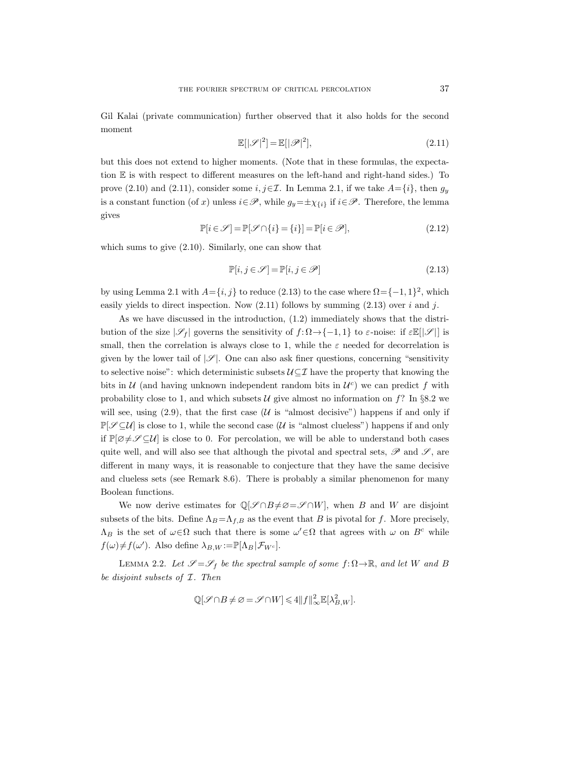Gil Kalai (private communication) further observed that it also holds for the second moment

$$\mathbb{E}[|\mathscr{S}|^2] = \mathbb{E}[|\mathscr{P}|^2], \tag{2.11}$$

but this does not extend to higher moments. (Note that in these formulas, the expectation $\mathbb{E}$ is with respect to different measures on the left-hand and right-hand sides.) To prove (2.10) and (2.11), consider some $i, j \in \mathcal{I}$. In Lemma 2.1, if we take $A = \{i\}$, then $g_y$ is a constant function (of $x$) unless $i \in \mathscr{P}$, while $g_y = \pm\chi_{\{i\}}$ if $i \in \mathscr{P}$. Therefore, the lemma gives

$$\mathbb{P}[i \in \mathscr{S}] = \mathbb{P}[\mathscr{S} \cap \{i\} = \{i\}] = \mathbb{P}[i \in \mathscr{P}], \tag{2.12}$$

which sums to give (2.10). Similarly, one can show that

$$\mathbb{P}[i, j \in \mathscr{S}] = \mathbb{P}[i, j \in \mathscr{P}] \tag{2.13}$$

by using Lemma 2.1 with $A = \{i, j\}$ to reduce (2.13) to the case where $\Omega = \{-1, 1\}^2$, which easily yields to direct inspection. Now (2.11) follows by summing (2.13) over $i$ and $j$.

As we have discussed in the introduction, (1.2) immediately shows that the distribution of the size $|\mathscr{S}_f|$ governs the sensitivity of $f: \Omega \to \{-1, 1\}$ to $\varepsilon$-noise: if $\varepsilon\mathbb{E}[|\mathscr{S}|]$ is small, then the correlation is always close to 1, while the $\varepsilon$ needed for decorrelation is given by the lower tail of $|\mathscr{S}|$. One can also ask finer questions, concerning "sensitivity to selective noise": which deterministic subsets $\mathcal{U} \subseteq \mathcal{I}$ have the property that knowing the bits in $\mathcal{U}$ (and having unknown independent random bits in $\mathcal{U}^c$) we can predict $f$ with probability close to 1, and which subsets $\mathcal{U}$ give almost no information on $f$? In §8.2 we will see, using (2.9), that the first case ($\mathcal{U}$ is "almost decisive") happens if and only if $\mathbb{P}[\mathscr{S} \subseteq \mathcal{U}]$ is close to 1, while the second case ($\mathcal{U}$ is "almost clueless") happens if and only if $\mathbb{P}[\varnothing \neq \mathscr{S} \subseteq \mathcal{U}]$ is close to 0. For percolation, we will be able to understand both cases quite well, and will also see that although the pivotal and spectral sets, $\mathscr{P}$ and $\mathscr{S}$, are different in many ways, it is reasonable to conjecture that they have the same decisive and clueless sets (see Remark 8.6). There is probably a similar phenomenon for many Boolean functions.

We now derive estimates for $\mathbb{Q}[\mathscr{S} \cap B \neq \varnothing = \mathscr{S} \cap W]$, when $B$ and $W$ are disjoint subsets of the bits. Define $\Lambda_B = \Lambda_{f,B}$ as the event that $B$ is pivotal for $f$. More precisely, $\Lambda_B$ is the set of $\omega \in \Omega$ such that there is some $\omega' \in \Omega$ that agrees with $\omega$ on $B^c$ while $f(\omega) \neq f(\omega')$. Also define $\lambda_{B,W} := \mathbb{P}[\Lambda_B \mid \mathcal{F}_{W^c}]$.

LEMMA 2.2. *Let $\mathscr{S} = \mathscr{S}_f$ be the spectral sample of some $f: \Omega \to \mathbb{R}$, and let $W$ and $B$ be disjoint subsets of $\mathcal{I}$. Then*

$$\mathbb{Q}[\mathscr{S} \cap B \neq \varnothing = \mathscr{S} \cap W] \leqslant 4\|f\|_\infty^2 \mathbb{E}[\lambda_{B,W}^2].$$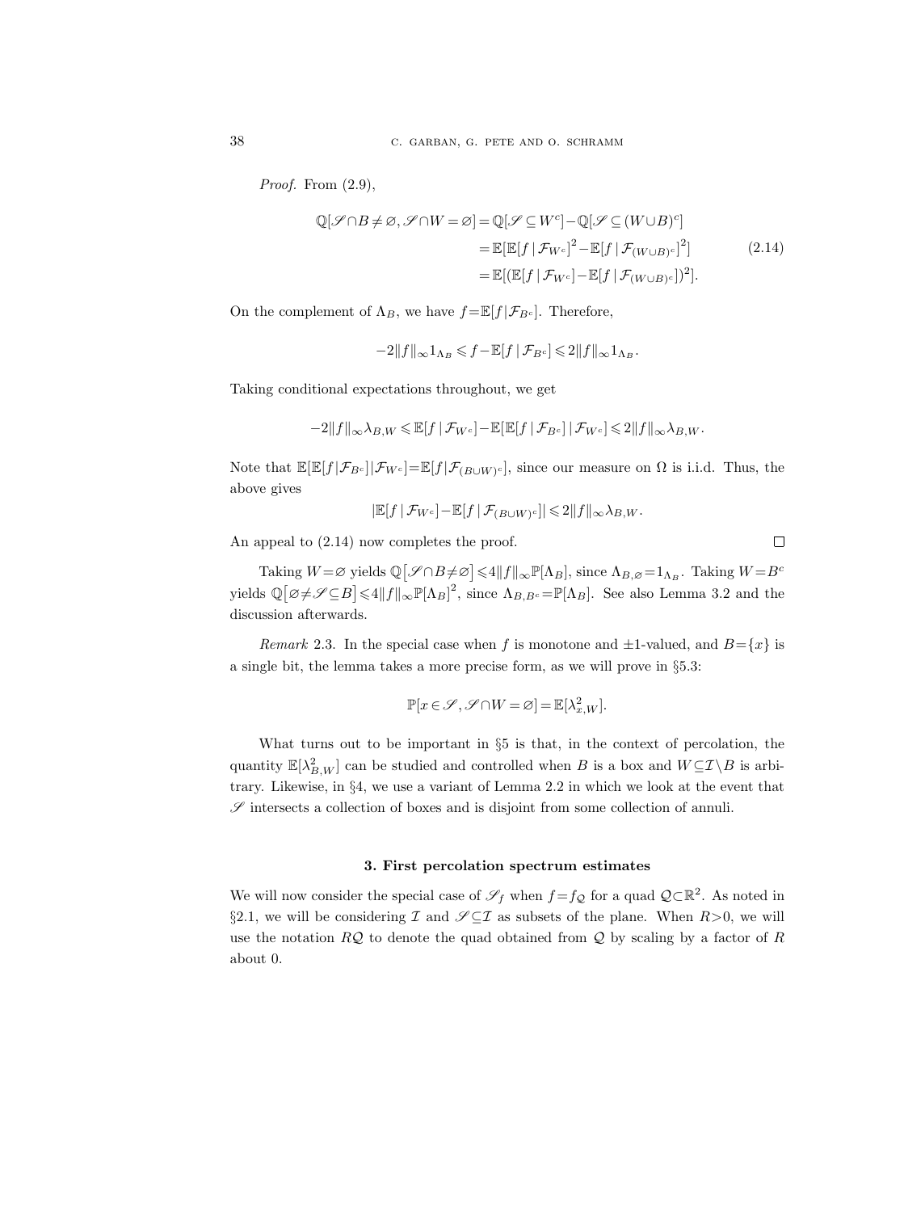*Proof.* From (2.9),

$$\begin{aligned}
\mathbb{Q}[\mathscr{S}\cap B\neq\varnothing, \mathscr{S}\cap W=\varnothing] &= \mathbb{Q}[\mathscr{S}\subseteq W^c]-\mathbb{Q}[\mathscr{S}\subseteq (W\cup B)^c] \\
&= \mathbb{E}[\mathbb{E}[f\,|\,\mathcal{F}_{W^c}]^2-\mathbb{E}[f\,|\,\mathcal{F}_{(W\cup B)^c}]^2] \\
&= \mathbb{E}[(\mathbb{E}[f\,|\,\mathcal{F}_{W^c}]-\mathbb{E}[f\,|\,\mathcal{F}_{(W\cup B)^c}])^2].
\end{aligned} \tag{2.14}$$

On the complement of $\Lambda_B$, we have $f=\mathbb{E}[f|\mathcal{F}_{B^c}]$. Therefore,

$$-2\|f\|_\infty 1_{\Lambda_B} \leqslant f-\mathbb{E}[f\,|\,\mathcal{F}_{B^c}] \leqslant 2\|f\|_\infty 1_{\Lambda_B}.$$

Taking conditional expectations throughout, we get

$$-2\|f\|_\infty \lambda_{B,W} \leqslant \mathbb{E}[f\,|\,\mathcal{F}_{W^c}]-\mathbb{E}[\mathbb{E}[f\,|\,\mathcal{F}_{B^c}]\,|\,\mathcal{F}_{W^c}] \leqslant 2\|f\|_\infty \lambda_{B,W}.$$

Note that $\mathbb{E}[\mathbb{E}[f|\mathcal{F}_{B^c}]|\mathcal{F}_{W^c}]=\mathbb{E}[f|\mathcal{F}_{(B\cup W)^c}]$, since our measure on $\Omega$ is i.i.d. Thus, the above gives

$$|\mathbb{E}[f\,|\,\mathcal{F}_{W^c}]-\mathbb{E}[f\,|\,\mathcal{F}_{(B\cup W)^c}]| \leqslant 2\|f\|_\infty \lambda_{B,W}.$$

An appeal to (2.14) now completes the proof. $\square$

Taking $W=\varnothing$ yields $\mathbb{Q}\big[\mathscr{S}\cap B\neq\varnothing\big]\leqslant 4\|f\|_\infty \mathbb{P}[\Lambda_B]$, since $\Lambda_{B,\varnothing}=1_{\Lambda_B}$. Taking $W=B^c$ yields $\mathbb{Q}\big[\varnothing\neq\mathscr{S}\subseteq B\big]\leqslant 4\|f\|_\infty \mathbb{P}[\Lambda_B]^2$, since $\Lambda_{B,B^c}=\mathbb{P}[\Lambda_B]$. See also Lemma 3.2 and the discussion afterwards.

*Remark* 2.3. In the special case when $f$ is monotone and $\pm 1$-valued, and $B=\{x\}$ is a single bit, the lemma takes a more precise form, as we will prove in §5.3:

$$\mathbb{P}[x\in\mathscr{S}, \mathscr{S}\cap W=\varnothing]=\mathbb{E}[\lambda_{x,W}^2].$$

What turns out to be important in §5 is that, in the context of percolation, the quantity $\mathbb{E}[\lambda_{B,W}^2]$ can be studied and controlled when $B$ is a box and $W\subseteq\mathcal{I}\setminus B$ is arbitrary. Likewise, in §4, we use a variant of Lemma 2.2 in which we look at the event that $\mathscr{S}$ intersects a collection of boxes and is disjoint from some collection of annuli.

## 3. First percolation spectrum estimates

We will now consider the special case of $\mathscr{S}_f$ when $f=f_{\mathcal{Q}}$ for a quad $\mathcal{Q}\subset\mathbb{R}^2$. As noted in §2.1, we will be considering $\mathcal{I}$ and $\mathscr{S}\subseteq\mathcal{I}$ as subsets of the plane. When $R>0$, we will use the notation $R\mathcal{Q}$ to denote the quad obtained from $\mathcal{Q}$ by scaling by a factor of $R$ about 0.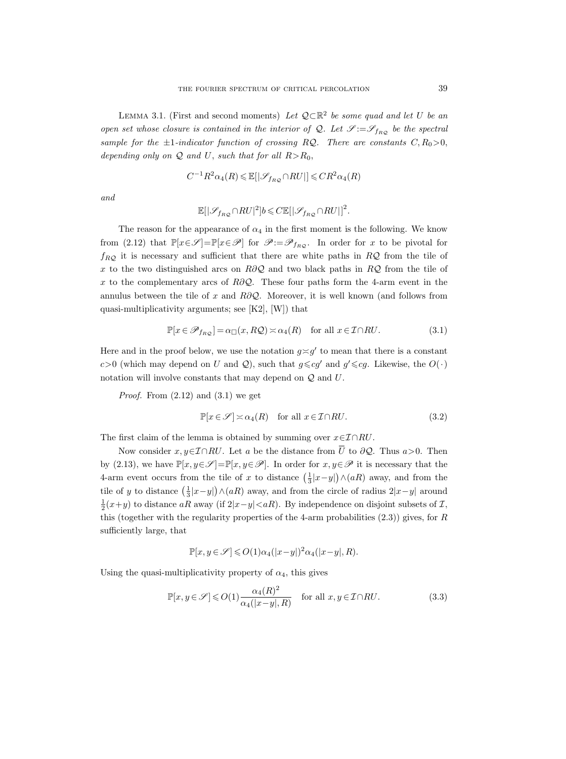LEMMA 3.1. (First and second moments) *Let $\mathcal{Q}\subset\mathbb{R}^2$ be some quad and let $U$ be an open set whose closure is contained in the interior of $\mathcal{Q}$. Let $\mathscr{S}:=\mathscr{S}_{f_{R\mathcal{Q}}}$ be the spectral sample for the $\pm1$-indicator function of crossing $R\mathcal{Q}$. There are constants $C, R_0>0$, depending only on $\mathcal{Q}$ and $U$, such that for all $R>R_0$,*

$$C^{-1}R^2\alpha_4(R)\leqslant \mathbb{E}[|\mathscr{S}_{f_{R\mathcal{Q}}}\cap RU|]\leqslant CR^2\alpha_4(R)$$

*and*

$$\mathbb{E}[|\mathscr{S}_{f_{R\mathcal{Q}}}\cap RU|^2]b\leqslant C\mathbb{E}[|\mathscr{S}_{f_{R\mathcal{Q}}}\cap RU|]^2.$$

The reason for the appearance of $\alpha_4$ in the first moment is the following. We know from (2.12) that $\mathbb{P}[x\in\mathscr{S}]=\mathbb{P}[x\in\mathscr{P}]$ for $\mathscr{P}:=\mathscr{P}_{f_{R\mathcal{Q}}}$. In order for $x$ to be pivotal for $f_{R\mathcal{Q}}$ it is necessary and sufficient that there are white paths in $R\mathcal{Q}$ from the tile of $x$ to the two distinguished arcs on $R\partial\mathcal{Q}$ and two black paths in $R\mathcal{Q}$ from the tile of $x$ to the complementary arcs of $R\partial\mathcal{Q}$. These four paths form the 4-arm event in the annulus between the tile of $x$ and $R\partial\mathcal{Q}$. Moreover, it is well known (and follows from quasi-multiplicativity arguments; see [K2], [W]) that

$$\mathbb{P}[x\in\mathscr{P}_{f_{R\mathcal{Q}}}]=\alpha_\square(x,R\mathcal{Q})\asymp\alpha_4(R)\quad\text{for all } x\in\mathcal{I}\cap RU. \tag{3.1}$$

Here and in the proof below, we use the notation $g\asymp g'$ to mean that there is a constant $c>0$ (which may depend on $U$ and $\mathcal{Q}$), such that $g\leqslant cg'$ and $g'\leqslant cg$. Likewise, the $O(\cdot)$ notation will involve constants that may depend on $\mathcal{Q}$ and $U$.

*Proof.* From (2.12) and (3.1) we get

$$\mathbb{P}[x\in\mathscr{S}]\asymp\alpha_4(R)\quad\text{for all } x\in\mathcal{I}\cap RU. \tag{3.2}$$

The first claim of the lemma is obtained by summing over $x\in\mathcal{I}\cap RU$.

Now consider $x,y\in\mathcal{I}\cap RU$. Let $a$ be the distance from $\overline{U}$ to $\partial\mathcal{Q}$. Thus $a>0$. Then by (2.13), we have $\mathbb{P}[x,y\in\mathscr{S}]=\mathbb{P}[x,y\in\mathscr{P}]$. In order for $x,y\in\mathscr{P}$ it is necessary that the 4-arm event occurs from the tile of $x$ to distance $\left(\frac{1}{3}|x-y|\right)\wedge(aR)$ away, and from the tile of $y$ to distance $\left(\frac{1}{3}|x-y|\right)\wedge(aR)$ away, and from the circle of radius $2|x-y|$ around $\frac{1}{2}(x+y)$ to distance $aR$ away (if $2|x-y|<aR$). By independence on disjoint subsets of $\mathcal{I}$, this (together with the regularity properties of the 4-arm probabilities (2.3)) gives, for $R$ sufficiently large, that

$$\mathbb{P}[x,y\in\mathscr{S}]\leqslant O(1)\alpha_4(|x-y|)^2\alpha_4(|x-y|,R).$$

Using the quasi-multiplicativity property of $\alpha_4$, this gives

$$\mathbb{P}[x,y\in\mathscr{S}]\leqslant O(1)\frac{\alpha_4(R)^2}{\alpha_4(|x-y|,R)}\quad\text{for all } x,y\in\mathcal{I}\cap RU. \tag{3.3}$$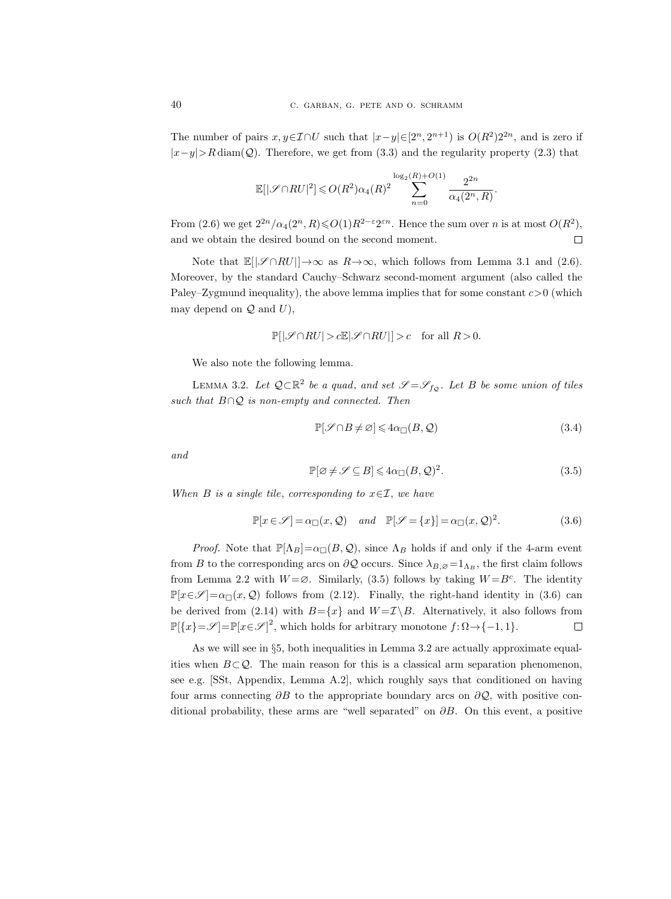The number of pairs $x, y \in \mathcal{I} \cap U$ such that $|x-y| \in [2^n, 2^{n+1})$ is $O(R^2)2^{2n}$, and is zero if $|x-y| > R\,\mathrm{diam}(\mathcal{Q})$. Therefore, we get from (3.3) and the regularity property (2.3) that

$$\mathbb{E}[|\mathscr{S} \cap RU|^2] \leqslant O(R^2)\alpha_4(R)^2 \sum_{n=0}^{\log_2(R)+O(1)} \frac{2^{2n}}{\alpha_4(2^n, R)}.$$

From (2.6) we get $2^{2n}/\alpha_4(2^n, R) \leqslant O(1)R^{2-\varepsilon}2^{\varepsilon n}$. Hence the sum over $n$ is at most $O(R^2)$, and we obtain the desired bound on the second moment. $\square$

Note that $\mathbb{E}[|\mathscr{S} \cap RU|] \to \infty$ as $R \to \infty$, which follows from Lemma 3.1 and (2.6). Moreover, by the standard Cauchy–Schwarz second-moment argument (also called the Paley–Zygmund inequality), the above lemma implies that for some constant $c > 0$ (which may depend on $\mathcal{Q}$ and $U$),

$$\mathbb{P}[|\mathscr{S} \cap RU| > c\mathbb{E}|\mathscr{S} \cap RU|] > c \quad \text{for all } R > 0.$$

We also note the following lemma.

Lemma 3.2. *Let $\mathcal{Q} \subset \mathbb{R}^2$ be a quad, and set $\mathscr{S} = \mathscr{S}_{f_\mathcal{Q}}$. Let $B$ be some union of tiles such that $B \cap \mathcal{Q}$ is non-empty and connected. Then*

$$\mathbb{P}[\mathscr{S} \cap B \neq \varnothing] \leqslant 4\alpha_\square(B, \mathcal{Q}) \tag{3.4}$$

*and*

$$\mathbb{P}[\varnothing \neq \mathscr{S} \subseteq B] \leqslant 4\alpha_\square(B, \mathcal{Q})^2. \tag{3.5}$$

*When $B$ is a single tile, corresponding to $x \in \mathcal{I}$, we have*

$$\mathbb{P}[x \in \mathscr{S}] = \alpha_\square(x, \mathcal{Q}) \quad \text{and} \quad \mathbb{P}[\mathscr{S} = \{x\}] = \alpha_\square(x, \mathcal{Q})^2. \tag{3.6}$$

*Proof.* Note that $\mathbb{P}[\Lambda_B] = \alpha_\square(B, \mathcal{Q})$, since $\Lambda_B$ holds if and only if the 4-arm event from $B$ to the corresponding arcs on $\partial\mathcal{Q}$ occurs. Since $\lambda_{B,\varnothing} = 1_{\Lambda_B}$, the first claim follows from Lemma 2.2 with $W = \varnothing$. Similarly, (3.5) follows by taking $W = B^c$. The identity $\mathbb{P}[x \in \mathscr{S}] = \alpha_\square(x, \mathcal{Q})$ follows from (2.12). Finally, the right-hand identity in (3.6) can be derived from (2.14) with $B = \{x\}$ and $W = \mathcal{I} \setminus B$. Alternatively, it also follows from $\mathbb{P}[\{x\} = \mathscr{S}] = \mathbb{P}[x \in \mathscr{S}]^2$, which holds for arbitrary monotone $f\colon \Omega \to \{-1, 1\}$. $\square$

As we will see in §5, both inequalities in Lemma 3.2 are actually approximate equalities when $B \subset \mathcal{Q}$. The main reason for this is a classical arm separation phenomenon, see e.g. [SSt, Appendix, Lemma A.2], which roughly says that conditioned on having four arms connecting $\partial B$ to the appropriate boundary arcs on $\partial\mathcal{Q}$, with positive conditional probability, these arms are "well separated" on $\partial B$. On this event, a positive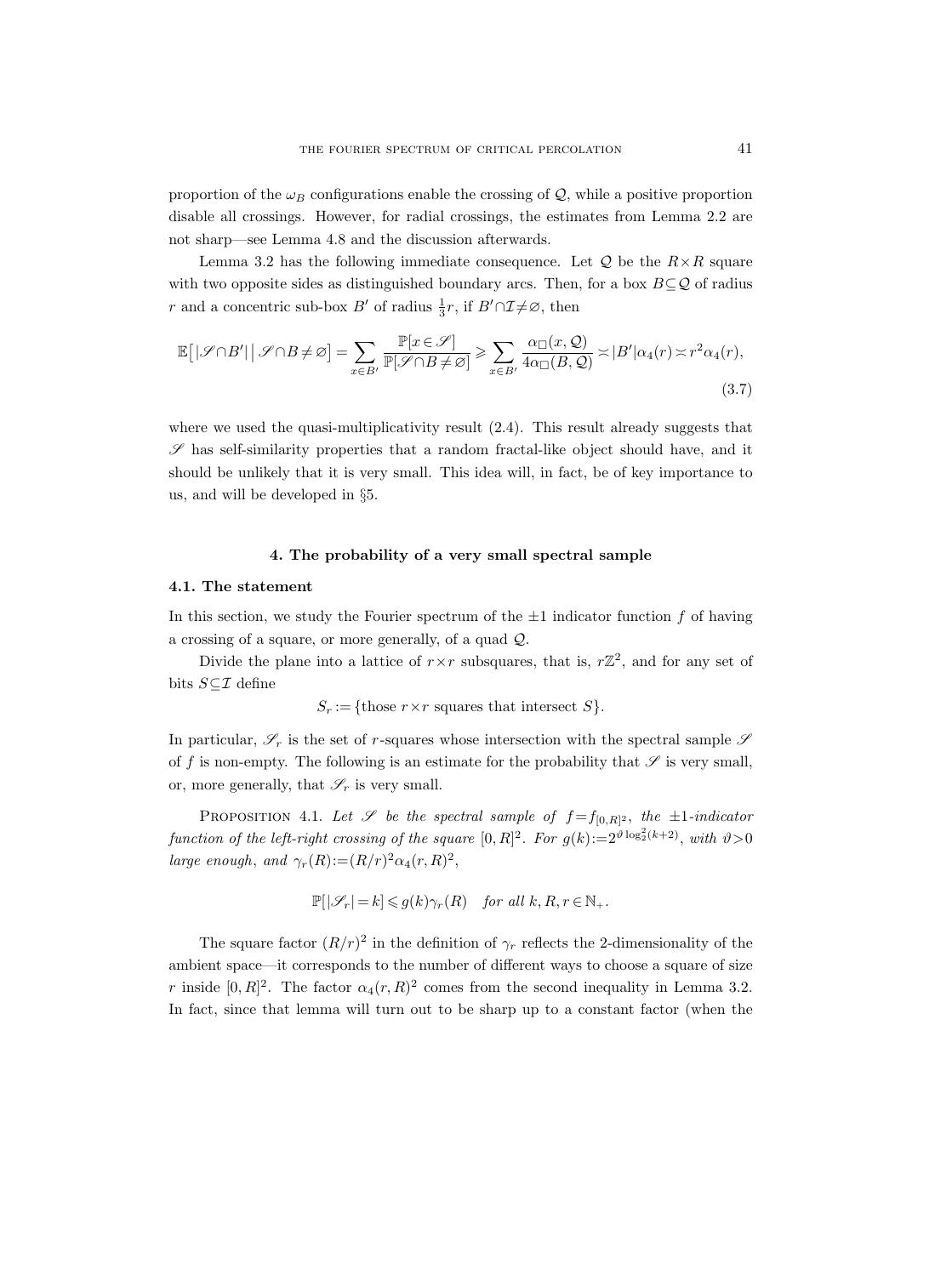proportion of the $\omega_B$ configurations enable the crossing of $\mathcal{Q}$, while a positive proportion disable all crossings. However, for radial crossings, the estimates from Lemma 2.2 are not sharp—see Lemma 4.8 and the discussion afterwards.

Lemma 3.2 has the following immediate consequence. Let $\mathcal{Q}$ be the $R\times R$ square with two opposite sides as distinguished boundary arcs. Then, for a box $B\subseteq\mathcal{Q}$ of radius $r$ and a concentric sub-box $B'$ of radius $\frac{1}{3}r$, if $B'\cap\mathcal{I}\neq\varnothing$, then

$$\mathbb{E}\big[|\mathscr{S}\cap B'|\,\big|\,\mathscr{S}\cap B\neq\varnothing\big]=\sum_{x\in B'}\frac{\mathbb{P}[x\in\mathscr{S}]}{\mathbb{P}[\mathscr{S}\cap B\neq\varnothing]}\geqslant\sum_{x\in B'}\frac{\alpha_\square(x,\mathcal{Q})}{4\alpha_\square(B,\mathcal{Q})}\asymp|B'|\alpha_4(r)\asymp r^2\alpha_4(r),\tag{3.7}$$

where we used the quasi-multiplicativity result (2.4). This result already suggests that $\mathscr{S}$ has self-similarity properties that a random fractal-like object should have, and it should be unlikely that it is very small. This idea will, in fact, be of key importance to us, and will be developed in §5.

## 4. The probability of a very small spectral sample

### 4.1. The statement

In this section, we study the Fourier spectrum of the $\pm1$ indicator function $f$ of having a crossing of a square, or more generally, of a quad $\mathcal{Q}$.

Divide the plane into a lattice of $r\times r$ subsquares, that is, $r\mathbb{Z}^2$, and for any set of bits $S\subseteq\mathcal{I}$ define

$$S_r:=\{\text{those } r\times r \text{ squares that intersect } S\}.$$

In particular, $\mathscr{S}_r$ is the set of $r$-squares whose intersection with the spectral sample $\mathscr{S}$ of $f$ is non-empty. The following is an estimate for the probability that $\mathscr{S}$ is very small, or, more generally, that $\mathscr{S}_r$ is very small.

PROPOSITION 4.1. *Let $\mathscr{S}$ be the spectral sample of $f=f_{[0,R]^2}$, the $\pm1$-indicator function of the left-right crossing of the square $[0,R]^2$. For $g(k):=2^{\vartheta\log_2^2(k+2)}$, with $\vartheta>0$ large enough, and $\gamma_r(R):=(R/r)^2\alpha_4(r,R)^2$,*

$$\mathbb{P}[|\mathscr{S}_r|=k]\leqslant g(k)\gamma_r(R)\quad\text{for all } k,R,r\in\mathbb{N}_+.$$

The square factor $(R/r)^2$ in the definition of $\gamma_r$ reflects the 2-dimensionality of the ambient space—it corresponds to the number of different ways to choose a square of size $r$ inside $[0,R]^2$. The factor $\alpha_4(r,R)^2$ comes from the second inequality in Lemma 3.2. In fact, since that lemma will turn out to be sharp up to a constant factor (when the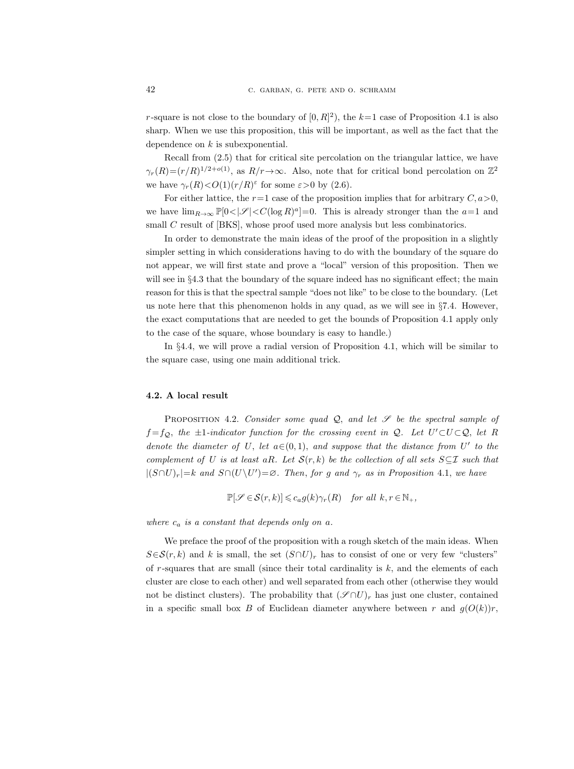$r$-square is not close to the boundary of $[0,R]^2$), the $k=1$ case of Proposition 4.1 is also sharp. When we use this proposition, this will be important, as well as the fact that the dependence on $k$ is subexponential.

Recall from (2.5) that for critical site percolation on the triangular lattice, we have $\gamma_r(R)=(r/R)^{1/2+o(1)}$, as $R/r\to\infty$. Also, note that for critical bond percolation on $\mathbb{Z}^2$ we have $\gamma_r(R)<O(1)(r/R)^\varepsilon$ for some $\varepsilon>0$ by (2.6).

For either lattice, the $r=1$ case of the proposition implies that for arbitrary $C,a>0$, we have $\lim_{R\to\infty}\mathbb{P}[0<|\mathscr{S}|<C(\log R)^a]=0$. This is already stronger than the $a=1$ and small $C$ result of [BKS], whose proof used more analysis but less combinatorics.

In order to demonstrate the main ideas of the proof of the proposition in a slightly simpler setting in which considerations having to do with the boundary of the square do not appear, we will first state and prove a "local" version of this proposition. Then we will see in §4.3 that the boundary of the square indeed has no significant effect; the main reason for this is that the spectral sample "does not like" to be close to the boundary. (Let us note here that this phenomenon holds in any quad, as we will see in §7.4. However, the exact computations that are needed to get the bounds of Proposition 4.1 apply only to the case of the square, whose boundary is easy to handle.)

In §4.4, we will prove a radial version of Proposition 4.1, which will be similar to the square case, using one main additional trick.

### 4.2. A local result

PROPOSITION 4.2. *Consider some quad $\mathcal{Q}$, and let $\mathscr{S}$ be the spectral sample of $f=f_{\mathcal{Q}}$, the $\pm1$-indicator function for the crossing event in $\mathcal{Q}$. Let $U'\subset U\subset\mathcal{Q}$, let $R$ denote the diameter of $U$, let $a\in(0,1)$, and suppose that the distance from $U'$ to the complement of $U$ is at least $aR$. Let $\mathcal{S}(r,k)$ be the collection of all sets $S\subseteq\mathcal{I}$ such that $|(S\cap U)_r|=k$ and $S\cap(U\setminus U')=\varnothing$. Then, for $g$ and $\gamma_r$ as in Proposition 4.1, we have*

$$\mathbb{P}[\mathscr{S}\in\mathcal{S}(r,k)]\leqslant c_a g(k)\gamma_r(R)\quad\text{for all } k,r\in\mathbb{N}_+,$$

*where $c_a$ is a constant that depends only on $a$.*

We preface the proof of the proposition with a rough sketch of the main ideas. When $S\in\mathcal{S}(r,k)$ and $k$ is small, the set $(S\cap U)_r$ has to consist of one or very few "clusters" of $r$-squares that are small (since their total cardinality is $k$, and the elements of each cluster are close to each other) and well separated from each other (otherwise they would not be distinct clusters). The probability that $(\mathscr{S}\cap U)_r$ has just one cluster, contained in a specific small box $B$ of Euclidean diameter anywhere between $r$ and $g(O(k))r$,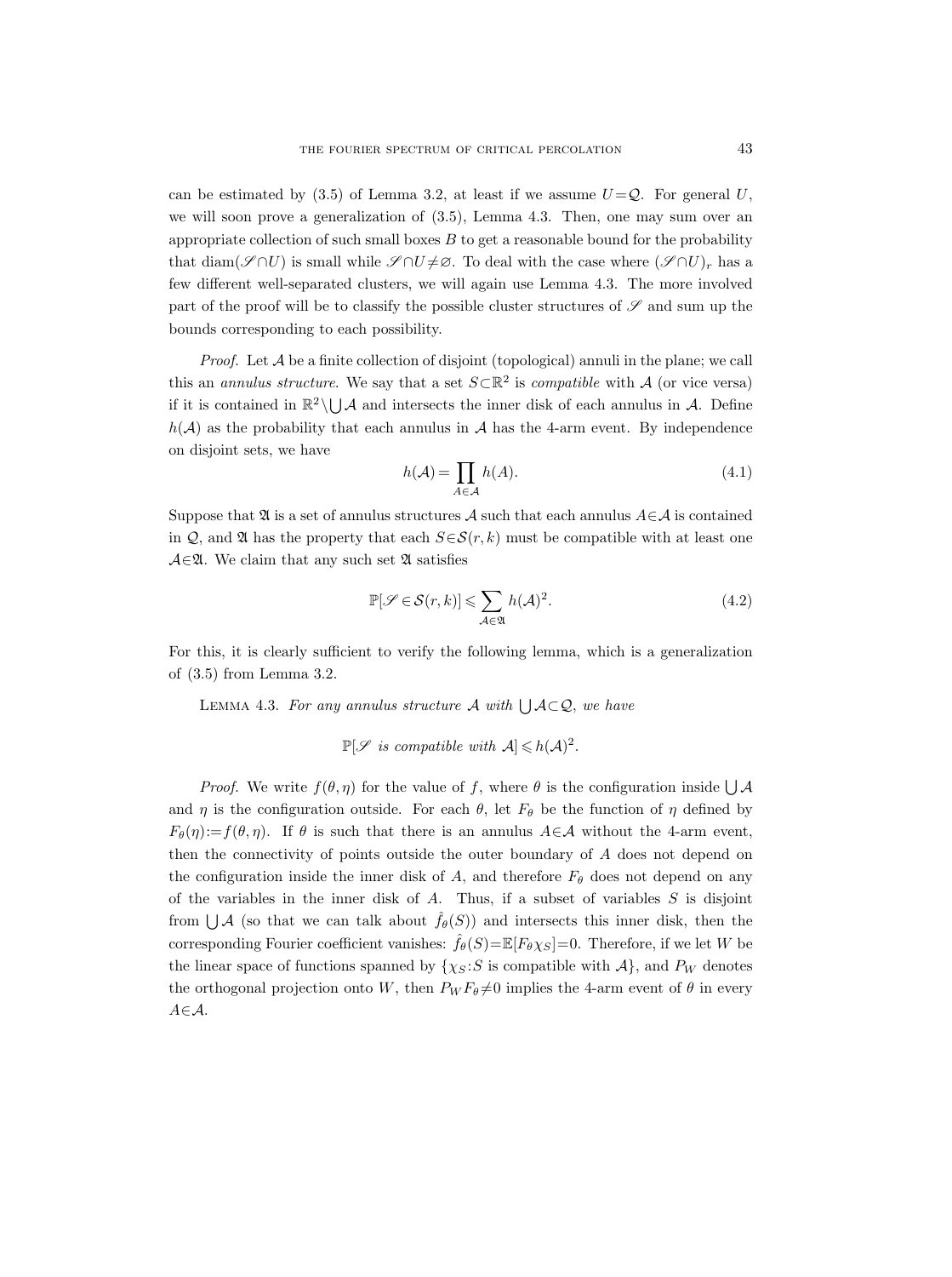can be estimated by (3.5) of Lemma 3.2, at least if we assume $U=\mathcal{Q}$. For general $U$, we will soon prove a generalization of (3.5), Lemma 4.3. Then, one may sum over an appropriate collection of such small boxes $B$ to get a reasonable bound for the probability that $\operatorname{diam}(\mathscr{S}\cap U)$ is small while $\mathscr{S}\cap U\neq\varnothing$. To deal with the case where $(\mathscr{S}\cap U)_r$ has a few different well-separated clusters, we will again use Lemma 4.3. The more involved part of the proof will be to classify the possible cluster structures of $\mathscr{S}$ and sum up the bounds corresponding to each possibility.

*Proof.* Let $\mathcal{A}$ be a finite collection of disjoint (topological) annuli in the plane; we call this an *annulus structure*. We say that a set $S\subset\mathbb{R}^2$ is *compatible* with $\mathcal{A}$ (or vice versa) if it is contained in $\mathbb{R}^2\setminus\bigcup\mathcal{A}$ and intersects the inner disk of each annulus in $\mathcal{A}$. Define $h(\mathcal{A})$ as the probability that each annulus in $\mathcal{A}$ has the 4-arm event. By independence on disjoint sets, we have

$$h(\mathcal{A})=\prod_{A\in\mathcal{A}}h(A). \tag{4.1}$$

Suppose that $\mathfrak{A}$ is a set of annulus structures $\mathcal{A}$ such that each annulus $A\in\mathcal{A}$ is contained in $\mathcal{Q}$, and $\mathfrak{A}$ has the property that each $S\in\mathcal{S}(r,k)$ must be compatible with at least one $\mathcal{A}\in\mathfrak{A}$. We claim that any such set $\mathfrak{A}$ satisfies

$$\mathbb{P}[\mathscr{S}\in\mathcal{S}(r,k)]\leqslant\sum_{\mathcal{A}\in\mathfrak{A}}h(\mathcal{A})^2. \tag{4.2}$$

For this, it is clearly sufficient to verify the following lemma, which is a generalization of (3.5) from Lemma 3.2.

Lemma 4.3. *For any annulus structure $\mathcal{A}$ with $\bigcup\mathcal{A}\subset\mathcal{Q}$, we have*

$$\mathbb{P}[\mathscr{S} \text{ is compatible with } \mathcal{A}]\leqslant h(\mathcal{A})^2.$$

*Proof.* We write $f(\theta,\eta)$ for the value of $f$, where $\theta$ is the configuration inside $\bigcup\mathcal{A}$ and $\eta$ is the configuration outside. For each $\theta$, let $F_\theta$ be the function of $\eta$ defined by $F_\theta(\eta):=f(\theta,\eta)$. If $\theta$ is such that there is an annulus $A\in\mathcal{A}$ without the 4-arm event, then the connectivity of points outside the outer boundary of $A$ does not depend on the configuration inside the inner disk of $A$, and therefore $F_\theta$ does not depend on any of the variables in the inner disk of $A$. Thus, if a subset of variables $S$ is disjoint from $\bigcup\mathcal{A}$ (so that we can talk about $\hat{f}_\theta(S)$) and intersects this inner disk, then the corresponding Fourier coefficient vanishes: $\hat{f}_\theta(S)=\mathbb{E}[F_\theta\chi_S]=0$. Therefore, if we let $W$ be the linear space of functions spanned by $\{\chi_S:S \text{ is compatible with } \mathcal{A}\}$, and $P_W$ denotes the orthogonal projection onto $W$, then $P_WF_\theta\neq0$ implies the 4-arm event of $\theta$ in every $A\in\mathcal{A}$.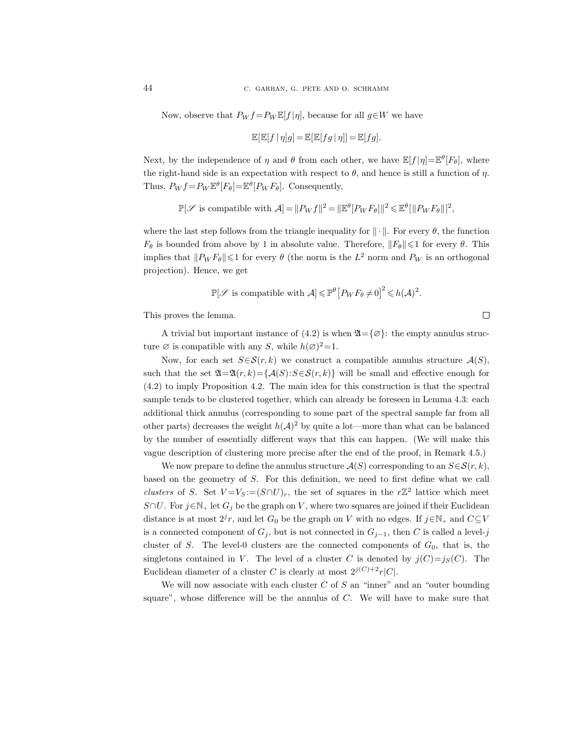Now, observe that $P_W f = P_W \mathbb{E}[f \,|\, \eta]$, because for all $g \in W$ we have

$$\mathbb{E}[\mathbb{E}[f \mid \eta] g] = \mathbb{E}[\mathbb{E}[fg \mid \eta]] = \mathbb{E}[fg].$$

Next, by the independence of $\eta$ and $\theta$ from each other, we have $\mathbb{E}[f \,|\, \eta] = \mathbb{E}^\theta[F_\theta]$, where the right-hand side is an expectation with respect to $\theta$, and hence is still a function of $\eta$. Thus, $P_W f = P_W \mathbb{E}^\theta[F_\theta] = \mathbb{E}^\theta[P_W F_\theta]$. Consequently,

$$\mathbb{P}[\mathscr{S} \text{ is compatible with } \mathcal{A}] = \|P_W f\|^2 = \|\mathbb{E}^\theta[P_W F_\theta]\|^2 \leqslant \mathbb{E}^\theta[\|P_W F_\theta\|]^2,$$

where the last step follows from the triangle inequality for $\|\cdot\|$. For every $\theta$, the function $F_\theta$ is bounded from above by 1 in absolute value. Therefore, $\|F_\theta\| \leqslant 1$ for every $\theta$. This implies that $\|P_W F_\theta\| \leqslant 1$ for every $\theta$ (the norm is the $L^2$ norm and $P_W$ is an orthogonal projection). Hence, we get

$$\mathbb{P}[\mathscr{S} \text{ is compatible with } \mathcal{A}] \leqslant \mathbb{P}^\theta\big[P_W F_\theta \neq 0\big]^2 \leqslant h(\mathcal{A})^2.$$

This proves the lemma. $\square$

A trivial but important instance of (4.2) is when $\mathfrak{A} = \{\varnothing\}$: the empty annulus structure $\varnothing$ is compatible with any $S$, while $h(\varnothing)^2 = 1$.

Now, for each set $S \in \mathcal{S}(r,k)$ we construct a compatible annulus structure $\mathcal{A}(S)$, such that the set $\mathfrak{A} = \mathfrak{A}(r,k) = \{\mathcal{A}(S) : S \in \mathcal{S}(r,k)\}$ will be small and effective enough for (4.2) to imply Proposition 4.2. The main idea for this construction is that the spectral sample tends to be clustered together, which can already be foreseen in Lemma 4.3: each additional thick annulus (corresponding to some part of the spectral sample far from all other parts) decreases the weight $h(\mathcal{A})^2$ by quite a lot—more than what can be balanced by the number of essentially different ways that this can happen. (We will make this vague description of clustering more precise after the end of the proof, in Remark 4.5.)

We now prepare to define the annulus structure $\mathcal{A}(S)$ corresponding to an $S \in \mathcal{S}(r,k)$, based on the geometry of $S$. For this definition, we need to first define what we call *clusters* of $S$. Set $V = V_S := (S \cap U)_r$, the set of squares in the $r\mathbb{Z}^2$ lattice which meet $S \cap U$. For $j \in \mathbb{N}_+$ let $G_j$ be the graph on $V$, where two squares are joined if their Euclidean distance is at most $2^j r$, and let $G_0$ be the graph on $V$ with no edges. If $j \in \mathbb{N}_+$ and $C \subseteq V$ is a connected component of $G_j$, but is not connected in $G_{j-1}$, then $C$ is called a level-$j$ cluster of $S$. The level-0 clusters are the connected components of $G_0$, that is, the singletons contained in $V$. The level of a cluster $C$ is denoted by $j(C) = j_S(C)$. The Euclidean diameter of a cluster $C$ is clearly at most $2^{j(C)+2} r |C|$.

We will now associate with each cluster $C$ of $S$ an "inner" and an "outer bounding square", whose difference will be the annulus of $C$. We will have to make sure that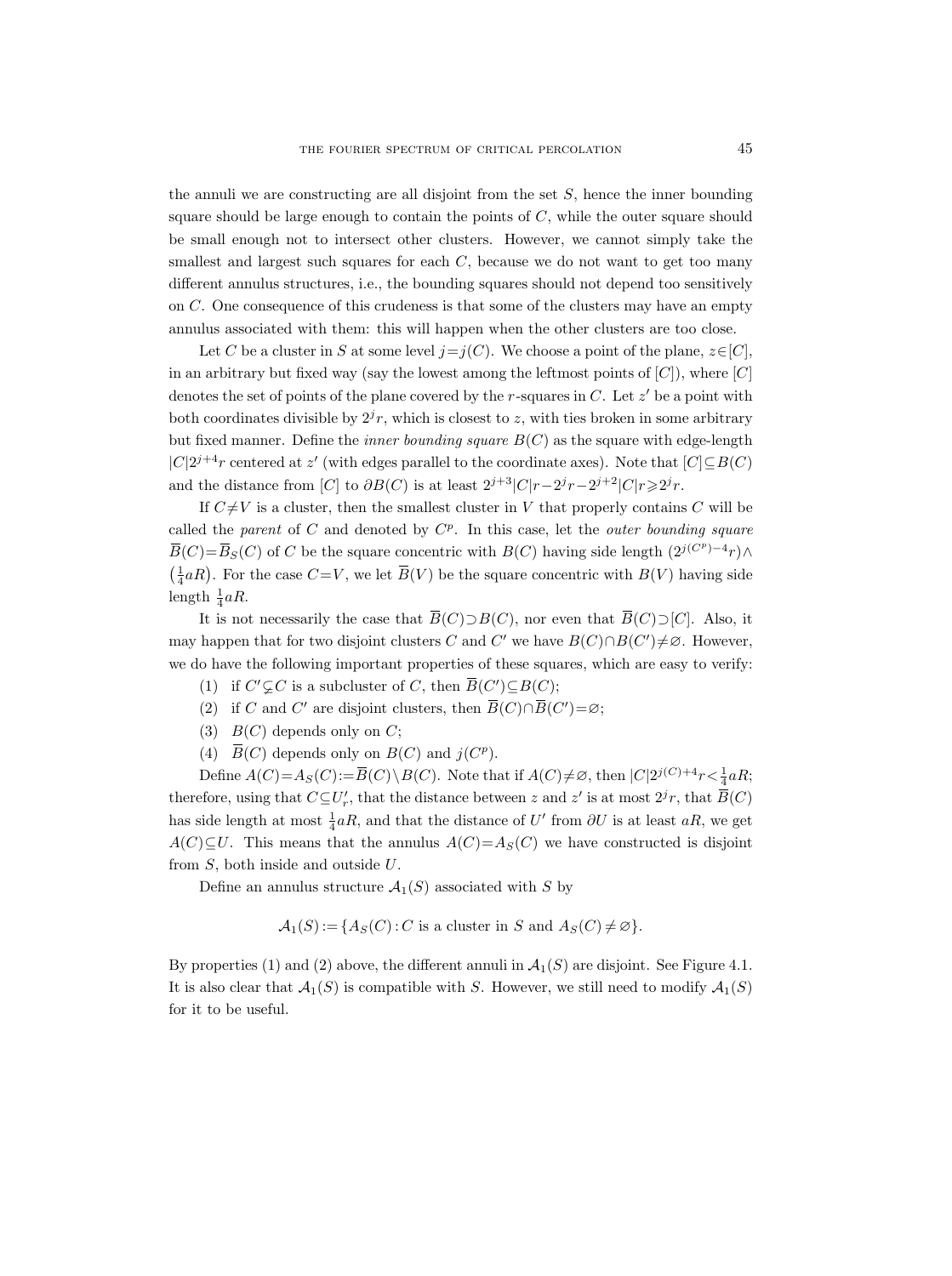the annuli we are constructing are all disjoint from the set $S$, hence the inner bounding square should be large enough to contain the points of $C$, while the outer square should be small enough not to intersect other clusters. However, we cannot simply take the smallest and largest such squares for each $C$, because we do not want to get too many different annulus structures, i.e., the bounding squares should not depend too sensitively on $C$. One consequence of this crudeness is that some of the clusters may have an empty annulus associated with them: this will happen when the other clusters are too close.

Let $C$ be a cluster in $S$ at some level $j=j(C)$. We choose a point of the plane, $z\in[C]$, in an arbitrary but fixed way (say the lowest among the leftmost points of $[C]$), where $[C]$ denotes the set of points of the plane covered by the $r$-squares in $C$. Let $z'$ be a point with both coordinates divisible by $2^j r$, which is closest to $z$, with ties broken in some arbitrary but fixed manner. Define the *inner bounding square* $B(C)$ as the square with edge-length $|C|2^{j+4}r$ centered at $z'$ (with edges parallel to the coordinate axes). Note that $[C]\subseteq B(C)$ and the distance from $[C]$ to $\partial B(C)$ is at least $2^{j+3}|C|r-2^j r-2^{j+2}|C|r\geqslant 2^j r$.

If $C\neq V$ is a cluster, then the smallest cluster in $V$ that properly contains $C$ will be called the *parent* of $C$ and denoted by $C^p$. In this case, let the *outer bounding square* $\overline{B}(C)=\overline{B}_S(C)$ of $C$ be the square concentric with $B(C)$ having side length $(2^{j(C^p)-4}r)\wedge\left(\frac{1}{4}aR\right)$. For the case $C=V$, we let $\overline{B}(V)$ be the square concentric with $B(V)$ having side length $\frac{1}{4}aR$.

It is not necessarily the case that $\overline{B}(C)\supset B(C)$, nor even that $\overline{B}(C)\supset[C]$. Also, it may happen that for two disjoint clusters $C$ and $C'$ we have $B(C)\cap B(C')\neq\varnothing$. However, we do have the following important properties of these squares, which are easy to verify:

(1) if $C'\subsetneq C$ is a subcluster of $C$, then $\overline{B}(C')\subseteq B(C)$;

(2) if $C$ and $C'$ are disjoint clusters, then $\overline{B}(C)\cap\overline{B}(C')=\varnothing$;

(3) $B(C)$ depends only on $C$;

(4) $\overline{B}(C)$ depends only on $B(C)$ and $j(C^p)$.

Define $A(C)=A_S(C):=\overline{B}(C)\setminus B(C)$. Note that if $A(C)\neq\varnothing$, then $|C|2^{j(C)+4}r<\frac{1}{4}aR$; therefore, using that $C\subseteq U'_r$, that the distance between $z$ and $z'$ is at most $2^j r$, that $\overline{B}(C)$ has side length at most $\frac{1}{4}aR$, and that the distance of $U'$ from $\partial U$ is at least $aR$, we get $A(C)\subseteq U$. This means that the annulus $A(C)=A_S(C)$ we have constructed is disjoint from $S$, both inside and outside $U$.

Define an annulus structure $\mathcal{A}_1(S)$ associated with $S$ by

$$\mathcal{A}_1(S):=\{A_S(C): C \text{ is a cluster in } S \text{ and } A_S(C)\neq\varnothing\}.$$

By properties (1) and (2) above, the different annuli in $\mathcal{A}_1(S)$ are disjoint. See Figure 4.1. It is also clear that $\mathcal{A}_1(S)$ is compatible with $S$. However, we still need to modify $\mathcal{A}_1(S)$ for it to be useful.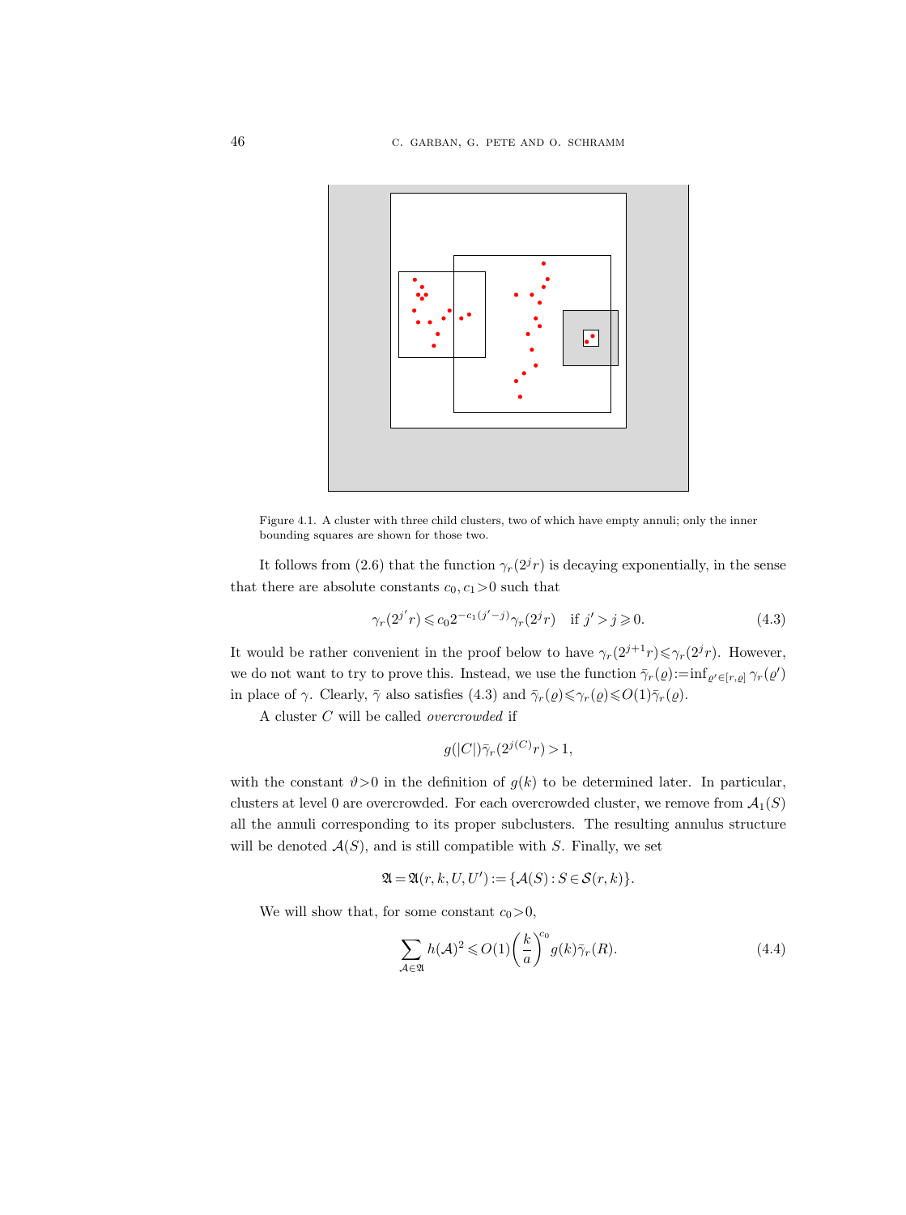Figure 4.1. A cluster with three child clusters, two of which have empty annuli; only the inner bounding squares are shown for those two.

It follows from (2.6) that the function $\gamma_r(2^j r)$ is decaying exponentially, in the sense that there are absolute constants $c_0, c_1 > 0$ such that

$$\gamma_r(2^{j'} r) \leqslant c_0 2^{-c_1(j'-j)} \gamma_r(2^j r) \quad \text{if } j' > j \geqslant 0. \tag{4.3}$$

It would be rather convenient in the proof below to have $\gamma_r(2^{j+1} r) \leqslant \gamma_r(2^j r)$. However, we do not want to try to prove this. Instead, we use the function $\bar{\gamma}_r(\varrho) := \inf_{\varrho' \in [r,\varrho]} \gamma_r(\varrho')$ in place of $\gamma$. Clearly, $\bar{\gamma}$ also satisfies (4.3) and $\bar{\gamma}_r(\varrho) \leqslant \gamma_r(\varrho) \leqslant O(1) \bar{\gamma}_r(\varrho)$.

A cluster $C$ will be called *overcrowded* if

$$g(|C|) \bar{\gamma}_r(2^{j(C)} r) > 1,$$

with the constant $\vartheta > 0$ in the definition of $g(k)$ to be determined later. In particular, clusters at level 0 are overcrowded. For each overcrowded cluster, we remove from $\mathcal{A}_1(S)$ all the annuli corresponding to its proper subclusters. The resulting annulus structure will be denoted $\mathcal{A}(S)$, and is still compatible with $S$. Finally, we set

$$\mathfrak{A} = \mathfrak{A}(r, k, U, U') := \{\mathcal{A}(S) : S \in \mathcal{S}(r, k)\}.$$

We will show that, for some constant $c_0 > 0$,

$$\sum_{\mathcal{A} \in \mathfrak{A}} h(\mathcal{A})^2 \leqslant O(1) \left(\frac{k}{a}\right)^{c_0} g(k) \bar{\gamma}_r(R). \tag{4.4}$$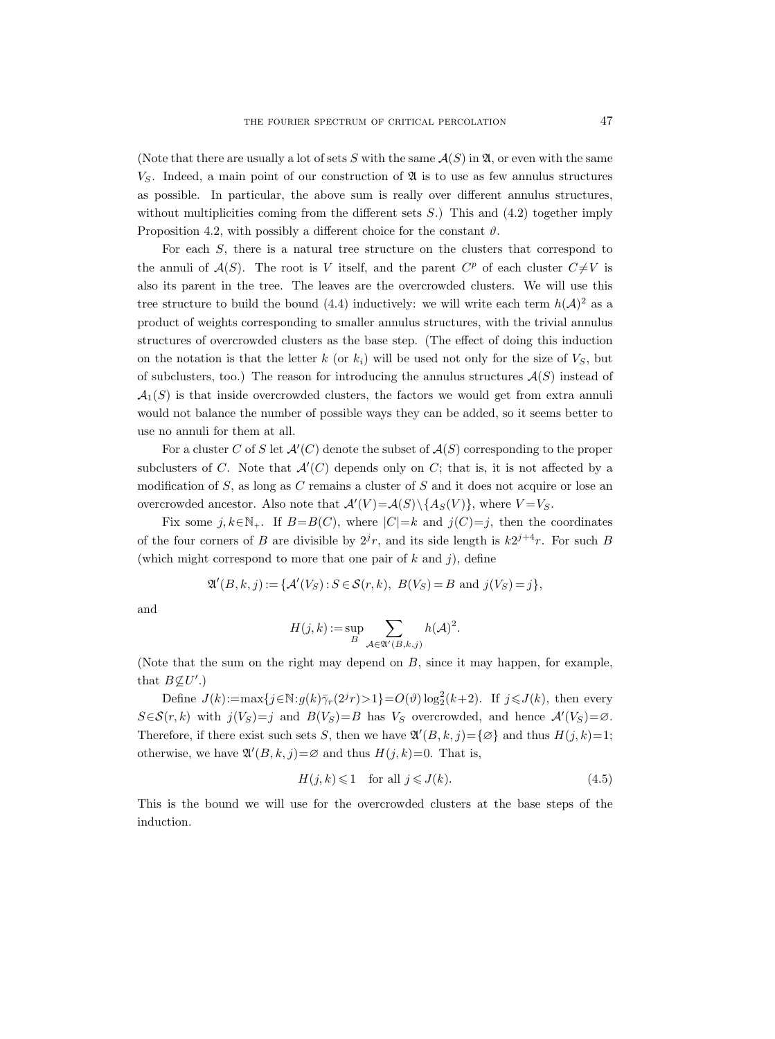(Note that there are usually a lot of sets $S$ with the same $\mathcal{A}(S)$ in $\mathfrak{A}$, or even with the same $V_S$. Indeed, a main point of our construction of $\mathfrak{A}$ is to use as few annulus structures as possible. In particular, the above sum is really over different annulus structures, without multiplicities coming from the different sets $S$.) This and (4.2) together imply Proposition 4.2, with possibly a different choice for the constant $\vartheta$.

For each $S$, there is a natural tree structure on the clusters that correspond to the annuli of $\mathcal{A}(S)$. The root is $V$ itself, and the parent $C^p$ of each cluster $C \neq V$ is also its parent in the tree. The leaves are the overcrowded clusters. We will use this tree structure to build the bound (4.4) inductively: we will write each term $h(\mathcal{A})^2$ as a product of weights corresponding to smaller annulus structures, with the trivial annulus structures of overcrowded clusters as the base step. (The effect of doing this induction on the notation is that the letter $k$ (or $k_i$) will be used not only for the size of $V_S$, but of subclusters, too.) The reason for introducing the annulus structures $\mathcal{A}(S)$ instead of $\mathcal{A}_1(S)$ is that inside overcrowded clusters, the factors we would get from extra annuli would not balance the number of possible ways they can be added, so it seems better to use no annuli for them at all.

For a cluster $C$ of $S$ let $\mathcal{A}'(C)$ denote the subset of $\mathcal{A}(S)$ corresponding to the proper subclusters of $C$. Note that $\mathcal{A}'(C)$ depends only on $C$; that is, it is not affected by a modification of $S$, as long as $C$ remains a cluster of $S$ and it does not acquire or lose an overcrowded ancestor. Also note that $\mathcal{A}'(V) = \mathcal{A}(S) \setminus \{A_S(V)\}$, where $V = V_S$.

Fix some $j, k \in \mathbb{N}_+$. If $B = B(C)$, where $|C| = k$ and $j(C) = j$, then the coordinates of the four corners of $B$ are divisible by $2^j r$, and its side length is $k2^{j+4}r$. For such $B$ (which might correspond to more that one pair of $k$ and $j$), define

$$\mathfrak{A}'(B,k,j) := \{\mathcal{A}'(V_S) : S \in \mathcal{S}(r,k),\ B(V_S) = B \text{ and } j(V_S) = j\},$$

and

$$H(j,k) := \sup_B \sum_{\mathcal{A} \in \mathfrak{A}'(B,k,j)} h(\mathcal{A})^2.$$

(Note that the sum on the right may depend on $B$, since it may happen, for example, that $B \not\subseteq U'$.)

Define $J(k) := \max\{j \in \mathbb{N} : g(k)\bar{\gamma}_r(2^j r) > 1\} = O(\vartheta)\log_2^2(k+2)$. If $j \leqslant J(k)$, then every $S \in \mathcal{S}(r,k)$ with $j(V_S) = j$ and $B(V_S) = B$ has $V_S$ overcrowded, and hence $\mathcal{A}'(V_S) = \varnothing$. Therefore, if there exist such sets $S$, then we have $\mathfrak{A}'(B,k,j) = \{\varnothing\}$ and thus $H(j,k) = 1$; otherwise, we have $\mathfrak{A}'(B,k,j) = \varnothing$ and thus $H(j,k) = 0$. That is,

$$H(j,k) \leqslant 1 \quad \text{for all } j \leqslant J(k). \tag{4.5}$$

This is the bound we will use for the overcrowded clusters at the base steps of the induction.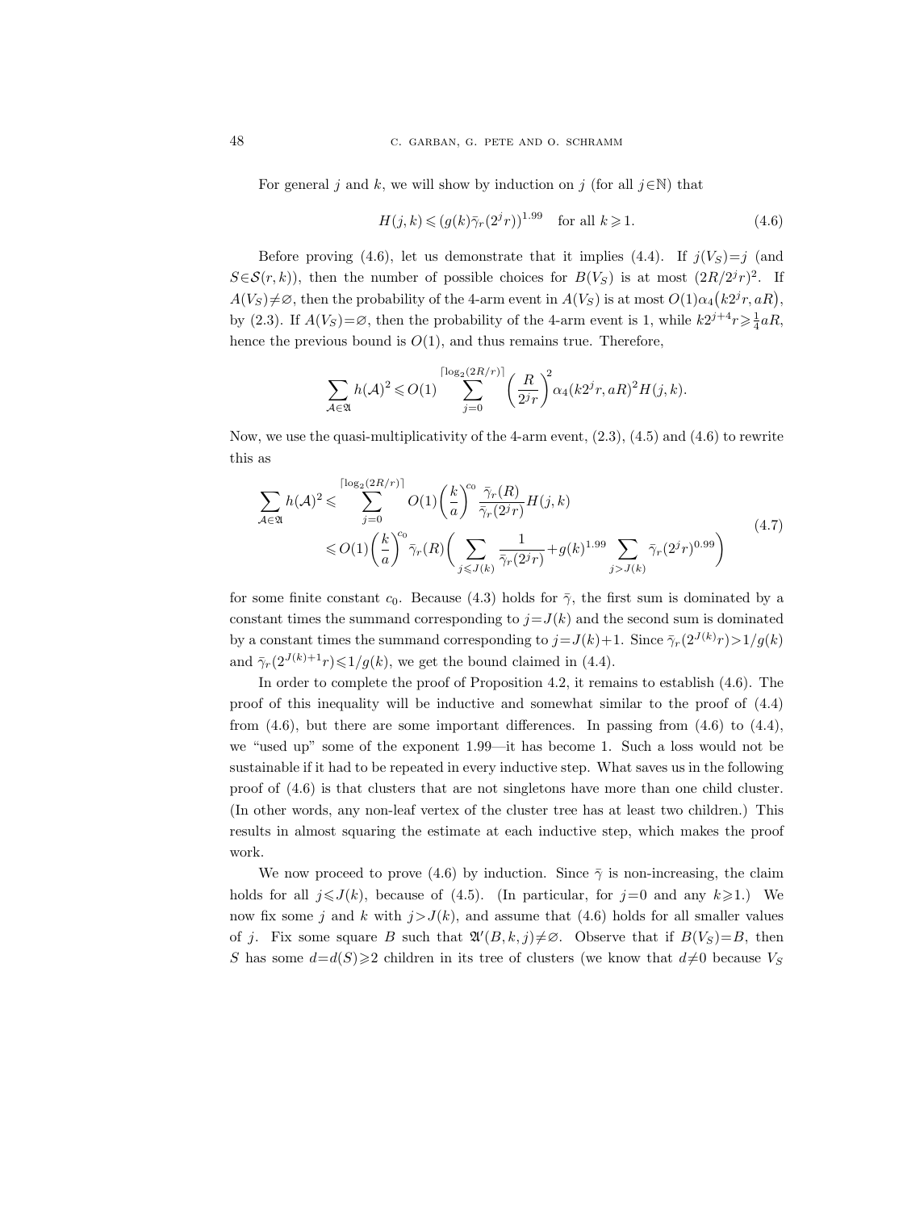For general $j$ and $k$, we will show by induction on $j$ (for all $j \in \mathbb{N}$) that

$$H(j,k) \leqslant (g(k)\bar{\gamma}_r(2^j r))^{1.99} \quad \text{for all } k \geqslant 1. \tag{4.6}$$

Before proving (4.6), let us demonstrate that it implies (4.4). If $j(V_S)=j$ (and $S \in \mathcal{S}(r,k)$), then the number of possible choices for $B(V_S)$ is at most $(2R/2^j r)^2$. If $A(V_S) \neq \varnothing$, then the probability of the 4-arm event in $A(V_S)$ is at most $O(1)\alpha_4(k2^j r, aR)$, by (2.3). If $A(V_S)=\varnothing$, then the probability of the 4-arm event is 1, while $k2^{j+4}r \geqslant \frac{1}{4}aR$, hence the previous bound is $O(1)$, and thus remains true. Therefore,

$$\sum_{\mathcal{A} \in \mathfrak{A}} h(\mathcal{A})^2 \leqslant O(1) \sum_{j=0}^{\lceil \log_2(2R/r) \rceil} \left(\frac{R}{2^j r}\right)^2 \alpha_4(k2^j r, aR)^2 H(j,k).$$

Now, we use the quasi-multiplicativity of the 4-arm event, (2.3), (4.5) and (4.6) to rewrite this as

$$\begin{aligned}
\sum_{\mathcal{A} \in \mathfrak{A}} h(\mathcal{A})^2 &\leqslant \sum_{j=0}^{\lceil \log_2(2R/r) \rceil} O(1) \left(\frac{k}{a}\right)^{c_0} \frac{\bar{\gamma}_r(R)}{\bar{\gamma}_r(2^j r)} H(j,k) \\
&\leqslant O(1) \left(\frac{k}{a}\right)^{c_0} \bar{\gamma}_r(R) \bigg( \sum_{j \leqslant J(k)} \frac{1}{\bar{\gamma}_r(2^j r)} + g(k)^{1.99} \sum_{j > J(k)} \bar{\gamma}_r(2^j r)^{0.99} \bigg)
\end{aligned} \tag{4.7}$$

for some finite constant $c_0$. Because (4.3) holds for $\bar{\gamma}$, the first sum is dominated by a constant times the summand corresponding to $j=J(k)$ and the second sum is dominated by a constant times the summand corresponding to $j=J(k)+1$. Since $\bar{\gamma}_r(2^{J(k)}r) > 1/g(k)$ and $\bar{\gamma}_r(2^{J(k)+1}r) \leqslant 1/g(k)$, we get the bound claimed in (4.4).

In order to complete the proof of Proposition 4.2, it remains to establish (4.6). The proof of this inequality will be inductive and somewhat similar to the proof of (4.4) from (4.6), but there are some important differences. In passing from (4.6) to (4.4), we "used up" some of the exponent 1.99—it has become 1. Such a loss would not be sustainable if it had to be repeated in every inductive step. What saves us in the following proof of (4.6) is that clusters that are not singletons have more than one child cluster. (In other words, any non-leaf vertex of the cluster tree has at least two children.) This results in almost squaring the estimate at each inductive step, which makes the proof work.

We now proceed to prove (4.6) by induction. Since $\bar{\gamma}$ is non-increasing, the claim holds for all $j \leqslant J(k)$, because of (4.5). (In particular, for $j=0$ and any $k \geqslant 1$.) We now fix some $j$ and $k$ with $j > J(k)$, and assume that (4.6) holds for all smaller values of $j$. Fix some square $B$ such that $\mathfrak{A}'(B,k,j) \neq \varnothing$. Observe that if $B(V_S)=B$, then $S$ has some $d=d(S) \geqslant 2$ children in its tree of clusters (we know that $d \neq 0$ because $V_S$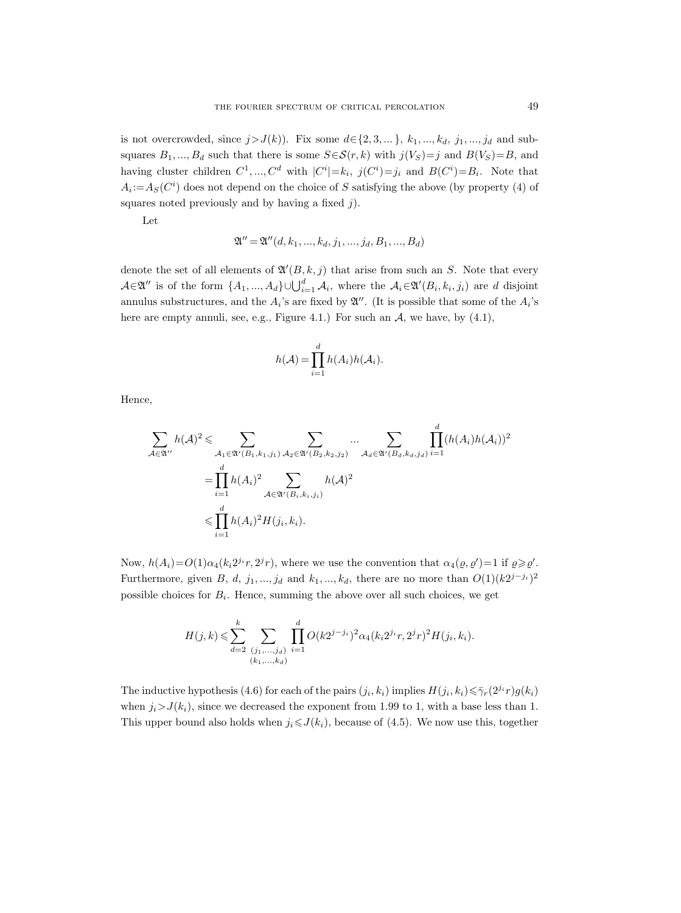is not overcrowded, since $j > J(k)$). Fix some $d \in \{2, 3, ...\}$, $k_1, ..., k_d$, $j_1, ..., j_d$ and subsquares $B_1, ..., B_d$ such that there is some $S \in \mathcal{S}(r, k)$ with $j(V_S) = j$ and $B(V_S) = B$, and having cluster children $C^1, ..., C^d$ with $|C^i| = k_i$, $j(C^i) = j_i$ and $B(C^i) = B_i$. Note that $A_i := A_S(C^i)$ does not depend on the choice of $S$ satisfying the above (by property (4) of squares noted previously and by having a fixed $j$).

Let

$$\mathfrak{A}'' = \mathfrak{A}''(d, k_1, ..., k_d, j_1, ..., j_d, B_1, ..., B_d)$$

denote the set of all elements of $\mathfrak{A}'(B, k, j)$ that arise from such an $S$. Note that every $\mathcal{A} \in \mathfrak{A}''$ is of the form $\{A_1, ..., A_d\} \cup \bigcup_{i=1}^d \mathcal{A}_i$, where the $\mathcal{A}_i \in \mathfrak{A}'(B_i, k_i, j_i)$ are $d$ disjoint annulus substructures, and the $A_i$'s are fixed by $\mathfrak{A}''$. (It is possible that some of the $A_i$'s here are empty annuli, see, e.g., Figure 4.1.) For such an $\mathcal{A}$, we have, by (4.1),

$$h(\mathcal{A}) = \prod_{i=1}^d h(A_i) h(\mathcal{A}_i).$$

Hence,

$$\begin{aligned}
\sum_{\mathcal{A} \in \mathfrak{A}''} h(\mathcal{A})^2 &\leqslant \sum_{\mathcal{A}_1 \in \mathfrak{A}'(B_1, k_1, j_1)} \sum_{\mathcal{A}_2 \in \mathfrak{A}'(B_2, k_2, j_2)} \cdots \sum_{\mathcal{A}_d \in \mathfrak{A}'(B_d, k_d, j_d)} \prod_{i=1}^d (h(A_i) h(\mathcal{A}_i))^2 \\
&= \prod_{i=1}^d h(A_i)^2 \sum_{\mathcal{A} \in \mathfrak{A}'(B_i, k_i, j_i)} h(\mathcal{A})^2 \\
&\leqslant \prod_{i=1}^d h(A_i)^2 H(j_i, k_i).
\end{aligned}$$

Now, $h(A_i) = O(1) \alpha_4(k_i 2^{j_i} r, 2^j r)$, where we use the convention that $\alpha_4(\varrho, \varrho') = 1$ if $\varrho \geqslant \varrho'$. Furthermore, given $B$, $d$, $j_1, ..., j_d$ and $k_1, ..., k_d$, there are no more than $O(1)(k 2^{j - j_i})^2$ possible choices for $B_i$. Hence, summing the above over all such choices, we get

$$H(j, k) \leqslant \sum_{d=2}^k \sum_{\substack{(j_1, ..., j_d) \\ (k_1, ..., k_d)}} \prod_{i=1}^d O(k 2^{j - j_i})^2 \alpha_4(k_i 2^{j_i} r, 2^j r)^2 H(j_i, k_i).$$

The inductive hypothesis (4.6) for each of the pairs $(j_i, k_i)$ implies $H(j_i, k_i) \leqslant \bar{\gamma}_r(2^{j_i} r) g(k_i)$ when $j_i > J(k_i)$, since we decreased the exponent from 1.99 to 1, with a base less than 1. This upper bound also holds when $j_i \leqslant J(k_i)$, because of (4.5). We now use this, together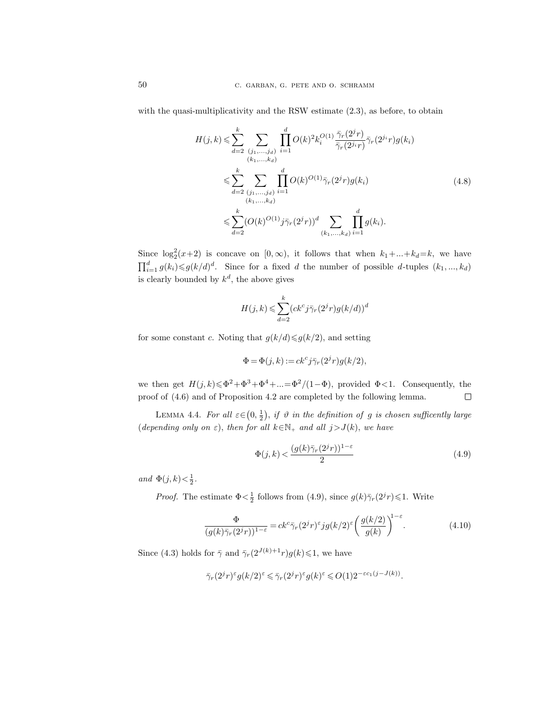with the quasi-multiplicativity and the RSW estimate (2.3), as before, to obtain

$$
\begin{aligned}
H(j,k) &\leqslant \sum_{d=2}^{k} \sum_{\substack{(j_1,\dots,j_d)\\(k_1,\dots,k_d)}} \prod_{i=1}^{d} O(k)^2 k_i^{O(1)} \frac{\bar{\gamma}_r(2^j r)}{\bar{\gamma}_r(2^{j_i} r)} \bar{\gamma}_r(2^{j_i} r) g(k_i) \\
&\leqslant \sum_{d=2}^{k} \sum_{\substack{(j_1,\dots,j_d)\\(k_1,\dots,k_d)}} \prod_{i=1}^{d} O(k)^{O(1)} \bar{\gamma}_r(2^j r) g(k_i) \\
&\leqslant \sum_{d=2}^{k} (O(k)^{O(1)} j \bar{\gamma}_r(2^j r))^d \sum_{(k_1,\dots,k_d)} \prod_{i=1}^{d} g(k_i).
\end{aligned}
\tag{4.8}
$$

Since $\log_2^2(x+2)$ is concave on $[0,\infty)$, it follows that when $k_1+\dots+k_d=k$, we have $\prod_{i=1}^{d} g(k_i) \leqslant g(k/d)^d$. Since for a fixed $d$ the number of possible $d$-tuples $(k_1,\dots,k_d)$ is clearly bounded by $k^d$, the above gives

$$
H(j,k) \leqslant \sum_{d=2}^{k} (ck^c j \bar{\gamma}_r(2^j r) g(k/d))^d
$$

for some constant $c$. Noting that $g(k/d) \leqslant g(k/2)$, and setting

$$
\Phi = \Phi(j,k) := ck^c j \bar{\gamma}_r(2^j r) g(k/2),
$$

we then get $H(j,k) \leqslant \Phi^2+\Phi^3+\Phi^4+\dots = \Phi^2/(1-\Phi)$, provided $\Phi<1$. Consequently, the proof of (4.6) and of Proposition 4.2 are completed by the following lemma. □

Lemma 4.4. *For all $\varepsilon \in \left(0,\frac{1}{2}\right)$, if $\vartheta$ in the definition of $g$ is chosen sufficently large* (*depending only on $\varepsilon$*), *then for all $k \in \mathbb{N}_+$ and all $j > J(k)$, we have*

$$
\Phi(j,k) < \frac{(g(k)\bar{\gamma}_r(2^j r))^{1-\varepsilon}}{2}
\tag{4.9}
$$

*and* $\Phi(j,k) < \frac{1}{2}$.

*Proof.* The estimate $\Phi < \frac{1}{2}$ follows from (4.9), since $g(k)\bar{\gamma}_r(2^j r) \leqslant 1$. Write

$$
\frac{\Phi}{(g(k)\bar{\gamma}_r(2^j r))^{1-\varepsilon}} = ck^c \bar{\gamma}_r(2^j r)^{\varepsilon} j g(k/2)^{\varepsilon} \left(\frac{g(k/2)}{g(k)}\right)^{1-\varepsilon}.
\tag{4.10}
$$

Since (4.3) holds for $\bar{\gamma}$ and $\bar{\gamma}_r(2^{J(k)+1} r) g(k) \leqslant 1$, we have

$$
\bar{\gamma}_r(2^j r)^{\varepsilon} g(k/2)^{\varepsilon} \leqslant \bar{\gamma}_r(2^j r)^{\varepsilon} g(k)^{\varepsilon} \leqslant O(1) 2^{-\varepsilon c_1 (j-J(k))}.
$$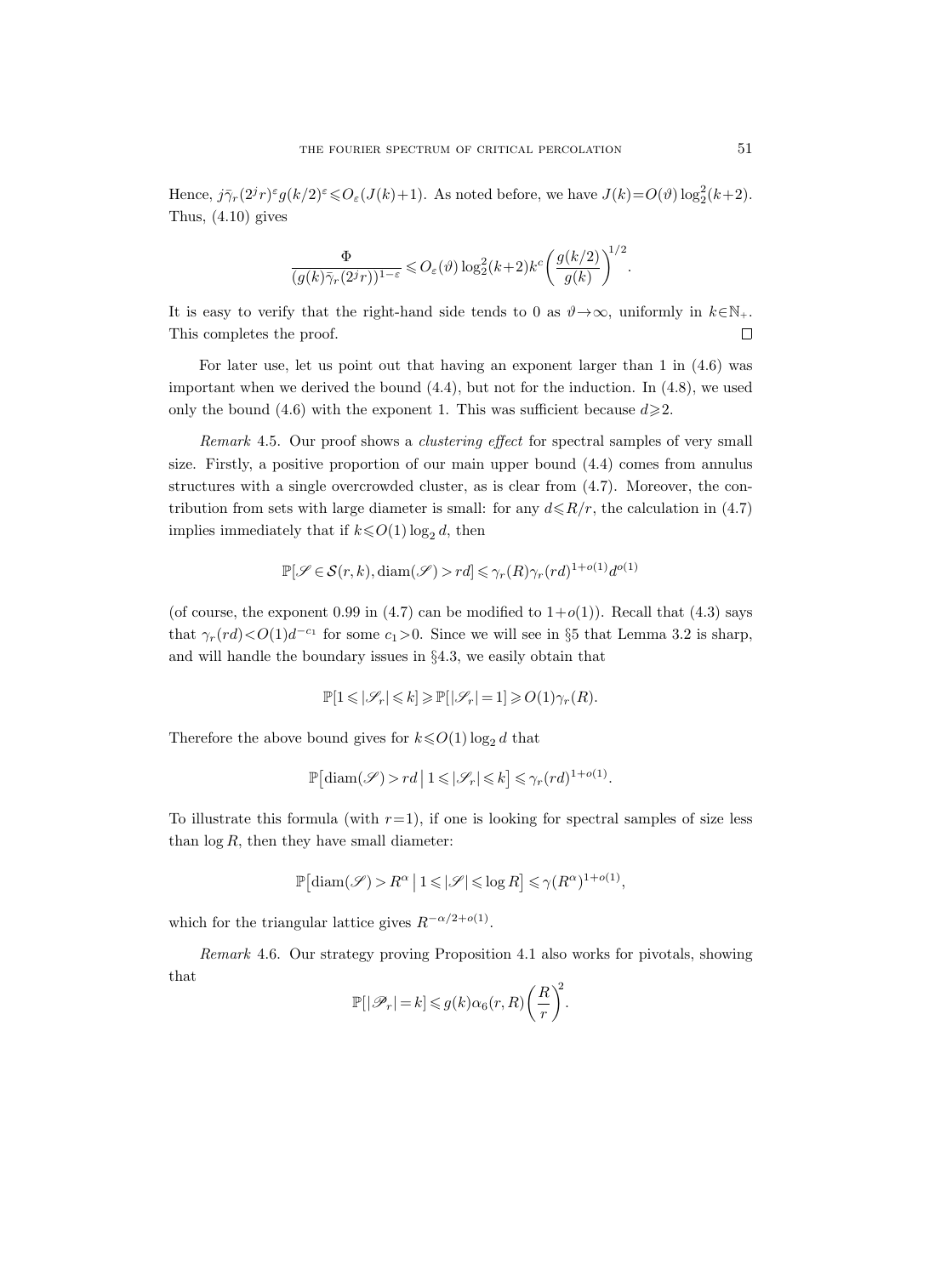Hence, $j\bar{\gamma}_r(2^j r)^{\varepsilon} g(k/2)^{\varepsilon} \leqslant O_{\varepsilon}(J(k)+1)$. As noted before, we have $J(k) = O(\vartheta)\log_2^2(k+2)$. Thus, (4.10) gives

$$\frac{\Phi}{(g(k)\bar{\gamma}_r(2^j r))^{1-\varepsilon}} \leqslant O_{\varepsilon}(\vartheta)\log_2^2(k+2) k^c \left(\frac{g(k/2)}{g(k)}\right)^{1/2}.$$

It is easy to verify that the right-hand side tends to 0 as $\vartheta \to \infty$, uniformly in $k \in \mathbb{N}_+$. This completes the proof. $\square$

For later use, let us point out that having an exponent larger than 1 in (4.6) was important when we derived the bound (4.4), but not for the induction. In (4.8), we used only the bound (4.6) with the exponent 1. This was sufficient because $d \geqslant 2$.

*Remark* 4.5. Our proof shows a *clustering effect* for spectral samples of very small size. Firstly, a positive proportion of our main upper bound (4.4) comes from annulus structures with a single overcrowded cluster, as is clear from (4.7). Moreover, the contribution from sets with large diameter is small: for any $d \leqslant R/r$, the calculation in (4.7) implies immediately that if $k \leqslant O(1)\log_2 d$, then

$$\mathbb{P}[\mathscr{S} \in \mathcal{S}(r,k), \operatorname{diam}(\mathscr{S}) > rd] \leqslant \gamma_r(R)\gamma_r(rd)^{1+o(1)} d^{o(1)}$$

(of course, the exponent 0.99 in (4.7) can be modified to $1+o(1)$). Recall that (4.3) says that $\gamma_r(rd) < O(1)d^{-c_1}$ for some $c_1 > 0$. Since we will see in §5 that Lemma 3.2 is sharp, and will handle the boundary issues in §4.3, we easily obtain that

$$\mathbb{P}[1 \leqslant |\mathscr{S}_r| \leqslant k] \geqslant \mathbb{P}[|\mathscr{S}_r| = 1] \geqslant O(1)\gamma_r(R).$$

Therefore the above bound gives for $k \leqslant O(1)\log_2 d$ that

$$\mathbb{P}\big[\operatorname{diam}(\mathscr{S}) > rd \,\big|\, 1 \leqslant |\mathscr{S}_r| \leqslant k\big] \leqslant \gamma_r(rd)^{1+o(1)}.$$

To illustrate this formula (with $r=1$), if one is looking for spectral samples of size less than $\log R$, then they have small diameter:

$$\mathbb{P}\big[\operatorname{diam}(\mathscr{S}) > R^{\alpha} \,\big|\, 1 \leqslant |\mathscr{S}| \leqslant \log R\big] \leqslant \gamma(R^{\alpha})^{1+o(1)},$$

which for the triangular lattice gives $R^{-\alpha/2+o(1)}$.

*Remark* 4.6. Our strategy proving Proposition 4.1 also works for pivotals, showing that

$$\mathbb{P}[|\mathscr{P}_r| = k] \leqslant g(k)\alpha_6(r,R)\left(\frac{R}{r}\right)^2.$$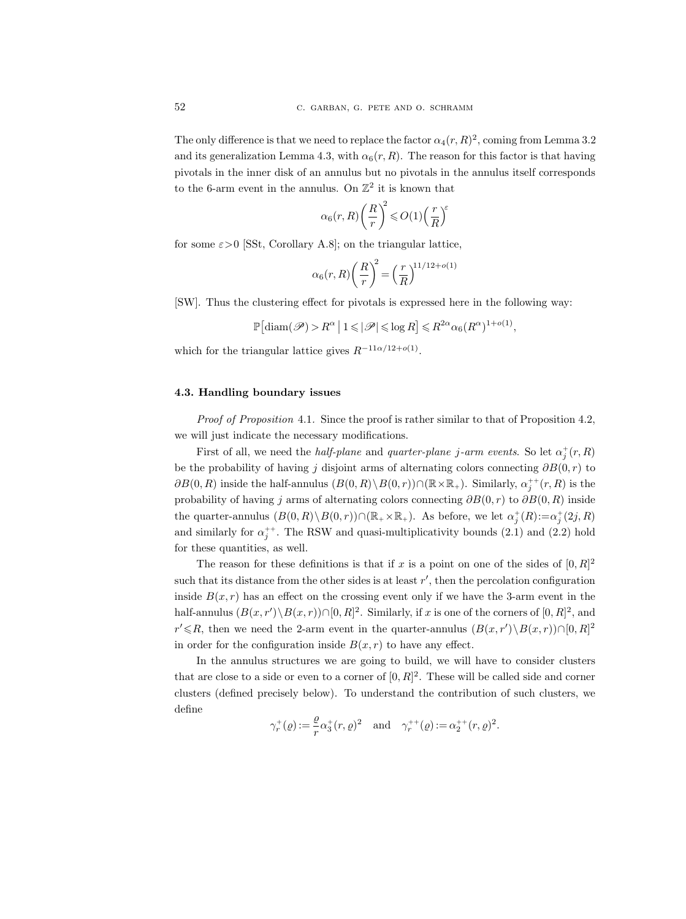The only difference is that we need to replace the factor $\alpha_4(r,R)^2$, coming from Lemma 3.2 and its generalization Lemma 4.3, with $\alpha_6(r,R)$. The reason for this factor is that having pivotals in the inner disk of an annulus but no pivotals in the annulus itself corresponds to the 6-arm event in the annulus. On $\mathbb{Z}^2$ it is known that

$$\alpha_6(r,R)\left(\frac{R}{r}\right)^2 \leqslant O(1)\left(\frac{r}{R}\right)^{\varepsilon}$$

for some $\varepsilon > 0$ [SSt, Corollary A.8]; on the triangular lattice,

$$\alpha_6(r,R)\left(\frac{R}{r}\right)^2 = \left(\frac{r}{R}\right)^{11/12+o(1)}$$

[SW]. Thus the clustering effect for pivotals is expressed here in the following way:

$$\mathbb{P}\big[\operatorname{diam}(\mathscr{P}) > R^{\alpha} \,\big|\, 1 \leqslant |\mathscr{P}| \leqslant \log R\big] \leqslant R^{2\alpha}\alpha_6(R^{\alpha})^{1+o(1)},$$

which for the triangular lattice gives $R^{-11\alpha/12+o(1)}$.

### 4.3. Handling boundary issues

*Proof of Proposition* 4.1. Since the proof is rather similar to that of Proposition 4.2, we will just indicate the necessary modifications.

First of all, we need the *half-plane* and *quarter-plane j-arm events*. So let $\alpha_j^+(r,R)$ be the probability of having $j$ disjoint arms of alternating colors connecting $\partial B(0,r)$ to $\partial B(0,R)$ inside the half-annulus $(B(0,R)\setminus B(0,r))\cap(\mathbb{R}\times\mathbb{R}_+)$. Similarly, $\alpha_j^{++}(r,R)$ is the probability of having $j$ arms of alternating colors connecting $\partial B(0,r)$ to $\partial B(0,R)$ inside the quarter-annulus $(B(0,R)\setminus B(0,r))\cap(\mathbb{R}_+\times\mathbb{R}_+)$. As before, we let $\alpha_j^+(R) := \alpha_j^+(2j,R)$ and similarly for $\alpha_j^{++}$. The RSW and quasi-multiplicativity bounds (2.1) and (2.2) hold for these quantities, as well.

The reason for these definitions is that if $x$ is a point on one of the sides of $[0,R]^2$ such that its distance from the other sides is at least $r'$, then the percolation configuration inside $B(x,r)$ has an effect on the crossing event only if we have the 3-arm event in the half-annulus $(B(x,r')\setminus B(x,r))\cap[0,R]^2$. Similarly, if $x$ is one of the corners of $[0,R]^2$, and $r' \leqslant R$, then we need the 2-arm event in the quarter-annulus $(B(x,r')\setminus B(x,r))\cap[0,R]^2$ in order for the configuration inside $B(x,r)$ to have any effect.

In the annulus structures we are going to build, we will have to consider clusters that are close to a side or even to a corner of $[0,R]^2$. These will be called side and corner clusters (defined precisely below). To understand the contribution of such clusters, we define

$$\gamma_r^+(\varrho) := \frac{\varrho}{r}\alpha_3^+(r,\varrho)^2 \quad \text{and} \quad \gamma_r^{++}(\varrho) := \alpha_2^{++}(r,\varrho)^2.$$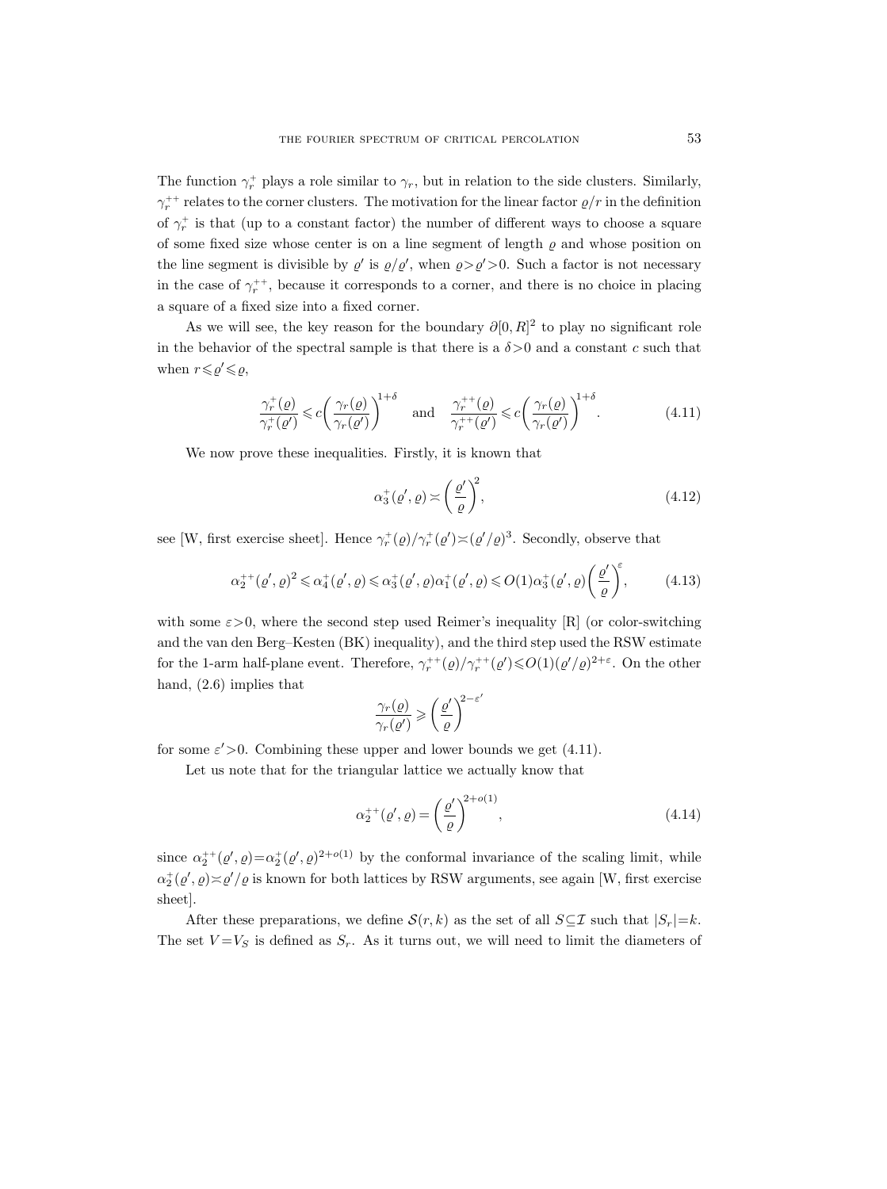The function $\gamma_r^+$ plays a role similar to $\gamma_r$, but in relation to the side clusters. Similarly, $\gamma_r^{++}$ relates to the corner clusters. The motivation for the linear factor $\varrho/r$ in the definition of $\gamma_r^+$ is that (up to a constant factor) the number of different ways to choose a square of some fixed size whose center is on a line segment of length $\varrho$ and whose position on the line segment is divisible by $\varrho'$ is $\varrho/\varrho'$, when $\varrho>\varrho'>0$. Such a factor is not necessary in the case of $\gamma_r^{++}$, because it corresponds to a corner, and there is no choice in placing a square of a fixed size into a fixed corner.

As we will see, the key reason for the boundary $\partial[0,R]^2$ to play no significant role in the behavior of the spectral sample is that there is a $\delta>0$ and a constant $c$ such that when $r\leqslant\varrho'\leqslant\varrho$,

$$\frac{\gamma_r^+(\varrho)}{\gamma_r^+(\varrho')}\leqslant c\left(\frac{\gamma_r(\varrho)}{\gamma_r(\varrho')}\right)^{1+\delta} \quad \text{and} \quad \frac{\gamma_r^{++}(\varrho)}{\gamma_r^{++}(\varrho')}\leqslant c\left(\frac{\gamma_r(\varrho)}{\gamma_r(\varrho')}\right)^{1+\delta}. \tag{4.11}$$

We now prove these inequalities. Firstly, it is known that

$$\alpha_3^+(\varrho',\varrho)\asymp\left(\frac{\varrho'}{\varrho}\right)^2, \tag{4.12}$$

see [W, first exercise sheet]. Hence $\gamma_r^+(\varrho)/\gamma_r^+(\varrho')\asymp(\varrho'/\varrho)^3$. Secondly, observe that

$$\alpha_2^{++}(\varrho',\varrho)^2\leqslant\alpha_4^+(\varrho',\varrho)\leqslant\alpha_3^+(\varrho',\varrho)\alpha_1^+(\varrho',\varrho)\leqslant O(1)\alpha_3^+(\varrho',\varrho)\left(\frac{\varrho'}{\varrho}\right)^{\varepsilon}, \tag{4.13}$$

with some $\varepsilon>0$, where the second step used Reimer's inequality [R] (or color-switching and the van den Berg–Kesten (BK) inequality), and the third step used the RSW estimate for the 1-arm half-plane event. Therefore, $\gamma_r^{++}(\varrho)/\gamma_r^{++}(\varrho')\leqslant O(1)(\varrho'/\varrho)^{2+\varepsilon}$. On the other hand, (2.6) implies that

$$\frac{\gamma_r(\varrho)}{\gamma_r(\varrho')}\geqslant\left(\frac{\varrho'}{\varrho}\right)^{2-\varepsilon'}$$

for some $\varepsilon'>0$. Combining these upper and lower bounds we get (4.11).

Let us note that for the triangular lattice we actually know that

$$\alpha_2^{++}(\varrho',\varrho)=\left(\frac{\varrho'}{\varrho}\right)^{2+o(1)}, \tag{4.14}$$

since $\alpha_2^{++}(\varrho',\varrho)=\alpha_2^+(\varrho',\varrho)^{2+o(1)}$ by the conformal invariance of the scaling limit, while $\alpha_2^+(\varrho',\varrho)\asymp\varrho'/\varrho$ is known for both lattices by RSW arguments, see again [W, first exercise sheet].

After these preparations, we define $\mathcal{S}(r,k)$ as the set of all $S\subseteq\mathcal{I}$ such that $|S_r|=k$. The set $V=V_S$ is defined as $S_r$. As it turns out, we will need to limit the diameters of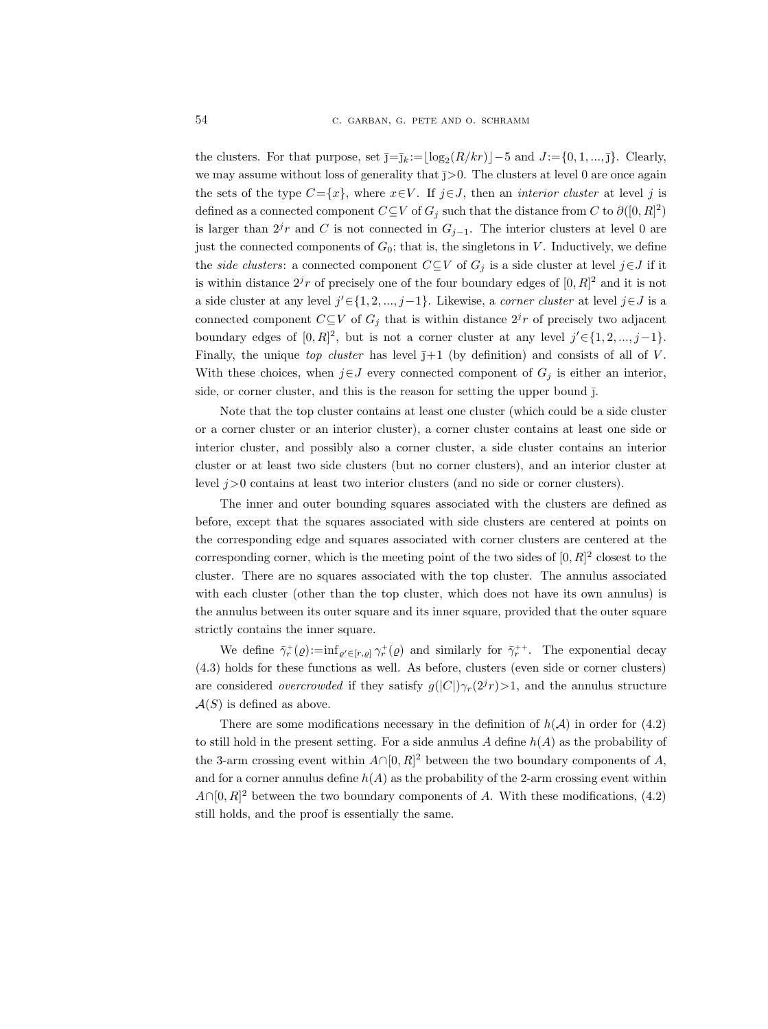the clusters. For that purpose, set $\bar{\jmath}=\bar{\jmath}_k:=\lfloor\log_2(R/kr)\rfloor-5$ and $J:=\{0,1,...,\bar{\jmath}\}$. Clearly, we may assume without loss of generality that $\bar{\jmath}>0$. The clusters at level 0 are once again the sets of the type $C=\{x\}$, where $x\in V$. If $j\in J$, then an *interior cluster* at level $j$ is defined as a connected component $C\subseteq V$ of $G_j$ such that the distance from $C$ to $\partial([0,R]^2)$ is larger than $2^j r$ and $C$ is not connected in $G_{j-1}$. The interior clusters at level 0 are just the connected components of $G_0$; that is, the singletons in $V$. Inductively, we define the *side clusters*: a connected component $C\subseteq V$ of $G_j$ is a side cluster at level $j\in J$ if it is within distance $2^j r$ of precisely one of the four boundary edges of $[0,R]^2$ and it is not a side cluster at any level $j'\in\{1,2,...,j-1\}$. Likewise, a *corner cluster* at level $j\in J$ is a connected component $C\subseteq V$ of $G_j$ that is within distance $2^j r$ of precisely two adjacent boundary edges of $[0,R]^2$, but is not a corner cluster at any level $j'\in\{1,2,...,j-1\}$. Finally, the unique *top cluster* has level $\bar{\jmath}+1$ (by definition) and consists of all of $V$. With these choices, when $j\in J$ every connected component of $G_j$ is either an interior, side, or corner cluster, and this is the reason for setting the upper bound $\bar{\jmath}$.

Note that the top cluster contains at least one cluster (which could be a side cluster or a corner cluster or an interior cluster), a corner cluster contains at least one side or interior cluster, and possibly also a corner cluster, a side cluster contains an interior cluster or at least two side clusters (but no corner clusters), and an interior cluster at level $j>0$ contains at least two interior clusters (and no side or corner clusters).

The inner and outer bounding squares associated with the clusters are defined as before, except that the squares associated with side clusters are centered at points on the corresponding edge and squares associated with corner clusters are centered at the corresponding corner, which is the meeting point of the two sides of $[0,R]^2$ closest to the cluster. There are no squares associated with the top cluster. The annulus associated with each cluster (other than the top cluster, which does not have its own annulus) is the annulus between its outer square and its inner square, provided that the outer square strictly contains the inner square.

We define $\bar{\gamma}_r^+(\varrho):=\inf_{\varrho'\in[r,\varrho]}\gamma_r^+(\varrho)$ and similarly for $\bar{\gamma}_r^{++}$. The exponential decay (4.3) holds for these functions as well. As before, clusters (even side or corner clusters) are considered *overcrowded* if they satisfy $g(|C|)\gamma_r(2^j r)>1$, and the annulus structure $\mathcal{A}(S)$ is defined as above.

There are some modifications necessary in the definition of $h(\mathcal{A})$ in order for (4.2) to still hold in the present setting. For a side annulus $A$ define $h(A)$ as the probability of the 3-arm crossing event within $A\cap[0,R]^2$ between the two boundary components of $A$, and for a corner annulus define $h(A)$ as the probability of the 2-arm crossing event within $A\cap[0,R]^2$ between the two boundary components of $A$. With these modifications, (4.2) still holds, and the proof is essentially the same.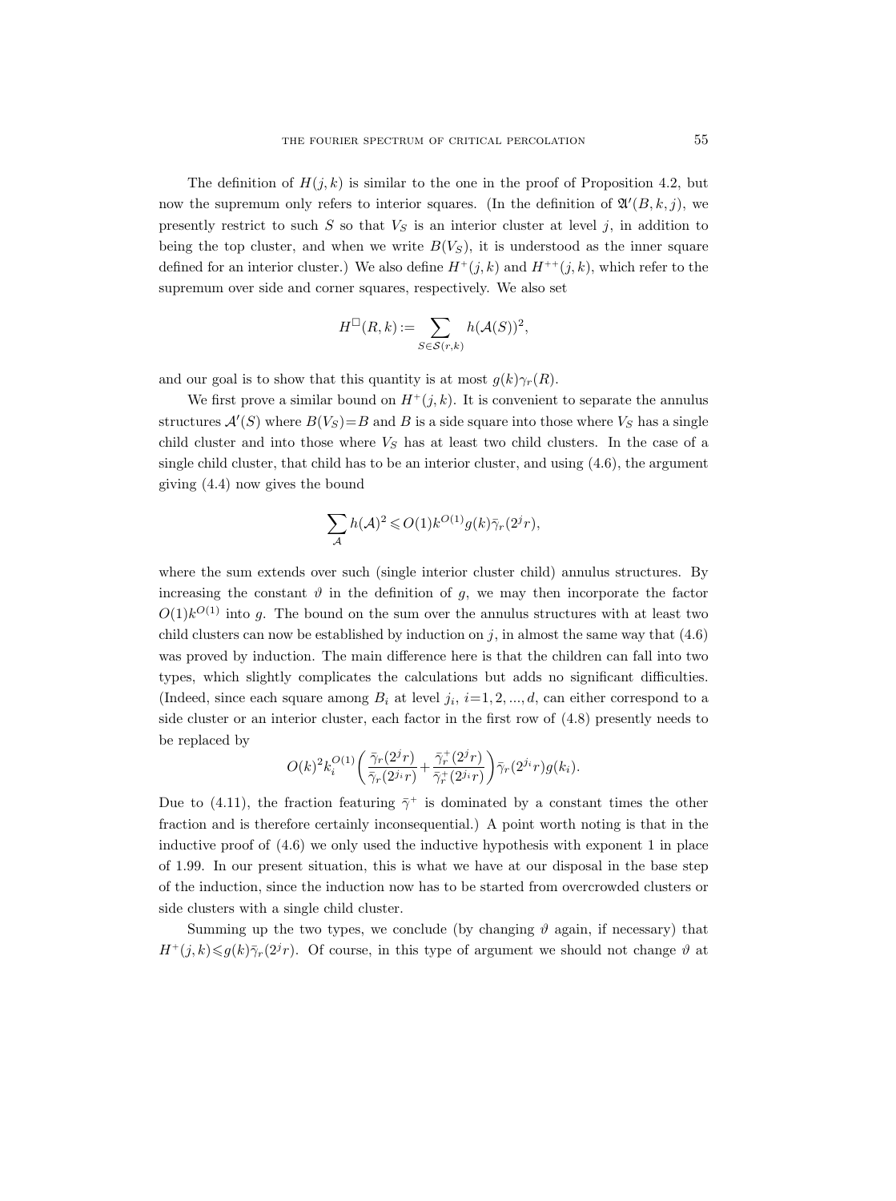The definition of $H(j,k)$ is similar to the one in the proof of Proposition 4.2, but now the supremum only refers to interior squares. (In the definition of $\mathfrak{A}'(B,k,j)$, we presently restrict to such $S$ so that $V_S$ is an interior cluster at level $j$, in addition to being the top cluster, and when we write $B(V_S)$, it is understood as the inner square defined for an interior cluster.) We also define $H^+(j,k)$ and $H^{++}(j,k)$, which refer to the supremum over side and corner squares, respectively. We also set

$$H^{\square}(R,k) := \sum_{S \in \mathcal{S}(r,k)} h(\mathcal{A}(S))^2,$$

and our goal is to show that this quantity is at most $g(k)\gamma_r(R)$.

We first prove a similar bound on $H^+(j,k)$. It is convenient to separate the annulus structures $\mathcal{A}'(S)$ where $B(V_S)=B$ and $B$ is a side square into those where $V_S$ has a single child cluster and into those where $V_S$ has at least two child clusters. In the case of a single child cluster, that child has to be an interior cluster, and using (4.6), the argument giving (4.4) now gives the bound

$$\sum_{\mathcal{A}} h(\mathcal{A})^2 \leqslant O(1)k^{O(1)} g(k)\bar{\gamma}_r(2^j r),$$

where the sum extends over such (single interior cluster child) annulus structures. By increasing the constant $\vartheta$ in the definition of $g$, we may then incorporate the factor $O(1)k^{O(1)}$ into $g$. The bound on the sum over the annulus structures with at least two child clusters can now be established by induction on $j$, in almost the same way that (4.6) was proved by induction. The main difference here is that the children can fall into two types, which slightly complicates the calculations but adds no significant difficulties. (Indeed, since each square among $B_i$ at level $j_i$, $i=1,2,...,d$, can either correspond to a side cluster or an interior cluster, each factor in the first row of (4.8) presently needs to be replaced by

$$O(k)^2 k_i^{O(1)} \left( \frac{\bar{\gamma}_r(2^j r)}{\bar{\gamma}_r(2^{j_i} r)} + \frac{\bar{\gamma}_r^+(2^j r)}{\bar{\gamma}_r^+(2^{j_i} r)} \right) \bar{\gamma}_r(2^{j_i} r) g(k_i).$$

Due to (4.11), the fraction featuring $\bar{\gamma}^+$ is dominated by a constant times the other fraction and is therefore certainly inconsequential.) A point worth noting is that in the inductive proof of (4.6) we only used the inductive hypothesis with exponent 1 in place of 1.99. In our present situation, this is what we have at our disposal in the base step of the induction, since the induction now has to be started from overcrowded clusters or side clusters with a single child cluster.

Summing up the two types, we conclude (by changing $\vartheta$ again, if necessary) that $H^+(j,k) \leqslant g(k)\bar{\gamma}_r(2^j r)$. Of course, in this type of argument we should not change $\vartheta$ at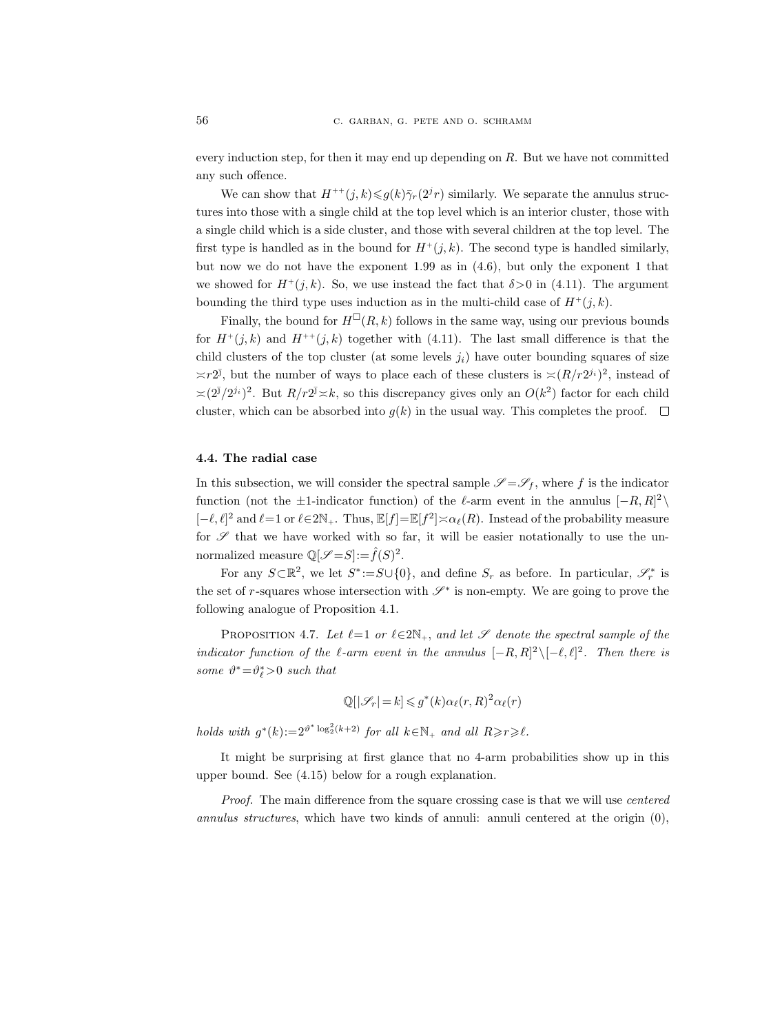every induction step, for then it may end up depending on $R$. But we have not committed any such offence.

We can show that $H^{++}(j,k)\leqslant g(k)\bar{\gamma}_r(2^j r)$ similarly. We separate the annulus structures into those with a single child at the top level which is an interior cluster, those with a single child which is a side cluster, and those with several children at the top level. The first type is handled as in the bound for $H^+(j,k)$. The second type is handled similarly, but now we do not have the exponent 1.99 as in (4.6), but only the exponent 1 that we showed for $H^+(j,k)$. So, we use instead the fact that $\delta>0$ in (4.11). The argument bounding the third type uses induction as in the multi-child case of $H^+(j,k)$.

Finally, the bound for $H^{\square}(R,k)$ follows in the same way, using our previous bounds for $H^+(j,k)$ and $H^{++}(j,k)$ together with (4.11). The last small difference is that the child clusters of the top cluster (at some levels $j_i$) have outer bounding squares of size $\asymp r2^{\bar{\jmath}}$, but the number of ways to place each of these clusters is $\asymp (R/r2^{j_i})^2$, instead of $\asymp (2^{\bar{\jmath}}/2^{j_i})^2$. But $R/r2^{\bar{\jmath}}\asymp k$, so this discrepancy gives only an $O(k^2)$ factor for each child cluster, which can be absorbed into $g(k)$ in the usual way. This completes the proof. $\square$

### 4.4. The radial case

In this subsection, we will consider the spectral sample $\mathscr{S}=\mathscr{S}_f$, where $f$ is the indicator function (not the $\pm1$-indicator function) of the $\ell$-arm event in the annulus $[-R,R]^2\setminus[-\ell,\ell]^2$ and $\ell=1$ or $\ell\in 2\mathbb{N}_+$. Thus, $\mathbb{E}[f]=\mathbb{E}[f^2]\asymp\alpha_\ell(R)$. Instead of the probability measure for $\mathscr{S}$ that we have worked with so far, it will be easier notationally to use the unnormalized measure $\mathbb{Q}[\mathscr{S}=S]:=\hat{f}(S)^2$.

For any $S\subset\mathbb{R}^2$, we let $S^*:=S\cup\{0\}$, and define $S_r$ as before. In particular, $\mathscr{S}_r^*$ is the set of $r$-squares whose intersection with $\mathscr{S}^*$ is non-empty. We are going to prove the following analogue of Proposition 4.1.

Proposition 4.7. *Let $\ell=1$ or $\ell\in 2\mathbb{N}_+$, and let $\mathscr{S}$ denote the spectral sample of the indicator function of the $\ell$-arm event in the annulus $[-R,R]^2\setminus[-\ell,\ell]^2$. Then there is some $\vartheta^*=\vartheta^*_\ell>0$ such that*

$$\mathbb{Q}[|\mathscr{S}_r|=k]\leqslant g^*(k)\alpha_\ell(r,R)^2\alpha_\ell(r)$$

*holds with $g^*(k):=2^{\vartheta^*\log_2^2(k+2)}$ for all $k\in\mathbb{N}_+$ and all $R\geqslant r\geqslant\ell$.*

It might be surprising at first glance that no 4-arm probabilities show up in this upper bound. See (4.15) below for a rough explanation.

*Proof.* The main difference from the square crossing case is that we will use *centered annulus structures*, which have two kinds of annuli: annuli centered at the origin (0),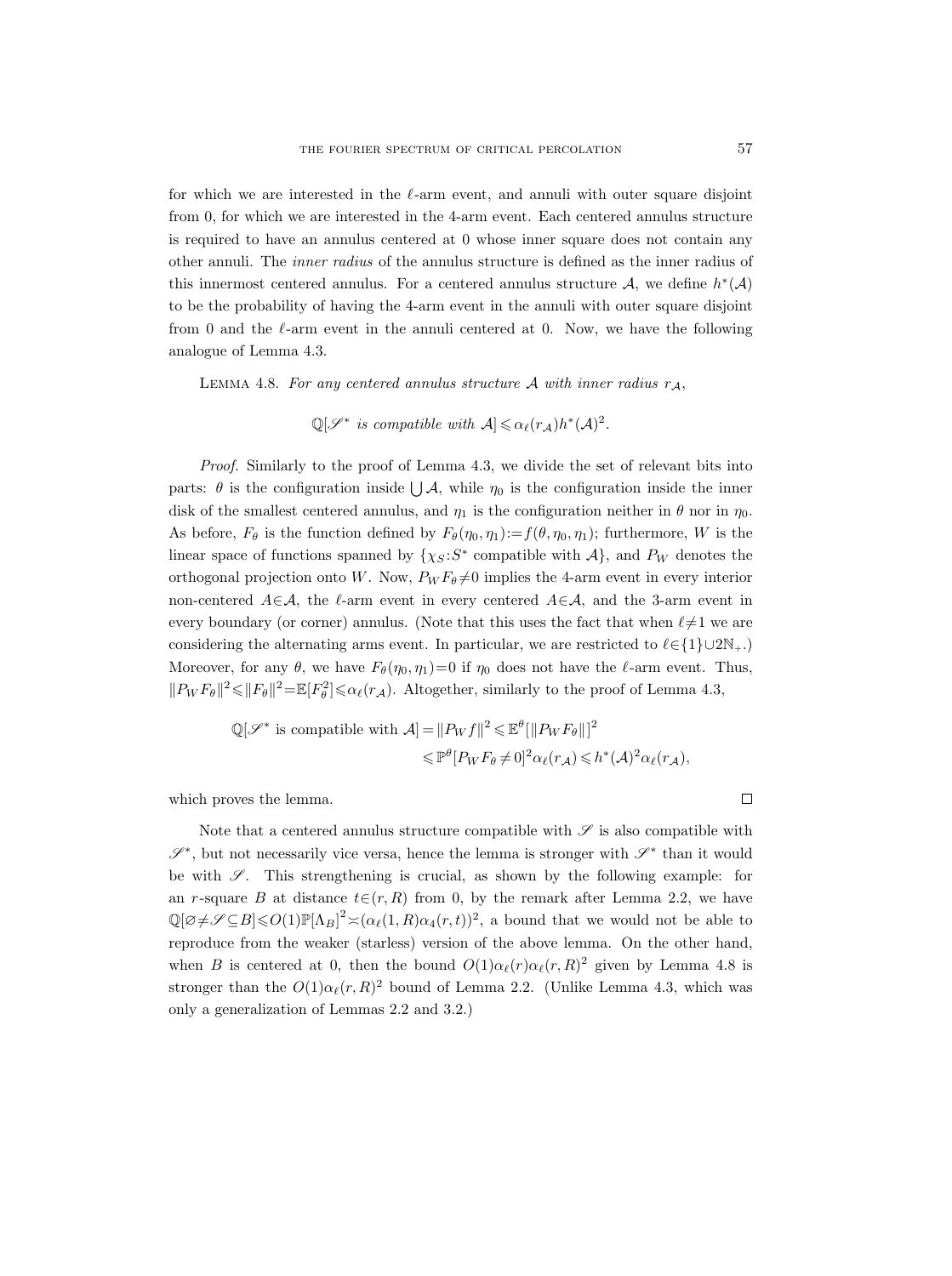for which we are interested in the $\ell$-arm event, and annuli with outer square disjoint from 0, for which we are interested in the 4-arm event. Each centered annulus structure is required to have an annulus centered at 0 whose inner square does not contain any other annuli. The *inner radius* of the annulus structure is defined as the inner radius of this innermost centered annulus. For a centered annulus structure $\mathcal{A}$, we define $h^*(\mathcal{A})$ to be the probability of having the 4-arm event in the annuli with outer square disjoint from 0 and the $\ell$-arm event in the annuli centered at 0. Now, we have the following analogue of Lemma 4.3.

Lemma 4.8. *For any centered annulus structure $\mathcal{A}$ with inner radius $r_\mathcal{A}$,*

$$\mathbb{Q}[\mathscr{S}^* \text{ is compatible with } \mathcal{A}] \leqslant \alpha_\ell(r_\mathcal{A}) h^*(\mathcal{A})^2.$$

*Proof.* Similarly to the proof of Lemma 4.3, we divide the set of relevant bits into parts: $\theta$ is the configuration inside $\bigcup \mathcal{A}$, while $\eta_0$ is the configuration inside the inner disk of the smallest centered annulus, and $\eta_1$ is the configuration neither in $\theta$ nor in $\eta_0$. As before, $F_\theta$ is the function defined by $F_\theta(\eta_0,\eta_1) := f(\theta,\eta_0,\eta_1)$; furthermore, $W$ is the linear space of functions spanned by $\{\chi_S : S^* \text{ compatible with } \mathcal{A}\}$, and $P_W$ denotes the orthogonal projection onto $W$. Now, $P_W F_\theta \neq 0$ implies the 4-arm event in every interior non-centered $A \in \mathcal{A}$, the $\ell$-arm event in every centered $A \in \mathcal{A}$, and the 3-arm event in every boundary (or corner) annulus. (Note that this uses the fact that when $\ell \neq 1$ we are considering the alternating arms event. In particular, we are restricted to $\ell \in \{1\} \cup 2\mathbb{N}_+$.) Moreover, for any $\theta$, we have $F_\theta(\eta_0,\eta_1) = 0$ if $\eta_0$ does not have the $\ell$-arm event. Thus, $\|P_W F_\theta\|^2 \leqslant \|F_\theta\|^2 = \mathbb{E}[F_\theta^2] \leqslant \alpha_\ell(r_\mathcal{A})$. Altogether, similarly to the proof of Lemma 4.3,

$$\begin{aligned}\mathbb{Q}[\mathscr{S}^* \text{ is compatible with } \mathcal{A}] &= \|P_W f\|^2 \leqslant \mathbb{E}^\theta[\|P_W F_\theta\|]^2 \\ &\leqslant \mathbb{P}^\theta[P_W F_\theta \neq 0]^2 \alpha_\ell(r_\mathcal{A}) \leqslant h^*(\mathcal{A})^2 \alpha_\ell(r_\mathcal{A}),\end{aligned}$$

which proves the lemma. $\square$

Note that a centered annulus structure compatible with $\mathscr{S}$ is also compatible with $\mathscr{S}^*$, but not necessarily vice versa, hence the lemma is stronger with $\mathscr{S}^*$ than it would be with $\mathscr{S}$. This strengthening is crucial, as shown by the following example: for an $r$-square $B$ at distance $t \in (r,R)$ from 0, by the remark after Lemma 2.2, we have $\mathbb{Q}[\varnothing \neq \mathscr{S} \subseteq B] \leqslant O(1)\mathbb{P}[\Lambda_B]^2 \asymp (\alpha_\ell(1,R)\alpha_4(r,t))^2$, a bound that we would not be able to reproduce from the weaker (starless) version of the above lemma. On the other hand, when $B$ is centered at 0, then the bound $O(1)\alpha_\ell(r)\alpha_\ell(r,R)^2$ given by Lemma 4.8 is stronger than the $O(1)\alpha_\ell(r,R)^2$ bound of Lemma 2.2. (Unlike Lemma 4.3, which was only a generalization of Lemmas 2.2 and 3.2.)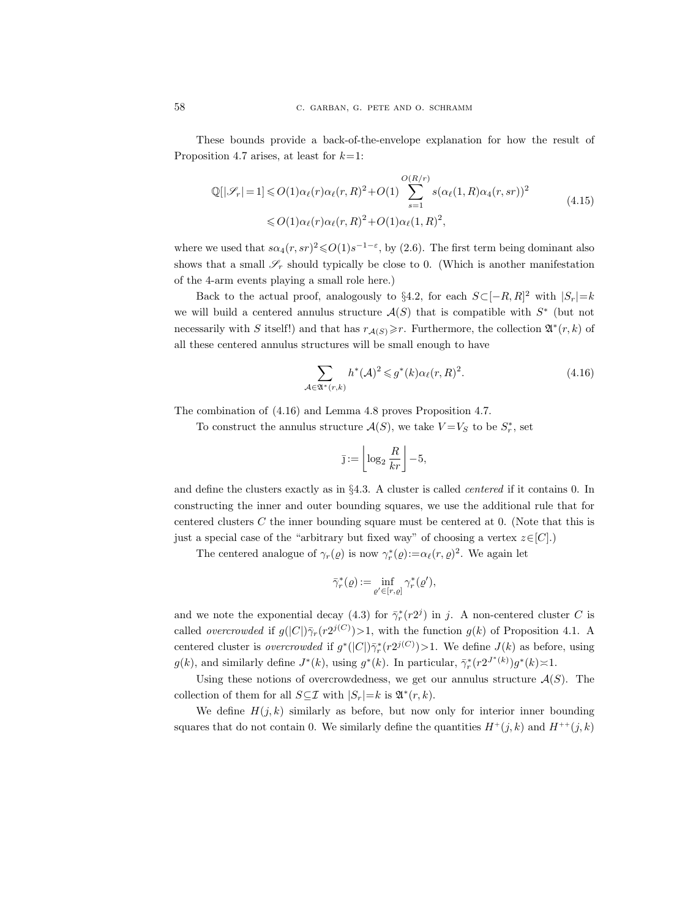These bounds provide a back-of-the-envelope explanation for how the result of Proposition 4.7 arises, at least for $k=1$:

$$\begin{aligned}\mathbb{Q}[|\mathscr{S}_r|=1] &\leqslant O(1)\alpha_\ell(r)\alpha_\ell(r,R)^2 + O(1)\sum_{s=1}^{O(R/r)} s(\alpha_\ell(1,R)\alpha_4(r,sr))^2 \\ &\leqslant O(1)\alpha_\ell(r)\alpha_\ell(r,R)^2 + O(1)\alpha_\ell(1,R)^2,\end{aligned} \tag{4.15}$$

where we used that $s\alpha_4(r,sr)^2 \leqslant O(1)s^{-1-\varepsilon}$, by (2.6). The first term being dominant also shows that a small $\mathscr{S}_r$ should typically be close to 0. (Which is another manifestation of the 4-arm events playing a small role here.)

Back to the actual proof, analogously to §4.2, for each $S\subset[-R,R]^2$ with $|S_r|=k$ we will build a centered annulus structure $\mathcal{A}(S)$ that is compatible with $S^*$ (but not necessarily with $S$ itself!) and that has $r_{\mathcal{A}(S)}\geqslant r$. Furthermore, the collection $\mathfrak{A}^*(r,k)$ of all these centered annulus structures will be small enough to have

$$\sum_{\mathcal{A}\in\mathfrak{A}^*(r,k)} h^*(\mathcal{A})^2 \leqslant g^*(k)\alpha_\ell(r,R)^2. \tag{4.16}$$

The combination of (4.16) and Lemma 4.8 proves Proposition 4.7.

To construct the annulus structure $\mathcal{A}(S)$, we take $V=V_S$ to be $S_r^*$, set

$$\bar{\jmath} := \left\lfloor \log_2 \frac{R}{kr} \right\rfloor - 5,$$

and define the clusters exactly as in §4.3. A cluster is called *centered* if it contains 0. In constructing the inner and outer bounding squares, we use the additional rule that for centered clusters $C$ the inner bounding square must be centered at 0. (Note that this is just a special case of the "arbitrary but fixed way" of choosing a vertex $z\in[C]$.)

The centered analogue of $\gamma_r(\varrho)$ is now $\gamma_r^*(\varrho):=\alpha_\ell(r,\varrho)^2$. We again let

$$\bar{\gamma}_r^*(\varrho) := \inf_{\varrho'\in[r,\varrho]} \gamma_r^*(\varrho'),$$

and we note the exponential decay (4.3) for $\bar{\gamma}_r^*(r2^j)$ in $j$. A non-centered cluster $C$ is called *overcrowded* if $g(|C|)\bar{\gamma}_r(r2^{j(C)})>1$, with the function $g(k)$ of Proposition 4.1. A centered cluster is *overcrowded* if $g^*(|C|)\bar{\gamma}_r^*(r2^{j(C)})>1$. We define $J(k)$ as before, using $g(k)$, and similarly define $J^*(k)$, using $g^*(k)$. In particular, $\bar{\gamma}_r^*(r2^{J^*(k)})g^*(k)\asymp 1$.

Using these notions of overcrowdedness, we get our annulus structure $\mathcal{A}(S)$. The collection of them for all $S\subseteq\mathcal{I}$ with $|S_r|=k$ is $\mathfrak{A}^*(r,k)$.

We define $H(j,k)$ similarly as before, but now only for interior inner bounding squares that do not contain 0. We similarly define the quantities $H^+(j,k)$ and $H^{++}(j,k)$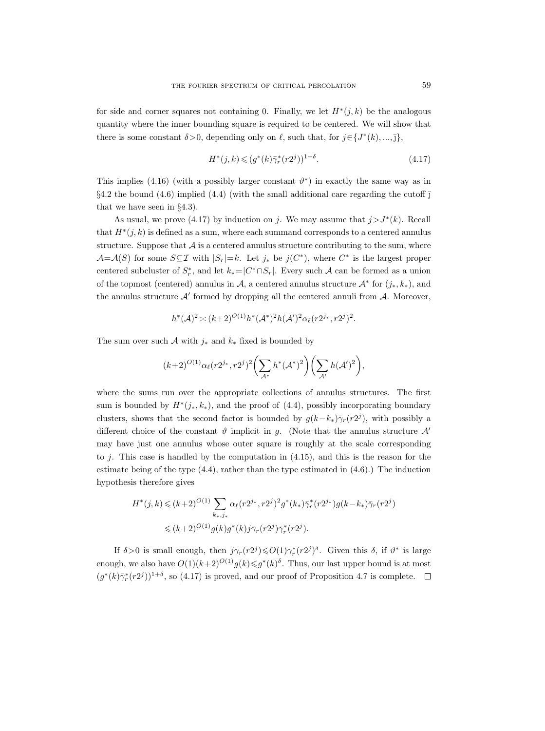for side and corner squares not containing 0. Finally, we let $H^*(j,k)$ be the analogous quantity where the inner bounding square is required to be centered. We will show that there is some constant $\delta>0$, depending only on $\ell$, such that, for $j\in\{J^*(k),...,\bar{\jmath}\}$,

$$H^*(j,k)\leqslant (g^*(k)\bar{\gamma}_r^*(r2^j))^{1+\delta}. \tag{4.17}$$

This implies (4.16) (with a possibly larger constant $\vartheta^*$) in exactly the same way as in §4.2 the bound (4.6) implied (4.4) (with the small additional care regarding the cutoff $\bar{\jmath}$ that we have seen in §4.3).

As usual, we prove (4.17) by induction on $j$. We may assume that $j>J^*(k)$. Recall that $H^*(j,k)$ is defined as a sum, where each summand corresponds to a centered annulus structure. Suppose that $\mathcal{A}$ is a centered annulus structure contributing to the sum, where $\mathcal{A}=\mathcal{A}(S)$ for some $S\subseteq\mathcal{I}$ with $|S_r|=k$. Let $j_*$ be $j(C^*)$, where $C^*$ is the largest proper centered subcluster of $S_r^*$, and let $k_*=|C^*\cap S_r|$. Every such $\mathcal{A}$ can be formed as a union of the topmost (centered) annulus in $\mathcal{A}$, a centered annulus structure $\mathcal{A}^*$ for $(j_*,k_*)$, and the annulus structure $\mathcal{A}'$ formed by dropping all the centered annuli from $\mathcal{A}$. Moreover,

$$h^*(\mathcal{A})^2\asymp (k+2)^{O(1)}h^*(\mathcal{A}^*)^2h(\mathcal{A}')^2\alpha_\ell(r2^{j_*},r2^j)^2.$$

The sum over such $\mathcal{A}$ with $j_*$ and $k_*$ fixed is bounded by

$$(k+2)^{O(1)}\alpha_\ell(r2^{j_*},r2^j)^2\biggl(\sum_{\mathcal{A}^*}h^*(\mathcal{A}^*)^2\biggr)\biggl(\sum_{\mathcal{A}'}h(\mathcal{A}')^2\biggr),$$

where the sums run over the appropriate collections of annulus structures. The first sum is bounded by $H^*(j_*,k_*)$, and the proof of (4.4), possibly incorporating boundary clusters, shows that the second factor is bounded by $g(k-k_*)\bar{\gamma}_r(r2^j)$, with possibly a different choice of the constant $\vartheta$ implicit in $g$. (Note that the annulus structure $\mathcal{A}'$ may have just one annulus whose outer square is roughly at the scale corresponding to $j$. This case is handled by the computation in (4.15), and this is the reason for the estimate being of the type (4.4), rather than the type estimated in (4.6).) The induction hypothesis therefore gives

$$\begin{aligned}
H^*(j,k)&\leqslant (k+2)^{O(1)}\sum_{k_*,j_*}\alpha_\ell(r2^{j_*},r2^j)^2g^*(k_*)\bar{\gamma}_r^*(r2^{j_*})g(k-k_*)\bar{\gamma}_r(r2^j)\\
&\leqslant (k+2)^{O(1)}g(k)g^*(k)j\bar{\gamma}_r(r2^j)\bar{\gamma}_r^*(r2^j).
\end{aligned}$$

If $\delta>0$ is small enough, then $j\bar{\gamma}_r(r2^j)\leqslant O(1)\bar{\gamma}_r^*(r2^j)^\delta$. Given this $\delta$, if $\vartheta^*$ is large enough, we also have $O(1)(k+2)^{O(1)}g(k)\leqslant g^*(k)^\delta$. Thus, our last upper bound is at most $(g^*(k)\bar{\gamma}_r^*(r2^j))^{1+\delta}$, so (4.17) is proved, and our proof of Proposition 4.7 is complete. □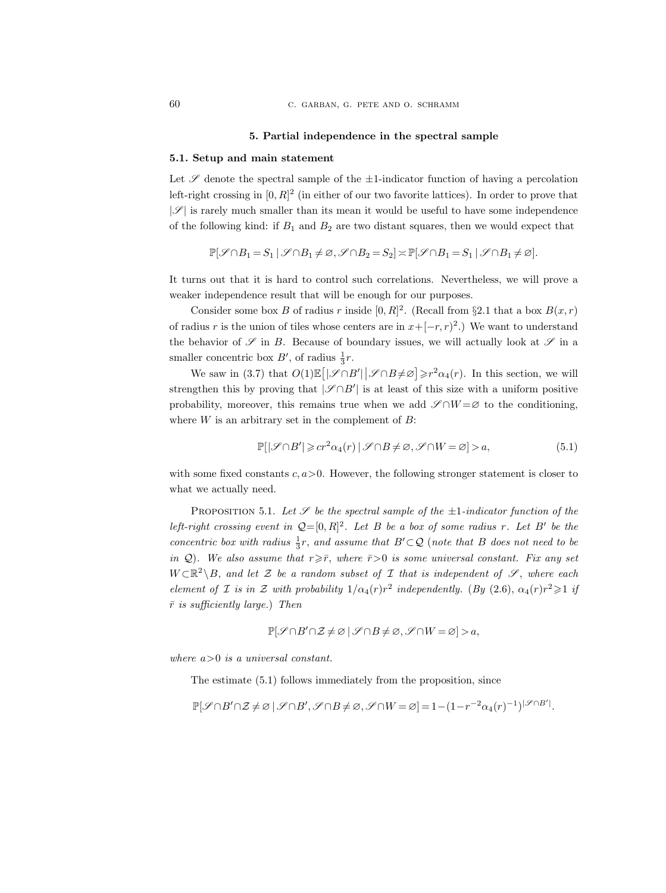## 5. Partial independence in the spectral sample

### 5.1. Setup and main statement

Let $\mathscr{S}$ denote the spectral sample of the $\pm 1$-indicator function of having a percolation left-right crossing in $[0,R]^2$ (in either of our two favorite lattices). In order to prove that $|\mathscr{S}|$ is rarely much smaller than its mean it would be useful to have some independence of the following kind: if $B_1$ and $B_2$ are two distant squares, then we would expect that

$$\mathbb{P}[\mathscr{S}\cap B_1=S_1 \mid \mathscr{S}\cap B_1\neq\varnothing, \mathscr{S}\cap B_2=S_2] \asymp \mathbb{P}[\mathscr{S}\cap B_1=S_1 \mid \mathscr{S}\cap B_1\neq\varnothing].$$

It turns out that it is hard to control such correlations. Nevertheless, we will prove a weaker independence result that will be enough for our purposes.

Consider some box $B$ of radius $r$ inside $[0,R]^2$. (Recall from §2.1 that a box $B(x,r)$ of radius $r$ is the union of tiles whose centers are in $x+[-r,r)^2$.) We want to understand the behavior of $\mathscr{S}$ in $B$. Because of boundary issues, we will actually look at $\mathscr{S}$ in a smaller concentric box $B'$, of radius $\frac{1}{3}r$.

We saw in (3.7) that $O(1)\mathbb{E}\big[|\mathscr{S}\cap B'| \,\big|\, \mathscr{S}\cap B\neq\varnothing\big] \geqslant r^2\alpha_4(r)$. In this section, we will strengthen this by proving that $|\mathscr{S}\cap B'|$ is at least of this size with a uniform positive probability, moreover, this remains true when we add $\mathscr{S}\cap W=\varnothing$ to the conditioning, where $W$ is an arbitrary set in the complement of $B$:

$$\mathbb{P}[|\mathscr{S}\cap B'|\geqslant cr^2\alpha_4(r) \mid \mathscr{S}\cap B\neq\varnothing, \mathscr{S}\cap W=\varnothing] > a, \tag{5.1}$$

with some fixed constants $c,a>0$. However, the following stronger statement is closer to what we actually need.

PROPOSITION 5.1. *Let $\mathscr{S}$ be the spectral sample of the $\pm 1$-indicator function of the left-right crossing event in $\mathcal{Q}=[0,R]^2$. Let $B$ be a box of some radius $r$. Let $B'$ be the concentric box with radius $\frac{1}{3}r$, and assume that $B'\subset\mathcal{Q}$ (note that $B$ does not need to be in $\mathcal{Q}$). We also assume that $r\geqslant\bar{r}$, where $\bar{r}>0$ is some universal constant. Fix any set $W\subset\mathbb{R}^2\setminus B$, and let $\mathcal{Z}$ be a random subset of $\mathcal{I}$ that is independent of $\mathscr{S}$, where each element of $\mathcal{I}$ is in $\mathcal{Z}$ with probability $1/\alpha_4(r)r^2$ independently. (By (2.6), $\alpha_4(r)r^2\geqslant 1$ if $\bar{r}$ is sufficiently large.) Then*

$$\mathbb{P}[\mathscr{S}\cap B'\cap\mathcal{Z}\neq\varnothing \mid \mathscr{S}\cap B\neq\varnothing, \mathscr{S}\cap W=\varnothing] > a,$$

*where $a>0$ is a universal constant.*

The estimate (5.1) follows immediately from the proposition, since

$$\mathbb{P}[\mathscr{S}\cap B'\cap\mathcal{Z}\neq\varnothing \mid \mathscr{S}\cap B', \mathscr{S}\cap B\neq\varnothing, \mathscr{S}\cap W=\varnothing] = 1-(1-r^{-2}\alpha_4(r)^{-1})^{|\mathscr{S}\cap B'|}.$$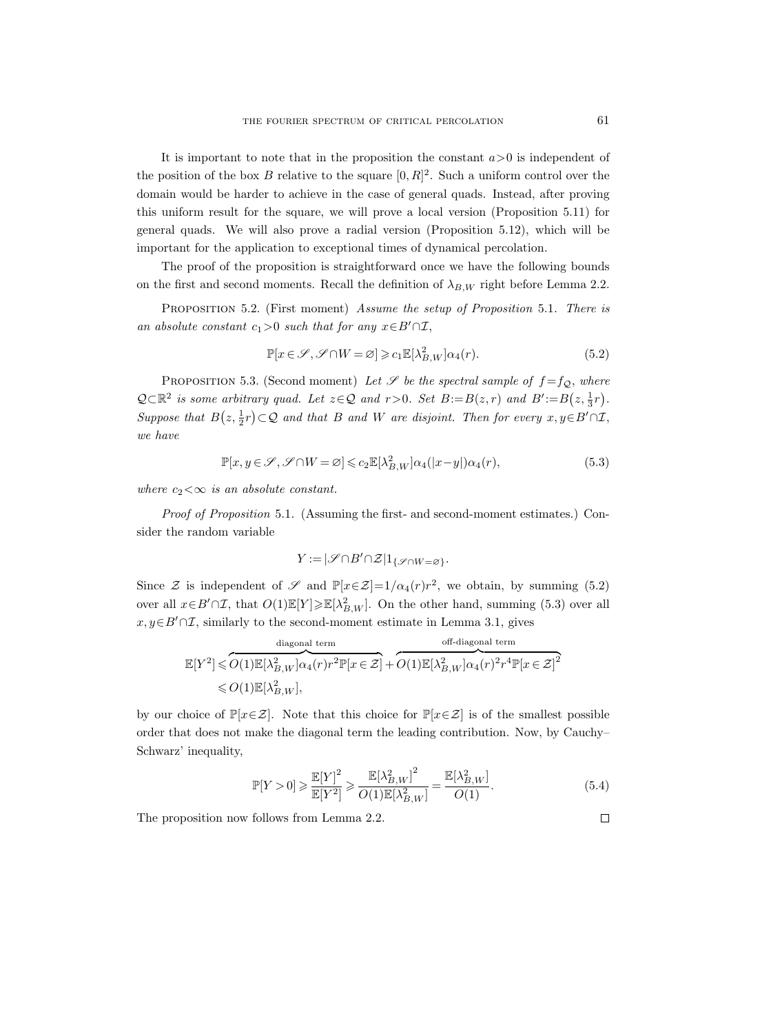It is important to note that in the proposition the constant $a>0$ is independent of the position of the box $B$ relative to the square $[0,R]^2$. Such a uniform control over the domain would be harder to achieve in the case of general quads. Instead, after proving this uniform result for the square, we will prove a local version (Proposition 5.11) for general quads. We will also prove a radial version (Proposition 5.12), which will be important for the application to exceptional times of dynamical percolation.

The proof of the proposition is straightforward once we have the following bounds on the first and second moments. Recall the definition of $\lambda_{B,W}$ right before Lemma 2.2.

Proposition 5.2. (First moment) *Assume the setup of Proposition* 5.1. *There is an absolute constant $c_1>0$ such that for any $x\in B'\cap\mathcal{I}$,*

$$\mathbb{P}[x\in\mathscr{S}, \mathscr{S}\cap W=\varnothing]\geqslant c_1\mathbb{E}[\lambda_{B,W}^2]\alpha_4(r). \tag{5.2}$$

Proposition 5.3. (Second moment) *Let $\mathscr{S}$ be the spectral sample of $f=f_{\mathcal{Q}}$, where $\mathcal{Q}\subset\mathbb{R}^2$ is some arbitrary quad. Let $z\in\mathcal{Q}$ and $r>0$. Set $B:=B(z,r)$ and $B':=B\big(z,\frac{1}{3}r\big)$. Suppose that $B\big(z,\frac{1}{2}r\big)\subset\mathcal{Q}$ and that $B$ and $W$ are disjoint. Then for every $x,y\in B'\cap\mathcal{I}$, we have*

$$\mathbb{P}[x,y\in\mathscr{S}, \mathscr{S}\cap W=\varnothing]\leqslant c_2\mathbb{E}[\lambda_{B,W}^2]\alpha_4(|x-y|)\alpha_4(r), \tag{5.3}$$

*where $c_2<\infty$ is an absolute constant.*

*Proof of Proposition* 5.1. (Assuming the first- and second-moment estimates.) Consider the random variable

$$Y:=|\mathscr{S}\cap B'\cap\mathcal{Z}|1_{\{\mathscr{S}\cap W=\varnothing\}}.$$

Since $\mathcal{Z}$ is independent of $\mathscr{S}$ and $\mathbb{P}[x\in\mathcal{Z}]=1/\alpha_4(r)r^2$, we obtain, by summing (5.2) over all $x\in B'\cap\mathcal{I}$, that $O(1)\mathbb{E}[Y]\geqslant\mathbb{E}[\lambda_{B,W}^2]$. On the other hand, summing (5.3) over all $x,y\in B'\cap\mathcal{I}$, similarly to the second-moment estimate in Lemma 3.1, gives

$$\begin{aligned}\mathbb{E}[Y^2]&\leqslant\overbrace{O(1)\mathbb{E}[\lambda_{B,W}^2]\alpha_4(r)r^2\mathbb{P}[x\in\mathcal{Z}]}^{\text{diagonal term}}+\overbrace{O(1)\mathbb{E}[\lambda_{B,W}^2]\alpha_4(r)^2r^4\mathbb{P}[x\in\mathcal{Z}]^2}^{\text{off-diagonal term}}\\&\leqslant O(1)\mathbb{E}[\lambda_{B,W}^2],\end{aligned}$$

by our choice of $\mathbb{P}[x\in\mathcal{Z}]$. Note that this choice for $\mathbb{P}[x\in\mathcal{Z}]$ is of the smallest possible order that does not make the diagonal term the leading contribution. Now, by Cauchy–Schwarz' inequality,

$$\mathbb{P}[Y>0]\geqslant\frac{\mathbb{E}[Y]^2}{\mathbb{E}[Y^2]}\geqslant\frac{\mathbb{E}[\lambda_{B,W}^2]^2}{O(1)\mathbb{E}[\lambda_{B,W}^2]}=\frac{\mathbb{E}[\lambda_{B,W}^2]}{O(1)}. \tag{5.4}$$

The proposition now follows from Lemma 2.2. □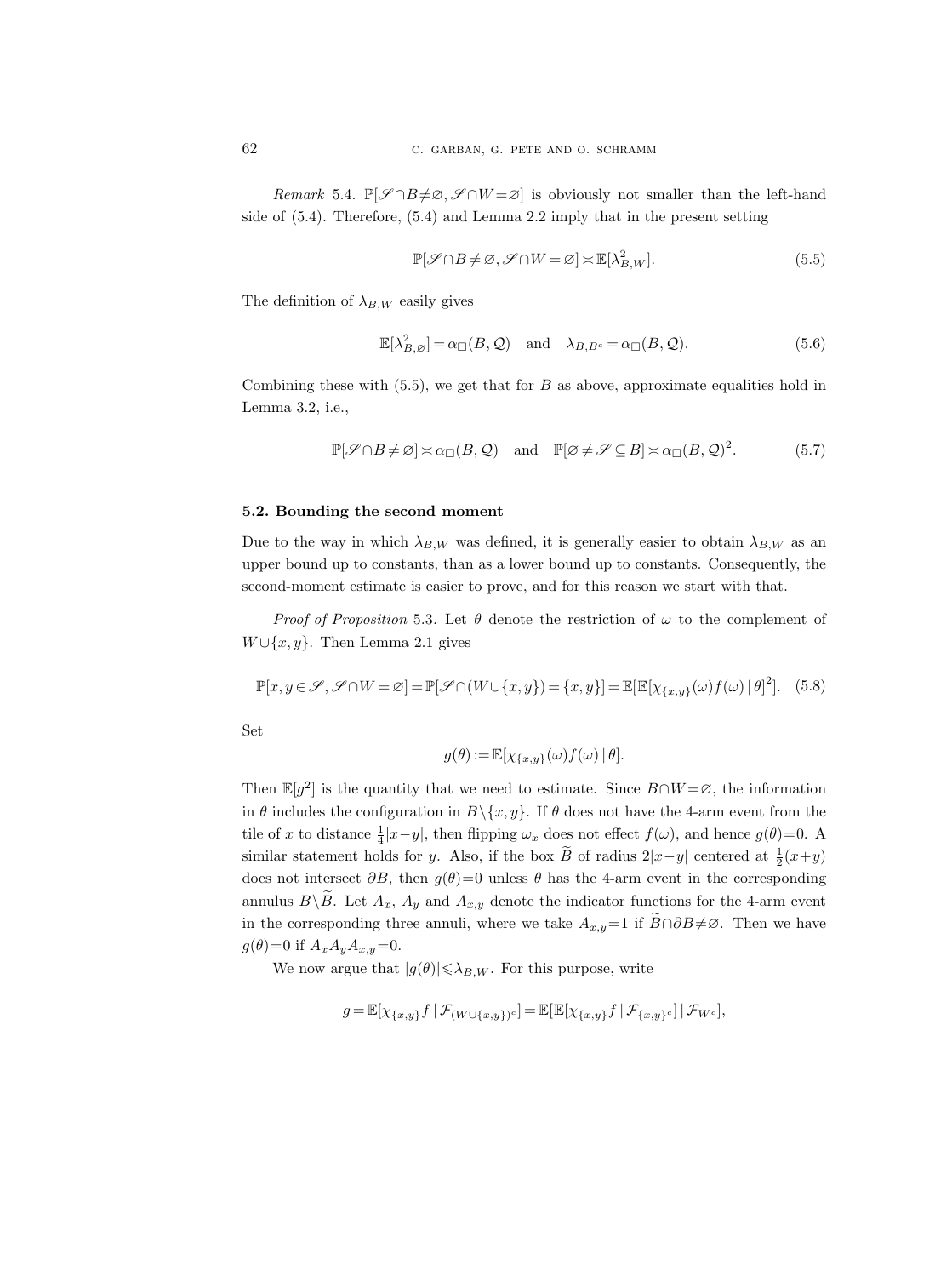*Remark* 5.4. $\mathbb{P}[\mathscr{S}\cap B\neq\varnothing, \mathscr{S}\cap W=\varnothing]$ is obviously not smaller than the left-hand side of (5.4). Therefore, (5.4) and Lemma 2.2 imply that in the present setting

$$\mathbb{P}[\mathscr{S}\cap B\neq\varnothing, \mathscr{S}\cap W=\varnothing]\asymp\mathbb{E}[\lambda_{B,W}^2]. \tag{5.5}$$

The definition of $\lambda_{B,W}$ easily gives

$$\mathbb{E}[\lambda_{B,\varnothing}^2]=\alpha_\square(B,\mathcal{Q}) \quad \text{and} \quad \lambda_{B,B^c}=\alpha_\square(B,\mathcal{Q}). \tag{5.6}$$

Combining these with (5.5), we get that for $B$ as above, approximate equalities hold in Lemma 3.2, i.e.,

$$\mathbb{P}[\mathscr{S}\cap B\neq\varnothing]\asymp\alpha_\square(B,\mathcal{Q}) \quad \text{and} \quad \mathbb{P}[\varnothing\neq\mathscr{S}\subseteq B]\asymp\alpha_\square(B,\mathcal{Q})^2. \tag{5.7}$$

## 5.2. Bounding the second moment

Due to the way in which $\lambda_{B,W}$ was defined, it is generally easier to obtain $\lambda_{B,W}$ as an upper bound up to constants, than as a lower bound up to constants. Consequently, the second-moment estimate is easier to prove, and for this reason we start with that.

*Proof of Proposition* 5.3. Let $\theta$ denote the restriction of $\omega$ to the complement of $W\cup\{x,y\}$. Then Lemma 2.1 gives

$$\mathbb{P}[x,y\in\mathscr{S}, \mathscr{S}\cap W=\varnothing]=\mathbb{P}[\mathscr{S}\cap(W\cup\{x,y\})=\{x,y\}]=\mathbb{E}[\mathbb{E}[\chi_{\{x,y\}}(\omega)f(\omega)\,|\,\theta]^2]. \tag{5.8}$$

Set

$$g(\theta):=\mathbb{E}[\chi_{\{x,y\}}(\omega)f(\omega)\,|\,\theta].$$

Then $\mathbb{E}[g^2]$ is the quantity that we need to estimate. Since $B\cap W=\varnothing$, the information in $\theta$ includes the configuration in $B\setminus\{x,y\}$. If $\theta$ does not have the 4-arm event from the tile of $x$ to distance $\frac{1}{4}|x-y|$, then flipping $\omega_x$ does not effect $f(\omega)$, and hence $g(\theta)=0$. A similar statement holds for $y$. Also, if the box $\widetilde{B}$ of radius $2|x-y|$ centered at $\frac{1}{2}(x+y)$ does not intersect $\partial B$, then $g(\theta)=0$ unless $\theta$ has the 4-arm event in the corresponding annulus $B\setminus\widetilde{B}$. Let $A_x$, $A_y$ and $A_{x,y}$ denote the indicator functions for the 4-arm event in the corresponding three annuli, where we take $A_{x,y}=1$ if $\widetilde{B}\cap\partial B\neq\varnothing$. Then we have $g(\theta)=0$ if $A_xA_yA_{x,y}=0$.

We now argue that $|g(\theta)|\leqslant\lambda_{B,W}$. For this purpose, write

$$g=\mathbb{E}[\chi_{\{x,y\}}f\,|\,\mathcal{F}_{(W\cup\{x,y\})^c}]=\mathbb{E}[\mathbb{E}[\chi_{\{x,y\}}f\,|\,\mathcal{F}_{\{x,y\}^c}]\,|\,\mathcal{F}_{W^c}],$$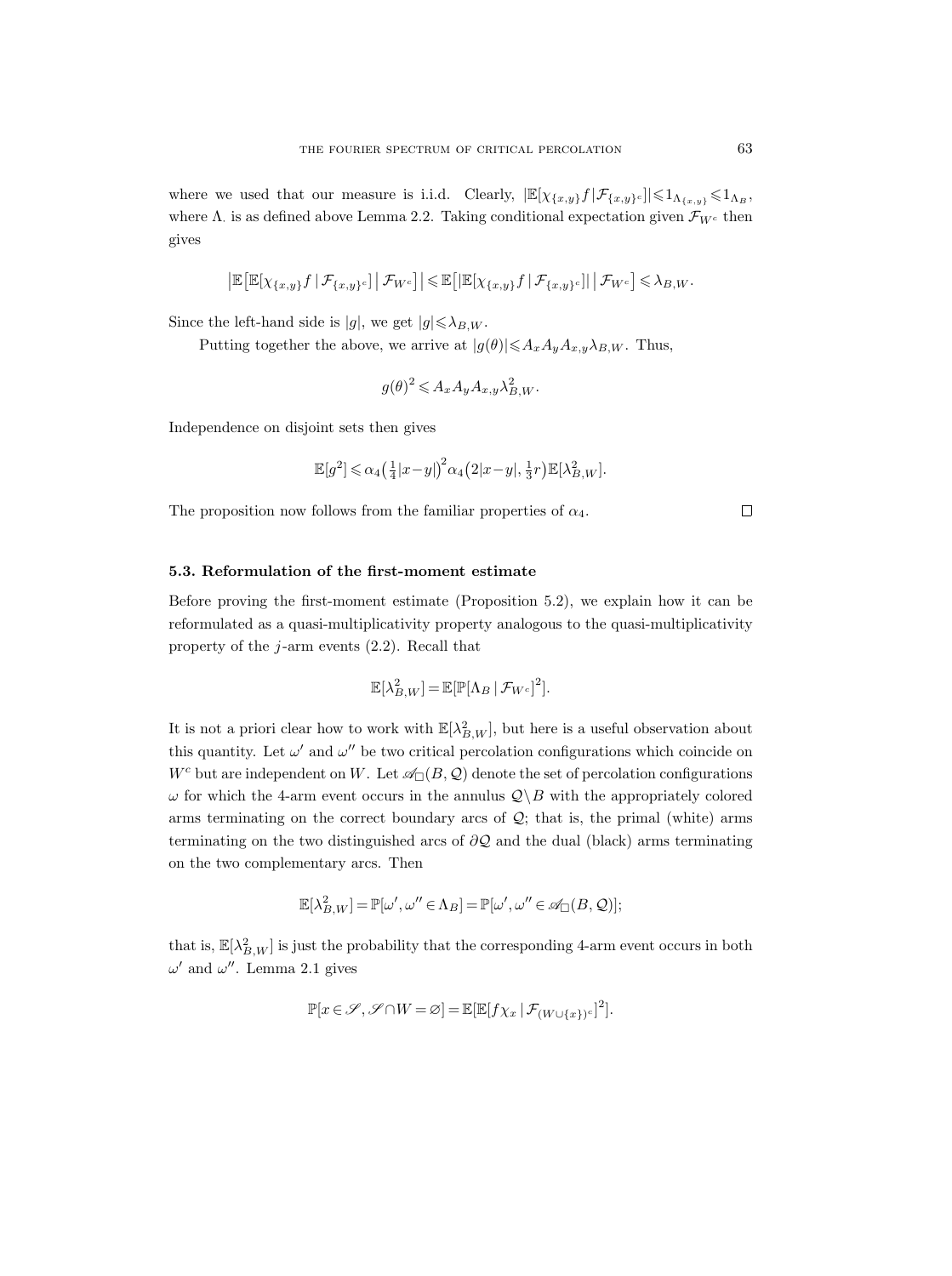where we used that our measure is i.i.d. Clearly, $|\mathbb{E}[\chi_{\{x,y\}} f | \mathcal{F}_{\{x,y\}^c}]| \leqslant 1_{\Lambda_{\{x,y\}}} \leqslant 1_{\Lambda_B}$, where $\Lambda_\cdot$ is as defined above Lemma 2.2. Taking conditional expectation given $\mathcal{F}_{W^c}$ then gives

$$\big|\mathbb{E}\big[\mathbb{E}[\chi_{\{x,y\}} f \,|\, \mathcal{F}_{\{x,y\}^c}] \,\big|\, \mathcal{F}_{W^c}\big]\big| \leqslant \mathbb{E}\big[|\mathbb{E}[\chi_{\{x,y\}} f \,|\, \mathcal{F}_{\{x,y\}^c}]| \,\big|\, \mathcal{F}_{W^c}\big] \leqslant \lambda_{B,W}.$$

Since the left-hand side is $|g|$, we get $|g| \leqslant \lambda_{B,W}$.

Putting together the above, we arrive at $|g(\theta)| \leqslant A_x A_y A_{x,y} \lambda_{B,W}$. Thus,

$$g(\theta)^2 \leqslant A_x A_y A_{x,y} \lambda_{B,W}^2.$$

Independence on disjoint sets then gives

$$\mathbb{E}[g^2] \leqslant \alpha_4\big(\tfrac{1}{4}|x-y|\big)^2 \alpha_4\big(2|x-y|, \tfrac{1}{3}r\big) \mathbb{E}[\lambda_{B,W}^2].$$

The proposition now follows from the familiar properties of $\alpha_4$. □

### 5.3. Reformulation of the first-moment estimate

Before proving the first-moment estimate (Proposition 5.2), we explain how it can be reformulated as a quasi-multiplicativity property analogous to the quasi-multiplicativity property of the $j$-arm events (2.2). Recall that

$$\mathbb{E}[\lambda_{B,W}^2] = \mathbb{E}[\mathbb{P}[\Lambda_B \,|\, \mathcal{F}_{W^c}]^2].$$

It is not a priori clear how to work with $\mathbb{E}[\lambda_{B,W}^2]$, but here is a useful observation about this quantity. Let $\omega'$ and $\omega''$ be two critical percolation configurations which coincide on $W^c$ but are independent on $W$. Let $\mathscr{A}_\square(B, \mathcal{Q})$ denote the set of percolation configurations $\omega$ for which the 4-arm event occurs in the annulus $\mathcal{Q} \backslash B$ with the appropriately colored arms terminating on the correct boundary arcs of $\mathcal{Q}$; that is, the primal (white) arms terminating on the two distinguished arcs of $\partial\mathcal{Q}$ and the dual (black) arms terminating on the two complementary arcs. Then

$$\mathbb{E}[\lambda_{B,W}^2] = \mathbb{P}[\omega', \omega'' \in \Lambda_B] = \mathbb{P}[\omega', \omega'' \in \mathscr{A}_\square(B, \mathcal{Q})];$$

that is, $\mathbb{E}[\lambda_{B,W}^2]$ is just the probability that the corresponding 4-arm event occurs in both $\omega'$ and $\omega''$. Lemma 2.1 gives

$$\mathbb{P}[x \in \mathscr{S}, \mathscr{S} \cap W = \varnothing] = \mathbb{E}[\mathbb{E}[f\chi_x \,|\, \mathcal{F}_{(W \cup \{x\})^c}]^2].$$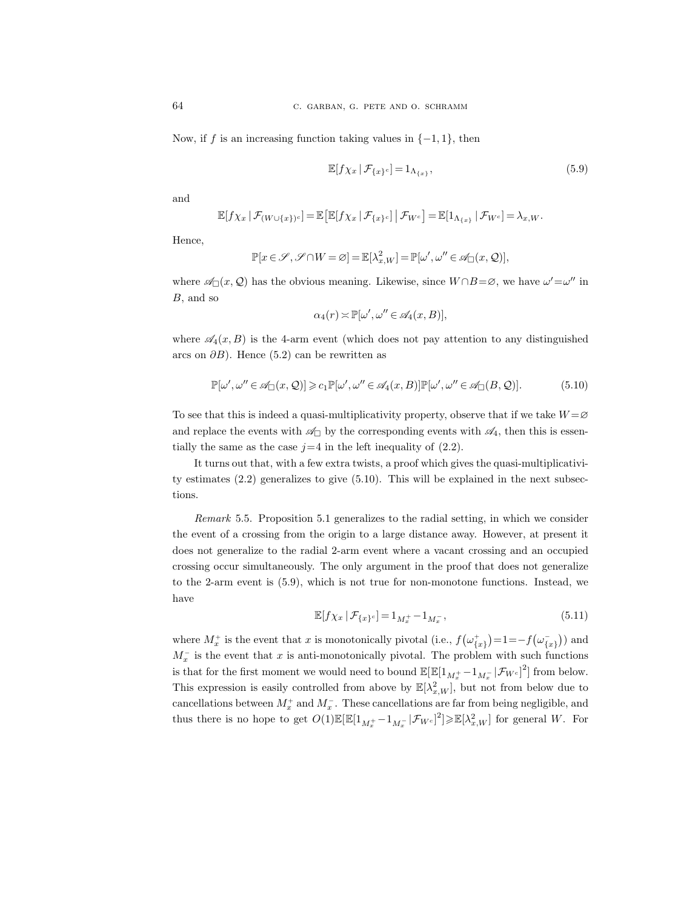Now, if $f$ is an increasing function taking values in $\{-1,1\}$, then

$$\mathbb{E}[f\chi_x \mid \mathcal{F}_{\{x\}^c}] = 1_{\Lambda_{\{x\}}}, \tag{5.9}$$

and

$$\mathbb{E}[f\chi_x \mid \mathcal{F}_{(W\cup\{x\})^c}] = \mathbb{E}\big[\mathbb{E}[f\chi_x \mid \mathcal{F}_{\{x\}^c}] \,\big|\, \mathcal{F}_{W^c}\big] = \mathbb{E}[1_{\Lambda_{\{x\}}} \mid \mathcal{F}_{W^c}] = \lambda_{x,W}.$$

Hence,

$$\mathbb{P}[x\in\mathscr{S}, \mathscr{S}\cap W=\varnothing] = \mathbb{E}[\lambda_{x,W}^2] = \mathbb{P}[\omega', \omega'' \in \mathscr{A}_\square(x,\mathcal{Q})],$$

where $\mathscr{A}_\square(x,\mathcal{Q})$ has the obvious meaning. Likewise, since $W\cap B=\varnothing$, we have $\omega'=\omega''$ in $B$, and so

$$\alpha_4(r) \asymp \mathbb{P}[\omega', \omega'' \in \mathscr{A}_4(x,B)],$$

where $\mathscr{A}_4(x,B)$ is the 4-arm event (which does not pay attention to any distinguished arcs on $\partial B$). Hence (5.2) can be rewritten as

$$\mathbb{P}[\omega', \omega'' \in \mathscr{A}_\square(x,\mathcal{Q})] \geqslant c_1 \mathbb{P}[\omega', \omega'' \in \mathscr{A}_4(x,B)]\mathbb{P}[\omega', \omega'' \in \mathscr{A}_\square(B,\mathcal{Q})]. \tag{5.10}$$

To see that this is indeed a quasi-multiplicativity property, observe that if we take $W=\varnothing$ and replace the events with $\mathscr{A}_\square$ by the corresponding events with $\mathscr{A}_4$, then this is essentially the same as the case $j=4$ in the left inequality of (2.2).

It turns out that, with a few extra twists, a proof which gives the quasi-multiplicativity estimates (2.2) generalizes to give (5.10). This will be explained in the next subsections.

*Remark* 5.5. Proposition 5.1 generalizes to the radial setting, in which we consider the event of a crossing from the origin to a large distance away. However, at present it does not generalize to the radial 2-arm event where a vacant crossing and an occupied crossing occur simultaneously. The only argument in the proof that does not generalize to the 2-arm event is (5.9), which is not true for non-monotone functions. Instead, we have

$$\mathbb{E}[f\chi_x \mid \mathcal{F}_{\{x\}^c}] = 1_{M_x^+} - 1_{M_x^-}, \tag{5.11}$$

where $M_x^+$ is the event that $x$ is monotonically pivotal (i.e., $f(\omega_{\{x\}}^+)=1=-f(\omega_{\{x\}}^-)$) and $M_x^-$ is the event that $x$ is anti-monotonically pivotal. The problem with such functions is that for the first moment we would need to bound $\mathbb{E}[\mathbb{E}[1_{M_x^+}-1_{M_x^-} \mid \mathcal{F}_{W^c}]^2]$ from below. This expression is easily controlled from above by $\mathbb{E}[\lambda_{x,W}^2]$, but not from below due to cancellations between $M_x^+$ and $M_x^-$. These cancellations are far from being negligible, and thus there is no hope to get $O(1)\mathbb{E}[\mathbb{E}[1_{M_x^+}-1_{M_x^-} \mid \mathcal{F}_{W^c}]^2] \geqslant \mathbb{E}[\lambda_{x,W}^2]$ for general $W$. For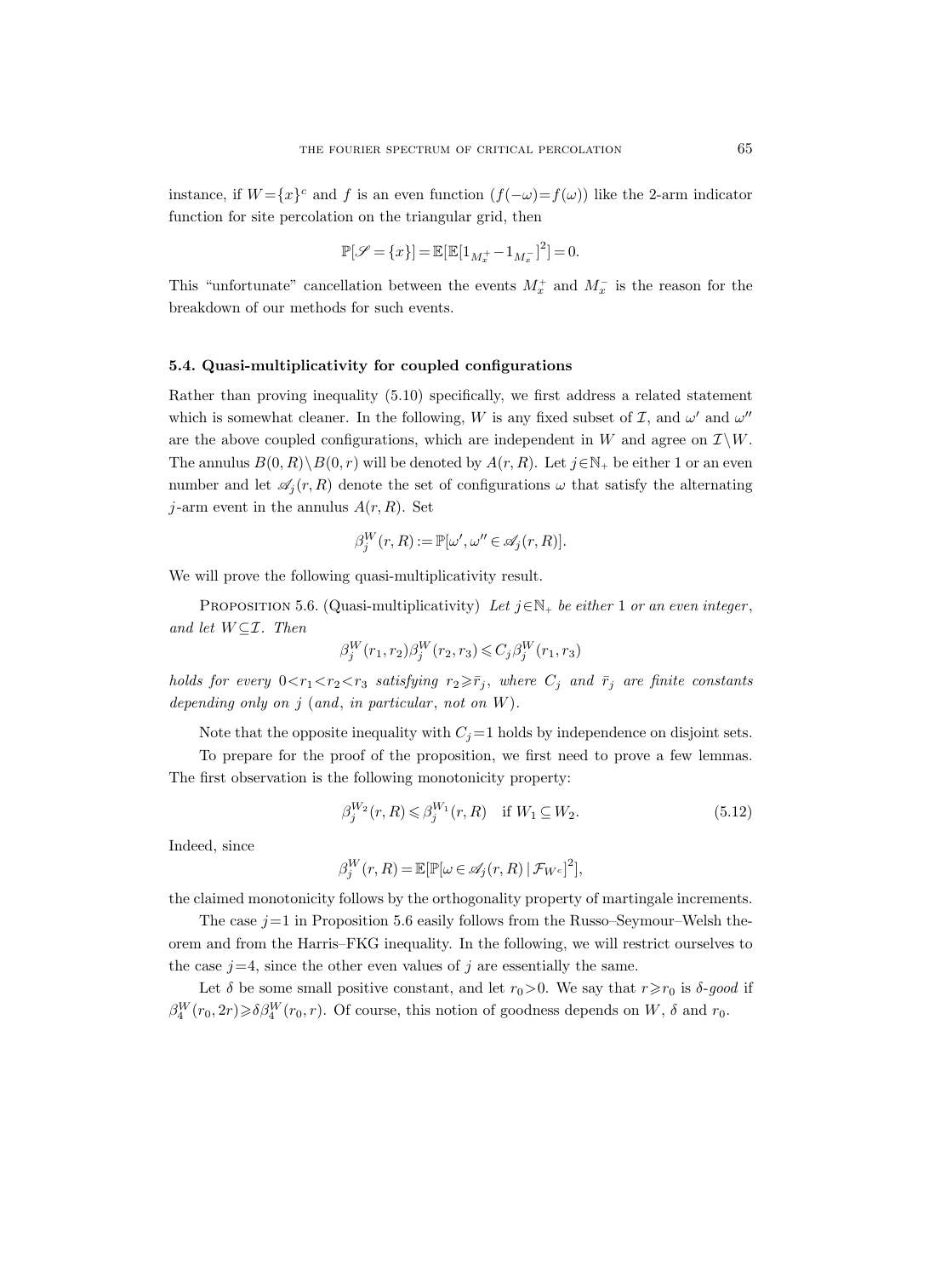instance, if $W=\{x\}^c$ and $f$ is an even function ($f(-\omega)=f(\omega)$) like the 2-arm indicator function for site percolation on the triangular grid, then

$$\mathbb{P}[\mathscr{S}=\{x\}]=\mathbb{E}[\mathbb{E}[1_{M_x^+}-1_{M_x^-}]^2]=0.$$

This "unfortunate" cancellation between the events $M_x^+$ and $M_x^-$ is the reason for the breakdown of our methods for such events.

### 5.4. Quasi-multiplicativity for coupled configurations

Rather than proving inequality (5.10) specifically, we first address a related statement which is somewhat cleaner. In the following, $W$ is any fixed subset of $\mathcal{I}$, and $\omega'$ and $\omega''$ are the above coupled configurations, which are independent in $W$ and agree on $\mathcal{I}\setminus W$. The annulus $B(0,R)\setminus B(0,r)$ will be denoted by $A(r,R)$. Let $j\in\mathbb{N}_+$ be either 1 or an even number and let $\mathscr{A}_j(r,R)$ denote the set of configurations $\omega$ that satisfy the alternating $j$-arm event in the annulus $A(r,R)$. Set

$$\beta_j^W(r,R):=\mathbb{P}[\omega',\omega''\in\mathscr{A}_j(r,R)].$$

We will prove the following quasi-multiplicativity result.

Proposition 5.6. (Quasi-multiplicativity) *Let $j\in\mathbb{N}_+$ be either 1 or an even integer, and let $W\subseteq\mathcal{I}$. Then*

$$\beta_j^W(r_1,r_2)\beta_j^W(r_2,r_3)\leqslant C_j\beta_j^W(r_1,r_3)$$

*holds for every $0<r_1<r_2<r_3$ satisfying $r_2\geqslant\bar{r}_j$, where $C_j$ and $\bar{r}_j$ are finite constants depending only on $j$ (and, in particular, not on $W$).*

Note that the opposite inequality with $C_j=1$ holds by independence on disjoint sets.

To prepare for the proof of the proposition, we first need to prove a few lemmas. The first observation is the following monotonicity property:

$$\beta_j^{W_2}(r,R)\leqslant\beta_j^{W_1}(r,R)\quad\text{if } W_1\subseteq W_2. \tag{5.12}$$

Indeed, since

$$\beta_j^W(r,R)=\mathbb{E}[\mathbb{P}[\omega\in\mathscr{A}_j(r,R)\,|\,\mathcal{F}_{W^c}]^2],$$

the claimed monotonicity follows by the orthogonality property of martingale increments.

The case $j=1$ in Proposition 5.6 easily follows from the Russo–Seymour–Welsh theorem and from the Harris–FKG inequality. In the following, we will restrict ourselves to the case $j=4$, since the other even values of $j$ are essentially the same.

Let $\delta$ be some small positive constant, and let $r_0>0$. We say that $r\geqslant r_0$ is *$\delta$-good* if $\beta_4^W(r_0,2r)\geqslant\delta\beta_4^W(r_0,r)$. Of course, this notion of goodness depends on $W$, $\delta$ and $r_0$.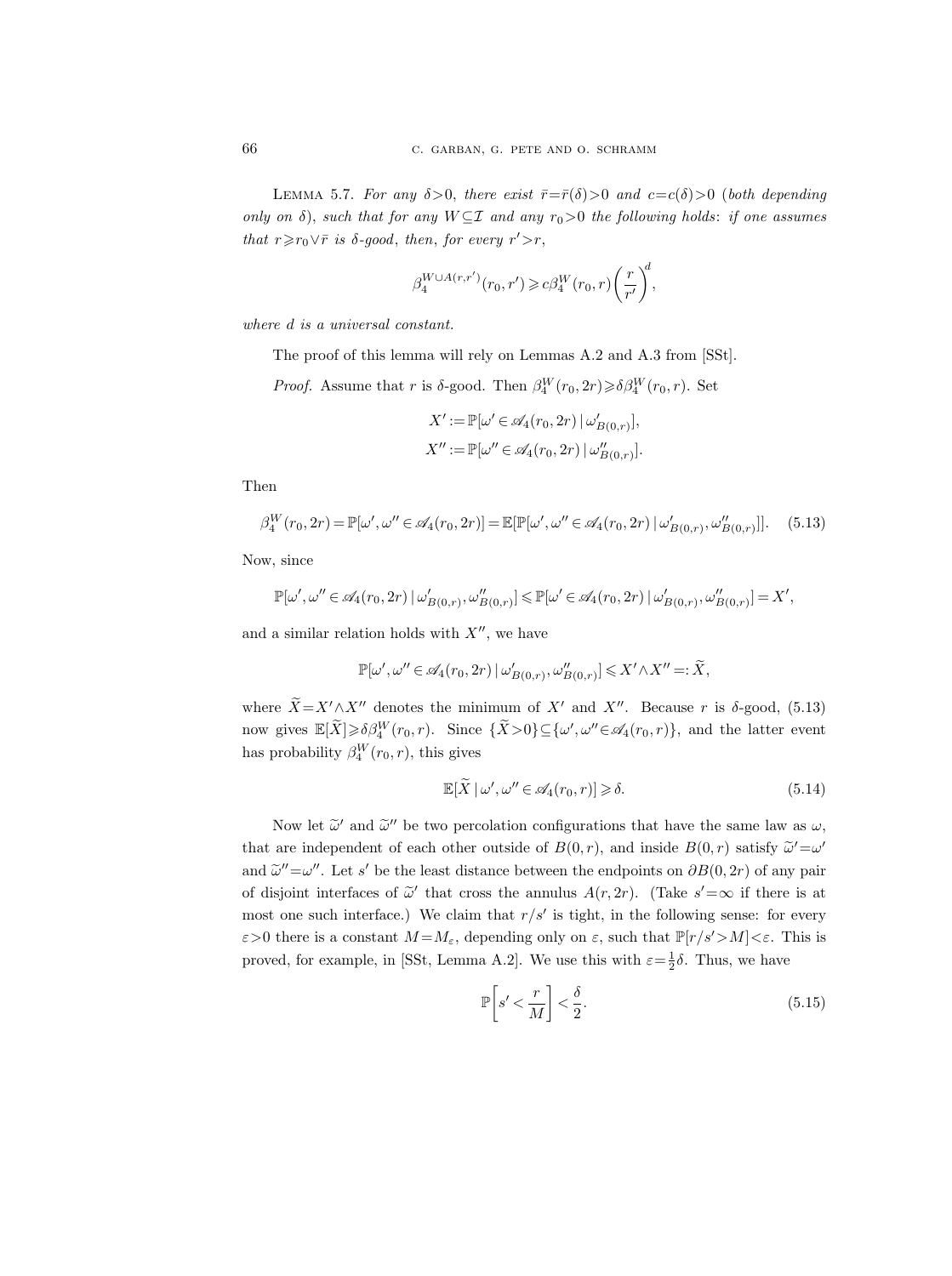LEMMA 5.7. *For any $\delta>0$, there exist $\bar{r}=\bar{r}(\delta)>0$ and $c=c(\delta)>0$ (both depending only on $\delta$), such that for any $W\subseteq\mathcal{I}$ and any $r_0>0$ the following holds: if one assumes that $r\geqslant r_0\vee\bar{r}$ is $\delta$-good, then, for every $r'>r$,*

$$\beta_4^{W\cup A(r,r')}(r_0,r')\geqslant c\beta_4^W(r_0,r)\left(\frac{r}{r'}\right)^d,$$

*where $d$ is a universal constant.*

The proof of this lemma will rely on Lemmas A.2 and A.3 from [SSt].

*Proof.* Assume that $r$ is $\delta$-good. Then $\beta_4^W(r_0,2r)\geqslant\delta\beta_4^W(r_0,r)$. Set

$$X':=\mathbb{P}[\omega'\in\mathcal{A}_4(r_0,2r)\,|\,\omega'_{B(0,r)}],$$
$$X'':=\mathbb{P}[\omega''\in\mathcal{A}_4(r_0,2r)\,|\,\omega''_{B(0,r)}].$$

Then

$$\beta_4^W(r_0,2r)=\mathbb{P}[\omega',\omega''\in\mathcal{A}_4(r_0,2r)]=\mathbb{E}[\mathbb{P}[\omega',\omega''\in\mathcal{A}_4(r_0,2r)\,|\,\omega'_{B(0,r)},\omega''_{B(0,r)}]].\tag{5.13}$$

Now, since

$$\mathbb{P}[\omega',\omega''\in\mathcal{A}_4(r_0,2r)\,|\,\omega'_{B(0,r)},\omega''_{B(0,r)}]\leqslant\mathbb{P}[\omega'\in\mathcal{A}_4(r_0,2r)\,|\,\omega'_{B(0,r)},\omega''_{B(0,r)}]=X',$$

and a similar relation holds with $X''$, we have

$$\mathbb{P}[\omega',\omega''\in\mathcal{A}_4(r_0,2r)\,|\,\omega'_{B(0,r)},\omega''_{B(0,r)}]\leqslant X'\wedge X''=:\widetilde{X},$$

where $\widetilde{X}=X'\wedge X''$ denotes the minimum of $X'$ and $X''$. Because $r$ is $\delta$-good, (5.13) now gives $\mathbb{E}[\widetilde{X}]\geqslant\delta\beta_4^W(r_0,r)$. Since $\{\widetilde{X}>0\}\subseteq\{\omega',\omega''\in\mathcal{A}_4(r_0,r)\}$, and the latter event has probability $\beta_4^W(r_0,r)$, this gives

$$\mathbb{E}[\widetilde{X}\,|\,\omega',\omega''\in\mathcal{A}_4(r_0,r)]\geqslant\delta.\tag{5.14}$$

Now let $\widetilde{\omega}'$ and $\widetilde{\omega}''$ be two percolation configurations that have the same law as $\omega$, that are independent of each other outside of $B(0,r)$, and inside $B(0,r)$ satisfy $\widetilde{\omega}'=\omega'$ and $\widetilde{\omega}''=\omega''$. Let $s'$ be the least distance between the endpoints on $\partial B(0,2r)$ of any pair of disjoint interfaces of $\widetilde{\omega}'$ that cross the annulus $A(r,2r)$. (Take $s'=\infty$ if there is at most one such interface.) We claim that $r/s'$ is tight, in the following sense: for every $\varepsilon>0$ there is a constant $M=M_\varepsilon$, depending only on $\varepsilon$, such that $\mathbb{P}[r/s'>M]<\varepsilon$. This is proved, for example, in [SSt, Lemma A.2]. We use this with $\varepsilon=\frac{1}{2}\delta$. Thus, we have

$$\mathbb{P}\left[s'<\frac{r}{M}\right]<\frac{\delta}{2}.\tag{5.15}$$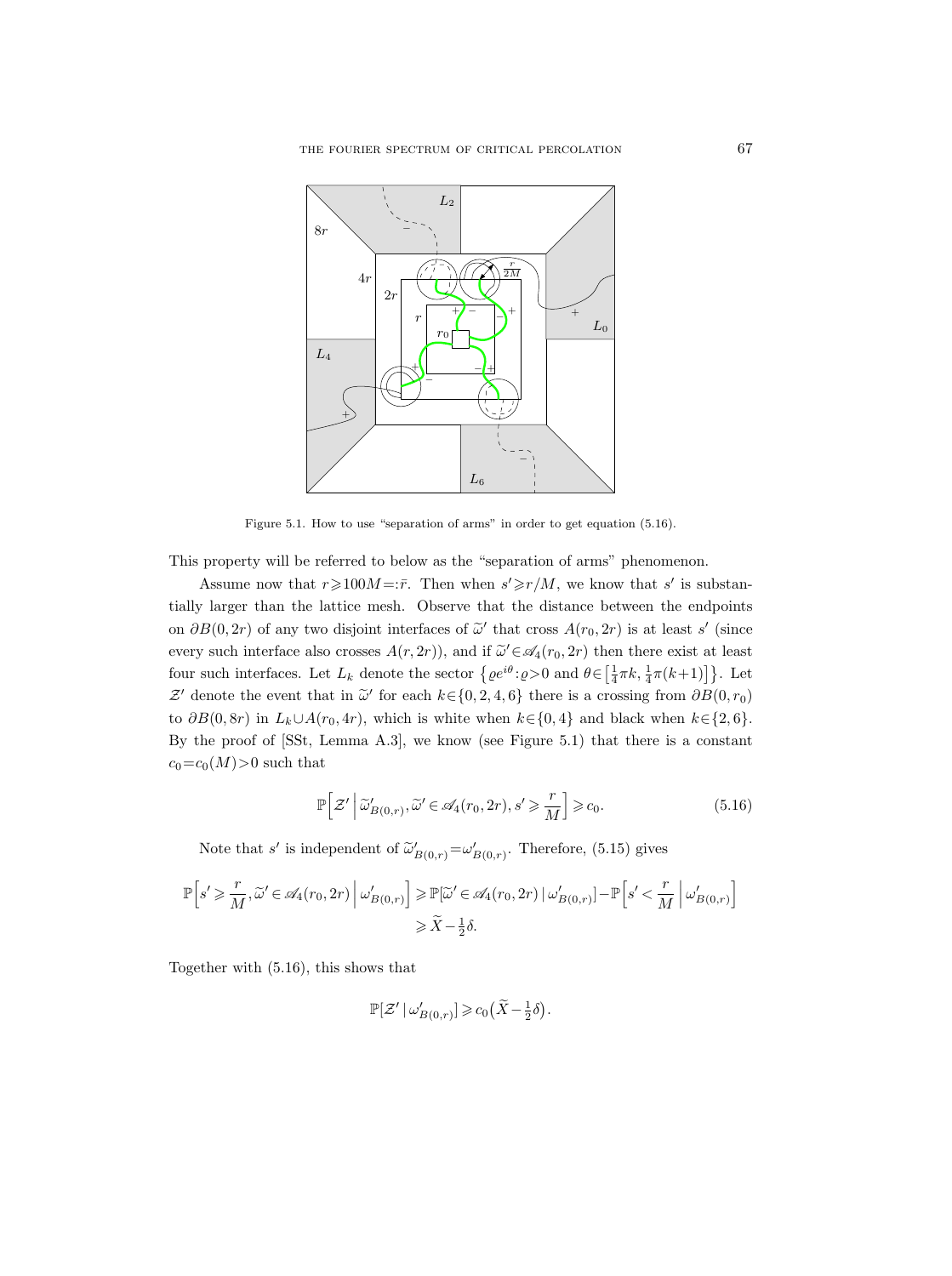Figure 5.1. How to use "separation of arms" in order to get equation (5.16).

This property will be referred to below as the "separation of arms" phenomenon.

Assume now that $r \geqslant 100M =: \bar{r}$. Then when $s' \geqslant r/M$, we know that $s'$ is substantially larger than the lattice mesh. Observe that the distance between the endpoints on $\partial B(0,2r)$ of any two disjoint interfaces of $\widetilde{\omega}'$ that cross $A(r_0,2r)$ is at least $s'$ (since every such interface also crosses $A(r,2r)$), and if $\widetilde{\omega}' \in \mathscr{A}_4(r_0,2r)$ then there exist at least four such interfaces. Let $L_k$ denote the sector $\left\{\varrho e^{i\theta} : \varrho > 0 \text{ and } \theta \in \left[\frac{1}{4}\pi k, \frac{1}{4}\pi(k+1)\right]\right\}$. Let $\mathcal{Z}'$ denote the event that in $\widetilde{\omega}'$ for each $k \in \{0,2,4,6\}$ there is a crossing from $\partial B(0,r_0)$ to $\partial B(0,8r)$ in $L_k \cup A(r_0,4r)$, which is white when $k \in \{0,4\}$ and black when $k \in \{2,6\}$. By the proof of [SSt, Lemma A.3], we know (see Figure 5.1) that there is a constant $c_0 = c_0(M) > 0$ such that

$$\mathbb{P}\left[\mathcal{Z}' \,\middle|\, \widetilde{\omega}'_{B(0,r)}, \widetilde{\omega}' \in \mathscr{A}_4(r_0,2r), s' \geqslant \frac{r}{M}\right] \geqslant c_0. \tag{5.16}$$

Note that $s'$ is independent of $\widetilde{\omega}'_{B(0,r)} = \omega'_{B(0,r)}$. Therefore, (5.15) gives

$$\begin{aligned}\mathbb{P}\left[s' \geqslant \frac{r}{M}, \widetilde{\omega}' \in \mathscr{A}_4(r_0,2r) \,\middle|\, \omega'_{B(0,r)}\right] &\geqslant \mathbb{P}[\widetilde{\omega}' \in \mathscr{A}_4(r_0,2r) \,|\, \omega'_{B(0,r)}] - \mathbb{P}\left[s' < \frac{r}{M} \,\middle|\, \omega'_{B(0,r)}\right] \\ &\geqslant \widetilde{X} - \tfrac{1}{2}\delta.\end{aligned}$$

Together with (5.16), this shows that

$$\mathbb{P}[\mathcal{Z}' \,|\, \omega'_{B(0,r)}] \geqslant c_0\left(\widetilde{X} - \tfrac{1}{2}\delta\right).$$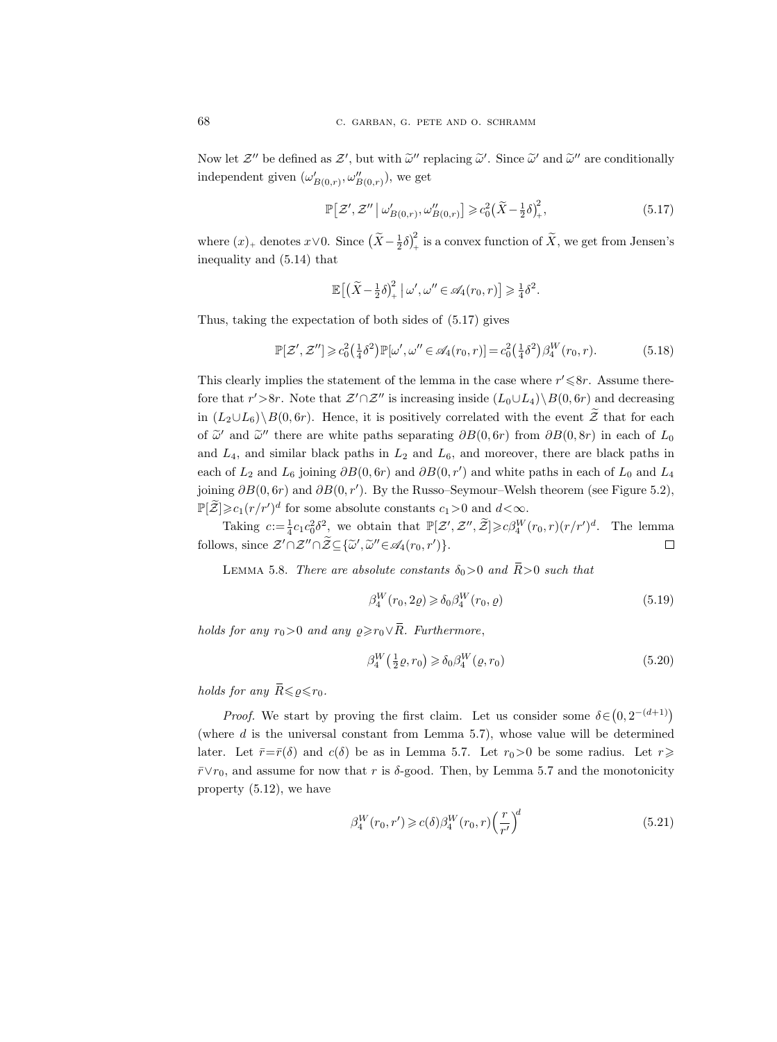Now let $\mathcal{Z}''$ be defined as $\mathcal{Z}'$, but with $\widetilde{\omega}''$ replacing $\widetilde{\omega}'$. Since $\widetilde{\omega}'$ and $\widetilde{\omega}''$ are conditionally independent given $(\omega'_{B(0,r)}, \omega''_{B(0,r)})$, we get

$$\mathbb{P}\big[\mathcal{Z}', \mathcal{Z}'' \,\big|\, \omega'_{B(0,r)}, \omega''_{B(0,r)}\big] \geqslant c_0^2 \big(\widetilde{X} - \tfrac{1}{2}\delta\big)_+^2, \tag{5.17}$$

where $(x)_+$ denotes $x \vee 0$. Since $\big(\widetilde{X} - \frac{1}{2}\delta\big)_+^2$ is a convex function of $\widetilde{X}$, we get from Jensen's inequality and (5.14) that

$$\mathbb{E}\big[\big(\widetilde{X} - \tfrac{1}{2}\delta\big)_+^2 \,\big|\, \omega', \omega'' \in \mathscr{A}_4(r_0, r)\big] \geqslant \tfrac{1}{4}\delta^2.$$

Thus, taking the expectation of both sides of (5.17) gives

$$\mathbb{P}[\mathcal{Z}', \mathcal{Z}''] \geqslant c_0^2 \big(\tfrac{1}{4}\delta^2\big) \mathbb{P}[\omega', \omega'' \in \mathscr{A}_4(r_0, r)] = c_0^2 \big(\tfrac{1}{4}\delta^2\big) \beta_4^W(r_0, r). \tag{5.18}$$

This clearly implies the statement of the lemma in the case where $r' \leqslant 8r$. Assume therefore that $r' > 8r$. Note that $\mathcal{Z}' \cap \mathcal{Z}''$ is increasing inside $(L_0 \cup L_4) \setminus B(0, 6r)$ and decreasing in $(L_2 \cup L_6) \setminus B(0, 6r)$. Hence, it is positively correlated with the event $\widetilde{\mathcal{Z}}$ that for each of $\widetilde{\omega}'$ and $\widetilde{\omega}''$ there are white paths separating $\partial B(0, 6r)$ from $\partial B(0, 8r)$ in each of $L_0$ and $L_4$, and similar black paths in $L_2$ and $L_6$, and moreover, there are black paths in each of $L_2$ and $L_6$ joining $\partial B(0, 6r)$ and $\partial B(0, r')$ and white paths in each of $L_0$ and $L_4$ joining $\partial B(0, 6r)$ and $\partial B(0, r')$. By the Russo–Seymour–Welsh theorem (see Figure 5.2), $\mathbb{P}[\widetilde{\mathcal{Z}}] \geqslant c_1 (r/r')^d$ for some absolute constants $c_1 > 0$ and $d < \infty$.

Taking $c := \frac{1}{4} c_1 c_0^2 \delta^2$, we obtain that $\mathbb{P}[\mathcal{Z}', \mathcal{Z}'', \widetilde{\mathcal{Z}}] \geqslant c \beta_4^W(r_0, r)(r/r')^d$. The lemma follows, since $\mathcal{Z}' \cap \mathcal{Z}'' \cap \widetilde{\mathcal{Z}} \subseteq \{\widetilde{\omega}', \widetilde{\omega}'' \in \mathscr{A}_4(r_0, r')\}$. $\square$

Lemma 5.8. *There are absolute constants $\delta_0 > 0$ and $\overline{R} > 0$ such that*

$$\beta_4^W(r_0, 2\varrho) \geqslant \delta_0 \beta_4^W(r_0, \varrho) \tag{5.19}$$

*holds for any $r_0 > 0$ and any $\varrho \geqslant r_0 \vee \overline{R}$. Furthermore,*

$$\beta_4^W\big(\tfrac{1}{2}\varrho, r_0\big) \geqslant \delta_0 \beta_4^W(\varrho, r_0) \tag{5.20}$$

*holds for any $\overline{R} \leqslant \varrho \leqslant r_0$.*

*Proof.* We start by proving the first claim. Let us consider some $\delta \in \big(0, 2^{-(d+1)}\big)$ (where $d$ is the universal constant from Lemma 5.7), whose value will be determined later. Let $\bar{r} = \bar{r}(\delta)$ and $c(\delta)$ be as in Lemma 5.7. Let $r_0 > 0$ be some radius. Let $r \geqslant \bar{r} \vee r_0$, and assume for now that $r$ is $\delta$-good. Then, by Lemma 5.7 and the monotonicity property (5.12), we have

$$\beta_4^W(r_0, r') \geqslant c(\delta) \beta_4^W(r_0, r) \Big(\frac{r}{r'}\Big)^d \tag{5.21}$$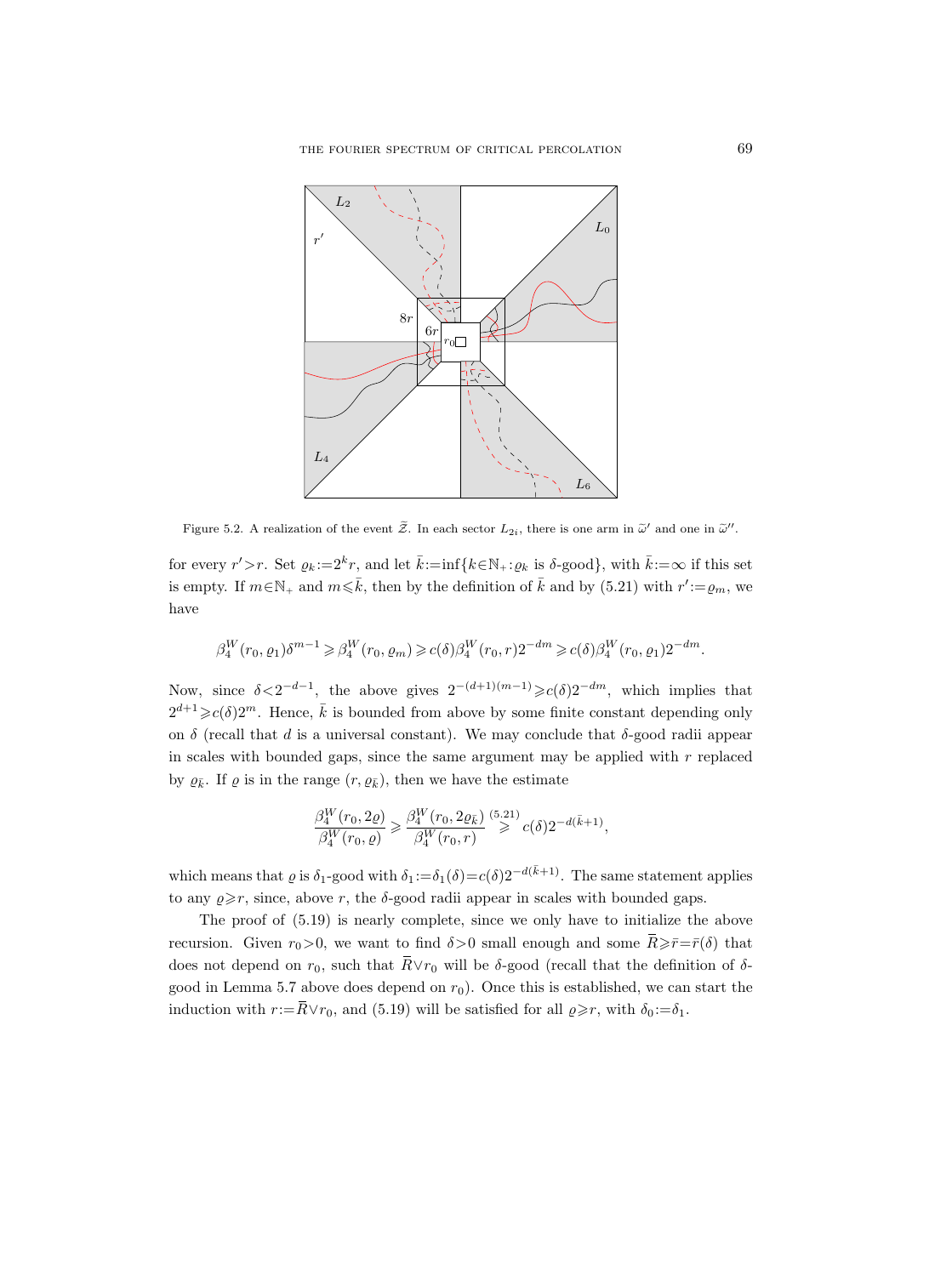$L_2$

$r'$

$L_0$

$8r$

$6r$

$r_0$

$L_4$

$L_6$

Figure 5.2. A realization of the event $\tilde{\mathcal{Z}}$. In each sector $L_{2i}$, there is one arm in $\tilde{\omega}'$ and one in $\tilde{\omega}''$.

for every $r'>r$. Set $\varrho_k:=2^k r$, and let $\bar{k}:=\inf\{k\in\mathbb{N}_+ : \varrho_k \text{ is } \delta\text{-good}\}$, with $\bar{k}:=\infty$ if this set is empty. If $m\in\mathbb{N}_+$ and $m\leqslant\bar{k}$, then by the definition of $\bar{k}$ and by (5.21) with $r':=\varrho_m$, we have

$$\beta_4^W(r_0,\varrho_1)\delta^{m-1} \geqslant \beta_4^W(r_0,\varrho_m) \geqslant c(\delta)\beta_4^W(r_0,r)2^{-dm} \geqslant c(\delta)\beta_4^W(r_0,\varrho_1)2^{-dm}.$$

Now, since $\delta<2^{-d-1}$, the above gives $2^{-(d+1)(m-1)}\geqslant c(\delta)2^{-dm}$, which implies that $2^{d+1}\geqslant c(\delta)2^m$. Hence, $\bar{k}$ is bounded from above by some finite constant depending only on $\delta$ (recall that $d$ is a universal constant). We may conclude that $\delta$-good radii appear in scales with bounded gaps, since the same argument may be applied with $r$ replaced by $\varrho_{\bar{k}}$. If $\varrho$ is in the range $(r,\varrho_{\bar{k}})$, then we have the estimate

$$\frac{\beta_4^W(r_0,2\varrho)}{\beta_4^W(r_0,\varrho)} \geqslant \frac{\beta_4^W(r_0,2\varrho_{\bar{k}})}{\beta_4^W(r_0,r)} \overset{(5.21)}{\geqslant} c(\delta)2^{-d(\bar{k}+1)},$$

which means that $\varrho$ is $\delta_1$-good with $\delta_1:=\delta_1(\delta)=c(\delta)2^{-d(\bar{k}+1)}$. The same statement applies to any $\varrho\geqslant r$, since, above $r$, the $\delta$-good radii appear in scales with bounded gaps.

The proof of (5.19) is nearly complete, since we only have to initialize the above recursion. Given $r_0>0$, we want to find $\delta>0$ small enough and some $\overline{R}\geqslant\bar{r}=\bar{r}(\delta)$ that does not depend on $r_0$, such that $\overline{R}\vee r_0$ will be $\delta$-good (recall that the definition of $\delta$-good in Lemma 5.7 above does depend on $r_0$). Once this is established, we can start the induction with $r:=\overline{R}\vee r_0$, and (5.19) will be satisfied for all $\varrho\geqslant r$, with $\delta_0:=\delta_1$.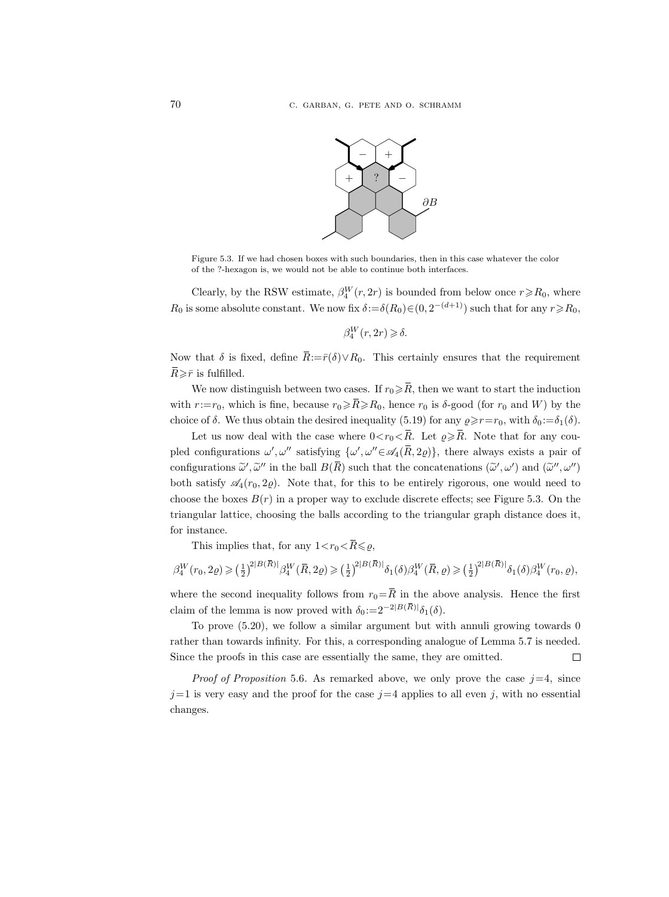Figure 5.3. If we had chosen boxes with such boundaries, then in this case whatever the color of the ?-hexagon is, we would not be able to continue both interfaces.

Clearly, by the RSW estimate, $\beta_4^W(r,2r)$ is bounded from below once $r \geqslant R_0$, where $R_0$ is some absolute constant. We now fix $\delta := \delta(R_0) \in (0, 2^{-(d+1)})$ such that for any $r \geqslant R_0$,

$$\beta_4^W(r,2r) \geqslant \delta.$$

Now that $\delta$ is fixed, define $\overline{R} := \bar{r}(\delta) \vee R_0$. This certainly ensures that the requirement $\overline{R} \geqslant \bar{r}$ is fulfilled.

We now distinguish between two cases. If $r_0 \geqslant \overline{R}$, then we want to start the induction with $r := r_0$, which is fine, because $r_0 \geqslant \overline{R} \geqslant R_0$, hence $r_0$ is $\delta$-good (for $r_0$ and $W$) by the choice of $\delta$. We thus obtain the desired inequality (5.19) for any $\varrho \geqslant r = r_0$, with $\delta_0 := \delta_1(\delta)$.

Let us now deal with the case where $0 < r_0 < \overline{R}$. Let $\varrho \geqslant \overline{R}$. Note that for any coupled configurations $\omega', \omega''$ satisfying $\{\omega', \omega'' \in \mathscr{A}_4(\overline{R}, 2\varrho)\}$, there always exists a pair of configurations $\widetilde{\omega}', \widetilde{\omega}''$ in the ball $B(\overline{R})$ such that the concatenations $(\widetilde{\omega}', \omega')$ and $(\widetilde{\omega}'', \omega'')$ both satisfy $\mathscr{A}_4(r_0, 2\varrho)$. Note that, for this to be entirely rigorous, one would need to choose the boxes $B(r)$ in a proper way to exclude discrete effects; see Figure 5.3. On the triangular lattice, choosing the balls according to the triangular graph distance does it, for instance.

This implies that, for any $1 < r_0 < \overline{R} \leqslant \varrho$,

$$\beta_4^W(r_0, 2\varrho) \geqslant \left(\tfrac{1}{2}\right)^{2|B(\overline{R})|} \beta_4^W(\overline{R}, 2\varrho) \geqslant \left(\tfrac{1}{2}\right)^{2|B(\overline{R})|} \delta_1(\delta) \beta_4^W(\overline{R}, \varrho) \geqslant \left(\tfrac{1}{2}\right)^{2|B(\overline{R})|} \delta_1(\delta) \beta_4^W(r_0, \varrho),$$

where the second inequality follows from $r_0 = \overline{R}$ in the above analysis. Hence the first claim of the lemma is now proved with $\delta_0 := 2^{-2|B(\overline{R})|} \delta_1(\delta)$.

To prove (5.20), we follow a similar argument but with annuli growing towards 0 rather than towards infinity. For this, a corresponding analogue of Lemma 5.7 is needed. Since the proofs in this case are essentially the same, they are omitted. □

*Proof of Proposition* 5.6. As remarked above, we only prove the case $j=4$, since $j=1$ is very easy and the proof for the case $j=4$ applies to all even $j$, with no essential changes.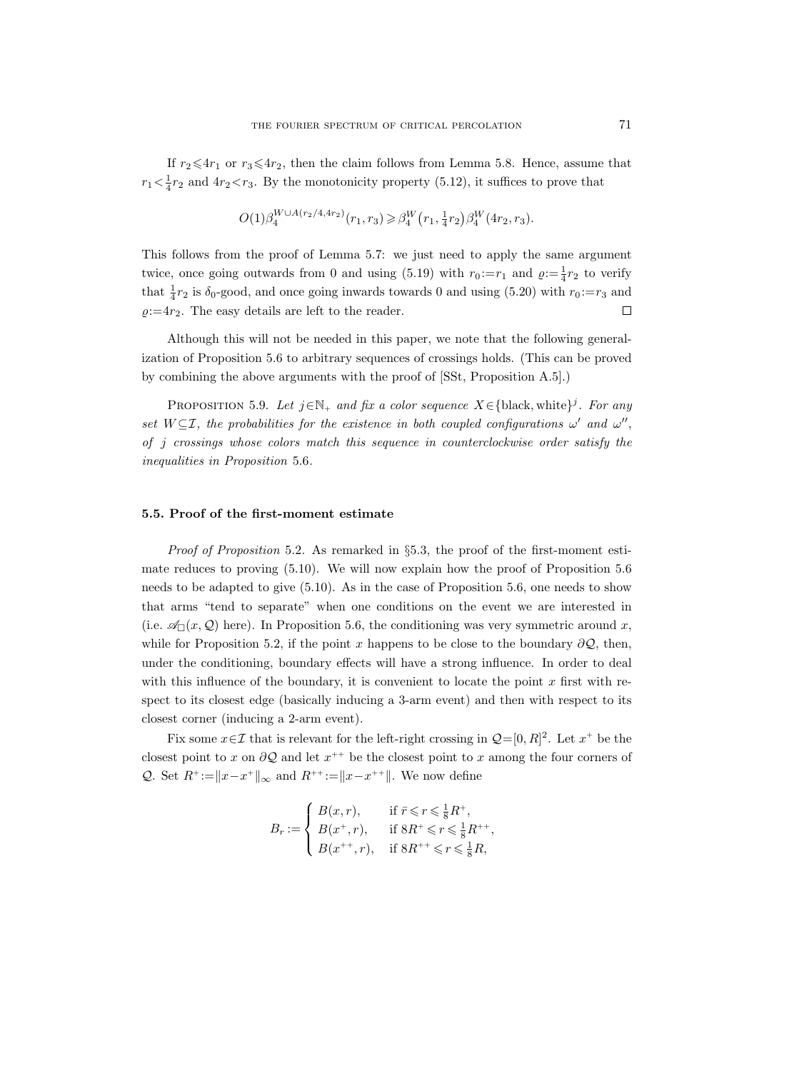If $r_2 \leqslant 4r_1$ or $r_3 \leqslant 4r_2$, then the claim follows from Lemma 5.8. Hence, assume that $r_1 < \frac{1}{4}r_2$ and $4r_2 < r_3$. By the monotonicity property (5.12), it suffices to prove that

$$O(1)\beta_4^{W\cup A(r_2/4,4r_2)}(r_1,r_3) \geqslant \beta_4^W\big(r_1,\tfrac{1}{4}r_2\big)\beta_4^W(4r_2,r_3).$$

This follows from the proof of Lemma 5.7: we just need to apply the same argument twice, once going outwards from 0 and using (5.19) with $r_0 := r_1$ and $\varrho := \frac{1}{4}r_2$ to verify that $\frac{1}{4}r_2$ is $\delta_0$-good, and once going inwards towards 0 and using (5.20) with $r_0 := r_3$ and $\varrho := 4r_2$. The easy details are left to the reader. $\square$

Although this will not be needed in this paper, we note that the following generalization of Proposition 5.6 to arbitrary sequences of crossings holds. (This can be proved by combining the above arguments with the proof of [SSt, Proposition A.5].)

Proposition 5.9. *Let $j \in \mathbb{N}_+$ and fix a color sequence $X \in \{\text{black}, \text{white}\}^j$. For any set $W \subseteq \mathcal{I}$, the probabilities for the existence in both coupled configurations $\omega'$ and $\omega''$, of $j$ crossings whose colors match this sequence in counterclockwise order satisfy the inequalities in Proposition* 5.6.

### 5.5. Proof of the first-moment estimate

*Proof of Proposition* 5.2. As remarked in §5.3, the proof of the first-moment estimate reduces to proving (5.10). We will now explain how the proof of Proposition 5.6 needs to be adapted to give (5.10). As in the case of Proposition 5.6, one needs to show that arms "tend to separate" when one conditions on the event we are interested in (i.e. $\mathscr{A}_\square(x,\mathcal{Q})$ here). In Proposition 5.6, the conditioning was very symmetric around $x$, while for Proposition 5.2, if the point $x$ happens to be close to the boundary $\partial\mathcal{Q}$, then, under the conditioning, boundary effects will have a strong influence. In order to deal with this influence of the boundary, it is convenient to locate the point $x$ first with respect to its closest edge (basically inducing a 3-arm event) and then with respect to its closest corner (inducing a 2-arm event).

Fix some $x \in \mathcal{I}$ that is relevant for the left-right crossing in $\mathcal{Q} = [0,R]^2$. Let $x^+$ be the closest point to $x$ on $\partial\mathcal{Q}$ and let $x^{++}$ be the closest point to $x$ among the four corners of $\mathcal{Q}$. Set $R^+ := \|x - x^+\|_\infty$ and $R^{++} := \|x - x^{++}\|$. We now define

$$B_r := \begin{cases} B(x,r), & \text{if } \bar{r} \leqslant r \leqslant \frac{1}{8}R^+, \\ B(x^+,r), & \text{if } 8R^+ \leqslant r \leqslant \frac{1}{8}R^{++}, \\ B(x^{++},r), & \text{if } 8R^{++} \leqslant r \leqslant \frac{1}{8}R, \end{cases}$$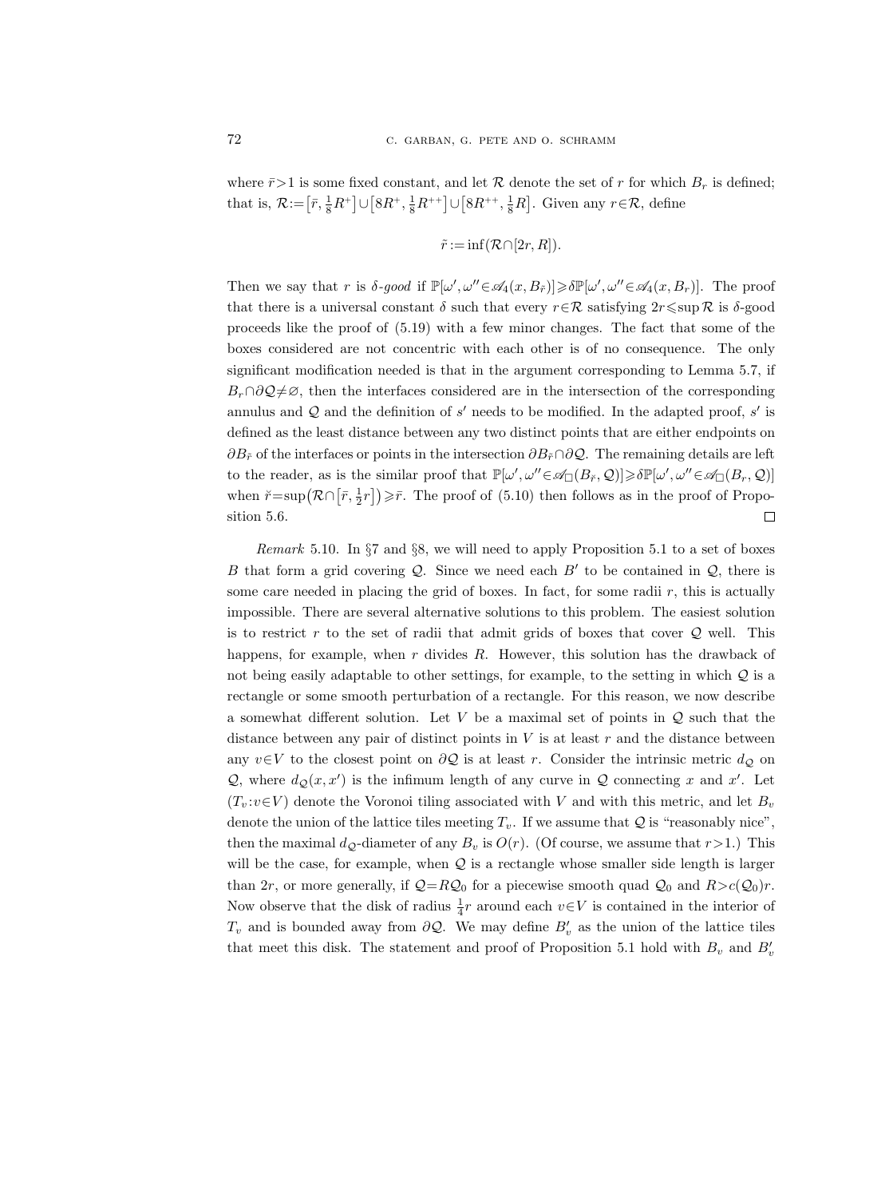where $\bar{r}>1$ is some fixed constant, and let $\mathcal{R}$ denote the set of $r$ for which $B_r$ is defined; that is, $\mathcal{R}:=\left[\bar{r},\frac{1}{8}R^+\right]\cup\left[8R^+,\frac{1}{8}R^{++}\right]\cup\left[8R^{++},\frac{1}{8}R\right]$. Given any $r\in\mathcal{R}$, define

$$\tilde{r}:=\inf(\mathcal{R}\cap[2r,R]).$$

Then we say that $r$ is $\delta$-*good* if $\mathbb{P}[\omega',\omega''\in\mathscr{A}_4(x,B_{\tilde{r}})]\geqslant\delta\mathbb{P}[\omega',\omega''\in\mathscr{A}_4(x,B_r)]$. The proof that there is a universal constant $\delta$ such that every $r\in\mathcal{R}$ satisfying $2r\leqslant\sup\mathcal{R}$ is $\delta$-good proceeds like the proof of (5.19) with a few minor changes. The fact that some of the boxes considered are not concentric with each other is of no consequence. The only significant modification needed is that in the argument corresponding to Lemma 5.7, if $B_r\cap\partial\mathcal{Q}\neq\varnothing$, then the interfaces considered are in the intersection of the corresponding annulus and $\mathcal{Q}$ and the definition of $s'$ needs to be modified. In the adapted proof, $s'$ is defined as the least distance between any two distinct points that are either endpoints on $\partial B_{\tilde{r}}$ of the interfaces or points in the intersection $\partial B_{\tilde{r}}\cap\partial\mathcal{Q}$. The remaining details are left to the reader, as is the similar proof that $\mathbb{P}[\omega',\omega''\in\mathscr{A}_\square(B_{\check{r}},\mathcal{Q})]\geqslant\delta\mathbb{P}[\omega',\omega''\in\mathscr{A}_\square(B_r,\mathcal{Q})]$ when $\check{r}=\sup\left(\mathcal{R}\cap\left[\bar{r},\frac{1}{2}r\right]\right)\geqslant\bar{r}$. The proof of (5.10) then follows as in the proof of Proposition 5.6. $\square$

*Remark* 5.10. In §7 and §8, we will need to apply Proposition 5.1 to a set of boxes $B$ that form a grid covering $\mathcal{Q}$. Since we need each $B'$ to be contained in $\mathcal{Q}$, there is some care needed in placing the grid of boxes. In fact, for some radii $r$, this is actually impossible. There are several alternative solutions to this problem. The easiest solution is to restrict $r$ to the set of radii that admit grids of boxes that cover $\mathcal{Q}$ well. This happens, for example, when $r$ divides $R$. However, this solution has the drawback of not being easily adaptable to other settings, for example, to the setting in which $\mathcal{Q}$ is a rectangle or some smooth perturbation of a rectangle. For this reason, we now describe a somewhat different solution. Let $V$ be a maximal set of points in $\mathcal{Q}$ such that the distance between any pair of distinct points in $V$ is at least $r$ and the distance between any $v\in V$ to the closest point on $\partial\mathcal{Q}$ is at least $r$. Consider the intrinsic metric $d_{\mathcal{Q}}$ on $\mathcal{Q}$, where $d_{\mathcal{Q}}(x,x')$ is the infimum length of any curve in $\mathcal{Q}$ connecting $x$ and $x'$. Let $(T_v:v\in V)$ denote the Voronoi tiling associated with $V$ and with this metric, and let $B_v$ denote the union of the lattice tiles meeting $T_v$. If we assume that $\mathcal{Q}$ is "reasonably nice", then the maximal $d_{\mathcal{Q}}$-diameter of any $B_v$ is $O(r)$. (Of course, we assume that $r>1$.) This will be the case, for example, when $\mathcal{Q}$ is a rectangle whose smaller side length is larger than $2r$, or more generally, if $\mathcal{Q}=R\mathcal{Q}_0$ for a piecewise smooth quad $\mathcal{Q}_0$ and $R>c(\mathcal{Q}_0)r$. Now observe that the disk of radius $\frac{1}{4}r$ around each $v\in V$ is contained in the interior of $T_v$ and is bounded away from $\partial\mathcal{Q}$. We may define $B'_v$ as the union of the lattice tiles that meet this disk. The statement and proof of Proposition 5.1 hold with $B_v$ and $B'_v$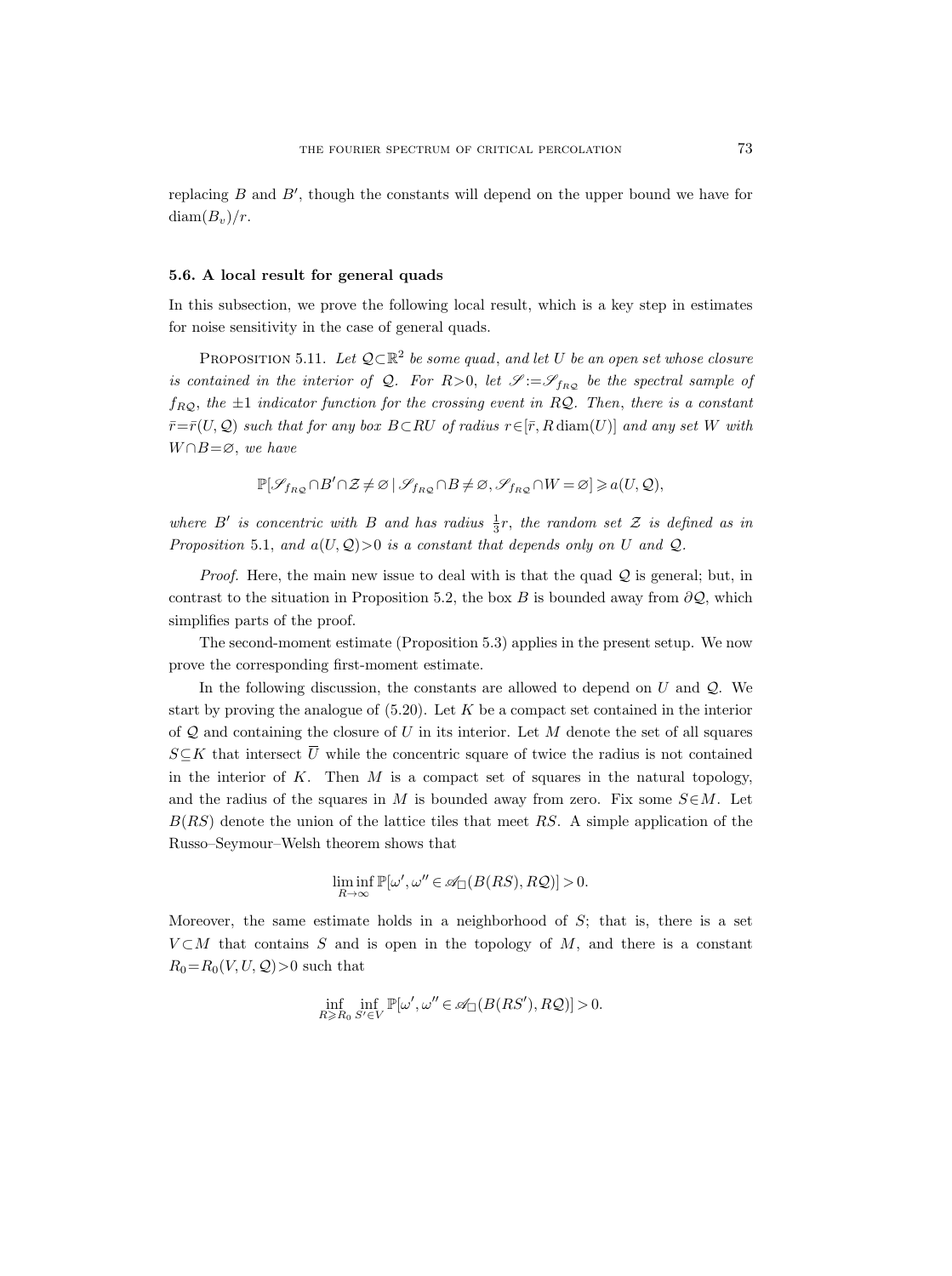replacing $B$ and $B'$, though the constants will depend on the upper bound we have for $\operatorname{diam}(B_v)/r$.

### 5.6. A local result for general quads

In this subsection, we prove the following local result, which is a key step in estimates for noise sensitivity in the case of general quads.

PROPOSITION 5.11. *Let $\mathcal{Q}\subset\mathbb{R}^2$ be some quad, and let $U$ be an open set whose closure is contained in the interior of $\mathcal{Q}$. For $R>0$, let $\mathscr{S}:=\mathscr{S}_{f_{R\mathcal{Q}}}$ be the spectral sample of $f_{R\mathcal{Q}}$, the $\pm1$ indicator function for the crossing event in $R\mathcal{Q}$. Then, there is a constant $\bar{r}=\bar{r}(U,\mathcal{Q})$ such that for any box $B\subset RU$ of radius $r\in[\bar{r}, R\operatorname{diam}(U)]$ and any set $W$ with $W\cap B=\varnothing$, we have*

$$\mathbb{P}[\mathscr{S}_{f_{R\mathcal{Q}}}\cap B'\cap\mathcal{Z}\neq\varnothing \mid \mathscr{S}_{f_{R\mathcal{Q}}}\cap B\neq\varnothing, \mathscr{S}_{f_{R\mathcal{Q}}}\cap W=\varnothing]\geqslant a(U,\mathcal{Q}),$$

*where $B'$ is concentric with $B$ and has radius $\frac{1}{3}r$, the random set $\mathcal{Z}$ is defined as in Proposition 5.1, and $a(U,\mathcal{Q})>0$ is a constant that depends only on $U$ and $\mathcal{Q}$.*

*Proof.* Here, the main new issue to deal with is that the quad $\mathcal{Q}$ is general; but, in contrast to the situation in Proposition 5.2, the box $B$ is bounded away from $\partial\mathcal{Q}$, which simplifies parts of the proof.

The second-moment estimate (Proposition 5.3) applies in the present setup. We now prove the corresponding first-moment estimate.

In the following discussion, the constants are allowed to depend on $U$ and $\mathcal{Q}$. We start by proving the analogue of (5.20). Let $K$ be a compact set contained in the interior of $\mathcal{Q}$ and containing the closure of $U$ in its interior. Let $M$ denote the set of all squares $S\subseteq K$ that intersect $\overline{U}$ while the concentric square of twice the radius is not contained in the interior of $K$. Then $M$ is a compact set of squares in the natural topology, and the radius of the squares in $M$ is bounded away from zero. Fix some $S\in M$. Let $B(RS)$ denote the union of the lattice tiles that meet $RS$. A simple application of the Russo–Seymour–Welsh theorem shows that

$$\liminf_{R\to\infty}\mathbb{P}[\omega',\omega''\in\mathscr{A}_\square(B(RS),R\mathcal{Q})]>0.$$

Moreover, the same estimate holds in a neighborhood of $S$; that is, there is a set $V\subset M$ that contains $S$ and is open in the topology of $M$, and there is a constant $R_0=R_0(V,U,\mathcal{Q})>0$ such that

$$\inf_{R\geqslant R_0}\inf_{S'\in V}\mathbb{P}[\omega',\omega''\in\mathscr{A}_\square(B(RS'),R\mathcal{Q})]>0.$$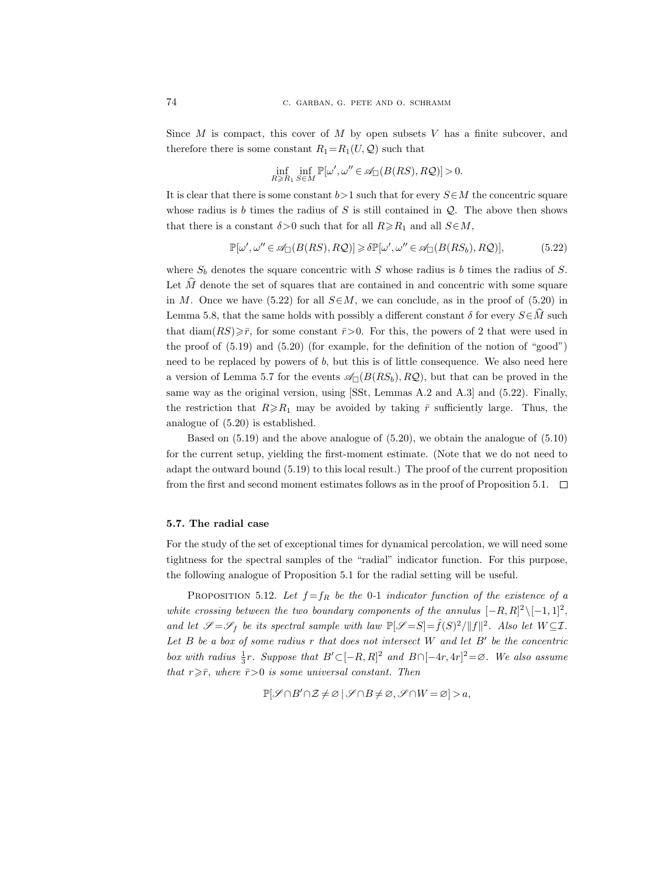Since $M$ is compact, this cover of $M$ by open subsets $V$ has a finite subcover, and therefore there is some constant $R_1 = R_1(U, \mathcal{Q})$ such that

$$\inf_{R \geqslant R_1} \inf_{S \in M} \mathbb{P}[\omega', \omega'' \in \mathscr{A}_\square(B(RS), R\mathcal{Q})] > 0.$$

It is clear that there is some constant $b > 1$ such that for every $S \in M$ the concentric square whose radius is $b$ times the radius of $S$ is still contained in $\mathcal{Q}$. The above then shows that there is a constant $\delta > 0$ such that for all $R \geqslant R_1$ and all $S \in M$,

$$\mathbb{P}[\omega', \omega'' \in \mathscr{A}_\square(B(RS), R\mathcal{Q})] \geqslant \delta \mathbb{P}[\omega', \omega'' \in \mathscr{A}_\square(B(RS_b), R\mathcal{Q})], \tag{5.22}$$

where $S_b$ denotes the square concentric with $S$ whose radius is $b$ times the radius of $S$. Let $\widehat{M}$ denote the set of squares that are contained in and concentric with some square in $M$. Once we have (5.22) for all $S \in M$, we can conclude, as in the proof of (5.20) in Lemma 5.8, that the same holds with possibly a different constant $\delta$ for every $S \in \widehat{M}$ such that $\operatorname{diam}(RS) \geqslant \bar{r}$, for some constant $\bar{r} > 0$. For this, the powers of 2 that were used in the proof of (5.19) and (5.20) (for example, for the definition of the notion of "good") need to be replaced by powers of $b$, but this is of little consequence. We also need here a version of Lemma 5.7 for the events $\mathscr{A}_\square(B(RS_b), R\mathcal{Q})$, but that can be proved in the same way as the original version, using [SSt, Lemmas A.2 and A.3] and (5.22). Finally, the restriction that $R \geqslant R_1$ may be avoided by taking $\bar{r}$ sufficiently large. Thus, the analogue of (5.20) is established.

Based on (5.19) and the above analogue of (5.20), we obtain the analogue of (5.10) for the current setup, yielding the first-moment estimate. (Note that we do not need to adapt the outward bound (5.19) to this local result.) The proof of the current proposition from the first and second moment estimates follows as in the proof of Proposition 5.1. $\square$

### 5.7. The radial case

For the study of the set of exceptional times for dynamical percolation, we will need some tightness for the spectral samples of the "radial" indicator function. For this purpose, the following analogue of Proposition 5.1 for the radial setting will be useful.

PROPOSITION 5.12. *Let $f = f_R$ be the 0-1 indicator function of the existence of a white crossing between the two boundary components of the annulus $[-R, R]^2 \setminus [-1, 1]^2$, and let $\mathscr{S} = \mathscr{S}_f$ be its spectral sample with law $\mathbb{P}[\mathscr{S} = S] = \hat{f}(S)^2 / \|f\|^2$. Also let $W \subseteq \mathcal{I}$. Let $B$ be a box of some radius $r$ that does not intersect $W$ and let $B'$ be the concentric box with radius $\frac{1}{3}r$. Suppose that $B' \subset [-R, R]^2$ and $B \cap [-4r, 4r]^2 = \varnothing$. We also assume that $r \geqslant \bar{r}$, where $\bar{r} > 0$ is some universal constant. Then*

$$\mathbb{P}[\mathscr{S} \cap B' \cap \mathcal{Z} \neq \varnothing \mid \mathscr{S} \cap B \neq \varnothing, \mathscr{S} \cap W = \varnothing] > a,$$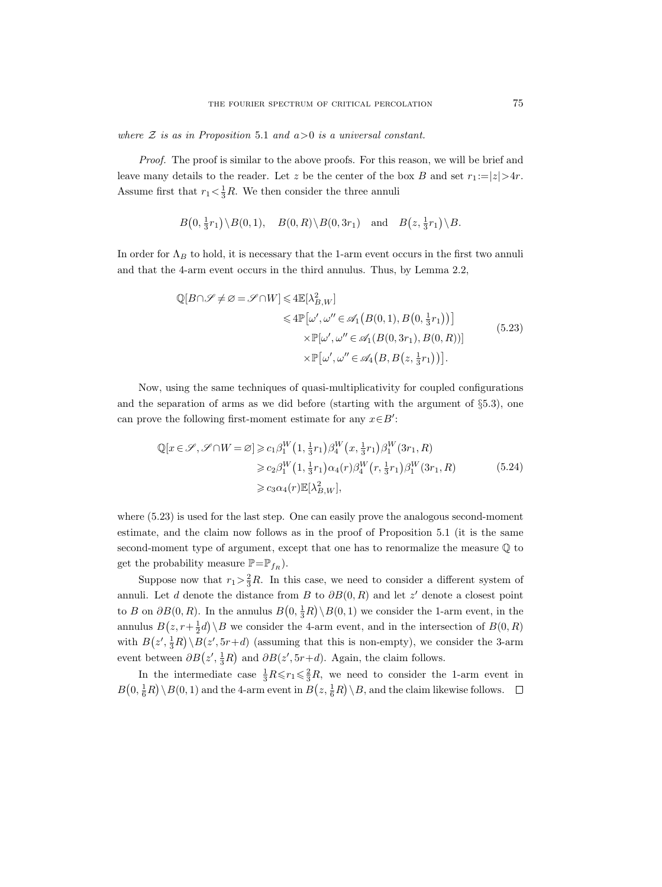*where $\mathcal{Z}$ is as in Proposition* 5.1 *and* $a>0$ *is a universal constant.*

*Proof.* The proof is similar to the above proofs. For this reason, we will be brief and leave many details to the reader. Let $z$ be the center of the box $B$ and set $r_1:=|z|>4r$. Assume first that $r_1<\frac{1}{3}R$. We then consider the three annuli

$$B\big(0,\tfrac{1}{3}r_1\big)\setminus B(0,1),\quad B(0,R)\setminus B(0,3r_1)\quad\text{and}\quad B\big(z,\tfrac{1}{3}r_1\big)\setminus B.$$

In order for $\Lambda_B$ to hold, it is necessary that the 1-arm event occurs in the first two annuli and that the 4-arm event occurs in the third annulus. Thus, by Lemma 2.2,

$$\begin{aligned}\mathbb{Q}[B\cap\mathscr{S}\neq\varnothing=\mathscr{S}\cap W]&\leqslant 4\mathbb{E}[\lambda_{B,W}^2]\\&\leqslant 4\mathbb{P}\big[\omega',\omega''\in\mathscr{A}_1\big(B(0,1),B\big(0,\tfrac{1}{3}r_1\big)\big)\big]\\&\quad\times\mathbb{P}[\omega',\omega''\in\mathscr{A}_1(B(0,3r_1),B(0,R))]\\&\quad\times\mathbb{P}\big[\omega',\omega''\in\mathscr{A}_4\big(B,B\big(z,\tfrac{1}{3}r_1\big)\big)\big].\end{aligned}\tag{5.23}$$

Now, using the same techniques of quasi-multiplicativity for coupled configurations and the separation of arms as we did before (starting with the argument of §5.3), one can prove the following first-moment estimate for any $x\in B'$:

$$\begin{aligned}\mathbb{Q}[x\in\mathscr{S},\mathscr{S}\cap W=\varnothing]&\geqslant c_1\beta_1^W\big(1,\tfrac{1}{3}r_1\big)\beta_4^W\big(x,\tfrac{1}{3}r_1\big)\beta_1^W(3r_1,R)\\&\geqslant c_2\beta_1^W\big(1,\tfrac{1}{3}r_1\big)\alpha_4(r)\beta_4^W\big(r,\tfrac{1}{3}r_1\big)\beta_1^W(3r_1,R)\\&\geqslant c_3\alpha_4(r)\mathbb{E}[\lambda_{B,W}^2],\end{aligned}\tag{5.24}$$

where (5.23) is used for the last step. One can easily prove the analogous second-moment estimate, and the claim now follows as in the proof of Proposition 5.1 (it is the same second-moment type of argument, except that one has to renormalize the measure $\mathbb{Q}$ to get the probability measure $\mathbb{P}=\mathbb{P}_{f_R}$).

Suppose now that $r_1>\frac{2}{3}R$. In this case, we need to consider a different system of annuli. Let $d$ denote the distance from $B$ to $\partial B(0,R)$ and let $z'$ denote a closest point to $B$ on $\partial B(0,R)$. In the annulus $B\big(0,\frac{1}{3}R\big)\setminus B(0,1)$ we consider the 1-arm event, in the annulus $B\big(z,r+\frac{1}{2}d\big)\setminus B$ we consider the 4-arm event, and in the intersection of $B(0,R)$ with $B\big(z',\frac{1}{3}R\big)\setminus B(z',5r+d)$ (assuming that this is non-empty), we consider the 3-arm event between $\partial B\big(z',\frac{1}{3}R\big)$ and $\partial B(z',5r+d)$. Again, the claim follows.

In the intermediate case $\frac{1}{3}R\leqslant r_1\leqslant\frac{2}{3}R$, we need to consider the 1-arm event in $B\big(0,\frac{1}{6}R\big)\setminus B(0,1)$ and the 4-arm event in $B\big(z,\frac{1}{6}R\big)\setminus B$, and the claim likewise follows. $\square$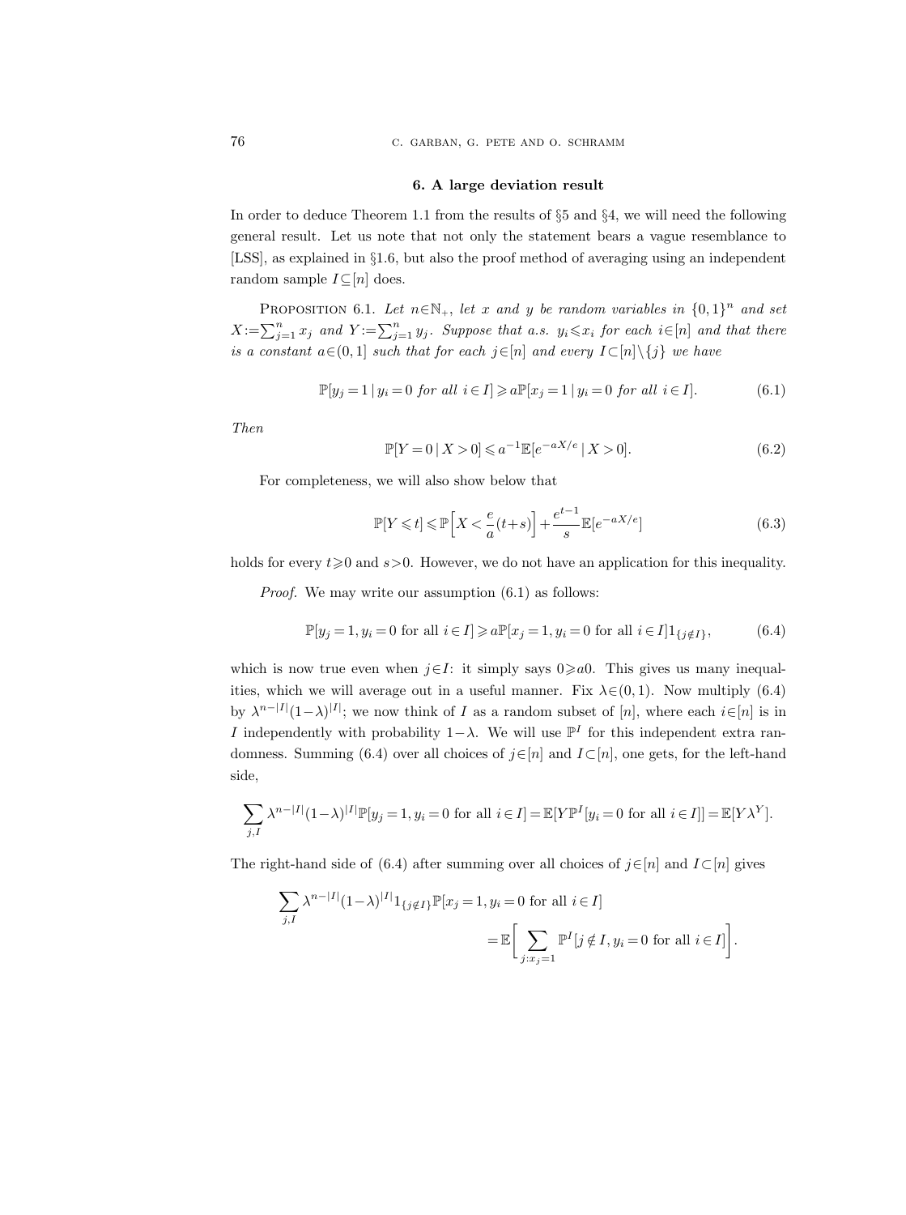## 6. A large deviation result

In order to deduce Theorem 1.1 from the results of §5 and §4, we will need the following general result. Let us note that not only the statement bears a vague resemblance to [LSS], as explained in §1.6, but also the proof method of averaging using an independent random sample $I\subseteq[n]$ does.

**Proposition 6.1.** *Let $n\in\mathbb{N}_+$, let $x$ and $y$ be random variables in $\{0,1\}^n$ and set $X:=\sum_{j=1}^n x_j$ and $Y:=\sum_{j=1}^n y_j$. Suppose that a.s. $y_i\leqslant x_i$ for each $i\in[n]$ and that there is a constant $a\in(0,1]$ such that for each $j\in[n]$ and every $I\subset[n]\setminus\{j\}$ we have*

$$\mathbb{P}[y_j=1 \mid y_i=0 \text{ for all } i\in I] \geqslant a\mathbb{P}[x_j=1 \mid y_i=0 \text{ for all } i\in I]. \tag{6.1}$$

*Then*

$$\mathbb{P}[Y=0 \mid X>0] \leqslant a^{-1}\mathbb{E}[e^{-aX/e} \mid X>0]. \tag{6.2}$$

For completeness, we will also show below that

$$\mathbb{P}[Y\leqslant t] \leqslant \mathbb{P}\Big[X<\frac{e}{a}(t+s)\Big]+\frac{e^{t-1}}{s}\mathbb{E}[e^{-aX/e}] \tag{6.3}$$

holds for every $t\geqslant 0$ and $s>0$. However, we do not have an application for this inequality.

*Proof.* We may write our assumption (6.1) as follows:

$$\mathbb{P}[y_j=1, y_i=0 \text{ for all } i\in I] \geqslant a\mathbb{P}[x_j=1, y_i=0 \text{ for all } i\in I]1_{\{j\notin I\}}, \tag{6.4}$$

which is now true even when $j\in I$: it simply says $0\geqslant a0$. This gives us many inequalities, which we will average out in a useful manner. Fix $\lambda\in(0,1)$. Now multiply (6.4) by $\lambda^{n-|I|}(1-\lambda)^{|I|}$; we now think of $I$ as a random subset of $[n]$, where each $i\in[n]$ is in $I$ independently with probability $1-\lambda$. We will use $\mathbb{P}^I$ for this independent extra randomness. Summing (6.4) over all choices of $j\in[n]$ and $I\subset[n]$, one gets, for the left-hand side,

$$\sum_{j,I}\lambda^{n-|I|}(1-\lambda)^{|I|}\mathbb{P}[y_j=1, y_i=0 \text{ for all } i\in I] = \mathbb{E}[Y\mathbb{P}^I[y_i=0 \text{ for all } i\in I]] = \mathbb{E}[Y\lambda^Y].$$

The right-hand side of (6.4) after summing over all choices of $j\in[n]$ and $I\subset[n]$ gives

$$\begin{aligned}\sum_{j,I}\lambda^{n-|I|}(1-\lambda)^{|I|}1_{\{j\notin I\}}&\mathbb{P}[x_j=1, y_i=0 \text{ for all } i\in I]\\ &= \mathbb{E}\bigg[\sum_{j:x_j=1}\mathbb{P}^I[j\notin I, y_i=0 \text{ for all } i\in I]\bigg].\end{aligned}$$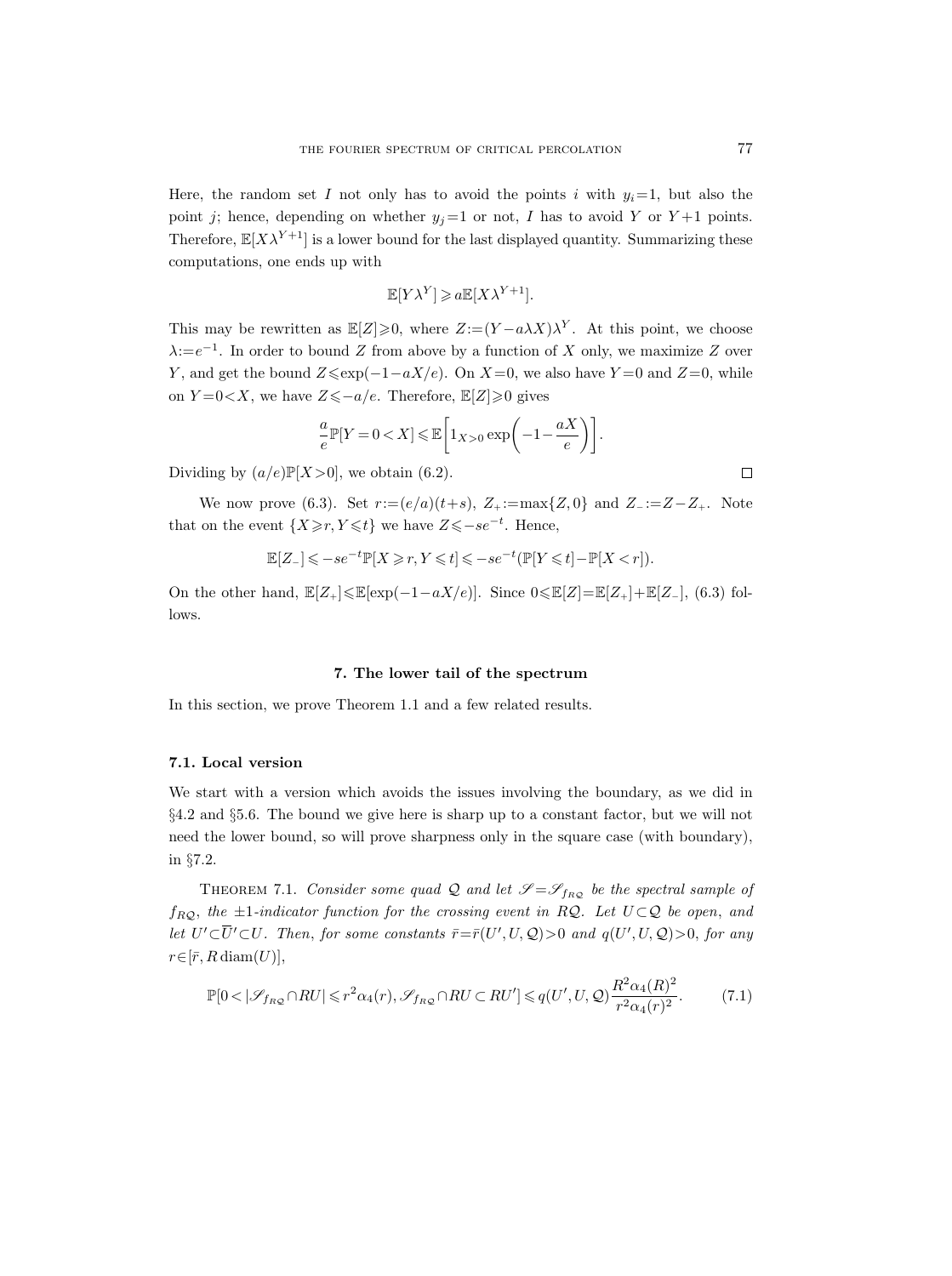Here, the random set $I$ not only has to avoid the points $i$ with $y_i=1$, but also the point $j$; hence, depending on whether $y_j=1$ or not, $I$ has to avoid $Y$ or $Y+1$ points. Therefore, $\mathbb{E}[X\lambda^{Y+1}]$ is a lower bound for the last displayed quantity. Summarizing these computations, one ends up with

$$\mathbb{E}[Y\lambda^Y] \geqslant a\mathbb{E}[X\lambda^{Y+1}].$$

This may be rewritten as $\mathbb{E}[Z]\geqslant 0$, where $Z:=(Y-a\lambda X)\lambda^Y$. At this point, we choose $\lambda:=e^{-1}$. In order to bound $Z$ from above by a function of $X$ only, we maximize $Z$ over $Y$, and get the bound $Z\leqslant \exp(-1-aX/e)$. On $X=0$, we also have $Y=0$ and $Z=0$, while on $Y=0<X$, we have $Z\leqslant -a/e$. Therefore, $\mathbb{E}[Z]\geqslant 0$ gives

$$\frac{a}{e}\mathbb{P}[Y=0<X] \leqslant \mathbb{E}\left[1_{X>0}\exp\left(-1-\frac{aX}{e}\right)\right].$$

Dividing by $(a/e)\mathbb{P}[X>0]$, we obtain (6.2). $\square$

We now prove (6.3). Set $r:=(e/a)(t+s)$, $Z_+:=\max\{Z,0\}$ and $Z_-:=Z-Z_+$. Note that on the event $\{X\geqslant r, Y\leqslant t\}$ we have $Z\leqslant -se^{-t}$. Hence,

$$\mathbb{E}[Z_-] \leqslant -se^{-t}\mathbb{P}[X\geqslant r, Y\leqslant t] \leqslant -se^{-t}(\mathbb{P}[Y\leqslant t]-\mathbb{P}[X<r]).$$

On the other hand, $\mathbb{E}[Z_+]\leqslant \mathbb{E}[\exp(-1-aX/e)]$. Since $0\leqslant \mathbb{E}[Z]=\mathbb{E}[Z_+]+\mathbb{E}[Z_-]$, (6.3) follows.

## 7. The lower tail of the spectrum

In this section, we prove Theorem 1.1 and a few related results.

### 7.1. Local version

We start with a version which avoids the issues involving the boundary, as we did in §4.2 and §5.6. The bound we give here is sharp up to a constant factor, but we will not need the lower bound, so will prove sharpness only in the square case (with boundary), in §7.2.

THEOREM 7.1. *Consider some quad $\mathcal{Q}$ and let $\mathscr{S}=\mathscr{S}_{f_{R\mathcal{Q}}}$ be the spectral sample of $f_{R\mathcal{Q}}$, the $\pm 1$-indicator function for the crossing event in $R\mathcal{Q}$. Let $U\subset\mathcal{Q}$ be open, and let $U'\subset\overline{U}'\subset U$. Then, for some constants $\bar{r}=\bar{r}(U',U,\mathcal{Q})>0$ and $q(U',U,\mathcal{Q})>0$, for any $r\in[\bar{r}, R\operatorname{diam}(U)]$,*

$$\mathbb{P}[0<|\mathscr{S}_{f_{R\mathcal{Q}}}\cap RU| \leqslant r^2\alpha_4(r), \mathscr{S}_{f_{R\mathcal{Q}}}\cap RU\subset RU'] \leqslant q(U',U,\mathcal{Q})\frac{R^2\alpha_4(R)^2}{r^2\alpha_4(r)^2}. \tag{7.1}$$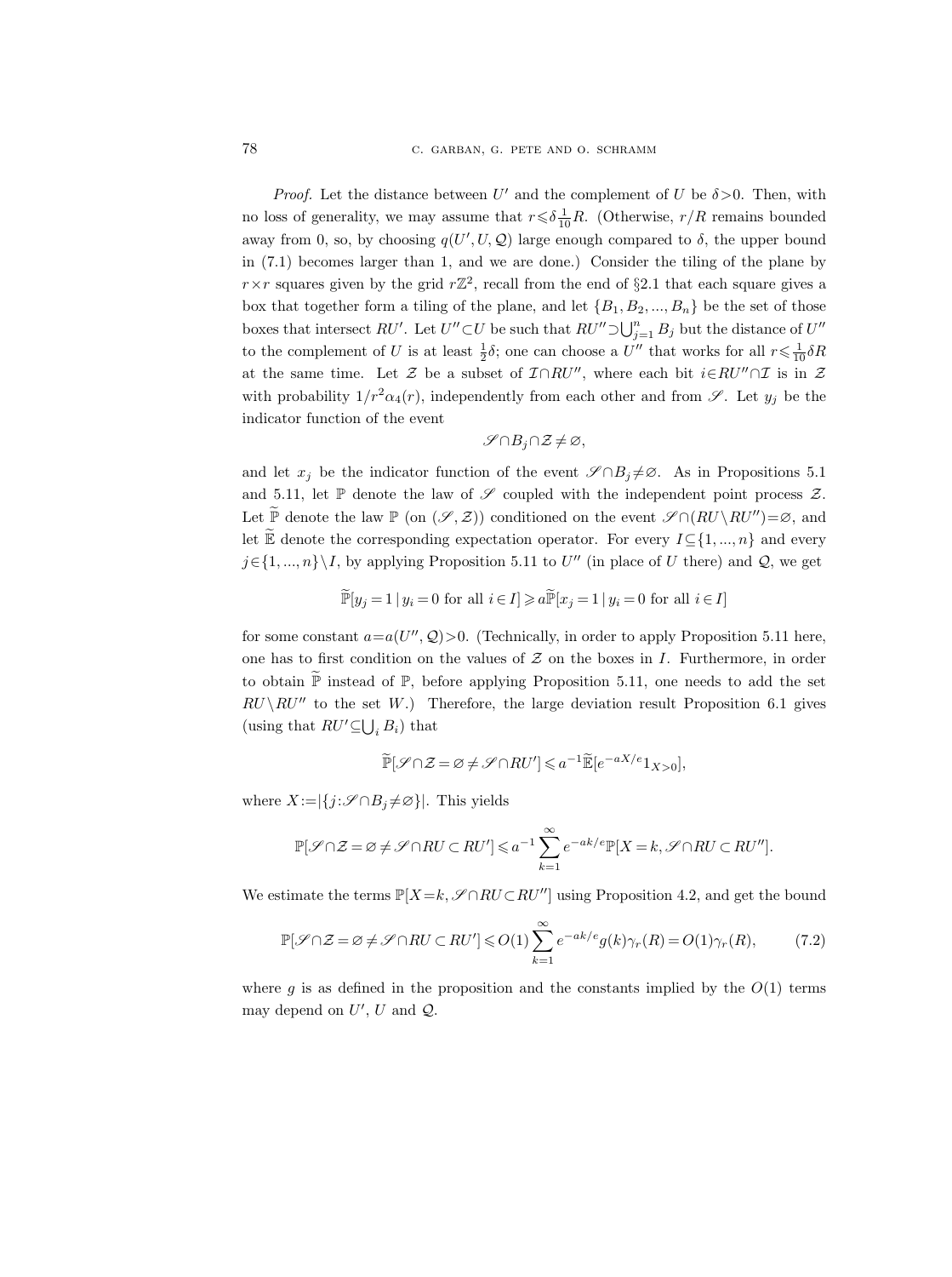*Proof.* Let the distance between $U'$ and the complement of $U$ be $\delta>0$. Then, with no loss of generality, we may assume that $r\leqslant\delta\frac{1}{10}R$. (Otherwise, $r/R$ remains bounded away from 0, so, by choosing $q(U',U,\mathcal{Q})$ large enough compared to $\delta$, the upper bound in (7.1) becomes larger than 1, and we are done.) Consider the tiling of the plane by $r\times r$ squares given by the grid $r\mathbb{Z}^2$, recall from the end of §2.1 that each square gives a box that together form a tiling of the plane, and let $\{B_1,B_2,...,B_n\}$ be the set of those boxes that intersect $RU'$. Let $U''\subset U$ be such that $RU''\supset\bigcup_{j=1}^n B_j$ but the distance of $U''$ to the complement of $U$ is at least $\frac{1}{2}\delta$; one can choose a $U''$ that works for all $r\leqslant\frac{1}{10}\delta R$ at the same time. Let $\mathcal{Z}$ be a subset of $\mathcal{I}\cap RU''$, where each bit $i\in RU''\cap\mathcal{I}$ is in $\mathcal{Z}$ with probability $1/r^2\alpha_4(r)$, independently from each other and from $\mathscr{S}$. Let $y_j$ be the indicator function of the event

$$\mathscr{S}\cap B_j\cap\mathcal{Z}\neq\varnothing,$$

and let $x_j$ be the indicator function of the event $\mathscr{S}\cap B_j\neq\varnothing$. As in Propositions 5.1 and 5.11, let $\mathbb{P}$ denote the law of $\mathscr{S}$ coupled with the independent point process $\mathcal{Z}$. Let $\widetilde{\mathbb{P}}$ denote the law $\mathbb{P}$ (on $(\mathscr{S},\mathcal{Z})$) conditioned on the event $\mathscr{S}\cap(RU\setminus RU'')=\varnothing$, and let $\widetilde{\mathbb{E}}$ denote the corresponding expectation operator. For every $I\subseteq\{1,...,n\}$ and every $j\in\{1,...,n\}\setminus I$, by applying Proposition 5.11 to $U''$ (in place of $U$ there) and $\mathcal{Q}$, we get

$$\widetilde{\mathbb{P}}[y_j=1\mid y_i=0 \text{ for all } i\in I]\geqslant a\widetilde{\mathbb{P}}[x_j=1\mid y_i=0 \text{ for all } i\in I]$$

for some constant $a=a(U'',\mathcal{Q})>0$. (Technically, in order to apply Proposition 5.11 here, one has to first condition on the values of $\mathcal{Z}$ on the boxes in $I$. Furthermore, in order to obtain $\widetilde{\mathbb{P}}$ instead of $\mathbb{P}$, before applying Proposition 5.11, one needs to add the set $RU\setminus RU''$ to the set $W$.) Therefore, the large deviation result Proposition 6.1 gives (using that $RU'\subseteq\bigcup_i B_i$) that

$$\widetilde{\mathbb{P}}[\mathscr{S}\cap\mathcal{Z}=\varnothing\neq\mathscr{S}\cap RU']\leqslant a^{-1}\widetilde{\mathbb{E}}[e^{-aX/e}1_{X>0}],$$

where $X:=|\{j:\mathscr{S}\cap B_j\neq\varnothing\}|$. This yields

$$\mathbb{P}[\mathscr{S}\cap\mathcal{Z}=\varnothing\neq\mathscr{S}\cap RU\subset RU']\leqslant a^{-1}\sum_{k=1}^{\infty}e^{-ak/e}\mathbb{P}[X=k,\mathscr{S}\cap RU\subset RU''].$$

We estimate the terms $\mathbb{P}[X=k,\mathscr{S}\cap RU\subset RU'']$ using Proposition 4.2, and get the bound

$$\mathbb{P}[\mathscr{S}\cap\mathcal{Z}=\varnothing\neq\mathscr{S}\cap RU\subset RU']\leqslant O(1)\sum_{k=1}^{\infty}e^{-ak/e}g(k)\gamma_r(R)=O(1)\gamma_r(R), \tag{7.2}$$

where $g$ is as defined in the proposition and the constants implied by the $O(1)$ terms may depend on $U'$, $U$ and $\mathcal{Q}$.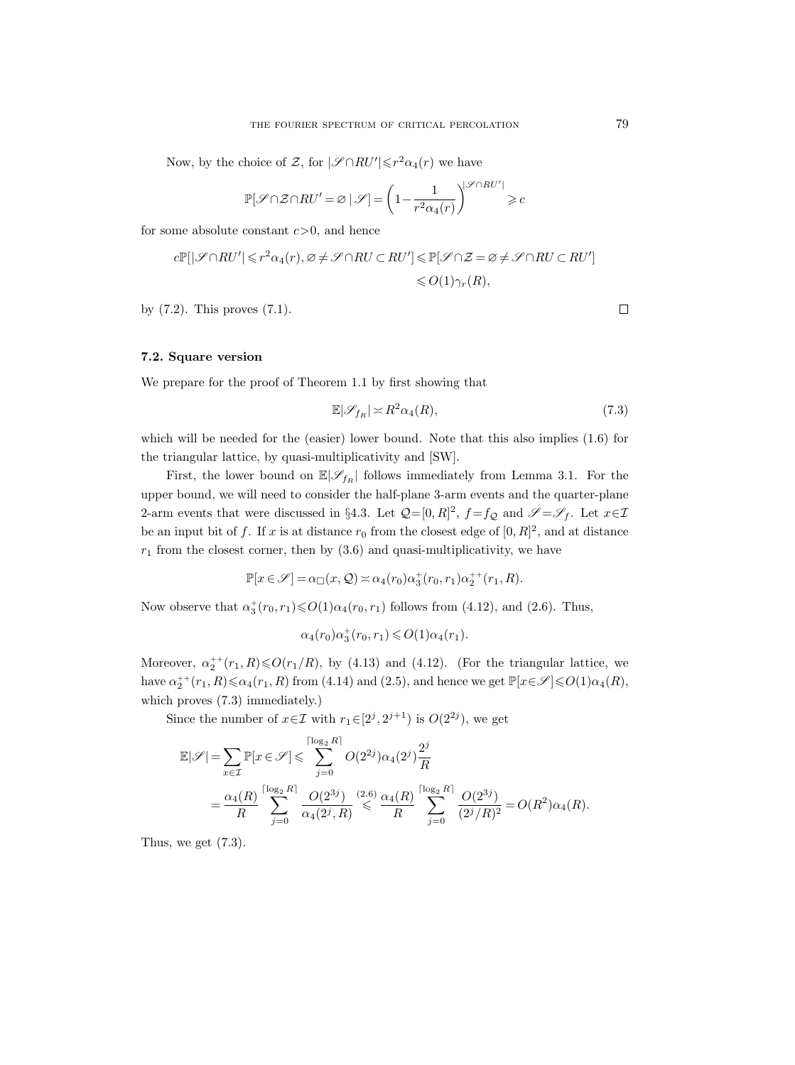Now, by the choice of $\mathcal{Z}$, for $|\mathscr{S} \cap RU'| \leqslant r^2\alpha_4(r)$ we have

$$\mathbb{P}[\mathscr{S} \cap \mathcal{Z} \cap RU' = \varnothing \mid \mathscr{S}] = \left(1 - \frac{1}{r^2\alpha_4(r)}\right)^{|\mathscr{S} \cap RU'|} \geqslant c$$

for some absolute constant $c>0$, and hence

$$c\mathbb{P}[|\mathscr{S} \cap RU'| \leqslant r^2\alpha_4(r), \varnothing \neq \mathscr{S} \cap RU \subset RU'] \leqslant \mathbb{P}[\mathscr{S} \cap \mathcal{Z} = \varnothing \neq \mathscr{S} \cap RU \subset RU']$$
$$\leqslant O(1)\gamma_r(R),$$

by (7.2). This proves (7.1). $\square$

### 7.2. Square version

We prepare for the proof of Theorem 1.1 by first showing that

$$\mathbb{E}|\mathscr{S}_{f_R}| \asymp R^2\alpha_4(R), \tag{7.3}$$

which will be needed for the (easier) lower bound. Note that this also implies (1.6) for the triangular lattice, by quasi-multiplicativity and [SW].

First, the lower bound on $\mathbb{E}|\mathscr{S}_{f_R}|$ follows immediately from Lemma 3.1. For the upper bound, we will need to consider the half-plane 3-arm events and the quarter-plane 2-arm events that were discussed in §4.3. Let $\mathcal{Q}=[0,R]^2$, $f=f_{\mathcal{Q}}$ and $\mathscr{S}=\mathscr{S}_f$. Let $x\in\mathcal{I}$ be an input bit of $f$. If $x$ is at distance $r_0$ from the closest edge of $[0,R]^2$, and at distance $r_1$ from the closest corner, then by (3.6) and quasi-multiplicativity, we have

$$\mathbb{P}[x \in \mathscr{S}] = \alpha_{\square}(x, \mathcal{Q}) \asymp \alpha_4(r_0)\alpha_3^+(r_0, r_1)\alpha_2^{++}(r_1, R).$$

Now observe that $\alpha_3^+(r_0,r_1) \leqslant O(1)\alpha_4(r_0,r_1)$ follows from (4.12), and (2.6). Thus,

$$\alpha_4(r_0)\alpha_3^+(r_0, r_1) \leqslant O(1)\alpha_4(r_1).$$

Moreover, $\alpha_2^{++}(r_1,R) \leqslant O(r_1/R)$, by (4.13) and (4.12). (For the triangular lattice, we have $\alpha_2^{++}(r_1,R) \leqslant \alpha_4(r_1,R)$ from (4.14) and (2.5), and hence we get $\mathbb{P}[x\in\mathscr{S}] \leqslant O(1)\alpha_4(R)$, which proves (7.3) immediately.)

Since the number of $x\in\mathcal{I}$ with $r_1\in[2^j, 2^{j+1})$ is $O(2^{2j})$, we get

$$\mathbb{E}|\mathscr{S}| = \sum_{x\in\mathcal{I}} \mathbb{P}[x \in \mathscr{S}] \leqslant \sum_{j=0}^{\lceil \log_2 R \rceil} O(2^{2j})\alpha_4(2^j)\frac{2^j}{R}$$
$$= \frac{\alpha_4(R)}{R} \sum_{j=0}^{\lceil \log_2 R \rceil} \frac{O(2^{3j})}{\alpha_4(2^j, R)} \overset{(2.6)}{\leqslant} \frac{\alpha_4(R)}{R} \sum_{j=0}^{\lceil \log_2 R \rceil} \frac{O(2^{3j})}{(2^j/R)^2} = O(R^2)\alpha_4(R).$$

Thus, we get (7.3).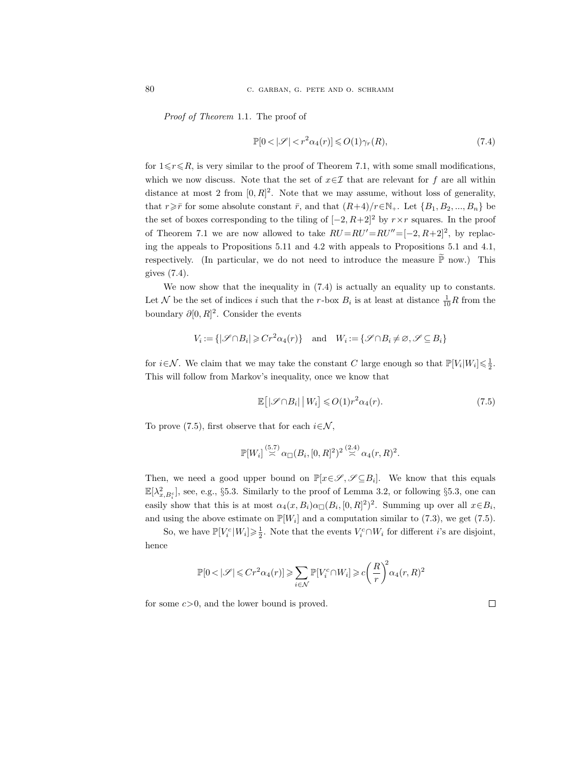*Proof of Theorem* 1.1. The proof of

$$\mathbb{P}[0<|\mathscr{S}|<r^2\alpha_4(r)]\leqslant O(1)\gamma_r(R), \tag{7.4}$$

for $1\leqslant r\leqslant R$, is very similar to the proof of Theorem 7.1, with some small modifications, which we now discuss. Note that the set of $x\in\mathcal{I}$ that are relevant for $f$ are all within distance at most 2 from $[0,R]^2$. Note that we may assume, without loss of generality, that $r\geqslant\bar{r}$ for some absolute constant $\bar{r}$, and that $(R+4)/r\in\mathbb{N}_+$. Let $\{B_1,B_2,...,B_n\}$ be the set of boxes corresponding to the tiling of $[-2,R+2]^2$ by $r\times r$ squares. In the proof of Theorem 7.1 we are now allowed to take $RU=RU'=RU''=[-2,R+2]^2$, by replacing the appeals to Propositions 5.11 and 4.2 with appeals to Propositions 5.1 and 4.1, respectively. (In particular, we do not need to introduce the measure $\widetilde{\mathbb{P}}$ now.) This gives (7.4).

We now show that the inequality in (7.4) is actually an equality up to constants. Let $\mathcal{N}$ be the set of indices $i$ such that the $r$-box $B_i$ is at least at distance $\frac{1}{10}R$ from the boundary $\partial[0,R]^2$. Consider the events

$$V_i:=\{|\mathscr{S}\cap B_i|\geqslant Cr^2\alpha_4(r)\}\quad\text{and}\quad W_i:=\{\mathscr{S}\cap B_i\neq\varnothing,\mathscr{S}\subseteq B_i\}$$

for $i\in\mathcal{N}$. We claim that we may take the constant $C$ large enough so that $\mathbb{P}[V_i|W_i]\leqslant\frac{1}{2}$. This will follow from Markov's inequality, once we know that

$$\mathbb{E}\big[|\mathscr{S}\cap B_i|\,\big|\,W_i\big]\leqslant O(1)r^2\alpha_4(r). \tag{7.5}$$

To prove (7.5), first observe that for each $i\in\mathcal{N}$,

$$\mathbb{P}[W_i]\overset{(5.7)}{\asymp}\alpha_\square(B_i,[0,R]^2)^2\overset{(2.4)}{\asymp}\alpha_4(r,R)^2.$$

Then, we need a good upper bound on $\mathbb{P}[x\in\mathscr{S},\mathscr{S}\subseteq B_i]$. We know that this equals $\mathbb{E}[\lambda^2_{x,B_i^c}]$, see, e.g., §5.3. Similarly to the proof of Lemma 3.2, or following §5.3, one can easily show that this is at most $\alpha_4(x,B_i)\alpha_\square(B_i,[0,R]^2)^2$. Summing up over all $x\in B_i$, and using the above estimate on $\mathbb{P}[W_i]$ and a computation similar to (7.3), we get (7.5).

So, we have $\mathbb{P}[V_i^c|W_i]\geqslant\frac{1}{2}$. Note that the events $V_i^c\cap W_i$ for different $i$'s are disjoint, hence

$$\mathbb{P}[0<|\mathscr{S}|\leqslant Cr^2\alpha_4(r)]\geqslant\sum_{i\in\mathcal{N}}\mathbb{P}[V_i^c\cap W_i]\geqslant c\bigg(\frac{R}{r}\bigg)^2\alpha_4(r,R)^2$$

for some $c>0$, and the lower bound is proved. $\square$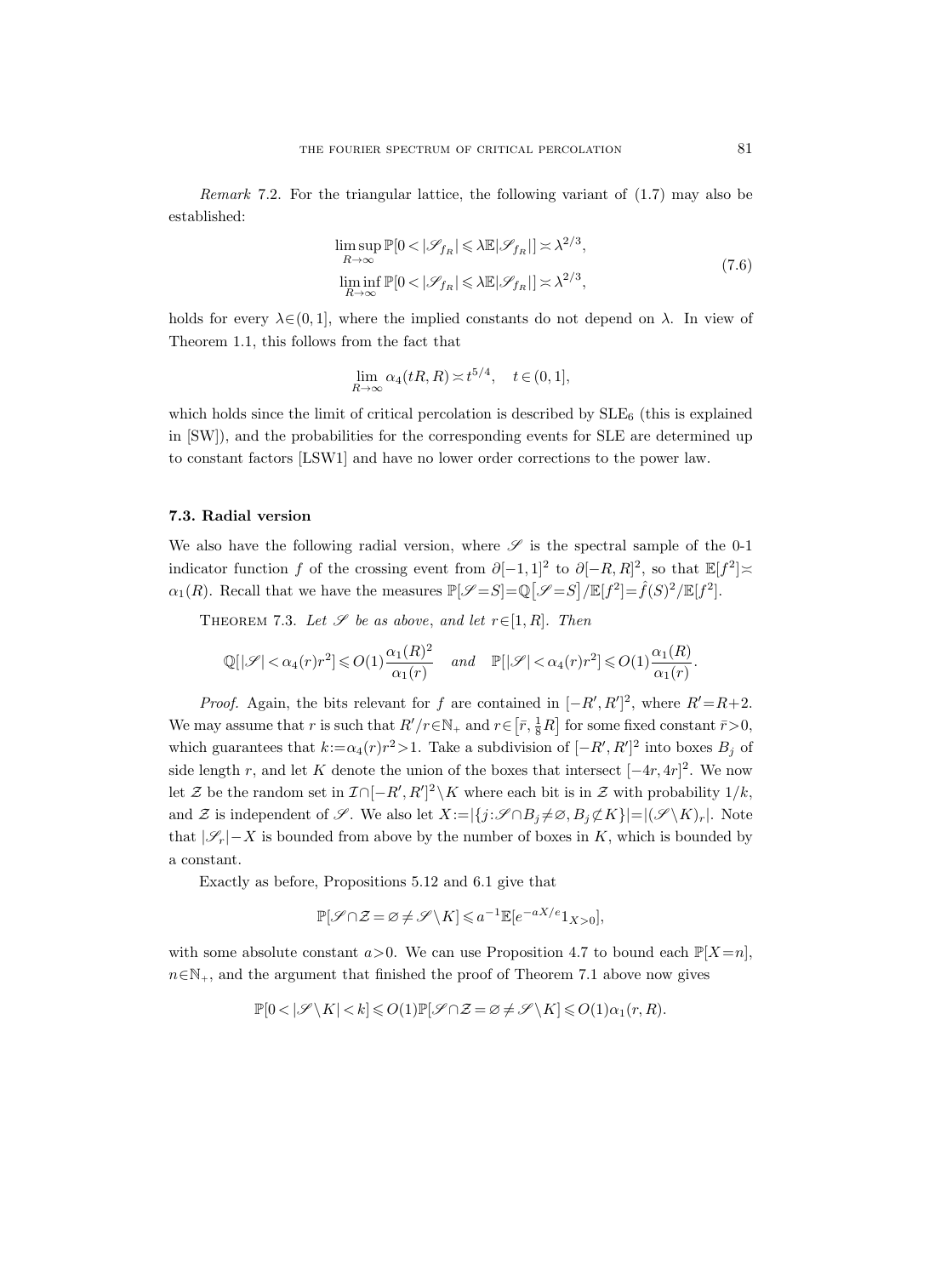*Remark* 7.2. For the triangular lattice, the following variant of (1.7) may also be established:

$$\limsup_{R\to\infty} \mathbb{P}[0<|\mathscr{S}_{f_R}|\leqslant \lambda \mathbb{E}|\mathscr{S}_{f_R}|] \asymp \lambda^{2/3},$$
$$\liminf_{R\to\infty} \mathbb{P}[0<|\mathscr{S}_{f_R}|\leqslant \lambda \mathbb{E}|\mathscr{S}_{f_R}|] \asymp \lambda^{2/3}, \tag{7.6}$$

holds for every $\lambda\in(0,1]$, where the implied constants do not depend on $\lambda$. In view of Theorem 1.1, this follows from the fact that

$$\lim_{R\to\infty} \alpha_4(tR,R) \asymp t^{5/4}, \quad t\in(0,1],$$

which holds since the limit of critical percolation is described by $\mathrm{SLE}_6$ (this is explained in [SW]), and the probabilities for the corresponding events for SLE are determined up to constant factors [LSW1] and have no lower order corrections to the power law.

### 7.3. Radial version

We also have the following radial version, where $\mathscr{S}$ is the spectral sample of the 0-1 indicator function $f$ of the crossing event from $\partial[-1,1]^2$ to $\partial[-R,R]^2$, so that $\mathbb{E}[f^2]\asymp \alpha_1(R)$. Recall that we have the measures $\mathbb{P}[\mathscr{S}=S]=\mathbb{Q}[\mathscr{S}=S]/\mathbb{E}[f^2]=\hat{f}(S)^2/\mathbb{E}[f^2]$.

THEOREM 7.3. *Let* $\mathscr{S}$ *be as above, and let* $r\in[1,R]$. *Then*

$$\mathbb{Q}[|\mathscr{S}|<\alpha_4(r)r^2]\leqslant O(1)\frac{\alpha_1(R)^2}{\alpha_1(r)} \quad \text{and} \quad \mathbb{P}[|\mathscr{S}|<\alpha_4(r)r^2]\leqslant O(1)\frac{\alpha_1(R)}{\alpha_1(r)}.$$

*Proof.* Again, the bits relevant for $f$ are contained in $[-R',R']^2$, where $R'=R+2$. We may assume that $r$ is such that $R'/r\in\mathbb{N}_+$ and $r\in\left[\bar{r},\frac{1}{8}R\right]$ for some fixed constant $\bar{r}>0$, which guarantees that $k:=\alpha_4(r)r^2>1$. Take a subdivision of $[-R',R']^2$ into boxes $B_j$ of side length $r$, and let $K$ denote the union of the boxes that intersect $[-4r,4r]^2$. We now let $\mathcal{Z}$ be the random set in $\mathcal{I}\cap[-R',R']^2\setminus K$ where each bit is in $\mathcal{Z}$ with probability $1/k$, and $\mathcal{Z}$ is independent of $\mathscr{S}$. We also let $X:=|\{j:\mathscr{S}\cap B_j\neq\varnothing, B_j\not\subset K\}|=|(\mathscr{S}\setminus K)_r|$. Note that $|\mathscr{S}_r|-X$ is bounded from above by the number of boxes in $K$, which is bounded by a constant.

Exactly as before, Propositions 5.12 and 6.1 give that

$$\mathbb{P}[\mathscr{S}\cap\mathcal{Z}=\varnothing\neq\mathscr{S}\setminus K]\leqslant a^{-1}\mathbb{E}[e^{-aX/e}1_{X>0}],$$

with some absolute constant $a>0$. We can use Proposition 4.7 to bound each $\mathbb{P}[X=n]$, $n\in\mathbb{N}_+$, and the argument that finished the proof of Theorem 7.1 above now gives

$$\mathbb{P}[0<|\mathscr{S}\setminus K|<k]\leqslant O(1)\mathbb{P}[\mathscr{S}\cap\mathcal{Z}=\varnothing\neq\mathscr{S}\setminus K]\leqslant O(1)\alpha_1(r,R).$$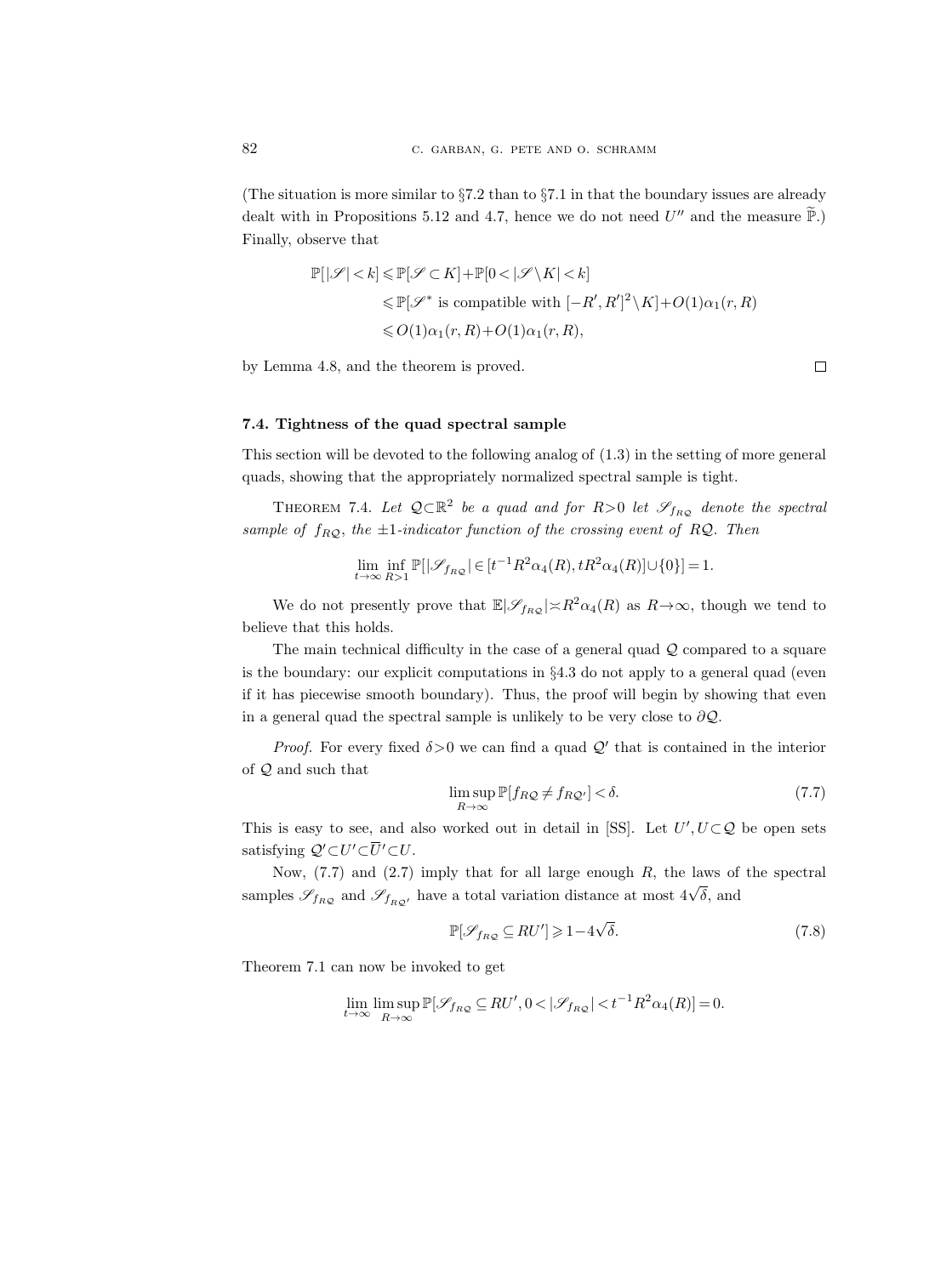(The situation is more similar to §7.2 than to §7.1 in that the boundary issues are already dealt with in Propositions 5.12 and 4.7, hence we do not need $U''$ and the measure $\widetilde{\mathbb{P}}$.) Finally, observe that

$$
\begin{aligned}
\mathbb{P}[|\mathscr{S}|<k] &\leqslant \mathbb{P}[\mathscr{S}\subset K]+\mathbb{P}[0<|\mathscr{S}\setminus K|<k] \\
&\leqslant \mathbb{P}[\mathscr{S}^* \text{ is compatible with } [-R',R']^2\setminus K]+O(1)\alpha_1(r,R) \\
&\leqslant O(1)\alpha_1(r,R)+O(1)\alpha_1(r,R),
\end{aligned}
$$

by Lemma 4.8, and the theorem is proved. □

### 7.4. Tightness of the quad spectral sample

This section will be devoted to the following analog of (1.3) in the setting of more general quads, showing that the appropriately normalized spectral sample is tight.

THEOREM 7.4. *Let $\mathcal{Q}\subset\mathbb{R}^2$ be a quad and for $R>0$ let $\mathscr{S}_{f_{R\mathcal{Q}}}$ denote the spectral sample of $f_{R\mathcal{Q}}$, the $\pm1$-indicator function of the crossing event of $R\mathcal{Q}$. Then*

$$
\lim_{t\to\infty}\inf_{R>1}\mathbb{P}[|\mathscr{S}_{f_{R\mathcal{Q}}}|\in[t^{-1}R^2\alpha_4(R),tR^2\alpha_4(R)]\cup\{0\}]=1.
$$

We do not presently prove that $\mathbb{E}|\mathscr{S}_{f_{R\mathcal{Q}}}|\asymp R^2\alpha_4(R)$ as $R\to\infty$, though we tend to believe that this holds.

The main technical difficulty in the case of a general quad $\mathcal{Q}$ compared to a square is the boundary: our explicit computations in §4.3 do not apply to a general quad (even if it has piecewise smooth boundary). Thus, the proof will begin by showing that even in a general quad the spectral sample is unlikely to be very close to $\partial\mathcal{Q}$.

*Proof.* For every fixed $\delta>0$ we can find a quad $\mathcal{Q}'$ that is contained in the interior of $\mathcal{Q}$ and such that

$$
\limsup_{R\to\infty}\mathbb{P}[f_{R\mathcal{Q}}\neq f_{R\mathcal{Q}'}]<\delta. \tag{7.7}
$$

This is easy to see, and also worked out in detail in [SS]. Let $U',U\subset\mathcal{Q}$ be open sets satisfying $\mathcal{Q}'\subset U'\subset\overline{U}'\subset U$.

Now, (7.7) and (2.7) imply that for all large enough $R$, the laws of the spectral samples $\mathscr{S}_{f_{R\mathcal{Q}}}$ and $\mathscr{S}_{f_{R\mathcal{Q}'}}$ have a total variation distance at most $4\sqrt{\delta}$, and

$$
\mathbb{P}[\mathscr{S}_{f_{R\mathcal{Q}}}\subseteq RU']\geqslant 1-4\sqrt{\delta}. \tag{7.8}
$$

Theorem 7.1 can now be invoked to get

$$
\lim_{t\to\infty}\limsup_{R\to\infty}\mathbb{P}[\mathscr{S}_{f_{R\mathcal{Q}}}\subseteq RU',0<|\mathscr{S}_{f_{R\mathcal{Q}}}|<t^{-1}R^2\alpha_4(R)]=0.
$$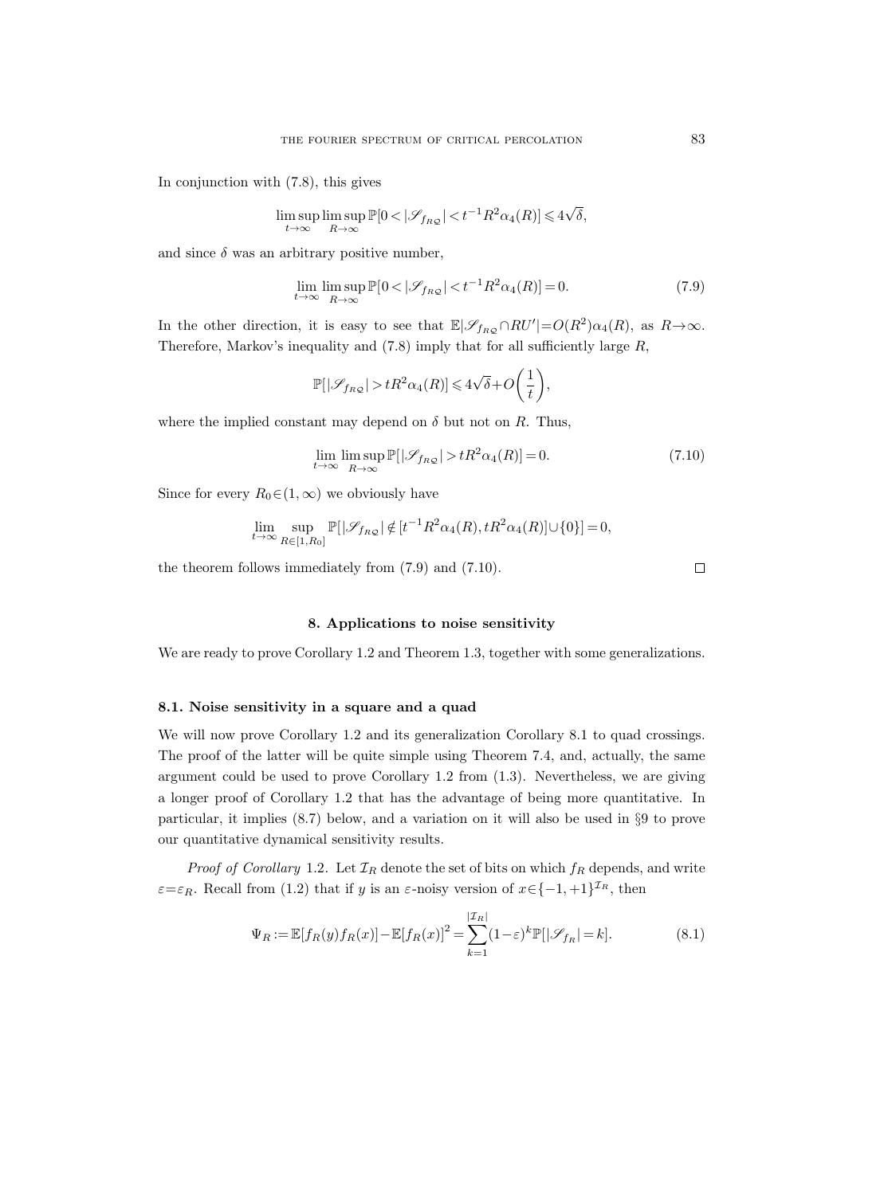In conjunction with (7.8), this gives

$$\limsup_{t\to\infty}\limsup_{R\to\infty}\mathbb{P}[0<|\mathscr{S}_{f_{R\mathcal{Q}}}|<t^{-1}R^2\alpha_4(R)]\leqslant 4\sqrt{\delta},$$

and since $\delta$ was an arbitrary positive number,

$$\lim_{t\to\infty}\limsup_{R\to\infty}\mathbb{P}[0<|\mathscr{S}_{f_{R\mathcal{Q}}}|<t^{-1}R^2\alpha_4(R)]=0. \tag{7.9}$$

In the other direction, it is easy to see that $\mathbb{E}|\mathscr{S}_{f_{R\mathcal{Q}}}\cap RU'|=O(R^2)\alpha_4(R)$, as $R\to\infty$. Therefore, Markov's inequality and (7.8) imply that for all sufficiently large $R$,

$$\mathbb{P}[|\mathscr{S}_{f_{R\mathcal{Q}}}|>tR^2\alpha_4(R)]\leqslant 4\sqrt{\delta}+O\biggl(\frac{1}{t}\biggr),$$

where the implied constant may depend on $\delta$ but not on $R$. Thus,

$$\lim_{t\to\infty}\limsup_{R\to\infty}\mathbb{P}[|\mathscr{S}_{f_{R\mathcal{Q}}}|>tR^2\alpha_4(R)]=0. \tag{7.10}$$

Since for every $R_0\in(1,\infty)$ we obviously have

$$\lim_{t\to\infty}\sup_{R\in[1,R_0]}\mathbb{P}[|\mathscr{S}_{f_{R\mathcal{Q}}}|\notin[t^{-1}R^2\alpha_4(R),tR^2\alpha_4(R)]\cup\{0\}]=0,$$

the theorem follows immediately from (7.9) and (7.10). □

## 8. Applications to noise sensitivity

We are ready to prove Corollary 1.2 and Theorem 1.3, together with some generalizations.

### 8.1. Noise sensitivity in a square and a quad

We will now prove Corollary 1.2 and its generalization Corollary 8.1 to quad crossings. The proof of the latter will be quite simple using Theorem 7.4, and, actually, the same argument could be used to prove Corollary 1.2 from (1.3). Nevertheless, we are giving a longer proof of Corollary 1.2 that has the advantage of being more quantitative. In particular, it implies (8.7) below, and a variation on it will also be used in §9 to prove our quantitative dynamical sensitivity results.

*Proof of Corollary* 1.2. Let $\mathcal{I}_R$ denote the set of bits on which $f_R$ depends, and write $\varepsilon=\varepsilon_R$. Recall from (1.2) that if $y$ is an $\varepsilon$-noisy version of $x\in\{-1,+1\}^{\mathcal{I}_R}$, then

$$\Psi_R:=\mathbb{E}[f_R(y)f_R(x)]-\mathbb{E}[f_R(x)]^2=\sum_{k=1}^{|\mathcal{I}_R|}(1-\varepsilon)^k\mathbb{P}[|\mathscr{S}_{f_R}|=k]. \tag{8.1}$$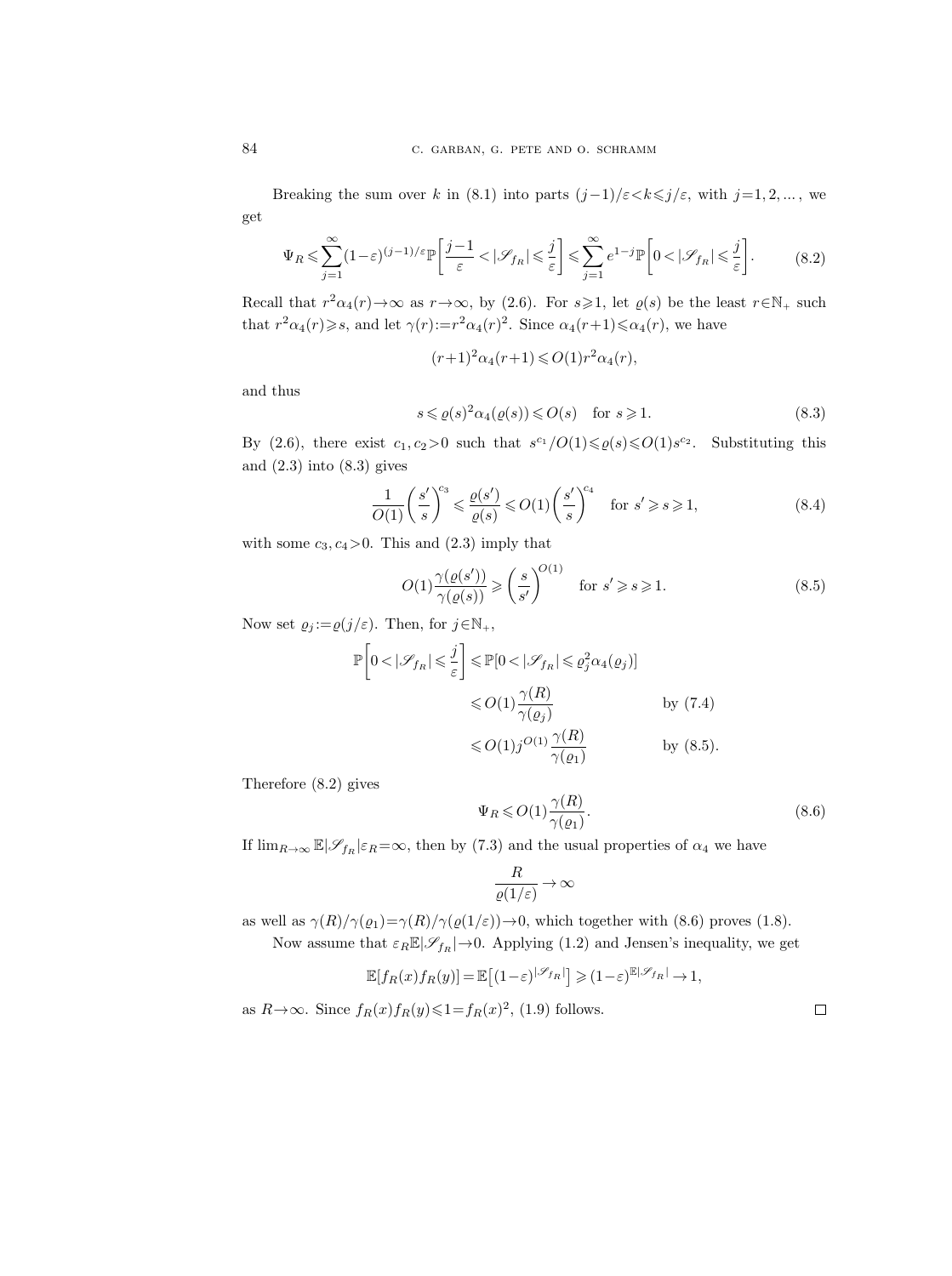Breaking the sum over $k$ in (8.1) into parts $(j-1)/\varepsilon < k \leqslant j/\varepsilon$, with $j=1,2,\dots$, we get

$$\Psi_R \leqslant \sum_{j=1}^{\infty} (1-\varepsilon)^{(j-1)/\varepsilon} \mathbb{P}\left[\frac{j-1}{\varepsilon} < |\mathscr{S}_{f_R}| \leqslant \frac{j}{\varepsilon}\right] \leqslant \sum_{j=1}^{\infty} e^{1-j} \mathbb{P}\left[0 < |\mathscr{S}_{f_R}| \leqslant \frac{j}{\varepsilon}\right]. \tag{8.2}$$

Recall that $r^2\alpha_4(r) \to \infty$ as $r \to \infty$, by (2.6). For $s \geqslant 1$, let $\varrho(s)$ be the least $r \in \mathbb{N}_+$ such that $r^2\alpha_4(r) \geqslant s$, and let $\gamma(r) := r^2\alpha_4(r)^2$. Since $\alpha_4(r+1) \leqslant \alpha_4(r)$, we have

$$(r+1)^2\alpha_4(r+1) \leqslant O(1) r^2 \alpha_4(r),$$

and thus

$$s \leqslant \varrho(s)^2 \alpha_4(\varrho(s)) \leqslant O(s) \quad \text{for } s \geqslant 1. \tag{8.3}$$

By (2.6), there exist $c_1, c_2 > 0$ such that $s^{c_1}/O(1) \leqslant \varrho(s) \leqslant O(1) s^{c_2}$. Substituting this and (2.3) into (8.3) gives

$$\frac{1}{O(1)} \left(\frac{s'}{s}\right)^{c_3} \leqslant \frac{\varrho(s')}{\varrho(s)} \leqslant O(1) \left(\frac{s'}{s}\right)^{c_4} \quad \text{for } s' \geqslant s \geqslant 1, \tag{8.4}$$

with some $c_3, c_4 > 0$. This and (2.3) imply that

$$O(1) \frac{\gamma(\varrho(s'))}{\gamma(\varrho(s))} \geqslant \left(\frac{s}{s'}\right)^{O(1)} \quad \text{for } s' \geqslant s \geqslant 1. \tag{8.5}$$

Now set $\varrho_j := \varrho(j/\varepsilon)$. Then, for $j \in \mathbb{N}_+$,

$$\begin{aligned}
\mathbb{P}\left[0 < |\mathscr{S}_{f_R}| \leqslant \frac{j}{\varepsilon}\right] &\leqslant \mathbb{P}[0 < |\mathscr{S}_{f_R}| \leqslant \varrho_j^2 \alpha_4(\varrho_j)] \\
&\leqslant O(1) \frac{\gamma(R)}{\gamma(\varrho_j)} \qquad \text{by (7.4)} \\
&\leqslant O(1) j^{O(1)} \frac{\gamma(R)}{\gamma(\varrho_1)} \qquad \text{by (8.5)}.
\end{aligned}$$

Therefore (8.2) gives

$$\Psi_R \leqslant O(1) \frac{\gamma(R)}{\gamma(\varrho_1)}. \tag{8.6}$$

If $\lim_{R\to\infty} \mathbb{E}|\mathscr{S}_{f_R}|\varepsilon_R = \infty$, then by (7.3) and the usual properties of $\alpha_4$ we have

$$\frac{R}{\varrho(1/\varepsilon)} \to \infty$$

as well as $\gamma(R)/\gamma(\varrho_1) = \gamma(R)/\gamma(\varrho(1/\varepsilon)) \to 0$, which together with (8.6) proves (1.8).

Now assume that $\varepsilon_R \mathbb{E}|\mathscr{S}_{f_R}| \to 0$. Applying (1.2) and Jensen's inequality, we get

$$\mathbb{E}[f_R(x) f_R(y)] = \mathbb{E}\left[(1-\varepsilon)^{|\mathscr{S}_{f_R}|}\right] \geqslant (1-\varepsilon)^{\mathbb{E}|\mathscr{S}_{f_R}|} \to 1,$$

as $R \to \infty$. Since $f_R(x) f_R(y) \leqslant 1 = f_R(x)^2$, (1.9) follows. $\square$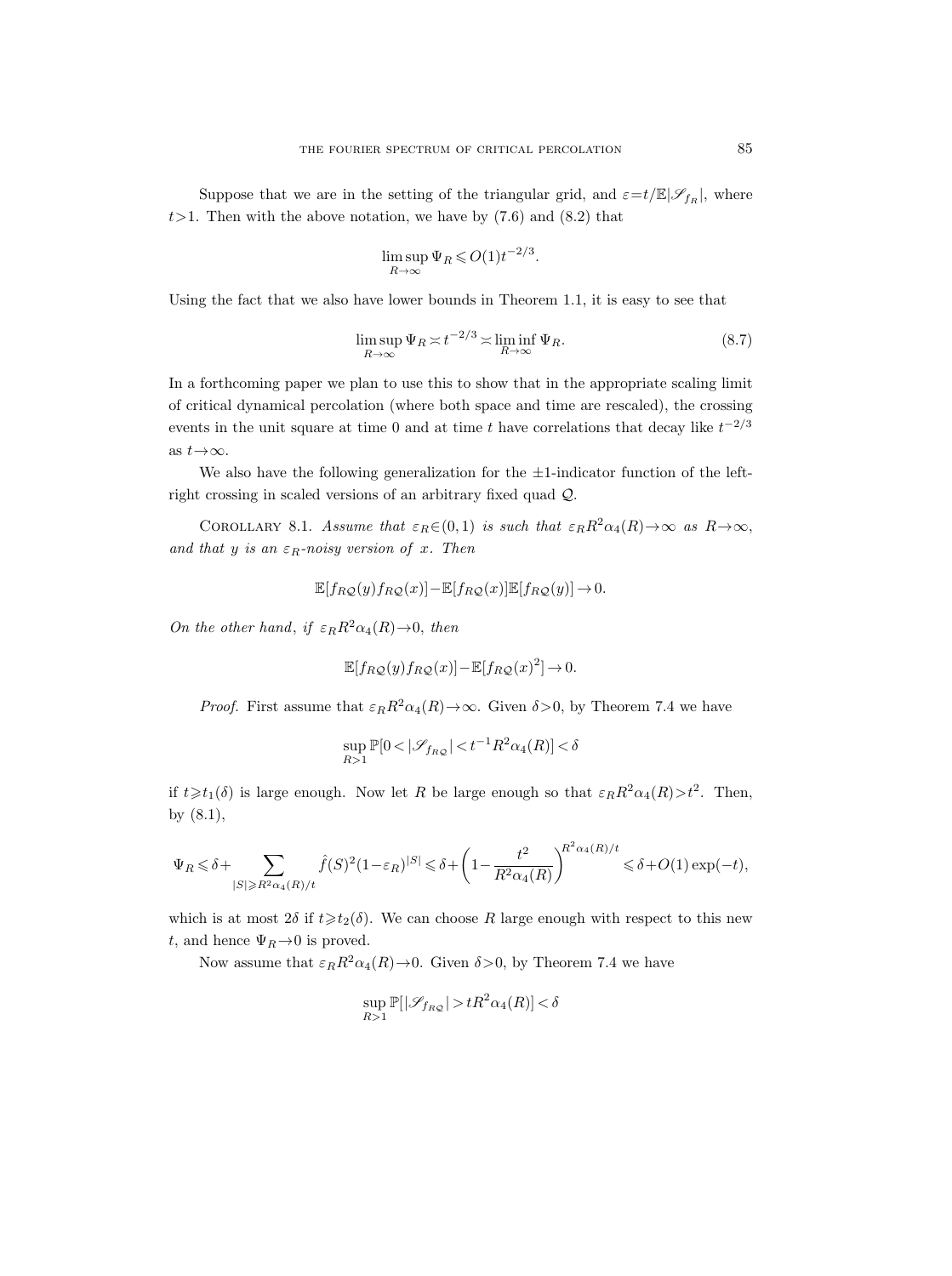Suppose that we are in the setting of the triangular grid, and $\varepsilon = t/\mathbb{E}|\mathscr{S}_{f_R}|$, where $t>1$. Then with the above notation, we have by (7.6) and (8.2) that

$$\limsup_{R\to\infty} \Psi_R \leqslant O(1) t^{-2/3}.$$

Using the fact that we also have lower bounds in Theorem 1.1, it is easy to see that

$$\limsup_{R\to\infty} \Psi_R \asymp t^{-2/3} \asymp \liminf_{R\to\infty} \Psi_R. \tag{8.7}$$

In a forthcoming paper we plan to use this to show that in the appropriate scaling limit of critical dynamical percolation (where both space and time are rescaled), the crossing events in the unit square at time 0 and at time $t$ have correlations that decay like $t^{-2/3}$ as $t\to\infty$.

We also have the following generalization for the $\pm1$-indicator function of the left-right crossing in scaled versions of an arbitrary fixed quad $\mathcal{Q}$.

Corollary 8.1. *Assume that $\varepsilon_R \in (0,1)$ is such that $\varepsilon_R R^2 \alpha_4(R) \to \infty$ as $R\to\infty$, and that $y$ is an $\varepsilon_R$-noisy version of $x$. Then*

$$\mathbb{E}[f_{R\mathcal{Q}}(y) f_{R\mathcal{Q}}(x)] - \mathbb{E}[f_{R\mathcal{Q}}(x)]\mathbb{E}[f_{R\mathcal{Q}}(y)] \to 0.$$

*On the other hand, if $\varepsilon_R R^2 \alpha_4(R) \to 0$, then*

$$\mathbb{E}[f_{R\mathcal{Q}}(y) f_{R\mathcal{Q}}(x)] - \mathbb{E}[f_{R\mathcal{Q}}(x)^2] \to 0.$$

*Proof.* First assume that $\varepsilon_R R^2\alpha_4(R)\to\infty$. Given $\delta>0$, by Theorem 7.4 we have

$$\sup_{R>1} \mathbb{P}[0<|\mathscr{S}_{f_{R\mathcal{Q}}}|<t^{-1}R^2\alpha_4(R)]<\delta$$

if $t\geqslant t_1(\delta)$ is large enough. Now let $R$ be large enough so that $\varepsilon_R R^2\alpha_4(R)>t^2$. Then, by (8.1),

$$\Psi_R \leqslant \delta + \sum_{|S|\geqslant R^2\alpha_4(R)/t} \hat{f}(S)^2 (1-\varepsilon_R)^{|S|} \leqslant \delta + \left(1-\frac{t^2}{R^2\alpha_4(R)}\right)^{R^2\alpha_4(R)/t} \leqslant \delta + O(1)\exp(-t),$$

which is at most $2\delta$ if $t\geqslant t_2(\delta)$. We can choose $R$ large enough with respect to this new $t$, and hence $\Psi_R\to0$ is proved.

Now assume that $\varepsilon_R R^2\alpha_4(R)\to0$. Given $\delta>0$, by Theorem 7.4 we have

$$\sup_{R>1} \mathbb{P}[|\mathscr{S}_{f_{R\mathcal{Q}}}|>tR^2\alpha_4(R)]<\delta$$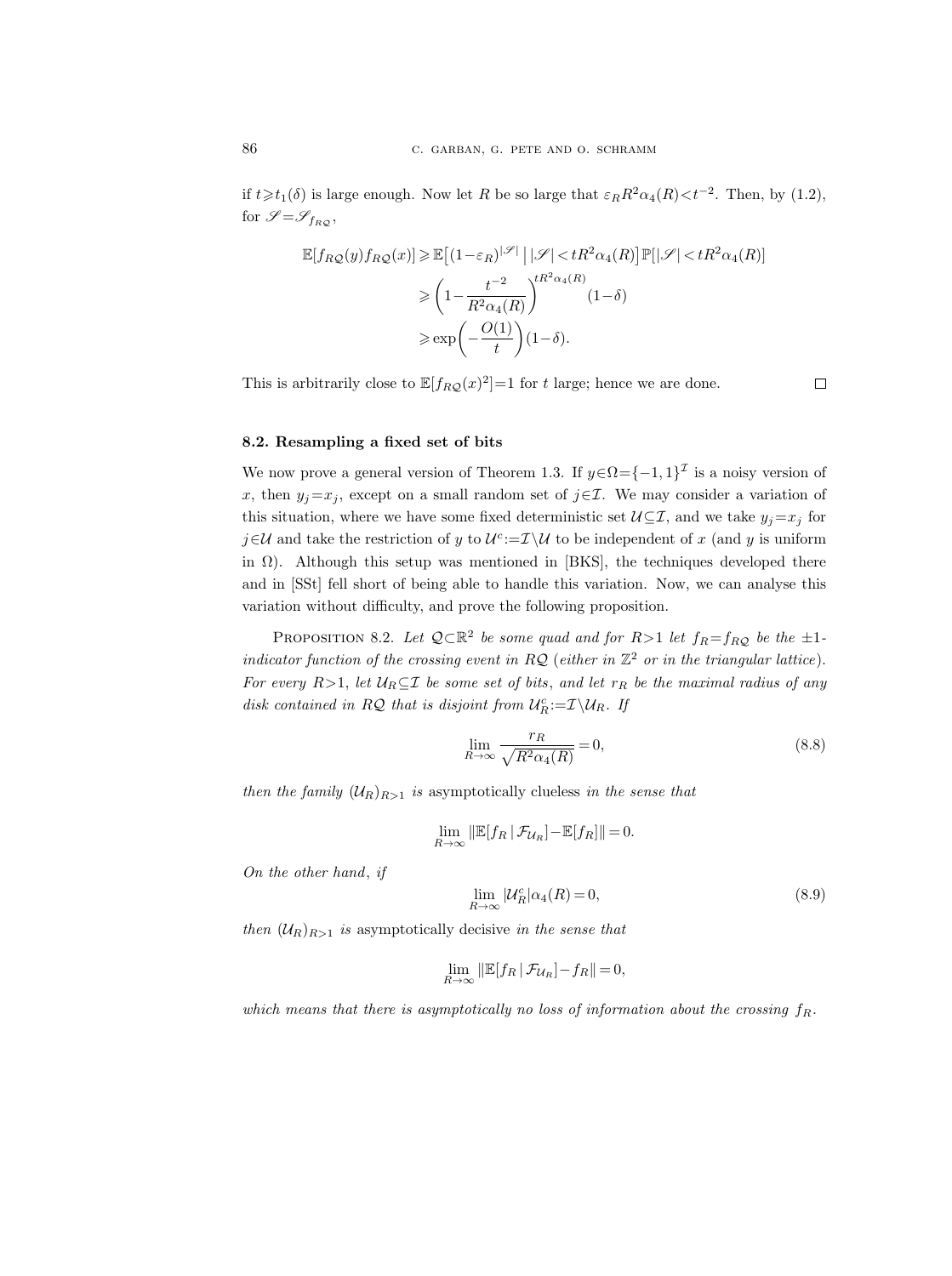if $t \geqslant t_1(\delta)$ is large enough. Now let $R$ be so large that $\varepsilon_R R^2 \alpha_4(R) < t^{-2}$. Then, by (1.2), for $\mathscr{S} = \mathscr{S}_{f_{R\mathcal{Q}}}$,

$$
\begin{aligned}
\mathbb{E}[f_{R\mathcal{Q}}(y) f_{R\mathcal{Q}}(x)] &\geqslant \mathbb{E}\big[(1-\varepsilon_R)^{|\mathscr{S}|} \,\big|\, |\mathscr{S}| < tR^2\alpha_4(R)\big] \mathbb{P}[|\mathscr{S}| < tR^2\alpha_4(R)] \\
&\geqslant \left(1 - \frac{t^{-2}}{R^2\alpha_4(R)}\right)^{tR^2\alpha_4(R)} (1-\delta) \\
&\geqslant \exp\left(-\frac{O(1)}{t}\right)(1-\delta).
\end{aligned}
$$

This is arbitrarily close to $\mathbb{E}[f_{R\mathcal{Q}}(x)^2] = 1$ for $t$ large; hence we are done. $\square$

### 8.2. Resampling a fixed set of bits

We now prove a general version of Theorem 1.3. If $y \in \Omega = \{-1,1\}^{\mathcal{I}}$ is a noisy version of $x$, then $y_j = x_j$, except on a small random set of $j \in \mathcal{I}$. We may consider a variation of this situation, where we have some fixed deterministic set $\mathcal{U} \subseteq \mathcal{I}$, and we take $y_j = x_j$ for $j \in \mathcal{U}$ and take the restriction of $y$ to $\mathcal{U}^c := \mathcal{I} \setminus \mathcal{U}$ to be independent of $x$ (and $y$ is uniform in $\Omega$). Although this setup was mentioned in [BKS], the techniques developed there and in [SSt] fell short of being able to handle this variation. Now, we can analyse this variation without difficulty, and prove the following proposition.

Proposition 8.2. *Let $\mathcal{Q} \subset \mathbb{R}^2$ be some quad and for $R > 1$ let $f_R = f_{R\mathcal{Q}}$ be the $\pm 1$-indicator function of the crossing event in $R\mathcal{Q}$ (either in $\mathbb{Z}^2$ or in the triangular lattice). For every $R > 1$, let $\mathcal{U}_R \subseteq \mathcal{I}$ be some set of bits, and let $r_R$ be the maximal radius of any disk contained in $R\mathcal{Q}$ that is disjoint from $\mathcal{U}_R^c := \mathcal{I} \setminus \mathcal{U}_R$. If*

$$
\lim_{R\to\infty} \frac{r_R}{\sqrt{R^2\alpha_4(R)}} = 0, \tag{8.8}
$$

*then the family $(\mathcal{U}_R)_{R>1}$ is* asymptotically clueless *in the sense that*

$$
\lim_{R\to\infty} \|\mathbb{E}[f_R \mid \mathcal{F}_{\mathcal{U}_R}] - \mathbb{E}[f_R]\| = 0.
$$

*On the other hand, if*

$$
\lim_{R\to\infty} |\mathcal{U}_R^c| \alpha_4(R) = 0, \tag{8.9}
$$

*then $(\mathcal{U}_R)_{R>1}$ is* asymptotically decisive *in the sense that*

$$
\lim_{R\to\infty} \|\mathbb{E}[f_R \mid \mathcal{F}_{\mathcal{U}_R}] - f_R\| = 0,
$$

*which means that there is asymptotically no loss of information about the crossing $f_R$.*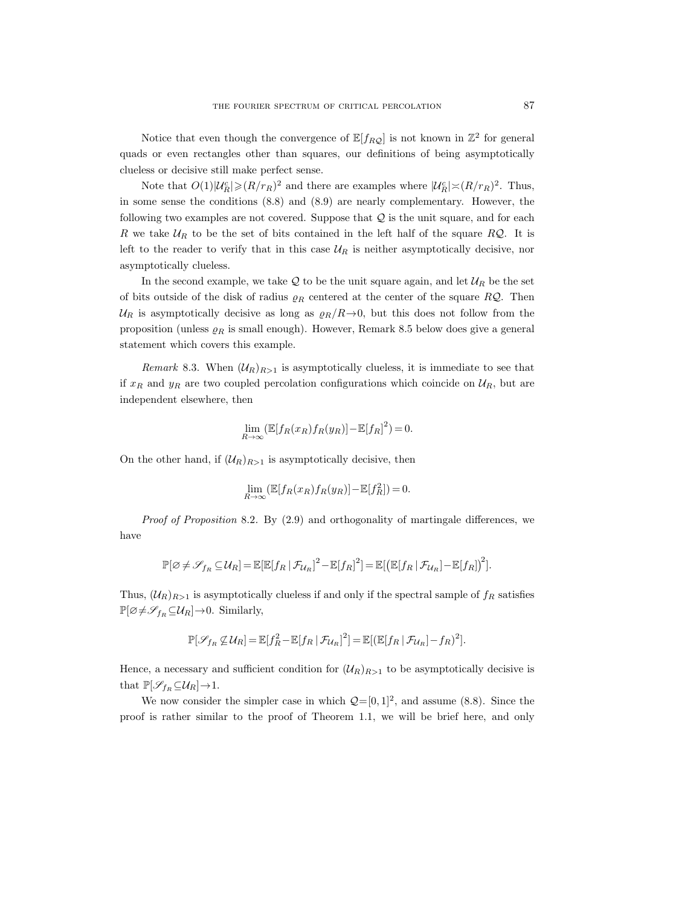Notice that even though the convergence of $\mathbb{E}[f_{RQ}]$ is not known in $\mathbb{Z}^2$ for general quads or even rectangles other than squares, our definitions of being asymptotically clueless or decisive still make perfect sense.

Note that $O(1)|\mathcal{U}_R^c| \geqslant (R/r_R)^2$ and there are examples where $|\mathcal{U}_R^c| \asymp (R/r_R)^2$. Thus, in some sense the conditions (8.8) and (8.9) are nearly complementary. However, the following two examples are not covered. Suppose that $\mathcal{Q}$ is the unit square, and for each $R$ we take $\mathcal{U}_R$ to be the set of bits contained in the left half of the square $R\mathcal{Q}$. It is left to the reader to verify that in this case $\mathcal{U}_R$ is neither asymptotically decisive, nor asymptotically clueless.

In the second example, we take $\mathcal{Q}$ to be the unit square again, and let $\mathcal{U}_R$ be the set of bits outside of the disk of radius $\varrho_R$ centered at the center of the square $R\mathcal{Q}$. Then $\mathcal{U}_R$ is asymptotically decisive as long as $\varrho_R/R \to 0$, but this does not follow from the proposition (unless $\varrho_R$ is small enough). However, Remark 8.5 below does give a general statement which covers this example.

*Remark* 8.3. When $(\mathcal{U}_R)_{R>1}$ is asymptotically clueless, it is immediate to see that if $x_R$ and $y_R$ are two coupled percolation configurations which coincide on $\mathcal{U}_R$, but are independent elsewhere, then

$$\lim_{R\to\infty} (\mathbb{E}[f_R(x_R) f_R(y_R)] - \mathbb{E}[f_R]^2) = 0.$$

On the other hand, if $(\mathcal{U}_R)_{R>1}$ is asymptotically decisive, then

$$\lim_{R\to\infty} (\mathbb{E}[f_R(x_R) f_R(y_R)] - \mathbb{E}[f_R^2]) = 0.$$

*Proof of Proposition* 8.2. By (2.9) and orthogonality of martingale differences, we have

$$\mathbb{P}[\varnothing \neq \mathscr{S}_{f_R} \subseteq \mathcal{U}_R] = \mathbb{E}[\mathbb{E}[f_R \mid \mathcal{F}_{\mathcal{U}_R}]^2 - \mathbb{E}[f_R]^2] = \mathbb{E}[(\mathbb{E}[f_R \mid \mathcal{F}_{\mathcal{U}_R}] - \mathbb{E}[f_R])^2].$$

Thus, $(\mathcal{U}_R)_{R>1}$ is asymptotically clueless if and only if the spectral sample of $f_R$ satisfies $\mathbb{P}[\varnothing \neq \mathscr{S}_{f_R} \subseteq \mathcal{U}_R] \to 0$. Similarly,

$$\mathbb{P}[\mathscr{S}_{f_R} \not\subseteq \mathcal{U}_R] = \mathbb{E}[f_R^2 - \mathbb{E}[f_R \mid \mathcal{F}_{\mathcal{U}_R}]^2] = \mathbb{E}[(\mathbb{E}[f_R \mid \mathcal{F}_{\mathcal{U}_R}] - f_R)^2].$$

Hence, a necessary and sufficient condition for $(\mathcal{U}_R)_{R>1}$ to be asymptotically decisive is that $\mathbb{P}[\mathscr{S}_{f_R} \subseteq \mathcal{U}_R] \to 1$.

We now consider the simpler case in which $\mathcal{Q} = [0,1]^2$, and assume (8.8). Since the proof is rather similar to the proof of Theorem 1.1, we will be brief here, and only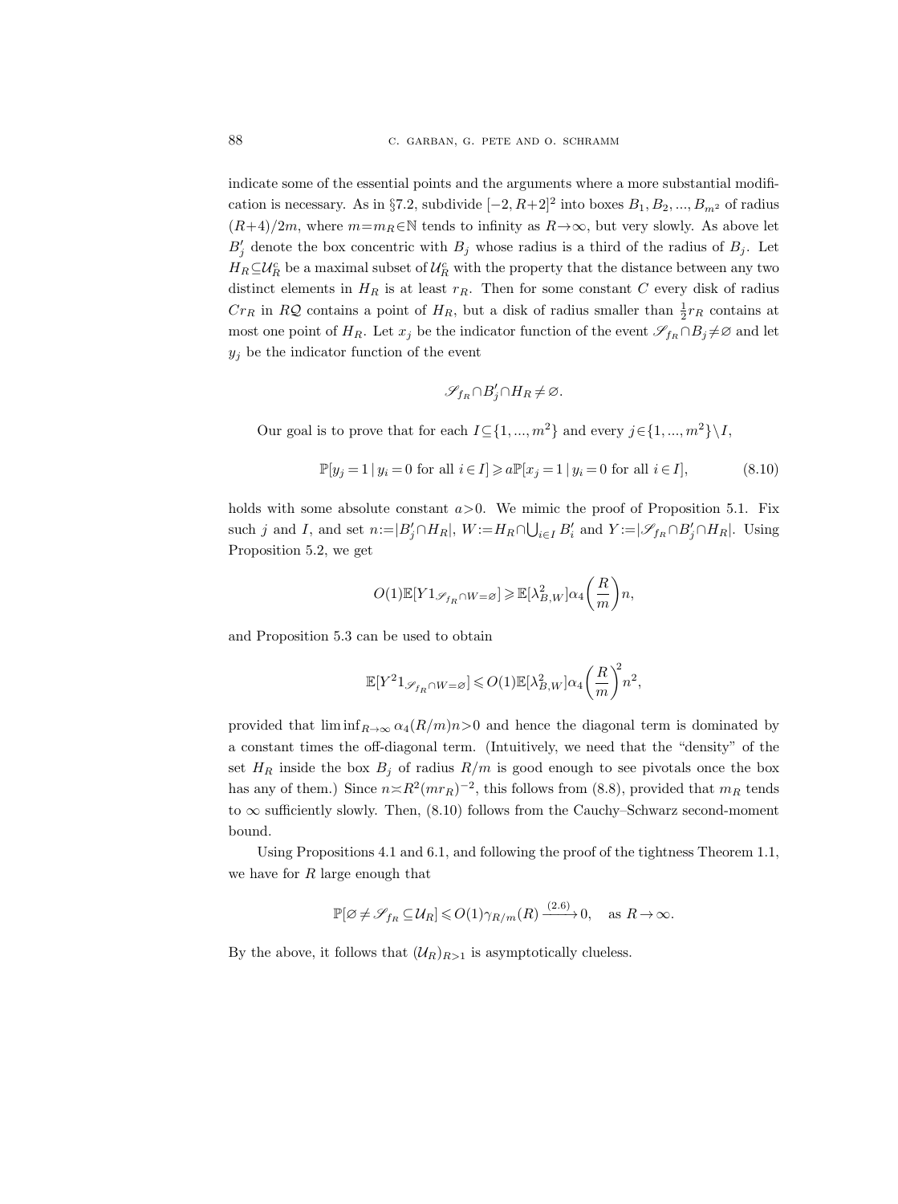indicate some of the essential points and the arguments where a more substantial modification is necessary. As in §7.2, subdivide $[-2, R+2]^2$ into boxes $B_1, B_2, ..., B_{m^2}$ of radius $(R+4)/2m$, where $m=m_R\in\mathbb{N}$ tends to infinity as $R\to\infty$, but very slowly. As above let $B'_j$ denote the box concentric with $B_j$ whose radius is a third of the radius of $B_j$. Let $H_R\subseteq\mathcal{U}_R^c$ be a maximal subset of $\mathcal{U}_R^c$ with the property that the distance between any two distinct elements in $H_R$ is at least $r_R$. Then for some constant $C$ every disk of radius $Cr_R$ in $R\mathcal{Q}$ contains a point of $H_R$, but a disk of radius smaller than $\frac{1}{2}r_R$ contains at most one point of $H_R$. Let $x_j$ be the indicator function of the event $\mathscr{S}_{f_R}\cap B_j\neq\varnothing$ and let $y_j$ be the indicator function of the event

$$\mathscr{S}_{f_R}\cap B'_j\cap H_R\neq\varnothing.$$

Our goal is to prove that for each $I\subseteq\{1, ..., m^2\}$ and every $j\in\{1, ..., m^2\}\setminus I$,

$$\mathbb{P}[y_j=1 \mid y_i=0 \text{ for all } i\in I]\geqslant a\mathbb{P}[x_j=1 \mid y_i=0 \text{ for all } i\in I], \tag{8.10}$$

holds with some absolute constant $a>0$. We mimic the proof of Proposition 5.1. Fix such $j$ and $I$, and set $n:=|B'_j\cap H_R|$, $W:=H_R\cap\bigcup_{i\in I}B'_i$ and $Y:=|\mathscr{S}_{f_R}\cap B'_j\cap H_R|$. Using Proposition 5.2, we get

$$O(1)\mathbb{E}[Y1_{\mathscr{S}_{f_R}\cap W=\varnothing}]\geqslant\mathbb{E}[\lambda_{B,W}^2]\alpha_4\biggl(\frac{R}{m}\biggr)n,$$

and Proposition 5.3 can be used to obtain

$$\mathbb{E}[Y^2 1_{\mathscr{S}_{f_R}\cap W=\varnothing}]\leqslant O(1)\mathbb{E}[\lambda_{B,W}^2]\alpha_4\biggl(\frac{R}{m}\biggr)^2 n^2,$$

provided that $\liminf_{R\to\infty}\alpha_4(R/m)n>0$ and hence the diagonal term is dominated by a constant times the off-diagonal term. (Intuitively, we need that the "density" of the set $H_R$ inside the box $B_j$ of radius $R/m$ is good enough to see pivotals once the box has any of them.) Since $n\asymp R^2(mr_R)^{-2}$, this follows from (8.8), provided that $m_R$ tends to $\infty$ sufficiently slowly. Then, (8.10) follows from the Cauchy–Schwarz second-moment bound.

Using Propositions 4.1 and 6.1, and following the proof of the tightness Theorem 1.1, we have for $R$ large enough that

$$\mathbb{P}[\varnothing\neq\mathscr{S}_{f_R}\subseteq\mathcal{U}_R]\leqslant O(1)\gamma_{R/m}(R)\xrightarrow{(2.6)}0, \quad \text{as } R\to\infty.$$

By the above, it follows that $(\mathcal{U}_R)_{R>1}$ is asymptotically clueless.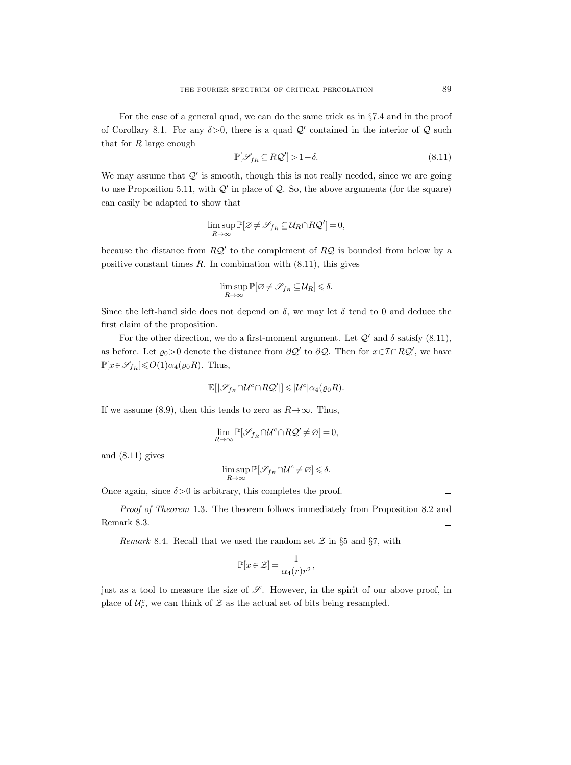For the case of a general quad, we can do the same trick as in §7.4 and in the proof of Corollary 8.1. For any $\delta>0$, there is a quad $\mathcal{Q}'$ contained in the interior of $\mathcal{Q}$ such that for $R$ large enough

$$\mathbb{P}[\mathscr{S}_{f_R} \subseteq R\mathcal{Q}'] > 1-\delta. \tag{8.11}$$

We may assume that $\mathcal{Q}'$ is smooth, though this is not really needed, since we are going to use Proposition 5.11, with $\mathcal{Q}'$ in place of $\mathcal{Q}$. So, the above arguments (for the square) can easily be adapted to show that

$$\limsup_{R\to\infty} \mathbb{P}[\varnothing \neq \mathscr{S}_{f_R} \subseteq \mathcal{U}_R \cap R\mathcal{Q}'] = 0,$$

because the distance from $R\mathcal{Q}'$ to the complement of $R\mathcal{Q}$ is bounded from below by a positive constant times $R$. In combination with (8.11), this gives

$$\limsup_{R\to\infty} \mathbb{P}[\varnothing \neq \mathscr{S}_{f_R} \subseteq \mathcal{U}_R] \leqslant \delta.$$

Since the left-hand side does not depend on $\delta$, we may let $\delta$ tend to 0 and deduce the first claim of the proposition.

For the other direction, we do a first-moment argument. Let $\mathcal{Q}'$ and $\delta$ satisfy (8.11), as before. Let $\varrho_0>0$ denote the distance from $\partial\mathcal{Q}'$ to $\partial\mathcal{Q}$. Then for $x\in\mathcal{I}\cap R\mathcal{Q}'$, we have $\mathbb{P}[x\in\mathscr{S}_{f_R}]\leqslant O(1)\alpha_4(\varrho_0 R)$. Thus,

$$\mathbb{E}[|\mathscr{S}_{f_R} \cap \mathcal{U}^c \cap R\mathcal{Q}'|] \leqslant |\mathcal{U}^c|\alpha_4(\varrho_0 R).$$

If we assume (8.9), then this tends to zero as $R\to\infty$. Thus,

$$\lim_{R\to\infty} \mathbb{P}[\mathscr{S}_{f_R} \cap \mathcal{U}^c \cap R\mathcal{Q}' \neq \varnothing] = 0,$$

and (8.11) gives

$$\limsup_{R\to\infty} \mathbb{P}[\mathscr{S}_{f_R} \cap \mathcal{U}^c \neq \varnothing] \leqslant \delta.$$

Once again, since $\delta>0$ is arbitrary, this completes the proof. $\square$

*Proof of Theorem* 1.3. The theorem follows immediately from Proposition 8.2 and Remark 8.3. $\square$

*Remark* 8.4. Recall that we used the random set $\mathcal{Z}$ in §5 and §7, with

$$\mathbb{P}[x \in \mathcal{Z}] = \frac{1}{\alpha_4(r)r^2},$$

just as a tool to measure the size of $\mathscr{S}$. However, in the spirit of our above proof, in place of $\mathcal{U}_r^c$, we can think of $\mathcal{Z}$ as the actual set of bits being resampled.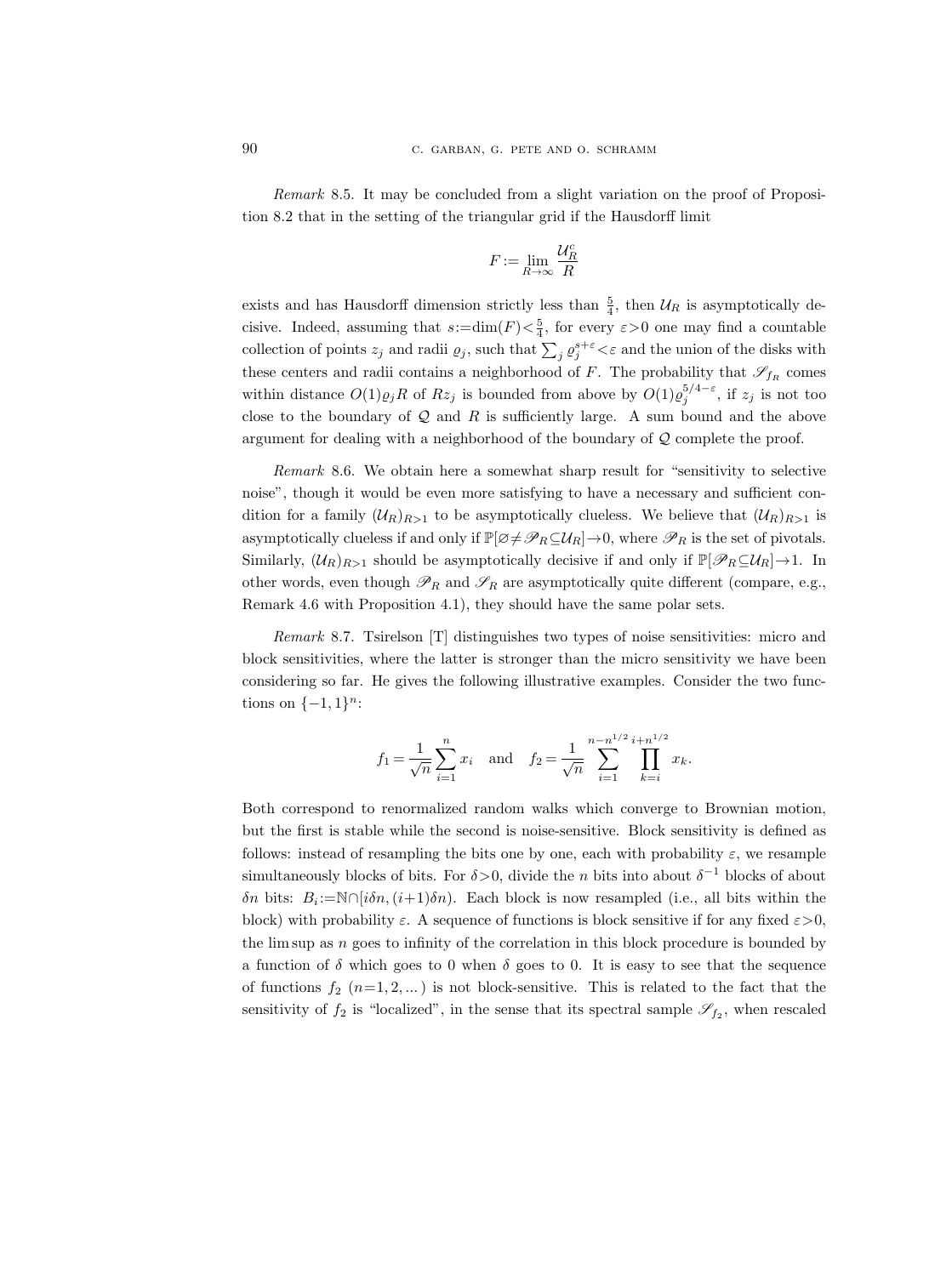*Remark* 8.5. It may be concluded from a slight variation on the proof of Proposition 8.2 that in the setting of the triangular grid if the Hausdorff limit

$$F := \lim_{R\to\infty} \frac{\mathcal{U}_R^c}{R}$$

exists and has Hausdorff dimension strictly less than $\frac{5}{4}$, then $\mathcal{U}_R$ is asymptotically decisive. Indeed, assuming that $s:=\dim(F)<\frac{5}{4}$, for every $\varepsilon>0$ one may find a countable collection of points $z_j$ and radii $\varrho_j$, such that $\sum_j \varrho_j^{s+\varepsilon}<\varepsilon$ and the union of the disks with these centers and radii contains a neighborhood of $F$. The probability that $\mathscr{S}_{f_R}$ comes within distance $O(1)\varrho_j R$ of $Rz_j$ is bounded from above by $O(1)\varrho_j^{5/4-\varepsilon}$, if $z_j$ is not too close to the boundary of $\mathcal{Q}$ and $R$ is sufficiently large. A sum bound and the above argument for dealing with a neighborhood of the boundary of $\mathcal{Q}$ complete the proof.

*Remark* 8.6. We obtain here a somewhat sharp result for "sensitivity to selective noise", though it would be even more satisfying to have a necessary and sufficient condition for a family $(\mathcal{U}_R)_{R>1}$ to be asymptotically clueless. We believe that $(\mathcal{U}_R)_{R>1}$ is asymptotically clueless if and only if $\mathbb{P}[\varnothing\neq\mathscr{P}_R\subseteq\mathcal{U}_R]\to 0$, where $\mathscr{P}_R$ is the set of pivotals. Similarly, $(\mathcal{U}_R)_{R>1}$ should be asymptotically decisive if and only if $\mathbb{P}[\mathscr{P}_R\subseteq\mathcal{U}_R]\to 1$. In other words, even though $\mathscr{P}_R$ and $\mathscr{S}_R$ are asymptotically quite different (compare, e.g., Remark 4.6 with Proposition 4.1), they should have the same polar sets.

*Remark* 8.7. Tsirelson [T] distinguishes two types of noise sensitivities: micro and block sensitivities, where the latter is stronger than the micro sensitivity we have been considering so far. He gives the following illustrative examples. Consider the two functions on $\{-1,1\}^n$:

$$f_1 = \frac{1}{\sqrt{n}}\sum_{i=1}^{n} x_i \quad\text{and}\quad f_2 = \frac{1}{\sqrt{n}}\sum_{i=1}^{n-n^{1/2}}\prod_{k=i}^{i+n^{1/2}} x_k.$$

Both correspond to renormalized random walks which converge to Brownian motion, but the first is stable while the second is noise-sensitive. Block sensitivity is defined as follows: instead of resampling the bits one by one, each with probability $\varepsilon$, we resample simultaneously blocks of bits. For $\delta>0$, divide the $n$ bits into about $\delta^{-1}$ blocks of about $\delta n$ bits: $B_i:=\mathbb{N}\cap[i\delta n,(i+1)\delta n)$. Each block is now resampled (i.e., all bits within the block) with probability $\varepsilon$. A sequence of functions is block sensitive if for any fixed $\varepsilon>0$, the lim sup as $n$ goes to infinity of the correlation in this block procedure is bounded by a function of $\delta$ which goes to 0 when $\delta$ goes to 0. It is easy to see that the sequence of functions $f_2$ $(n=1,2,\dots)$ is not block-sensitive. This is related to the fact that the sensitivity of $f_2$ is "localized", in the sense that its spectral sample $\mathscr{S}_{f_2}$, when rescaled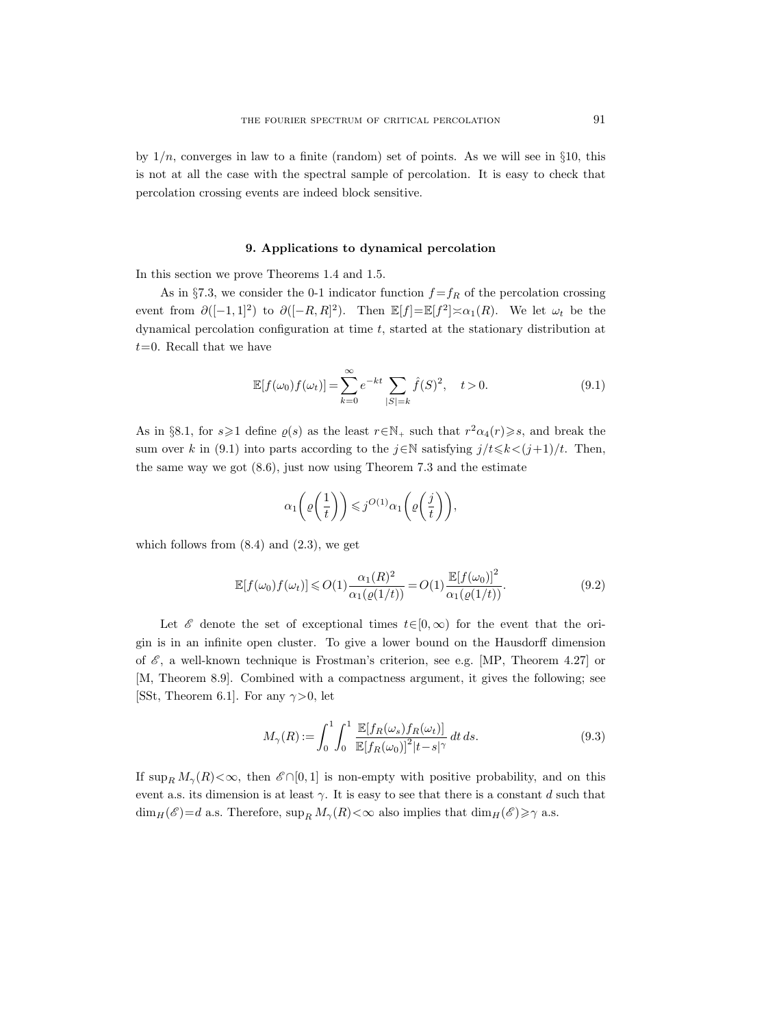by $1/n$, converges in law to a finite (random) set of points. As we will see in §10, this is not at all the case with the spectral sample of percolation. It is easy to check that percolation crossing events are indeed block sensitive.

## 9. Applications to dynamical percolation

In this section we prove Theorems 1.4 and 1.5.

As in §7.3, we consider the 0-1 indicator function $f=f_R$ of the percolation crossing event from $\partial([-1,1]^2)$ to $\partial([-R,R]^2)$. Then $\mathbb{E}[f]=\mathbb{E}[f^2]\asymp\alpha_1(R)$. We let $\omega_t$ be the dynamical percolation configuration at time $t$, started at the stationary distribution at $t=0$. Recall that we have

$$\mathbb{E}[f(\omega_0)f(\omega_t)]=\sum_{k=0}^{\infty}e^{-kt}\sum_{|S|=k}\hat{f}(S)^2,\quad t>0. \tag{9.1}$$

As in §8.1, for $s\geqslant 1$ define $\varrho(s)$ as the least $r\in\mathbb{N}_+$ such that $r^2\alpha_4(r)\geqslant s$, and break the sum over $k$ in (9.1) into parts according to the $j\in\mathbb{N}$ satisfying $j/t\leqslant k<(j+1)/t$. Then, the same way we got (8.6), just now using Theorem 7.3 and the estimate

$$\alpha_1\left(\varrho\left(\frac{1}{t}\right)\right)\leqslant j^{O(1)}\alpha_1\left(\varrho\left(\frac{j}{t}\right)\right),$$

which follows from (8.4) and (2.3), we get

$$\mathbb{E}[f(\omega_0)f(\omega_t)]\leqslant O(1)\frac{\alpha_1(R)^2}{\alpha_1(\varrho(1/t))}=O(1)\frac{\mathbb{E}[f(\omega_0)]^2}{\alpha_1(\varrho(1/t))}. \tag{9.2}$$

Let $\mathscr{E}$ denote the set of exceptional times $t\in[0,\infty)$ for the event that the origin is in an infinite open cluster. To give a lower bound on the Hausdorff dimension of $\mathscr{E}$, a well-known technique is Frostman's criterion, see e.g. [MP, Theorem 4.27] or [M, Theorem 8.9]. Combined with a compactness argument, it gives the following; see [SSt, Theorem 6.1]. For any $\gamma>0$, let

$$M_\gamma(R):=\int_0^1\int_0^1\frac{\mathbb{E}[f_R(\omega_s)f_R(\omega_t)]}{\mathbb{E}[f_R(\omega_0)]^2|t-s|^\gamma}\,dt\,ds. \tag{9.3}$$

If $\sup_R M_\gamma(R)<\infty$, then $\mathscr{E}\cap[0,1]$ is non-empty with positive probability, and on this event a.s. its dimension is at least $\gamma$. It is easy to see that there is a constant $d$ such that $\dim_H(\mathscr{E})=d$ a.s. Therefore, $\sup_R M_\gamma(R)<\infty$ also implies that $\dim_H(\mathscr{E})\geqslant\gamma$ a.s.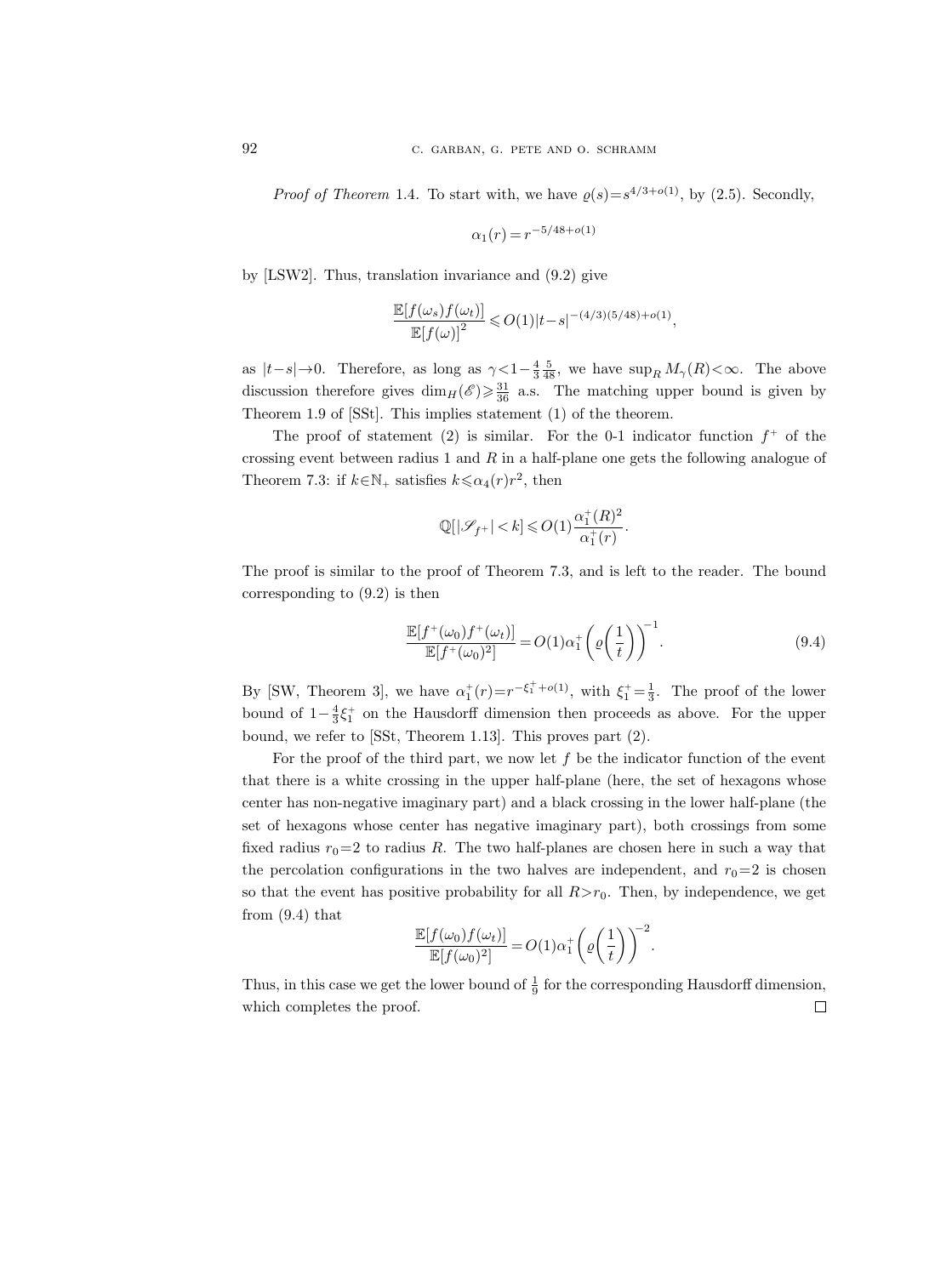*Proof of Theorem* 1.4. To start with, we have $\varrho(s)=s^{4/3+o(1)}$, by (2.5). Secondly,

$$\alpha_1(r)=r^{-5/48+o(1)}$$

by [LSW2]. Thus, translation invariance and (9.2) give

$$\frac{\mathbb{E}[f(\omega_s)f(\omega_t)]}{\mathbb{E}[f(\omega)]^2}\leqslant O(1)|t-s|^{-(4/3)(5/48)+o(1)},$$

as $|t-s|\to 0$. Therefore, as long as $\gamma<1-\frac{4}{3}\frac{5}{48}$, we have $\sup_R M_\gamma(R)<\infty$. The above discussion therefore gives $\dim_H(\mathscr{E})\geqslant\frac{31}{36}$ a.s. The matching upper bound is given by Theorem 1.9 of [SSt]. This implies statement (1) of the theorem.

The proof of statement (2) is similar. For the 0-1 indicator function $f^+$ of the crossing event between radius 1 and $R$ in a half-plane one gets the following analogue of Theorem 7.3: if $k\in\mathbb{N}_+$ satisfies $k\leqslant\alpha_4(r)r^2$, then

$$\mathbb{Q}[|\mathscr{S}_{f^+}|<k]\leqslant O(1)\frac{\alpha_1^+(R)^2}{\alpha_1^+(r)}.$$

The proof is similar to the proof of Theorem 7.3, and is left to the reader. The bound corresponding to (9.2) is then

$$\frac{\mathbb{E}[f^+(\omega_0)f^+(\omega_t)]}{\mathbb{E}[f^+(\omega_0)^2]}=O(1)\alpha_1^+\biggl(\varrho\biggl(\frac{1}{t}\biggr)\biggr)^{-1}. \tag{9.4}$$

By [SW, Theorem 3], we have $\alpha_1^+(r)=r^{-\xi_1^++o(1)}$, with $\xi_1^+=\frac{1}{3}$. The proof of the lower bound of $1-\frac{4}{3}\xi_1^+$ on the Hausdorff dimension then proceeds as above. For the upper bound, we refer to [SSt, Theorem 1.13]. This proves part (2).

For the proof of the third part, we now let $f$ be the indicator function of the event that there is a white crossing in the upper half-plane (here, the set of hexagons whose center has non-negative imaginary part) and a black crossing in the lower half-plane (the set of hexagons whose center has negative imaginary part), both crossings from some fixed radius $r_0=2$ to radius $R$. The two half-planes are chosen here in such a way that the percolation configurations in the two halves are independent, and $r_0=2$ is chosen so that the event has positive probability for all $R>r_0$. Then, by independence, we get from (9.4) that

$$\frac{\mathbb{E}[f(\omega_0)f(\omega_t)]}{\mathbb{E}[f(\omega_0)^2]}=O(1)\alpha_1^+\biggl(\varrho\biggl(\frac{1}{t}\biggr)\biggr)^{-2}.$$

Thus, in this case we get the lower bound of $\frac{1}{9}$ for the corresponding Hausdorff dimension, which completes the proof. $\square$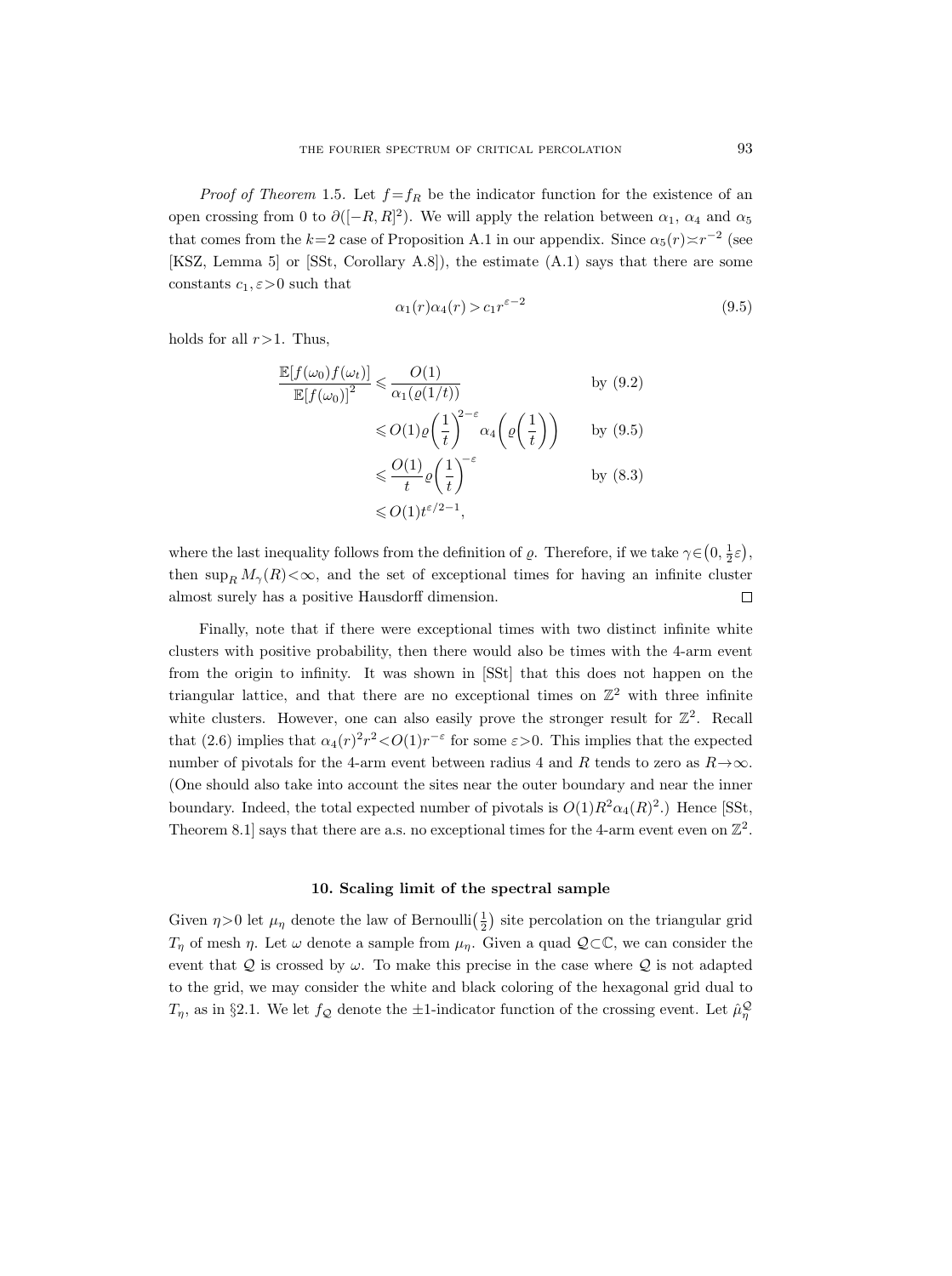*Proof of Theorem* 1.5. Let $f=f_R$ be the indicator function for the existence of an open crossing from 0 to $\partial([-R,R]^2)$. We will apply the relation between $\alpha_1$, $\alpha_4$ and $\alpha_5$ that comes from the $k=2$ case of Proposition A.1 in our appendix. Since $\alpha_5(r)\asymp r^{-2}$ (see [KSZ, Lemma 5] or [SSt, Corollary A.8]), the estimate (A.1) says that there are some constants $c_1,\varepsilon>0$ such that

$$\alpha_1(r)\alpha_4(r) > c_1 r^{\varepsilon-2} \tag{9.5}$$

holds for all $r>1$. Thus,

$$\begin{aligned}
\frac{\mathbb{E}[f(\omega_0)f(\omega_t)]}{\mathbb{E}[f(\omega_0)]^2} &\leqslant \frac{O(1)}{\alpha_1(\varrho(1/t))} && \text{by (9.2)}\\
&\leqslant O(1)\varrho\left(\frac{1}{t}\right)^{2-\varepsilon}\alpha_4\left(\varrho\left(\frac{1}{t}\right)\right) && \text{by (9.5)}\\
&\leqslant \frac{O(1)}{t}\varrho\left(\frac{1}{t}\right)^{-\varepsilon} && \text{by (8.3)}\\
&\leqslant O(1)t^{\varepsilon/2-1},
\end{aligned}$$

where the last inequality follows from the definition of $\varrho$. Therefore, if we take $\gamma\in\left(0,\frac{1}{2}\varepsilon\right)$, then $\sup_R M_\gamma(R)<\infty$, and the set of exceptional times for having an infinite cluster almost surely has a positive Hausdorff dimension. $\square$

Finally, note that if there were exceptional times with two distinct infinite white clusters with positive probability, then there would also be times with the 4-arm event from the origin to infinity. It was shown in [SSt] that this does not happen on the triangular lattice, and that there are no exceptional times on $\mathbb{Z}^2$ with three infinite white clusters. However, one can also easily prove the stronger result for $\mathbb{Z}^2$. Recall that (2.6) implies that $\alpha_4(r)^2r^2<O(1)r^{-\varepsilon}$ for some $\varepsilon>0$. This implies that the expected number of pivotals for the 4-arm event between radius 4 and $R$ tends to zero as $R\to\infty$. (One should also take into account the sites near the outer boundary and near the inner boundary. Indeed, the total expected number of pivotals is $O(1)R^2\alpha_4(R)^2$.) Hence [SSt, Theorem 8.1] says that there are a.s. no exceptional times for the 4-arm event even on $\mathbb{Z}^2$.

## 10. Scaling limit of the spectral sample

Given $\eta>0$ let $\mu_\eta$ denote the law of Bernoulli$\left(\frac{1}{2}\right)$ site percolation on the triangular grid $T_\eta$ of mesh $\eta$. Let $\omega$ denote a sample from $\mu_\eta$. Given a quad $\mathcal{Q}\subset\mathbb{C}$, we can consider the event that $\mathcal{Q}$ is crossed by $\omega$. To make this precise in the case where $\mathcal{Q}$ is not adapted to the grid, we may consider the white and black coloring of the hexagonal grid dual to $T_\eta$, as in §2.1. We let $f_\mathcal{Q}$ denote the $\pm1$-indicator function of the crossing event. Let $\hat{\mu}_\eta^\mathcal{Q}$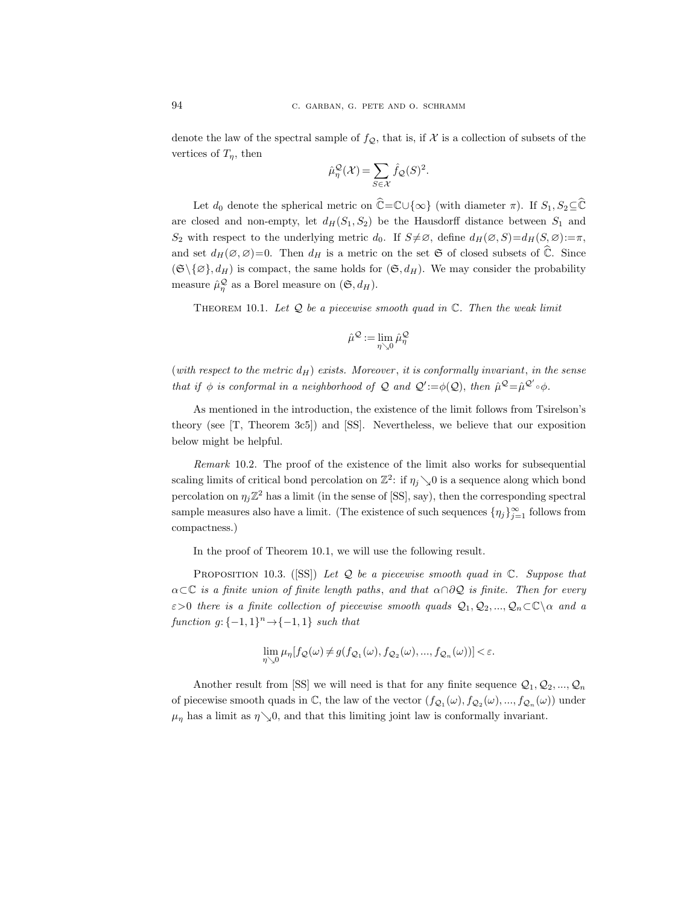denote the law of the spectral sample of $f_{\mathcal{Q}}$, that is, if $\mathcal{X}$ is a collection of subsets of the vertices of $T_\eta$, then

$$\hat{\mu}_\eta^{\mathcal{Q}}(\mathcal{X}) = \sum_{S\in\mathcal{X}} \hat{f}_{\mathcal{Q}}(S)^2.$$

Let $d_0$ denote the spherical metric on $\widehat{\mathbb{C}}=\mathbb{C}\cup\{\infty\}$ (with diameter $\pi$). If $S_1, S_2\subseteq\widehat{\mathbb{C}}$ are closed and non-empty, let $d_H(S_1,S_2)$ be the Hausdorff distance between $S_1$ and $S_2$ with respect to the underlying metric $d_0$. If $S\neq\varnothing$, define $d_H(\varnothing,S)=d_H(S,\varnothing):=\pi$, and set $d_H(\varnothing,\varnothing)=0$. Then $d_H$ is a metric on the set $\mathfrak{S}$ of closed subsets of $\widehat{\mathbb{C}}$. Since $(\mathfrak{S}\setminus\{\varnothing\}, d_H)$ is compact, the same holds for $(\mathfrak{S}, d_H)$. We may consider the probability measure $\hat{\mu}_\eta^{\mathcal{Q}}$ as a Borel measure on $(\mathfrak{S}, d_H)$.

THEOREM 10.1. *Let $\mathcal{Q}$ be a piecewise smooth quad in $\mathbb{C}$. Then the weak limit*

$$\hat{\mu}^{\mathcal{Q}} := \lim_{\eta\searrow 0} \hat{\mu}_\eta^{\mathcal{Q}}$$

*(with respect to the metric $d_H$) exists. Moreover, it is conformally invariant, in the sense that if $\phi$ is conformal in a neighborhood of $\mathcal{Q}$ and $\mathcal{Q}':=\phi(\mathcal{Q})$, then $\hat{\mu}^{\mathcal{Q}}=\hat{\mu}^{\mathcal{Q}'}\circ\phi$.*

As mentioned in the introduction, the existence of the limit follows from Tsirelson's theory (see [T, Theorem 3c5]) and [SS]. Nevertheless, we believe that our exposition below might be helpful.

*Remark* 10.2. The proof of the existence of the limit also works for subsequential scaling limits of critical bond percolation on $\mathbb{Z}^2$: if $\eta_j\searrow 0$ is a sequence along which bond percolation on $\eta_j\mathbb{Z}^2$ has a limit (in the sense of [SS], say), then the corresponding spectral sample measures also have a limit. (The existence of such sequences $\{\eta_j\}_{j=1}^\infty$ follows from compactness.)

In the proof of Theorem 10.1, we will use the following result.

PROPOSITION 10.3. ([SS]) *Let $\mathcal{Q}$ be a piecewise smooth quad in $\mathbb{C}$. Suppose that $\alpha\subset\mathbb{C}$ is a finite union of finite length paths, and that $\alpha\cap\partial\mathcal{Q}$ is finite. Then for every $\varepsilon>0$ there is a finite collection of piecewise smooth quads $\mathcal{Q}_1,\mathcal{Q}_2,...,\mathcal{Q}_n\subset\mathbb{C}\setminus\alpha$ and a function $g:\{-1,1\}^n\to\{-1,1\}$ such that*

$$\lim_{\eta\searrow 0} \mu_\eta[f_{\mathcal{Q}}(\omega)\neq g(f_{\mathcal{Q}_1}(\omega), f_{\mathcal{Q}_2}(\omega), ..., f_{\mathcal{Q}_n}(\omega))] < \varepsilon.$$

Another result from [SS] we will need is that for any finite sequence $\mathcal{Q}_1,\mathcal{Q}_2,...,\mathcal{Q}_n$ of piecewise smooth quads in $\mathbb{C}$, the law of the vector $(f_{\mathcal{Q}_1}(\omega), f_{\mathcal{Q}_2}(\omega), ..., f_{\mathcal{Q}_n}(\omega))$ under $\mu_\eta$ has a limit as $\eta\searrow 0$, and that this limiting joint law is conformally invariant.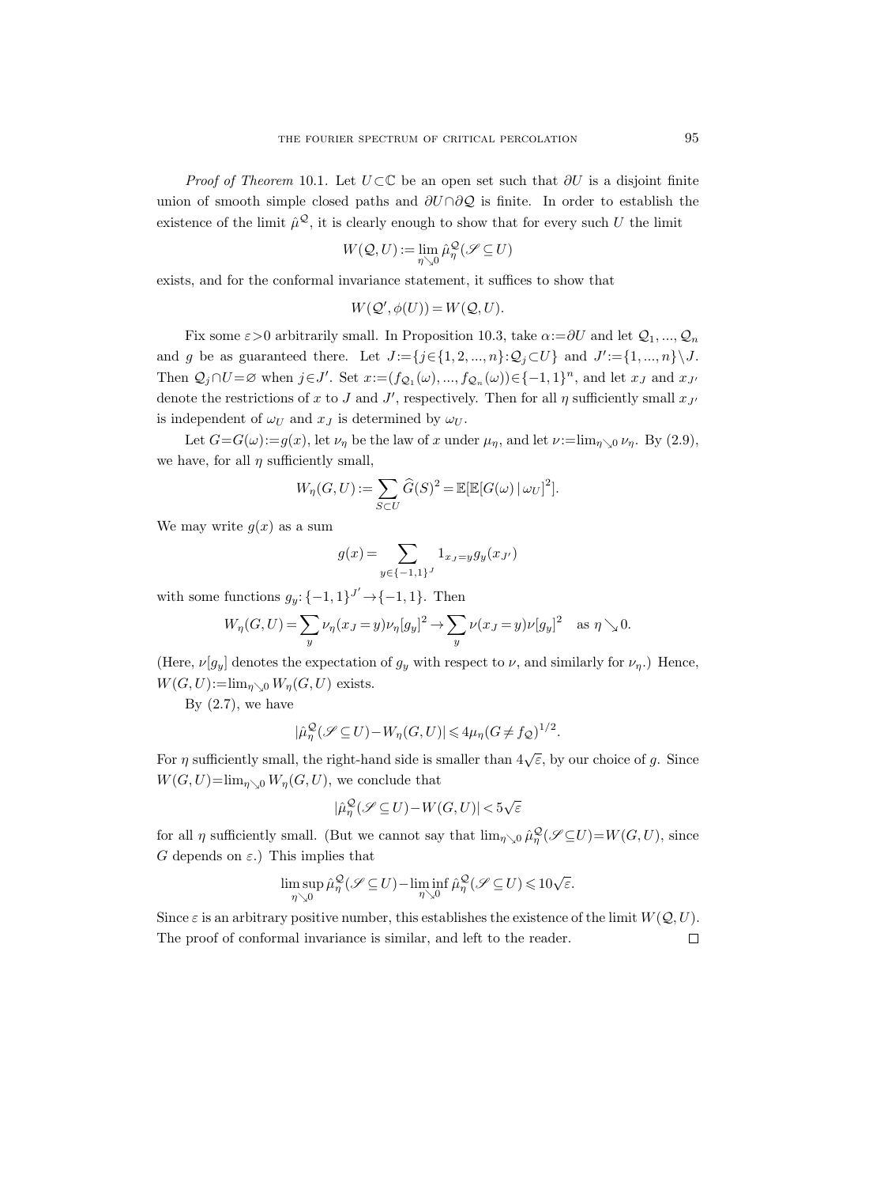*Proof of Theorem* 10.1. Let $U\subset\mathbb{C}$ be an open set such that $\partial U$ is a disjoint finite union of smooth simple closed paths and $\partial U\cap\partial\mathcal{Q}$ is finite. In order to establish the existence of the limit $\hat{\mu}^{\mathcal{Q}}$, it is clearly enough to show that for every such $U$ the limit

$$W(\mathcal{Q},U):=\lim_{\eta\searrow 0}\hat{\mu}^{\mathcal{Q}}_{\eta}(\mathscr{S}\subseteq U)$$

exists, and for the conformal invariance statement, it suffices to show that

$$W(\mathcal{Q}',\phi(U))=W(\mathcal{Q},U).$$

Fix some $\varepsilon>0$ arbitrarily small. In Proposition 10.3, take $\alpha:=\partial U$ and let $\mathcal{Q}_1,...,\mathcal{Q}_n$ and $g$ be as guaranteed there. Let $J:=\{j\in\{1,2,...,n\}:\mathcal{Q}_j\subset U\}$ and $J':=\{1,...,n\}\setminus J$. Then $\mathcal{Q}_j\cap U=\varnothing$ when $j\in J'$. Set $x:=(f_{\mathcal{Q}_1}(\omega),...,f_{\mathcal{Q}_n}(\omega))\in\{-1,1\}^n$, and let $x_J$ and $x_{J'}$ denote the restrictions of $x$ to $J$ and $J'$, respectively. Then for all $\eta$ sufficiently small $x_{J'}$ is independent of $\omega_U$ and $x_J$ is determined by $\omega_U$.

Let $G=G(\omega):=g(x)$, let $\nu_\eta$ be the law of $x$ under $\mu_\eta$, and let $\nu:=\lim_{\eta\searrow 0}\nu_\eta$. By (2.9), we have, for all $\eta$ sufficiently small,

$$W_\eta(G,U):=\sum_{S\subset U}\widehat{G}(S)^2=\mathbb{E}[\mathbb{E}[G(\omega)\,|\,\omega_U]^2].$$

We may write $g(x)$ as a sum

$$g(x)=\sum_{y\in\{-1,1\}^J}1_{x_J=y}\,g_y(x_{J'})$$

with some functions $g_y\colon\{-1,1\}^{J'}\to\{-1,1\}$. Then

$$W_\eta(G,U)=\sum_y\nu_\eta(x_J=y)\nu_\eta[g_y]^2\to\sum_y\nu(x_J=y)\nu[g_y]^2\quad\text{as }\eta\searrow 0.$$

(Here, $\nu[g_y]$ denotes the expectation of $g_y$ with respect to $\nu$, and similarly for $\nu_\eta$.) Hence, $W(G,U):=\lim_{\eta\searrow 0}W_\eta(G,U)$ exists.

By (2.7), we have

$$|\hat{\mu}^{\mathcal{Q}}_{\eta}(\mathscr{S}\subseteq U)-W_\eta(G,U)|\leqslant 4\mu_\eta(G\neq f_{\mathcal{Q}})^{1/2}.$$

For $\eta$ sufficiently small, the right-hand side is smaller than $4\sqrt{\varepsilon}$, by our choice of $g$. Since $W(G,U)=\lim_{\eta\searrow 0}W_\eta(G,U)$, we conclude that

$$|\hat{\mu}^{\mathcal{Q}}_{\eta}(\mathscr{S}\subseteq U)-W(G,U)|<5\sqrt{\varepsilon}$$

for all $\eta$ sufficiently small. (But we cannot say that $\lim_{\eta\searrow 0}\hat{\mu}^{\mathcal{Q}}_{\eta}(\mathscr{S}\subseteq U)=W(G,U)$, since $G$ depends on $\varepsilon$.) This implies that

$$\limsup_{\eta\searrow 0}\hat{\mu}^{\mathcal{Q}}_{\eta}(\mathscr{S}\subseteq U)-\liminf_{\eta\searrow 0}\hat{\mu}^{\mathcal{Q}}_{\eta}(\mathscr{S}\subseteq U)\leqslant 10\sqrt{\varepsilon}.$$

Since $\varepsilon$ is an arbitrary positive number, this establishes the existence of the limit $W(\mathcal{Q},U)$. The proof of conformal invariance is similar, and left to the reader. □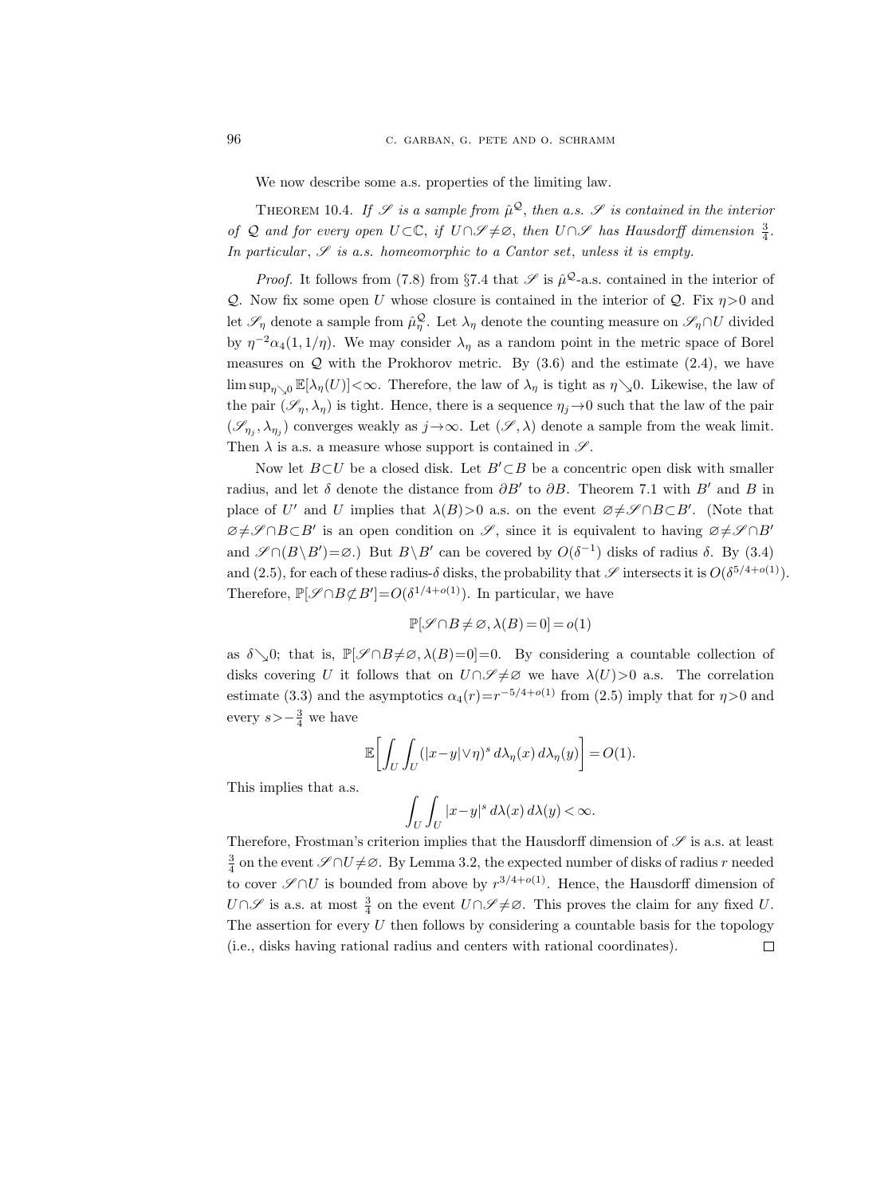We now describe some a.s. properties of the limiting law.

THEOREM 10.4. *If $\mathscr{S}$ is a sample from $\hat{\mu}^{\mathcal{Q}}$, then a.s. $\mathscr{S}$ is contained in the interior of $\mathcal{Q}$ and for every open $U\subset\mathbb{C}$, if $U\cap\mathscr{S}\neq\varnothing$, then $U\cap\mathscr{S}$ has Hausdorff dimension $\frac{3}{4}$. In particular, $\mathscr{S}$ is a.s. homeomorphic to a Cantor set, unless it is empty.*

*Proof.* It follows from (7.8) from §7.4 that $\mathscr{S}$ is $\hat{\mu}^{\mathcal{Q}}$-a.s. contained in the interior of $\mathcal{Q}$. Now fix some open $U$ whose closure is contained in the interior of $\mathcal{Q}$. Fix $\eta>0$ and let $\mathscr{S}_\eta$ denote a sample from $\hat{\mu}^{\mathcal{Q}}_\eta$. Let $\lambda_\eta$ denote the counting measure on $\mathscr{S}_\eta\cap U$ divided by $\eta^{-2}\alpha_4(1,1/\eta)$. We may consider $\lambda_\eta$ as a random point in the metric space of Borel measures on $\mathcal{Q}$ with the Prokhorov metric. By (3.6) and the estimate (2.4), we have $\limsup_{\eta\searrow 0}\mathbb{E}[\lambda_\eta(U)]<\infty$. Therefore, the law of $\lambda_\eta$ is tight as $\eta\searrow 0$. Likewise, the law of the pair $(\mathscr{S}_\eta,\lambda_\eta)$ is tight. Hence, there is a sequence $\eta_j\to 0$ such that the law of the pair $(\mathscr{S}_{\eta_j},\lambda_{\eta_j})$ converges weakly as $j\to\infty$. Let $(\mathscr{S},\lambda)$ denote a sample from the weak limit. Then $\lambda$ is a.s. a measure whose support is contained in $\mathscr{S}$.

Now let $B\subset U$ be a closed disk. Let $B'\subset B$ be a concentric open disk with smaller radius, and let $\delta$ denote the distance from $\partial B'$ to $\partial B$. Theorem 7.1 with $B'$ and $B$ in place of $U'$ and $U$ implies that $\lambda(B)>0$ a.s. on the event $\varnothing\neq\mathscr{S}\cap B\subset B'$. (Note that $\varnothing\neq\mathscr{S}\cap B\subset B'$ is an open condition on $\mathscr{S}$, since it is equivalent to having $\varnothing\neq\mathscr{S}\cap B'$ and $\mathscr{S}\cap(B\setminus B')=\varnothing$.) But $B\setminus B'$ can be covered by $O(\delta^{-1})$ disks of radius $\delta$. By (3.4) and (2.5), for each of these radius-$\delta$ disks, the probability that $\mathscr{S}$ intersects it is $O(\delta^{5/4+o(1)})$. Therefore, $\mathbb{P}[\mathscr{S}\cap B\not\subset B']=O(\delta^{1/4+o(1)})$. In particular, we have

$$\mathbb{P}[\mathscr{S}\cap B\neq\varnothing,\lambda(B)=0]=o(1)$$

as $\delta\searrow 0$; that is, $\mathbb{P}[\mathscr{S}\cap B\neq\varnothing,\lambda(B)=0]=0$. By considering a countable collection of disks covering $U$ it follows that on $U\cap\mathscr{S}\neq\varnothing$ we have $\lambda(U)>0$ a.s. The correlation estimate (3.3) and the asymptotics $\alpha_4(r)=r^{-5/4+o(1)}$ from (2.5) imply that for $\eta>0$ and every $s>-\frac{3}{4}$ we have

$$\mathbb{E}\bigg[\int_U\int_U(|x-y|\vee\eta)^s\,d\lambda_\eta(x)\,d\lambda_\eta(y)\bigg]=O(1).$$

This implies that a.s.

$$\int_U\int_U|x-y|^s\,d\lambda(x)\,d\lambda(y)<\infty.$$

Therefore, Frostman's criterion implies that the Hausdorff dimension of $\mathscr{S}$ is a.s. at least $\frac{3}{4}$ on the event $\mathscr{S}\cap U\neq\varnothing$. By Lemma 3.2, the expected number of disks of radius $r$ needed to cover $\mathscr{S}\cap U$ is bounded from above by $r^{3/4+o(1)}$. Hence, the Hausdorff dimension of $U\cap\mathscr{S}$ is a.s. at most $\frac{3}{4}$ on the event $U\cap\mathscr{S}\neq\varnothing$. This proves the claim for any fixed $U$. The assertion for every $U$ then follows by considering a countable basis for the topology (i.e., disks having rational radius and centers with rational coordinates). $\square$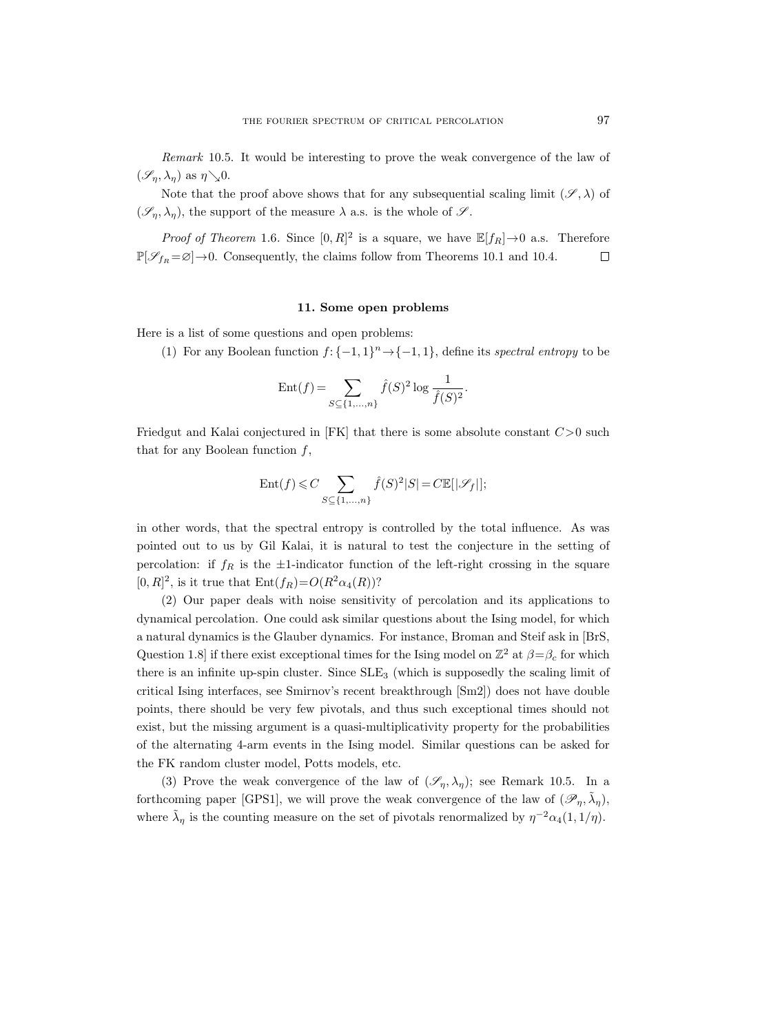*Remark* 10.5. It would be interesting to prove the weak convergence of the law of $(\mathscr{S}_\eta, \lambda_\eta)$ as $\eta \searrow 0$.

Note that the proof above shows that for any subsequential scaling limit $(\mathscr{S}, \lambda)$ of $(\mathscr{S}_\eta, \lambda_\eta)$, the support of the measure $\lambda$ a.s. is the whole of $\mathscr{S}$.

*Proof of Theorem* 1.6. Since $[0,R]^2$ is a square, we have $\mathbb{E}[f_R] \to 0$ a.s. Therefore $\mathbb{P}[\mathscr{S}_{f_R} = \varnothing] \to 0$. Consequently, the claims follow from Theorems 10.1 and 10.4. □

## 11. Some open problems

Here is a list of some questions and open problems:

(1) For any Boolean function $f\colon \{-1,1\}^n \to \{-1,1\}$, define its *spectral entropy* to be

$$\mathrm{Ent}(f) = \sum_{S \subseteq \{1,\dots,n\}} \hat{f}(S)^2 \log \frac{1}{\hat{f}(S)^2}.$$

Friedgut and Kalai conjectured in [FK] that there is some absolute constant $C>0$ such that for any Boolean function $f$,

$$\mathrm{Ent}(f) \leqslant C \sum_{S \subseteq \{1,\dots,n\}} \hat{f}(S)^2 |S| = C\mathbb{E}[|\mathscr{S}_f|];$$

in other words, that the spectral entropy is controlled by the total influence. As was pointed out to us by Gil Kalai, it is natural to test the conjecture in the setting of percolation: if $f_R$ is the $\pm 1$-indicator function of the left-right crossing in the square $[0,R]^2$, is it true that $\mathrm{Ent}(f_R) = O(R^2 \alpha_4(R))$?

(2) Our paper deals with noise sensitivity of percolation and its applications to dynamical percolation. One could ask similar questions about the Ising model, for which a natural dynamics is the Glauber dynamics. For instance, Broman and Steif ask in [BrS, Question 1.8] if there exist exceptional times for the Ising model on $\mathbb{Z}^2$ at $\beta = \beta_c$ for which there is an infinite up-spin cluster. Since $\mathrm{SLE}_3$ (which is supposedly the scaling limit of critical Ising interfaces, see Smirnov's recent breakthrough [Sm2]) does not have double points, there should be very few pivotals, and thus such exceptional times should not exist, but the missing argument is a quasi-multiplicativity property for the probabilities of the alternating 4-arm events in the Ising model. Similar questions can be asked for the FK random cluster model, Potts models, etc.

(3) Prove the weak convergence of the law of $(\mathscr{S}_\eta, \lambda_\eta)$; see Remark 10.5. In a forthcoming paper [GPS1], we will prove the weak convergence of the law of $(\mathscr{P}_\eta, \tilde{\lambda}_\eta)$, where $\tilde{\lambda}_\eta$ is the counting measure on the set of pivotals renormalized by $\eta^{-2}\alpha_4(1, 1/\eta)$.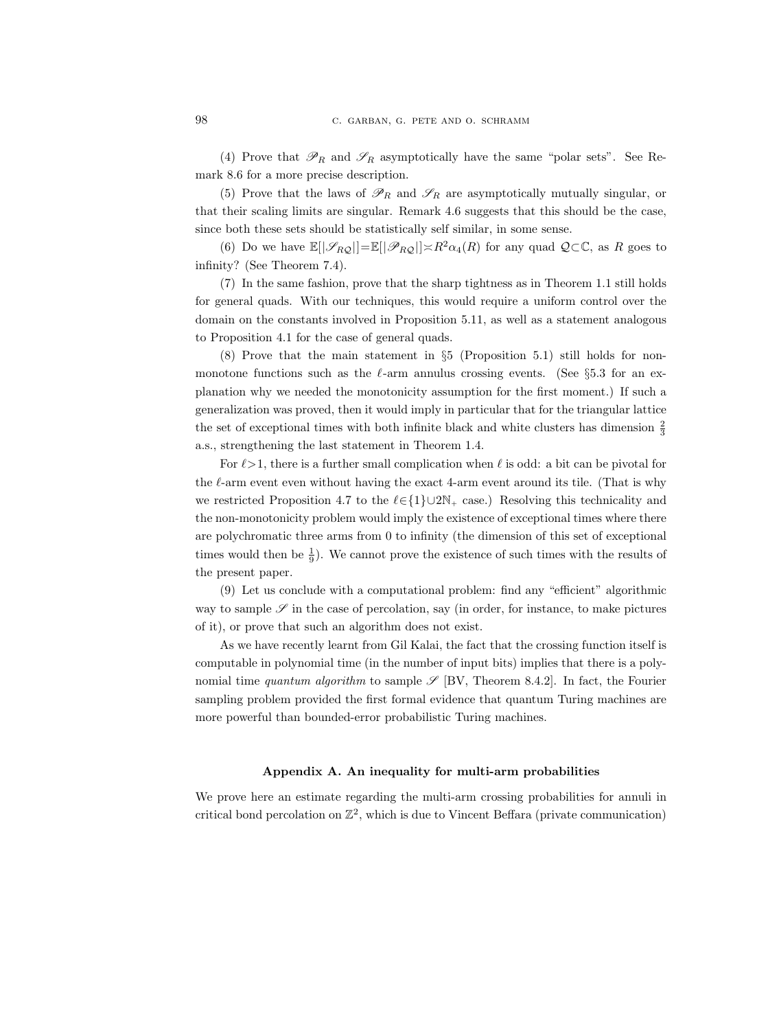(4) Prove that $\mathscr{P}_R$ and $\mathscr{S}_R$ asymptotically have the same "polar sets". See Remark 8.6 for a more precise description.

(5) Prove that the laws of $\mathscr{P}_R$ and $\mathscr{S}_R$ are asymptotically mutually singular, or that their scaling limits are singular. Remark 4.6 suggests that this should be the case, since both these sets should be statistically self similar, in some sense.

(6) Do we have $\mathbb{E}[|\mathscr{S}_{R\mathcal{Q}}|]=\mathbb{E}[|\mathscr{P}_{R\mathcal{Q}}|]\asymp R^2\alpha_4(R)$ for any quad $\mathcal{Q}\subset\mathbb{C}$, as $R$ goes to infinity? (See Theorem 7.4).

(7) In the same fashion, prove that the sharp tightness as in Theorem 1.1 still holds for general quads. With our techniques, this would require a uniform control over the domain on the constants involved in Proposition 5.11, as well as a statement analogous to Proposition 4.1 for the case of general quads.

(8) Prove that the main statement in §5 (Proposition 5.1) still holds for non-monotone functions such as the $\ell$-arm annulus crossing events. (See §5.3 for an explanation why we needed the monotonicity assumption for the first moment.) If such a generalization was proved, then it would imply in particular that for the triangular lattice the set of exceptional times with both infinite black and white clusters has dimension $\frac{2}{3}$ a.s., strengthening the last statement in Theorem 1.4.

For $\ell>1$, there is a further small complication when $\ell$ is odd: a bit can be pivotal for the $\ell$-arm event even without having the exact 4-arm event around its tile. (That is why we restricted Proposition 4.7 to the $\ell\in\{1\}\cup 2\mathbb{N}_+$ case.) Resolving this technicality and the non-monotonicity problem would imply the existence of exceptional times where there are polychromatic three arms from 0 to infinity (the dimension of this set of exceptional times would then be $\frac{1}{9}$). We cannot prove the existence of such times with the results of the present paper.

(9) Let us conclude with a computational problem: find any "efficient" algorithmic way to sample $\mathscr{S}$ in the case of percolation, say (in order, for instance, to make pictures of it), or prove that such an algorithm does not exist.

As we have recently learnt from Gil Kalai, the fact that the crossing function itself is computable in polynomial time (in the number of input bits) implies that there is a polynomial time *quantum algorithm* to sample $\mathscr{S}$ [BV, Theorem 8.4.2]. In fact, the Fourier sampling problem provided the first formal evidence that quantum Turing machines are more powerful than bounded-error probabilistic Turing machines.

## Appendix A. An inequality for multi-arm probabilities

We prove here an estimate regarding the multi-arm crossing probabilities for annuli in critical bond percolation on $\mathbb{Z}^2$, which is due to Vincent Beffara (private communication)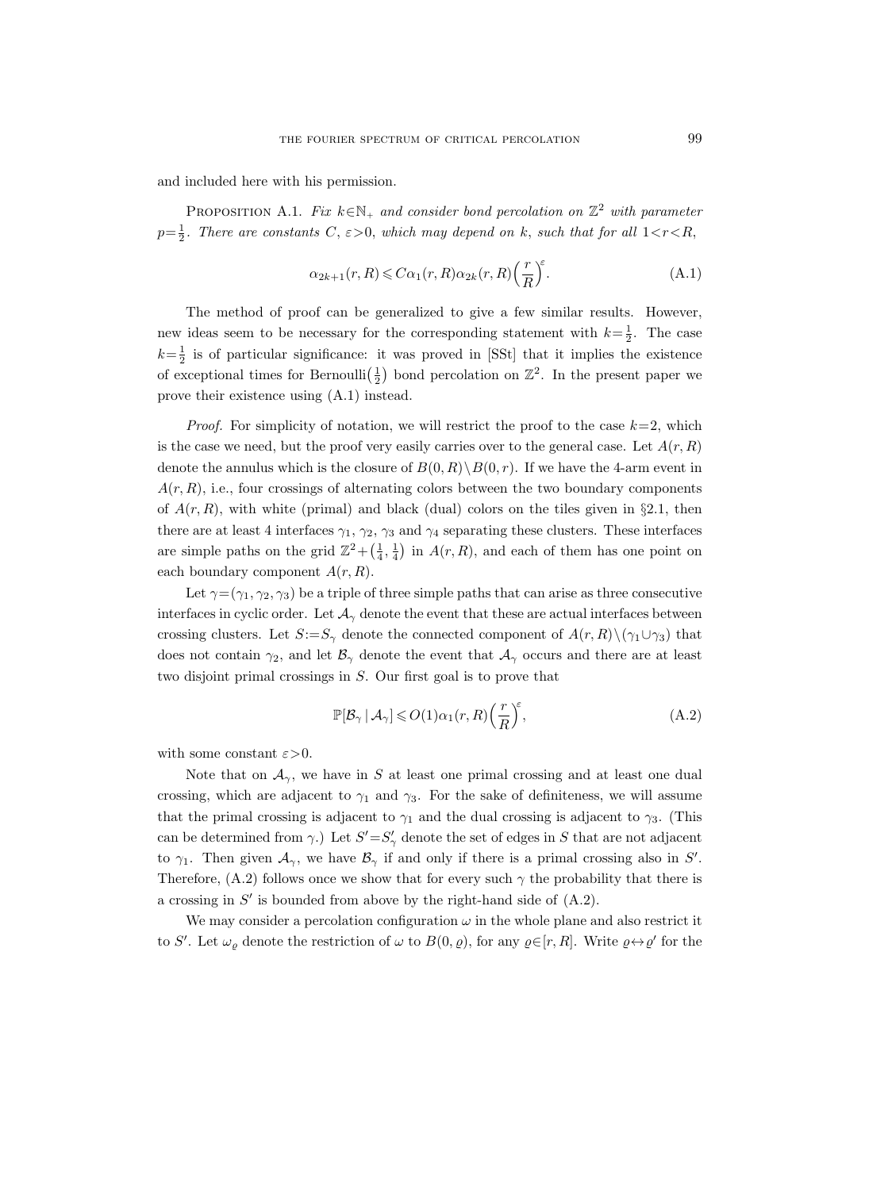and included here with his permission.

Proposition A.1. *Fix $k\in\mathbb{N}_+$ and consider bond percolation on $\mathbb{Z}^2$ with parameter $p=\frac{1}{2}$. There are constants $C$, $\varepsilon>0$, which may depend on $k$, such that for all $1<r<R$,*

$$\alpha_{2k+1}(r,R)\leqslant C\alpha_1(r,R)\alpha_{2k}(r,R)\Big(\frac{r}{R}\Big)^{\varepsilon}. \tag{A.1}$$

The method of proof can be generalized to give a few similar results. However, new ideas seem to be necessary for the corresponding statement with $k=\frac{1}{2}$. The case $k=\frac{1}{2}$ is of particular significance: it was proved in [SSt] that it implies the existence of exceptional times for Bernoulli$\big(\frac{1}{2}\big)$ bond percolation on $\mathbb{Z}^2$. In the present paper we prove their existence using (A.1) instead.

*Proof.* For simplicity of notation, we will restrict the proof to the case $k=2$, which is the case we need, but the proof very easily carries over to the general case. Let $A(r,R)$ denote the annulus which is the closure of $B(0,R)\setminus B(0,r)$. If we have the 4-arm event in $A(r,R)$, i.e., four crossings of alternating colors between the two boundary components of $A(r,R)$, with white (primal) and black (dual) colors on the tiles given in §2.1, then there are at least 4 interfaces $\gamma_1$, $\gamma_2$, $\gamma_3$ and $\gamma_4$ separating these clusters. These interfaces are simple paths on the grid $\mathbb{Z}^2+\big(\frac{1}{4},\frac{1}{4}\big)$ in $A(r,R)$, and each of them has one point on each boundary component $A(r,R)$.

Let $\gamma=(\gamma_1,\gamma_2,\gamma_3)$ be a triple of three simple paths that can arise as three consecutive interfaces in cyclic order. Let $\mathcal{A}_\gamma$ denote the event that these are actual interfaces between crossing clusters. Let $S:=S_\gamma$ denote the connected component of $A(r,R)\setminus(\gamma_1\cup\gamma_3)$ that does not contain $\gamma_2$, and let $\mathcal{B}_\gamma$ denote the event that $\mathcal{A}_\gamma$ occurs and there are at least two disjoint primal crossings in $S$. Our first goal is to prove that

$$\mathbb{P}[\mathcal{B}_\gamma\mid\mathcal{A}_\gamma]\leqslant O(1)\alpha_1(r,R)\Big(\frac{r}{R}\Big)^{\varepsilon}, \tag{A.2}$$

with some constant $\varepsilon>0$.

Note that on $\mathcal{A}_\gamma$, we have in $S$ at least one primal crossing and at least one dual crossing, which are adjacent to $\gamma_1$ and $\gamma_3$. For the sake of definiteness, we will assume that the primal crossing is adjacent to $\gamma_1$ and the dual crossing is adjacent to $\gamma_3$. (This can be determined from $\gamma$.) Let $S'=S'_\gamma$ denote the set of edges in $S$ that are not adjacent to $\gamma_1$. Then given $\mathcal{A}_\gamma$, we have $\mathcal{B}_\gamma$ if and only if there is a primal crossing also in $S'$. Therefore, (A.2) follows once we show that for every such $\gamma$ the probability that there is a crossing in $S'$ is bounded from above by the right-hand side of (A.2).

We may consider a percolation configuration $\omega$ in the whole plane and also restrict it to $S'$. Let $\omega_\varrho$ denote the restriction of $\omega$ to $B(0,\varrho)$, for any $\varrho\in[r,R]$. Write $\varrho\leftrightarrow\varrho'$ for the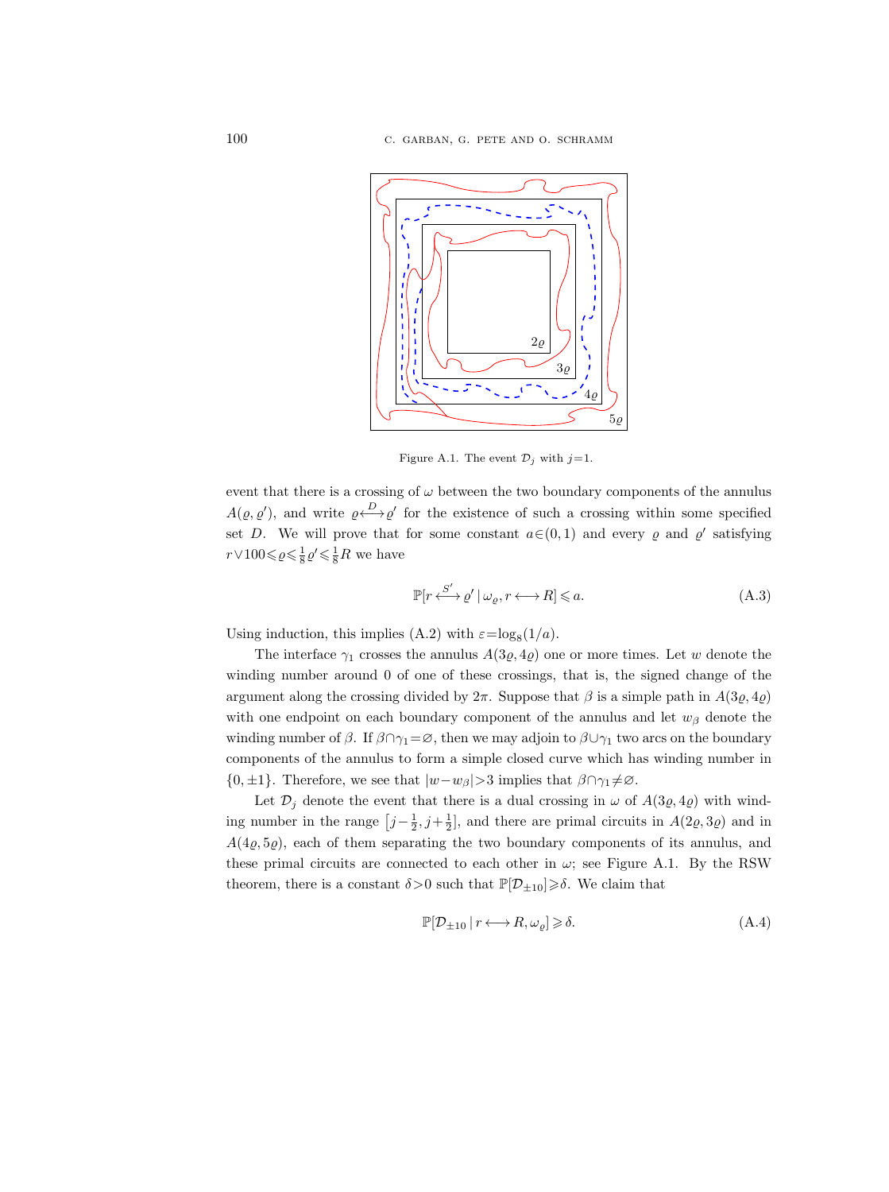2ϱ

3ϱ

4ϱ

5ϱ

Figure A.1. The event $\mathcal{D}_j$ with $j=1$.

event that there is a crossing of $\omega$ between the two boundary components of the annulus $A(\varrho,\varrho')$, and write $\varrho \overset{D}{\longleftrightarrow} \varrho'$ for the existence of such a crossing within some specified set $D$. We will prove that for some constant $a\in(0,1)$ and every $\varrho$ and $\varrho'$ satisfying $r\vee 100\leqslant\varrho\leqslant\frac{1}{8}\varrho'\leqslant\frac{1}{8}R$ we have

$$\mathbb{P}[r \overset{S'}{\longleftrightarrow} \varrho' \mid \omega_\varrho, r\longleftrightarrow R]\leqslant a. \tag{A.3}$$

Using induction, this implies (A.2) with $\varepsilon=\log_8(1/a)$.

The interface $\gamma_1$ crosses the annulus $A(3\varrho,4\varrho)$ one or more times. Let $w$ denote the winding number around 0 of one of these crossings, that is, the signed change of the argument along the crossing divided by $2\pi$. Suppose that $\beta$ is a simple path in $A(3\varrho,4\varrho)$ with one endpoint on each boundary component of the annulus and let $w_\beta$ denote the winding number of $\beta$. If $\beta\cap\gamma_1=\varnothing$, then we may adjoin to $\beta\cup\gamma_1$ two arcs on the boundary components of the annulus to form a simple closed curve which has winding number in $\{0,\pm1\}$. Therefore, we see that $|w-w_\beta|>3$ implies that $\beta\cap\gamma_1\neq\varnothing$.

Let $\mathcal{D}_j$ denote the event that there is a dual crossing in $\omega$ of $A(3\varrho,4\varrho)$ with winding number in the range $\left[j-\frac{1}{2},j+\frac{1}{2}\right]$, and there are primal circuits in $A(2\varrho,3\varrho)$ and in $A(4\varrho,5\varrho)$, each of them separating the two boundary components of its annulus, and these primal circuits are connected to each other in $\omega$; see Figure A.1. By the RSW theorem, there is a constant $\delta>0$ such that $\mathbb{P}[\mathcal{D}_{\pm10}]\geqslant\delta$. We claim that

$$\mathbb{P}[\mathcal{D}_{\pm10}\mid r\longleftrightarrow R, \omega_\varrho]\geqslant\delta. \tag{A.4}$$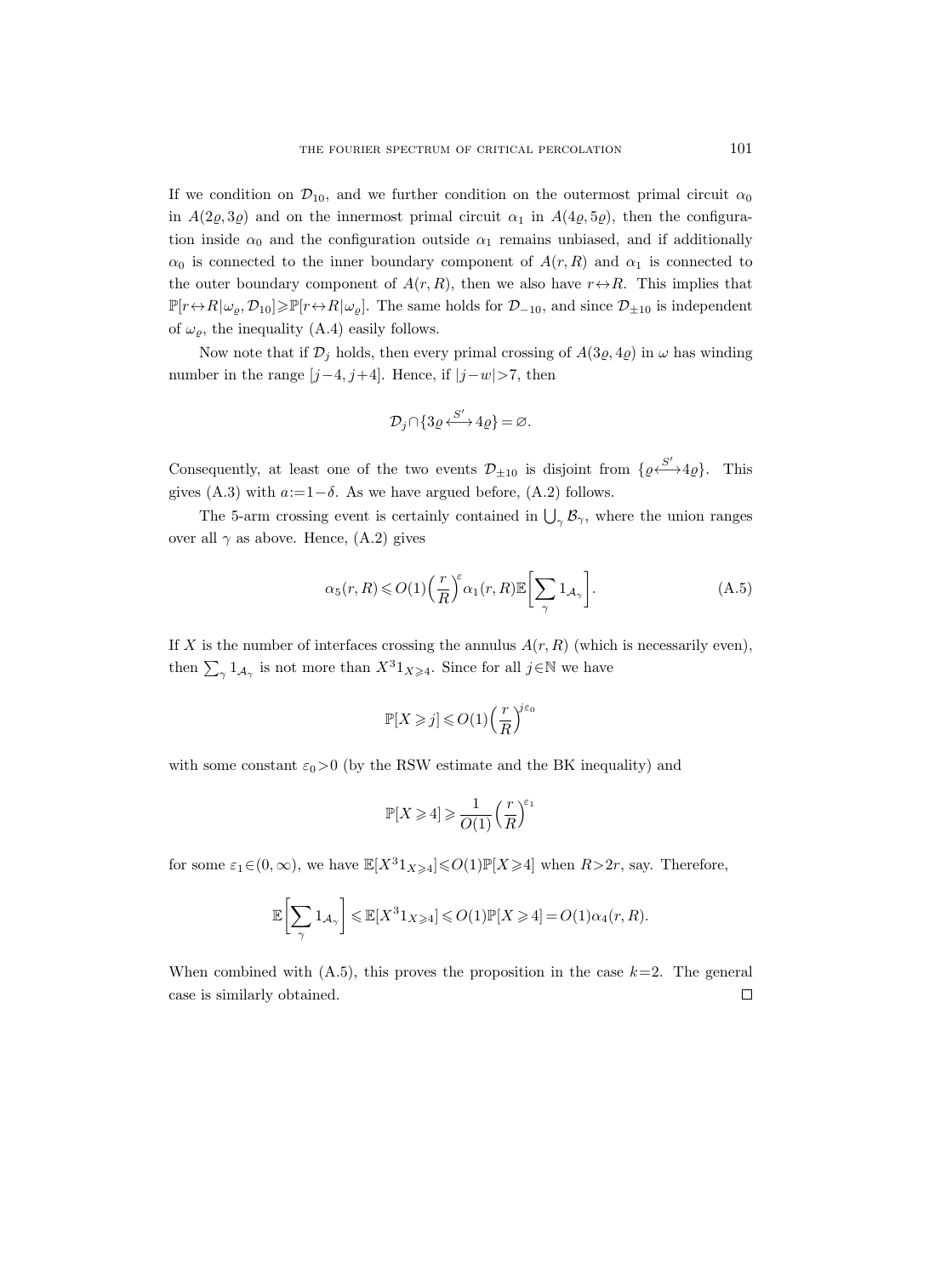If we condition on $\mathcal{D}_{10}$, and we further condition on the outermost primal circuit $\alpha_0$ in $A(2\varrho,3\varrho)$ and on the innermost primal circuit $\alpha_1$ in $A(4\varrho,5\varrho)$, then the configuration inside $\alpha_0$ and the configuration outside $\alpha_1$ remains unbiased, and if additionally $\alpha_0$ is connected to the inner boundary component of $A(r,R)$ and $\alpha_1$ is connected to the outer boundary component of $A(r,R)$, then we also have $r\leftrightarrow R$. This implies that $\mathbb{P}[r\leftrightarrow R|\omega_\varrho,\mathcal{D}_{10}]\geqslant\mathbb{P}[r\leftrightarrow R|\omega_\varrho]$. The same holds for $\mathcal{D}_{-10}$, and since $\mathcal{D}_{\pm10}$ is independent of $\omega_\varrho$, the inequality (A.4) easily follows.

Now note that if $\mathcal{D}_j$ holds, then every primal crossing of $A(3\varrho,4\varrho)$ in $\omega$ has winding number in the range $[j-4,j+4]$. Hence, if $|j-w|>7$, then

$$\mathcal{D}_j\cap\{3\varrho\overset{S'}{\longleftrightarrow}4\varrho\}=\varnothing.$$

Consequently, at least one of the two events $\mathcal{D}_{\pm10}$ is disjoint from $\{\varrho\overset{S'}{\longleftrightarrow}4\varrho\}$. This gives (A.3) with $a:=1-\delta$. As we have argued before, (A.2) follows.

The 5-arm crossing event is certainly contained in $\bigcup_\gamma\mathcal{B}_\gamma$, where the union ranges over all $\gamma$ as above. Hence, (A.2) gives

$$\alpha_5(r,R)\leqslant O(1)\Big(\frac{r}{R}\Big)^{\varepsilon}\alpha_1(r,R)\mathbb{E}\Big[\sum_\gamma 1_{\mathcal{A}_\gamma}\Big]. \tag{A.5}$$

If $X$ is the number of interfaces crossing the annulus $A(r,R)$ (which is necessarily even), then $\sum_\gamma 1_{\mathcal{A}_\gamma}$ is not more than $X^3 1_{X\geqslant4}$. Since for all $j\in\mathbb{N}$ we have

$$\mathbb{P}[X\geqslant j]\leqslant O(1)\Big(\frac{r}{R}\Big)^{j\varepsilon_0}$$

with some constant $\varepsilon_0>0$ (by the RSW estimate and the BK inequality) and

$$\mathbb{P}[X\geqslant4]\geqslant\frac{1}{O(1)}\Big(\frac{r}{R}\Big)^{\varepsilon_1}$$

for some $\varepsilon_1\in(0,\infty)$, we have $\mathbb{E}[X^3 1_{X\geqslant4}]\leqslant O(1)\mathbb{P}[X\geqslant4]$ when $R>2r$, say. Therefore,

$$\mathbb{E}\Big[\sum_\gamma 1_{\mathcal{A}_\gamma}\Big]\leqslant\mathbb{E}[X^3 1_{X\geqslant4}]\leqslant O(1)\mathbb{P}[X\geqslant4]=O(1)\alpha_4(r,R).$$

When combined with (A.5), this proves the proposition in the case $k=2$. The general case is similarly obtained. □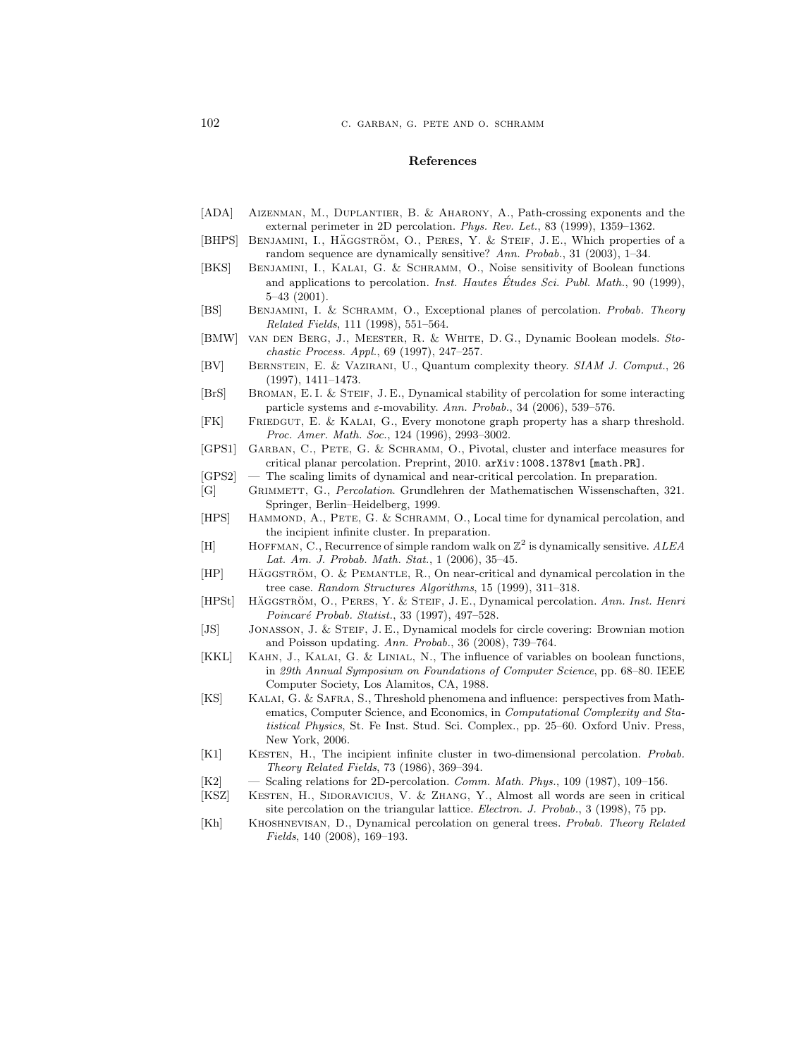## References

- [ADA] Aizenman, M., Duplantier, B. & Aharony, A., Path-crossing exponents and the external perimeter in 2D percolation. *Phys. Rev. Let.*, 83 (1999), 1359–1362.
- [BHPS] Benjamini, I., Häggström, O., Peres, Y. & Steif, J. E., Which properties of a random sequence are dynamically sensitive? *Ann. Probab.*, 31 (2003), 1–34.
- [BKS] Benjamini, I., Kalai, G. & Schramm, O., Noise sensitivity of Boolean functions and applications to percolation. *Inst. Hautes Études Sci. Publ. Math.*, 90 (1999), 5–43 (2001).
- [BS] Benjamini, I. & Schramm, O., Exceptional planes of percolation. *Probab. Theory Related Fields*, 111 (1998), 551–564.
- [BMW] van den Berg, J., Meester, R. & White, D. G., Dynamic Boolean models. *Stochastic Process. Appl.*, 69 (1997), 247–257.
- [BV] Bernstein, E. & Vazirani, U., Quantum complexity theory. *SIAM J. Comput.*, 26 (1997), 1411–1473.
- [BrS] Broman, E. I. & Steif, J. E., Dynamical stability of percolation for some interacting particle systems and $\varepsilon$-movability. *Ann. Probab.*, 34 (2006), 539–576.
- [FK] Friedgut, E. & Kalai, G., Every monotone graph property has a sharp threshold. *Proc. Amer. Math. Soc.*, 124 (1996), 2993–3002.
- [GPS1] Garban, C., Pete, G. & Schramm, O., Pivotal, cluster and interface measures for critical planar percolation. Preprint, 2010. `arXiv:1008.1378v1 [math.PR]`.
- [GPS2] — The scaling limits of dynamical and near-critical percolation. In preparation.
- [G] Grimmett, G., *Percolation*. Grundlehren der Mathematischen Wissenschaften, 321. Springer, Berlin–Heidelberg, 1999.
- [HPS] Hammond, A., Pete, G. & Schramm, O., Local time for dynamical percolation, and the incipient infinite cluster. In preparation.
- [H] Hoffman, C., Recurrence of simple random walk on $\mathbb{Z}^2$ is dynamically sensitive. *ALEA Lat. Am. J. Probab. Math. Stat.*, 1 (2006), 35–45.
- [HP] Häggström, O. & Pemantle, R., On near-critical and dynamical percolation in the tree case. *Random Structures Algorithms*, 15 (1999), 311–318.
- [HPSt] Häggström, O., Peres, Y. & Steif, J. E., Dynamical percolation. *Ann. Inst. Henri Poincaré Probab. Statist.*, 33 (1997), 497–528.
- [JS] Jonasson, J. & Steif, J. E., Dynamical models for circle covering: Brownian motion and Poisson updating. *Ann. Probab.*, 36 (2008), 739–764.
- [KKL] Kahn, J., Kalai, G. & Linial, N., The influence of variables on boolean functions, in *29th Annual Symposium on Foundations of Computer Science*, pp. 68–80. IEEE Computer Society, Los Alamitos, CA, 1988.
- [KS] Kalai, G. & Safra, S., Threshold phenomena and influence: perspectives from Mathematics, Computer Science, and Economics, in *Computational Complexity and Statistical Physics*, St. Fe Inst. Stud. Sci. Complex., pp. 25–60. Oxford Univ. Press, New York, 2006.
- [K1] Kesten, H., The incipient infinite cluster in two-dimensional percolation. *Probab. Theory Related Fields*, 73 (1986), 369–394.
- [K2] — Scaling relations for 2D-percolation. *Comm. Math. Phys.*, 109 (1987), 109–156.
- [KSZ] Kesten, H., Sidoravicius, V. & Zhang, Y., Almost all words are seen in critical site percolation on the triangular lattice. *Electron. J. Probab.*, 3 (1998), 75 pp.
- [Kh] Khoshnevisan, D., Dynamical percolation on general trees. *Probab. Theory Related Fields*, 140 (2008), 169–193.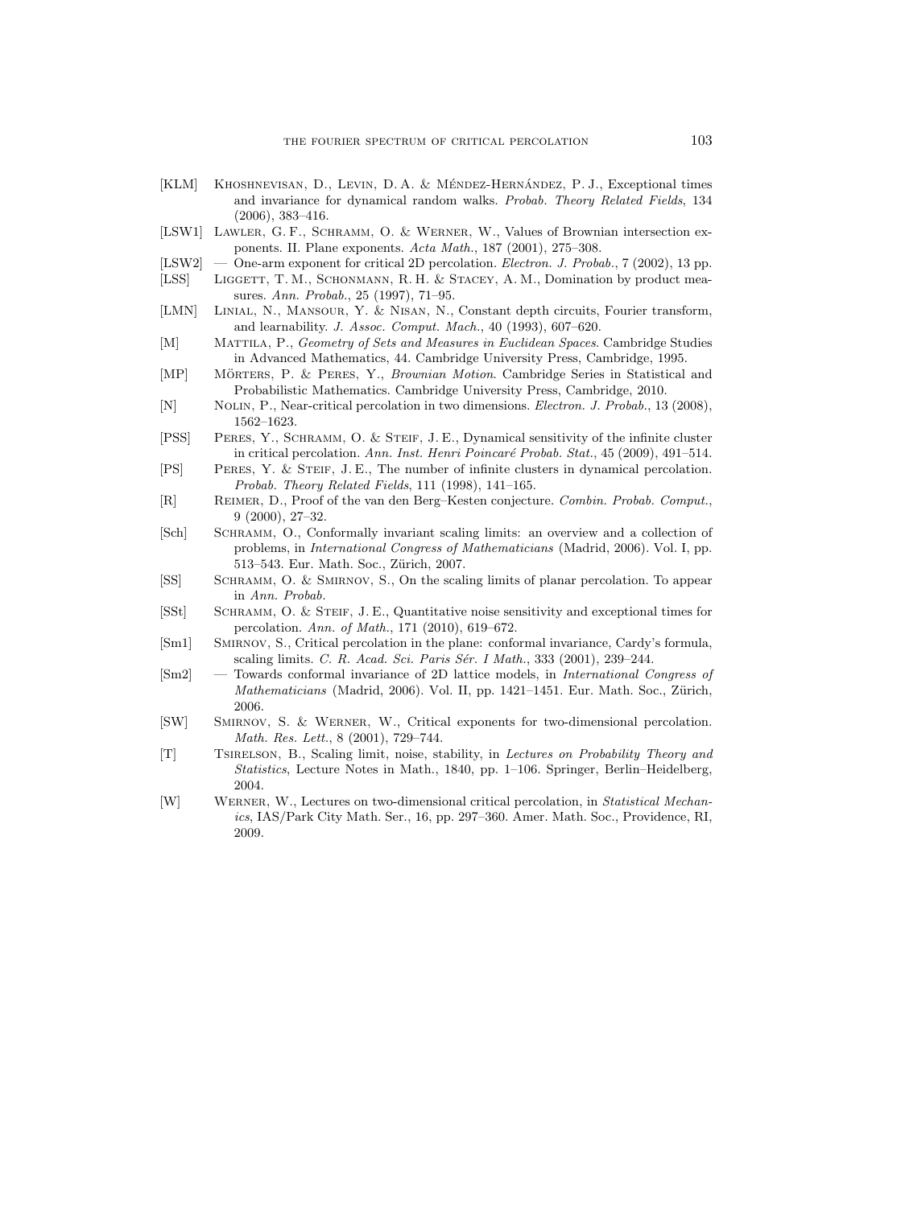[KLM] Khoshnevisan, D., Levin, D. A. & Méndez-Hernández, P. J., Exceptional times and invariance for dynamical random walks. *Probab. Theory Related Fields*, 134 (2006), 383–416.

[LSW1] Lawler, G. F., Schramm, O. & Werner, W., Values of Brownian intersection exponents. II. Plane exponents. *Acta Math.*, 187 (2001), 275–308.

[LSW2] — One-arm exponent for critical 2D percolation. *Electron. J. Probab.*, 7 (2002), 13 pp.

[LSS] Liggett, T. M., Schonmann, R. H. & Stacey, A. M., Domination by product measures. *Ann. Probab.*, 25 (1997), 71–95.

[LMN] Linial, N., Mansour, Y. & Nisan, N., Constant depth circuits, Fourier transform, and learnability. *J. Assoc. Comput. Mach.*, 40 (1993), 607–620.

[M] Mattila, P., *Geometry of Sets and Measures in Euclidean Spaces*. Cambridge Studies in Advanced Mathematics, 44. Cambridge University Press, Cambridge, 1995.

[MP] Mörters, P. & Peres, Y., *Brownian Motion*. Cambridge Series in Statistical and Probabilistic Mathematics. Cambridge University Press, Cambridge, 2010.

[N] Nolin, P., Near-critical percolation in two dimensions. *Electron. J. Probab.*, 13 (2008), 1562–1623.

[PSS] Peres, Y., Schramm, O. & Steif, J. E., Dynamical sensitivity of the infinite cluster in critical percolation. *Ann. Inst. Henri Poincaré Probab. Stat.*, 45 (2009), 491–514.

[PS] Peres, Y. & Steif, J. E., The number of infinite clusters in dynamical percolation. *Probab. Theory Related Fields*, 111 (1998), 141–165.

[R] Reimer, D., Proof of the van den Berg–Kesten conjecture. *Combin. Probab. Comput.*, 9 (2000), 27–32.

[Sch] Schramm, O., Conformally invariant scaling limits: an overview and a collection of problems, in *International Congress of Mathematicians* (Madrid, 2006). Vol. I, pp. 513–543. Eur. Math. Soc., Zürich, 2007.

[SS] Schramm, O. & Smirnov, S., On the scaling limits of planar percolation. To appear in *Ann. Probab.*

[SSt] Schramm, O. & Steif, J. E., Quantitative noise sensitivity and exceptional times for percolation. *Ann. of Math.*, 171 (2010), 619–672.

[Sm1] Smirnov, S., Critical percolation in the plane: conformal invariance, Cardy's formula, scaling limits. *C. R. Acad. Sci. Paris Sér. I Math.*, 333 (2001), 239–244.

[Sm2] — Towards conformal invariance of 2D lattice models, in *International Congress of Mathematicians* (Madrid, 2006). Vol. II, pp. 1421–1451. Eur. Math. Soc., Zürich, 2006.

[SW] Smirnov, S. & Werner, W., Critical exponents for two-dimensional percolation. *Math. Res. Lett.*, 8 (2001), 729–744.

[T] Tsirelson, B., Scaling limit, noise, stability, in *Lectures on Probability Theory and Statistics*, Lecture Notes in Math., 1840, pp. 1–106. Springer, Berlin–Heidelberg, 2004.

[W] Werner, W., Lectures on two-dimensional critical percolation, in *Statistical Mechanics*, IAS/Park City Math. Ser., 16, pp. 297–360. Amer. Math. Soc., Providence, RI, 2009.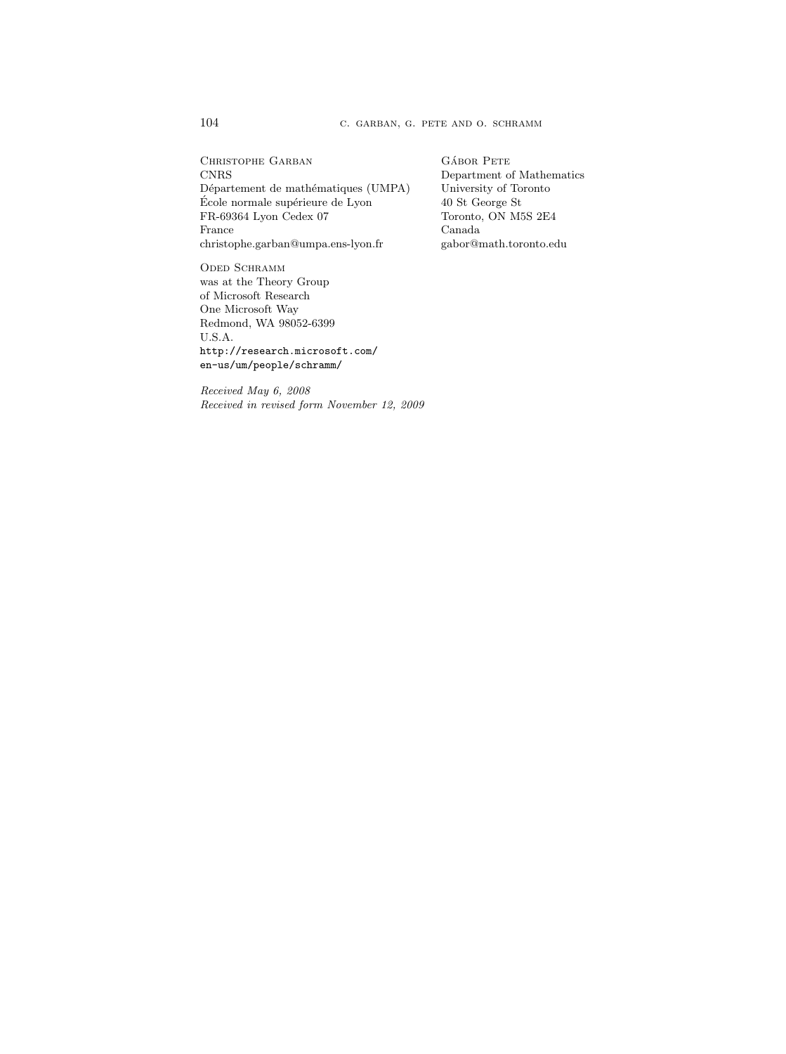Christophe Garban
CNRS
Département de mathématiques (UMPA)
École normale supérieure de Lyon
FR-69364 Lyon Cedex 07
France
christophe.garban@umpa.ens-lyon.fr

Gábor Pete
Department of Mathematics
University of Toronto
40 St George St
Toronto, ON M5S 2E4
Canada
gabor@math.toronto.edu

Oded Schramm
was at the Theory Group
of Microsoft Research
One Microsoft Way
Redmond, WA 98052-6399
U.S.A.
http://research.microsoft.com/en-us/um/people/schramm/

*Received May 6, 2008*
*Received in revised form November 12, 2009*